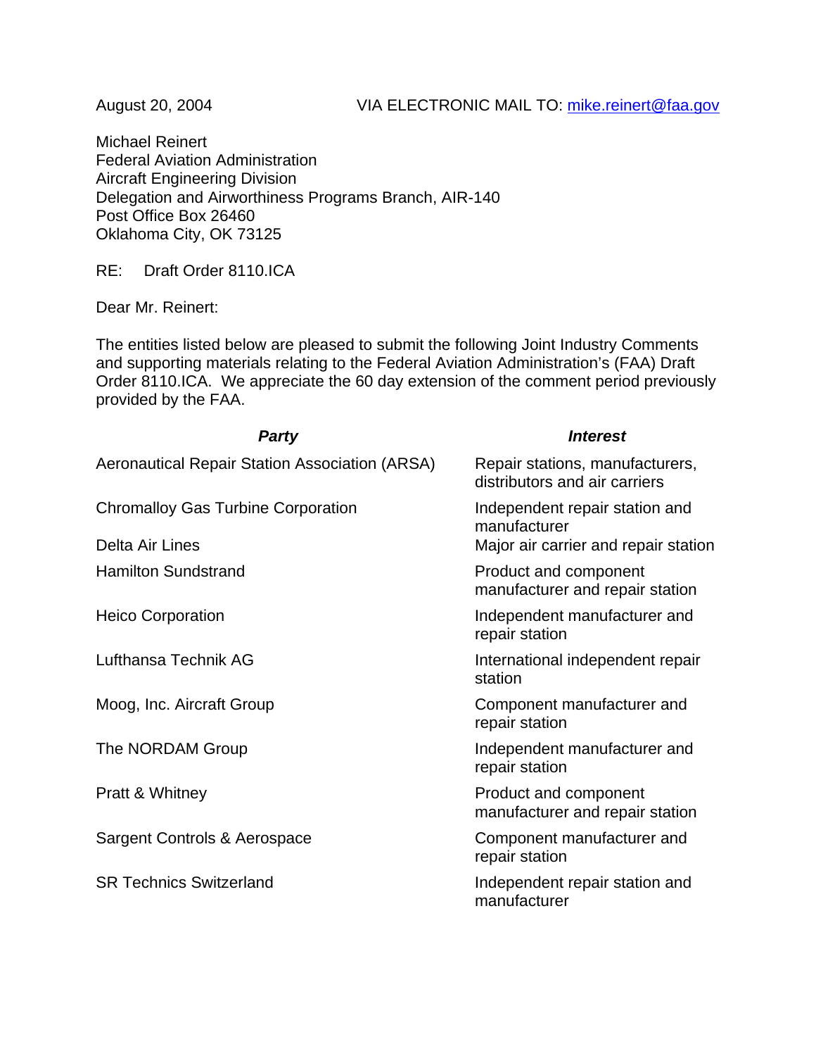August 20, 2004 VIA ELECTRONIC MAIL TO: mike.reinert@faa.gov

Michael Reinert
Federal Aviation Administration
Aircraft Engineering Division
Delegation and Airworthiness Programs Branch, AIR-140
Post Office Box 26460
Oklahoma City, OK 73125

RE: Draft Order 8110.ICA

Dear Mr. Reinert:

The entities listed below are pleased to submit the following Joint Industry Comments and supporting materials relating to the Federal Aviation Administration's (FAA) Draft Order 8110.ICA. We appreciate the 60 day extension of the comment period previously provided by the FAA.

| ***Party*** | ***Interest*** |
|---|---|
| Aeronautical Repair Station Association (ARSA) | Repair stations, manufacturers, distributors and air carriers |
| Chromalloy Gas Turbine Corporation | Independent repair station and manufacturer |
| Delta Air Lines | Major air carrier and repair station |
| Hamilton Sundstrand | Product and component manufacturer and repair station |
| Heico Corporation | Independent manufacturer and repair station |
| Lufthansa Technik AG | International independent repair station |
| Moog, Inc. Aircraft Group | Component manufacturer and repair station |
| The NORDAM Group | Independent manufacturer and repair station |
| Pratt & Whitney | Product and component manufacturer and repair station |
| Sargent Controls & Aerospace | Component manufacturer and repair station |
| SR Technics Switzerland | Independent repair station and manufacturer |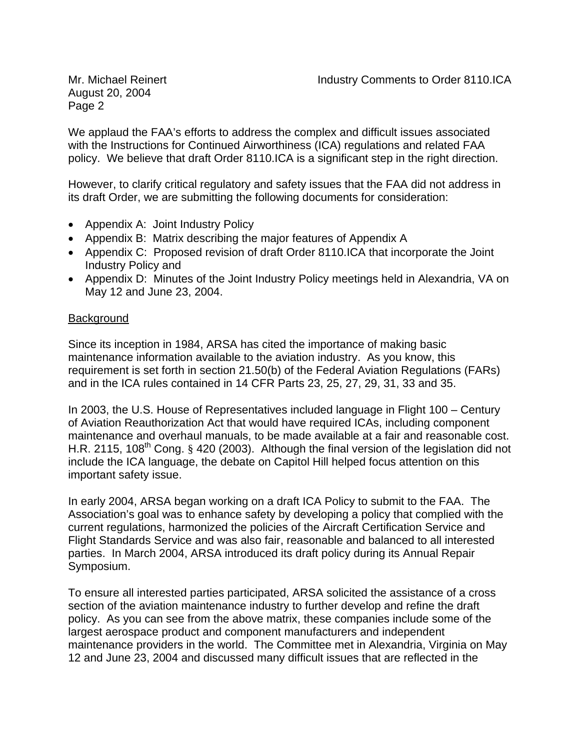We applaud the FAA's efforts to address the complex and difficult issues associated with the Instructions for Continued Airworthiness (ICA) regulations and related FAA policy. We believe that draft Order 8110.ICA is a significant step in the right direction.

However, to clarify critical regulatory and safety issues that the FAA did not address in its draft Order, we are submitting the following documents for consideration:

- Appendix A: Joint Industry Policy
- Appendix B: Matrix describing the major features of Appendix A
- Appendix C: Proposed revision of draft Order 8110.ICA that incorporate the Joint Industry Policy and
- Appendix D: Minutes of the Joint Industry Policy meetings held in Alexandria, VA on May 12 and June 23, 2004.

Background

Since its inception in 1984, ARSA has cited the importance of making basic maintenance information available to the aviation industry. As you know, this requirement is set forth in section 21.50(b) of the Federal Aviation Regulations (FARs) and in the ICA rules contained in 14 CFR Parts 23, 25, 27, 29, 31, 33 and 35.

In 2003, the U.S. House of Representatives included language in Flight 100 – Century of Aviation Reauthorization Act that would have required ICAs, including component maintenance and overhaul manuals, to be made available at a fair and reasonable cost. H.R. 2115, 108th Cong. § 420 (2003). Although the final version of the legislation did not include the ICA language, the debate on Capitol Hill helped focus attention on this important safety issue.

In early 2004, ARSA began working on a draft ICA Policy to submit to the FAA. The Association's goal was to enhance safety by developing a policy that complied with the current regulations, harmonized the policies of the Aircraft Certification Service and Flight Standards Service and was also fair, reasonable and balanced to all interested parties. In March 2004, ARSA introduced its draft policy during its Annual Repair Symposium.

To ensure all interested parties participated, ARSA solicited the assistance of a cross section of the aviation maintenance industry to further develop and refine the draft policy. As you can see from the above matrix, these companies include some of the largest aerospace product and component manufacturers and independent maintenance providers in the world. The Committee met in Alexandria, Virginia on May 12 and June 23, 2004 and discussed many difficult issues that are reflected in the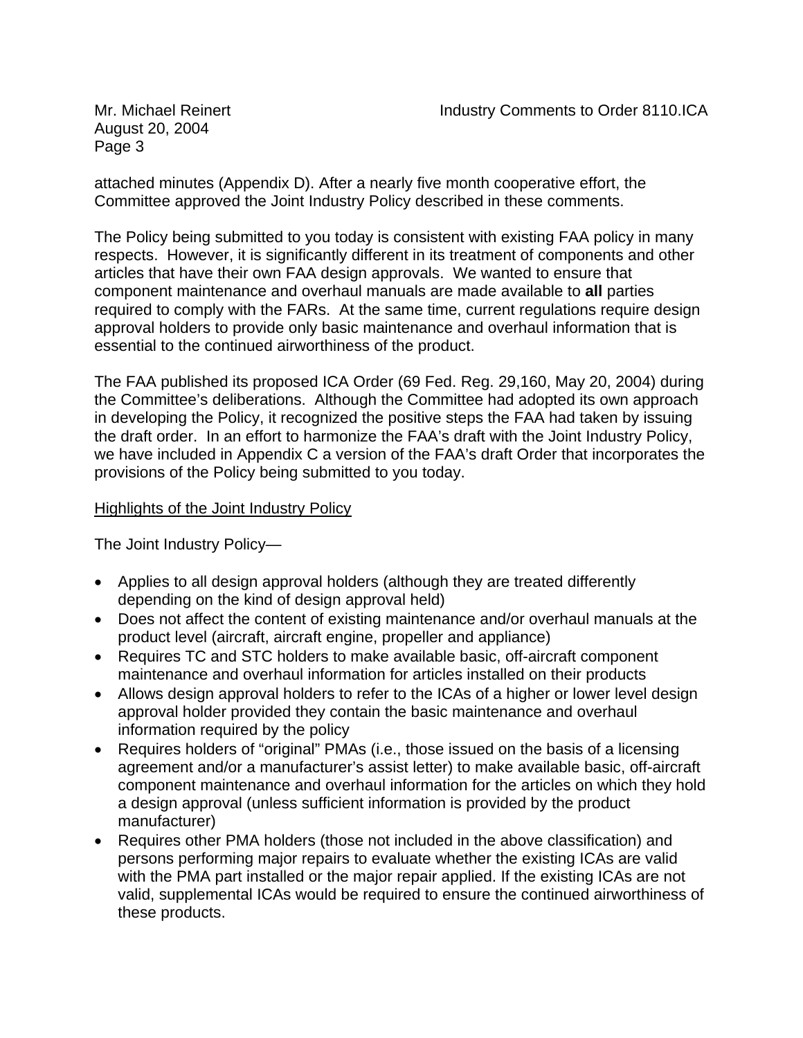attached minutes (Appendix D). After a nearly five month cooperative effort, the Committee approved the Joint Industry Policy described in these comments.

The Policy being submitted to you today is consistent with existing FAA policy in many respects. However, it is significantly different in its treatment of components and other articles that have their own FAA design approvals. We wanted to ensure that component maintenance and overhaul manuals are made available to **all** parties required to comply with the FARs. At the same time, current regulations require design approval holders to provide only basic maintenance and overhaul information that is essential to the continued airworthiness of the product.

The FAA published its proposed ICA Order (69 Fed. Reg. 29,160, May 20, 2004) during the Committee's deliberations. Although the Committee had adopted its own approach in developing the Policy, it recognized the positive steps the FAA had taken by issuing the draft order. In an effort to harmonize the FAA's draft with the Joint Industry Policy, we have included in Appendix C a version of the FAA's draft Order that incorporates the provisions of the Policy being submitted to you today.

<u>Highlights of the Joint Industry Policy</u>

The Joint Industry Policy—

- Applies to all design approval holders (although they are treated differently depending on the kind of design approval held)
- Does not affect the content of existing maintenance and/or overhaul manuals at the product level (aircraft, aircraft engine, propeller and appliance)
- Requires TC and STC holders to make available basic, off-aircraft component maintenance and overhaul information for articles installed on their products
- Allows design approval holders to refer to the ICAs of a higher or lower level design approval holder provided they contain the basic maintenance and overhaul information required by the policy
- Requires holders of "original" PMAs (i.e., those issued on the basis of a licensing agreement and/or a manufacturer's assist letter) to make available basic, off-aircraft component maintenance and overhaul information for the articles on which they hold a design approval (unless sufficient information is provided by the product manufacturer)
- Requires other PMA holders (those not included in the above classification) and persons performing major repairs to evaluate whether the existing ICAs are valid with the PMA part installed or the major repair applied. If the existing ICAs are not valid, supplemental ICAs would be required to ensure the continued airworthiness of these products.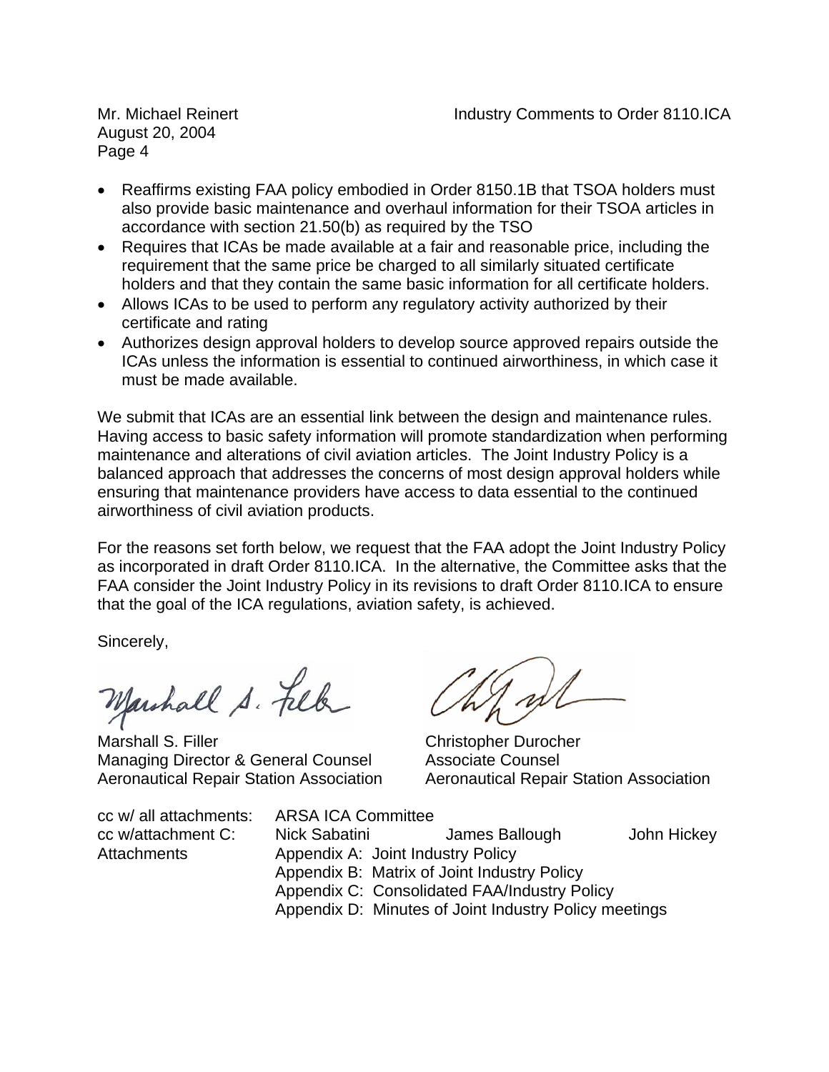- Reaffirms existing FAA policy embodied in Order 8150.1B that TSOA holders must also provide basic maintenance and overhaul information for their TSOA articles in accordance with section 21.50(b) as required by the TSO
- Requires that ICAs be made available at a fair and reasonable price, including the requirement that the same price be charged to all similarly situated certificate holders and that they contain the same basic information for all certificate holders.
- Allows ICAs to be used to perform any regulatory activity authorized by their certificate and rating
- Authorizes design approval holders to develop source approved repairs outside the ICAs unless the information is essential to continued airworthiness, in which case it must be made available.

We submit that ICAs are an essential link between the design and maintenance rules. Having access to basic safety information will promote standardization when performing maintenance and alterations of civil aviation articles. The Joint Industry Policy is a balanced approach that addresses the concerns of most design approval holders while ensuring that maintenance providers have access to data essential to the continued airworthiness of civil aviation products.

For the reasons set forth below, we request that the FAA adopt the Joint Industry Policy as incorporated in draft Order 8110.ICA. In the alternative, the Committee asks that the FAA consider the Joint Industry Policy in its revisions to draft Order 8110.ICA to ensure that the goal of the ICA regulations, aviation safety, is achieved.

Sincerely,

Marshall S. Filler
Managing Director & General Counsel
Aeronautical Repair Station Association

Christopher Durocher
Associate Counsel
Aeronautical Repair Station Association

cc w/ all attachments: ARSA ICA Committee
cc w/attachment C: Nick Sabatini, James Ballough, John Hickey
Attachments:
Appendix A: Joint Industry Policy
Appendix B: Matrix of Joint Industry Policy
Appendix C: Consolidated FAA/Industry Policy
Appendix D: Minutes of Joint Industry Policy meetings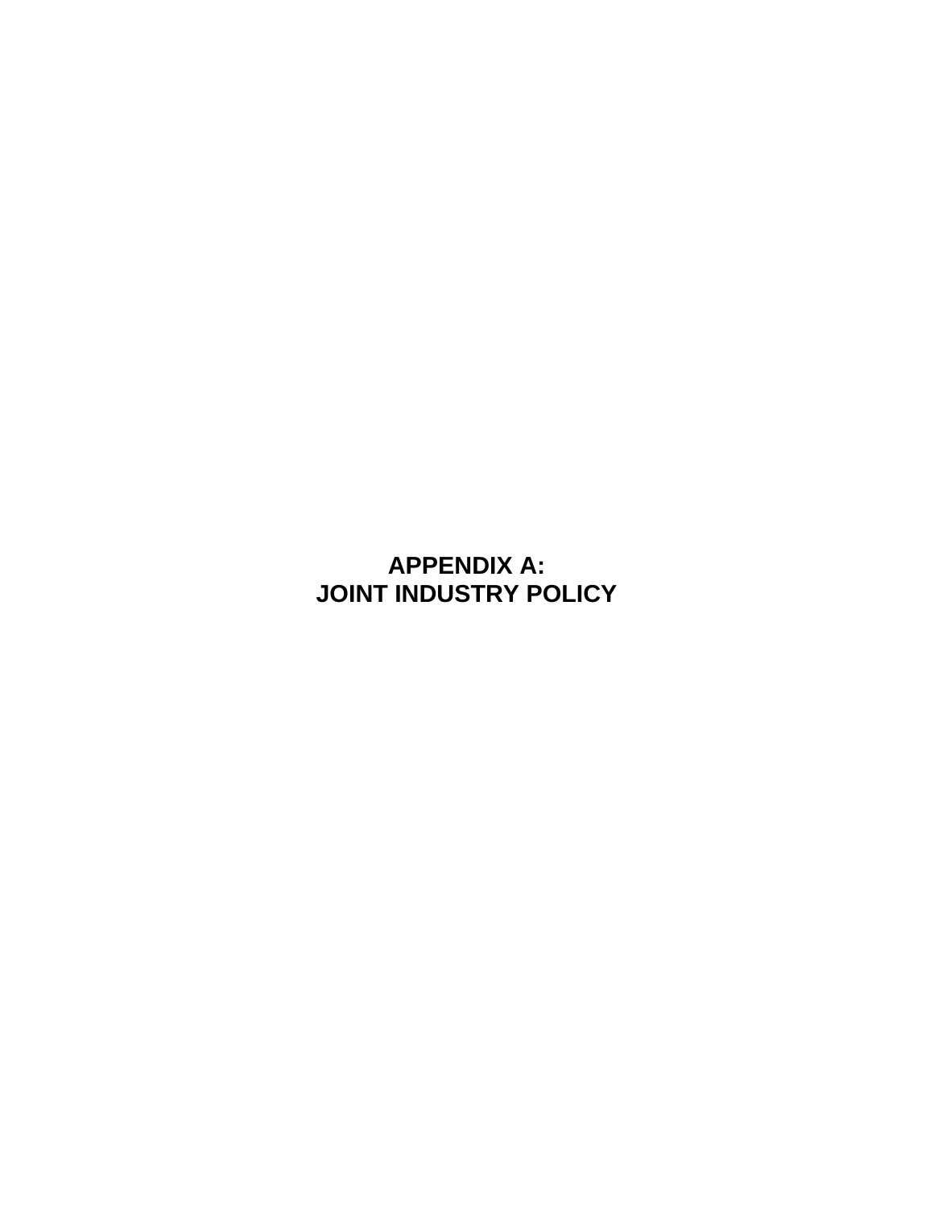# APPENDIX A:
# JOINT INDUSTRY POLICY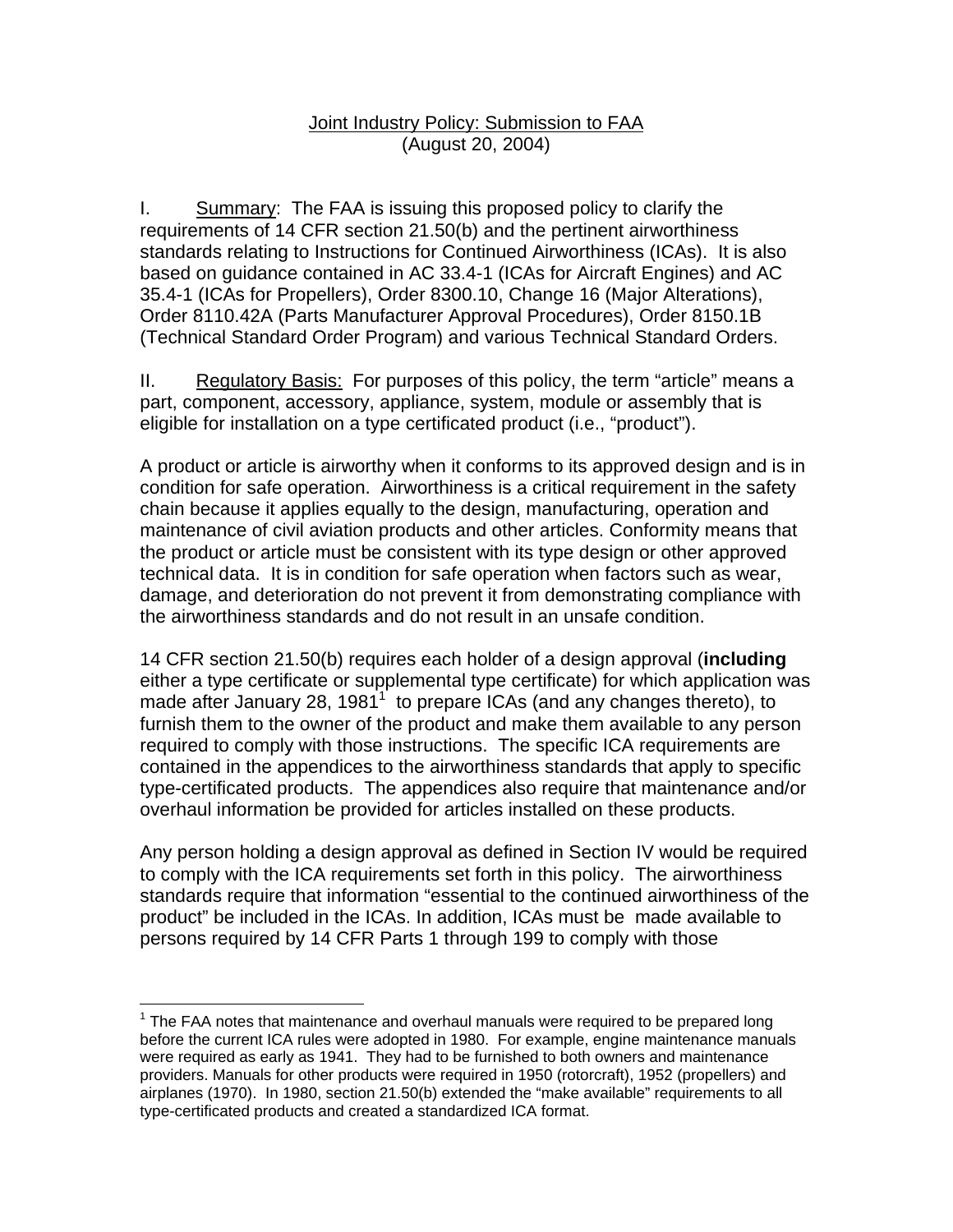Joint Industry Policy: Submission to FAA
(August 20, 2004)

I. Summary: The FAA is issuing this proposed policy to clarify the requirements of 14 CFR section 21.50(b) and the pertinent airworthiness standards relating to Instructions for Continued Airworthiness (ICAs). It is also based on guidance contained in AC 33.4-1 (ICAs for Aircraft Engines) and AC 35.4-1 (ICAs for Propellers), Order 8300.10, Change 16 (Major Alterations), Order 8110.42A (Parts Manufacturer Approval Procedures), Order 8150.1B (Technical Standard Order Program) and various Technical Standard Orders.

II. Regulatory Basis: For purposes of this policy, the term "article" means a part, component, accessory, appliance, system, module or assembly that is eligible for installation on a type certificated product (i.e., "product").

A product or article is airworthy when it conforms to its approved design and is in condition for safe operation. Airworthiness is a critical requirement in the safety chain because it applies equally to the design, manufacturing, operation and maintenance of civil aviation products and other articles. Conformity means that the product or article must be consistent with its type design or other approved technical data. It is in condition for safe operation when factors such as wear, damage, and deterioration do not prevent it from demonstrating compliance with the airworthiness standards and do not result in an unsafe condition.

14 CFR section 21.50(b) requires each holder of a design approval (**including** either a type certificate or supplemental type certificate) for which application was made after January 28, 1981[1] to prepare ICAs (and any changes thereto), to furnish them to the owner of the product and make them available to any person required to comply with those instructions. The specific ICA requirements are contained in the appendices to the airworthiness standards that apply to specific type-certificated products. The appendices also require that maintenance and/or overhaul information be provided for articles installed on these products.

Any person holding a design approval as defined in Section IV would be required to comply with the ICA requirements set forth in this policy. The airworthiness standards require that information "essential to the continued airworthiness of the product" be included in the ICAs. In addition, ICAs must be made available to persons required by 14 CFR Parts 1 through 199 to comply with those

[1] The FAA notes that maintenance and overhaul manuals were required to be prepared long before the current ICA rules were adopted in 1980. For example, engine maintenance manuals were required as early as 1941. They had to be furnished to both owners and maintenance providers. Manuals for other products were required in 1950 (rotorcraft), 1952 (propellers) and airplanes (1970). In 1980, section 21.50(b) extended the "make available" requirements to all type-certificated products and created a standardized ICA format.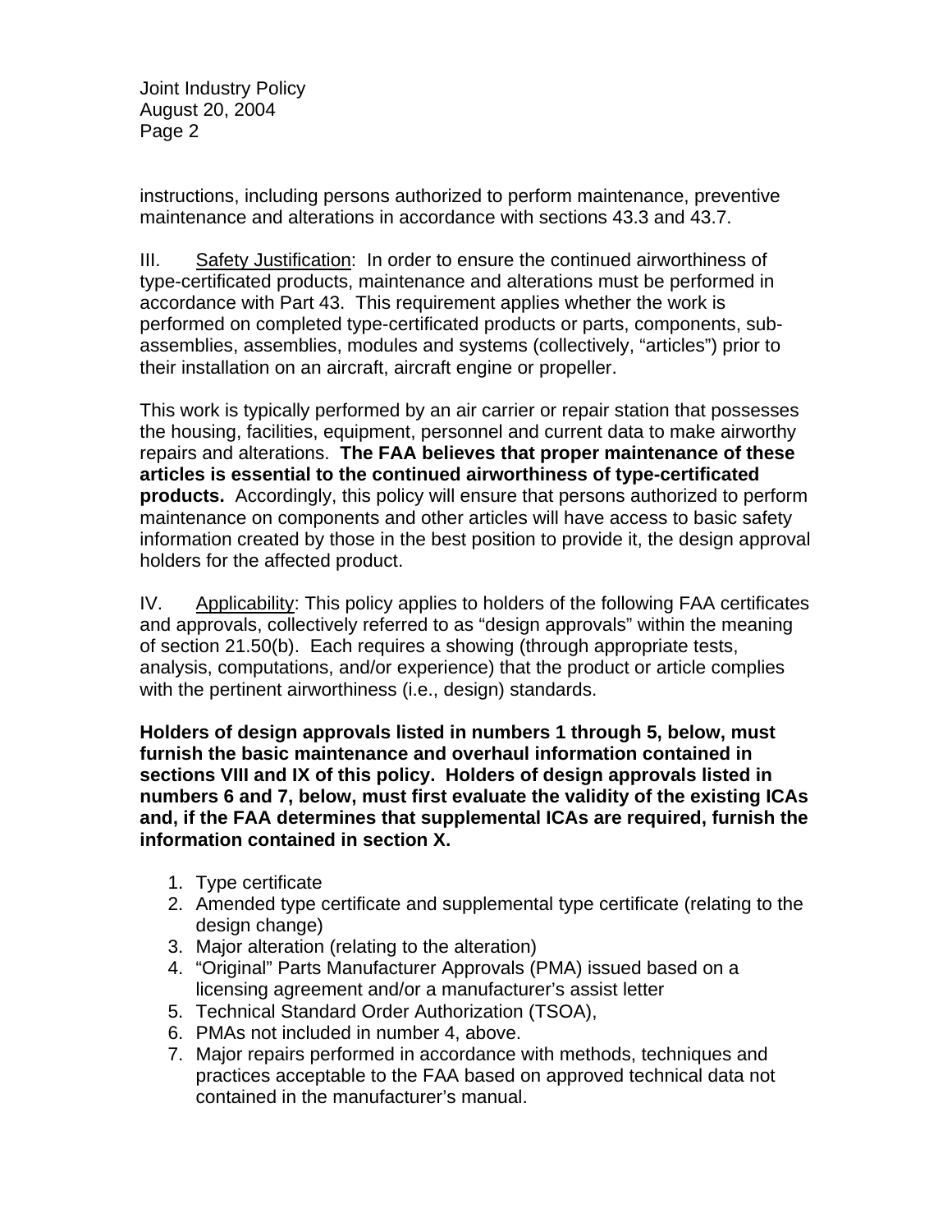instructions, including persons authorized to perform maintenance, preventive maintenance and alterations in accordance with sections 43.3 and 43.7.

III. Safety Justification: In order to ensure the continued airworthiness of type-certificated products, maintenance and alterations must be performed in accordance with Part 43. This requirement applies whether the work is performed on completed type-certificated products or parts, components, sub-assemblies, assemblies, modules and systems (collectively, "articles") prior to their installation on an aircraft, aircraft engine or propeller.

This work is typically performed by an air carrier or repair station that possesses the housing, facilities, equipment, personnel and current data to make airworthy repairs and alterations. **The FAA believes that proper maintenance of these articles is essential to the continued airworthiness of type-certificated products.** Accordingly, this policy will ensure that persons authorized to perform maintenance on components and other articles will have access to basic safety information created by those in the best position to provide it, the design approval holders for the affected product.

IV. Applicability: This policy applies to holders of the following FAA certificates and approvals, collectively referred to as "design approvals" within the meaning of section 21.50(b). Each requires a showing (through appropriate tests, analysis, computations, and/or experience) that the product or article complies with the pertinent airworthiness (i.e., design) standards.

**Holders of design approvals listed in numbers 1 through 5, below, must furnish the basic maintenance and overhaul information contained in sections VIII and IX of this policy. Holders of design approvals listed in numbers 6 and 7, below, must first evaluate the validity of the existing ICAs and, if the FAA determines that supplemental ICAs are required, furnish the information contained in section X.**

1. Type certificate
2. Amended type certificate and supplemental type certificate (relating to the design change)
3. Major alteration (relating to the alteration)
4. "Original" Parts Manufacturer Approvals (PMA) issued based on a licensing agreement and/or a manufacturer's assist letter
5. Technical Standard Order Authorization (TSOA),
6. PMAs not included in number 4, above.
7. Major repairs performed in accordance with methods, techniques and practices acceptable to the FAA based on approved technical data not contained in the manufacturer's manual.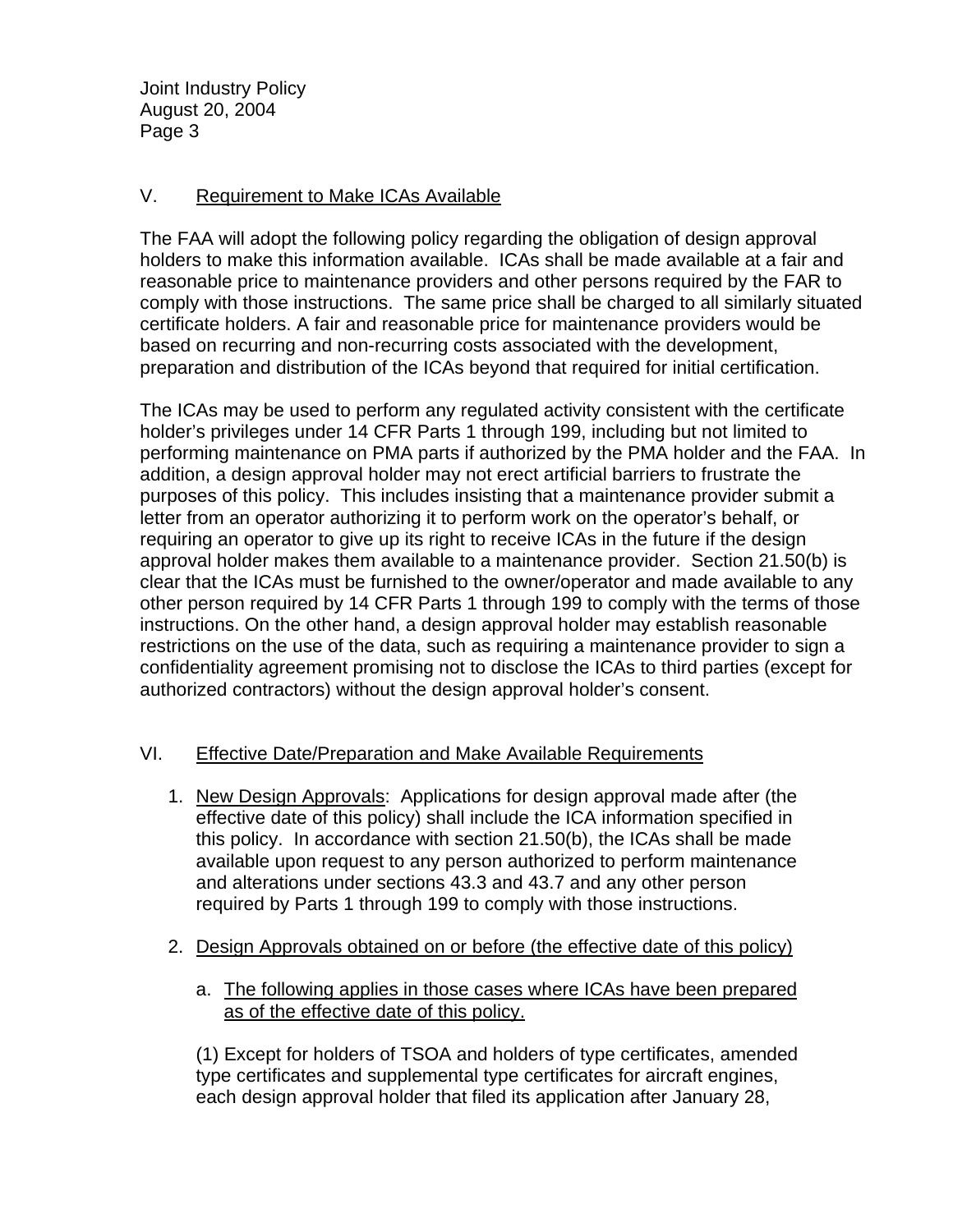## V. Requirement to Make ICAs Available

The FAA will adopt the following policy regarding the obligation of design approval holders to make this information available. ICAs shall be made available at a fair and reasonable price to maintenance providers and other persons required by the FAR to comply with those instructions. The same price shall be charged to all similarly situated certificate holders. A fair and reasonable price for maintenance providers would be based on recurring and non-recurring costs associated with the development, preparation and distribution of the ICAs beyond that required for initial certification.

The ICAs may be used to perform any regulated activity consistent with the certificate holder's privileges under 14 CFR Parts 1 through 199, including but not limited to performing maintenance on PMA parts if authorized by the PMA holder and the FAA. In addition, a design approval holder may not erect artificial barriers to frustrate the purposes of this policy. This includes insisting that a maintenance provider submit a letter from an operator authorizing it to perform work on the operator's behalf, or requiring an operator to give up its right to receive ICAs in the future if the design approval holder makes them available to a maintenance provider. Section 21.50(b) is clear that the ICAs must be furnished to the owner/operator and made available to any other person required by 14 CFR Parts 1 through 199 to comply with the terms of those instructions. On the other hand, a design approval holder may establish reasonable restrictions on the use of the data, such as requiring a maintenance provider to sign a confidentiality agreement promising not to disclose the ICAs to third parties (except for authorized contractors) without the design approval holder's consent.

## VI. Effective Date/Preparation and Make Available Requirements

1. New Design Approvals: Applications for design approval made after (the effective date of this policy) shall include the ICA information specified in this policy. In accordance with section 21.50(b), the ICAs shall be made available upon request to any person authorized to perform maintenance and alterations under sections 43.3 and 43.7 and any other person required by Parts 1 through 199 to comply with those instructions.

2. Design Approvals obtained on or before (the effective date of this policy)

   a. The following applies in those cases where ICAs have been prepared as of the effective date of this policy.

   (1) Except for holders of TSOA and holders of type certificates, amended type certificates and supplemental type certificates for aircraft engines, each design approval holder that filed its application after January 28,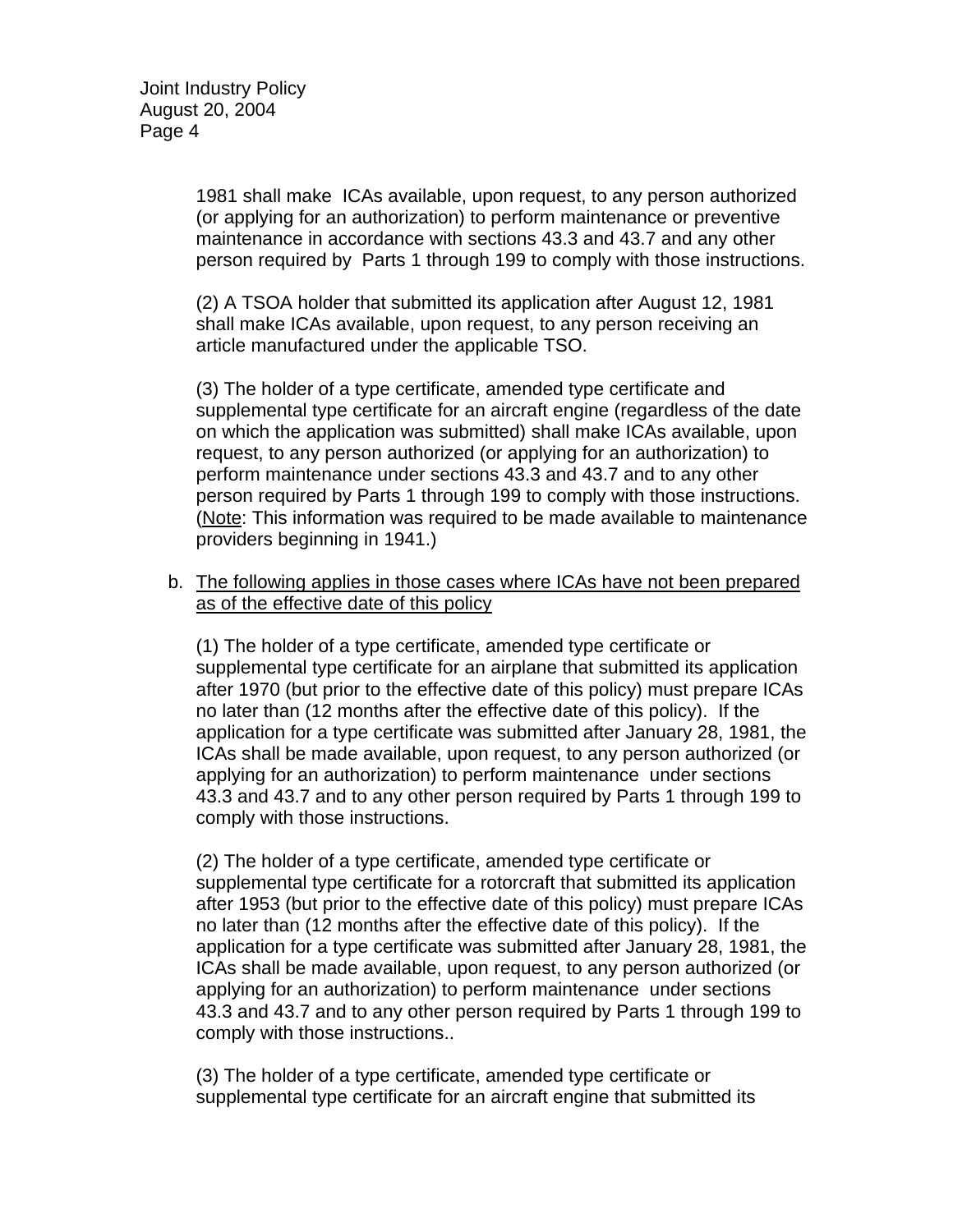1981 shall make ICAs available, upon request, to any person authorized (or applying for an authorization) to perform maintenance or preventive maintenance in accordance with sections 43.3 and 43.7 and any other person required by Parts 1 through 199 to comply with those instructions.

(2) A TSOA holder that submitted its application after August 12, 1981 shall make ICAs available, upon request, to any person receiving an article manufactured under the applicable TSO.

(3) The holder of a type certificate, amended type certificate and supplemental type certificate for an aircraft engine (regardless of the date on which the application was submitted) shall make ICAs available, upon request, to any person authorized (or applying for an authorization) to perform maintenance under sections 43.3 and 43.7 and to any other person required by Parts 1 through 199 to comply with those instructions. (Note: This information was required to be made available to maintenance providers beginning in 1941.)

b. The following applies in those cases where ICAs have not been prepared as of the effective date of this policy

(1) The holder of a type certificate, amended type certificate or supplemental type certificate for an airplane that submitted its application after 1970 (but prior to the effective date of this policy) must prepare ICAs no later than (12 months after the effective date of this policy). If the application for a type certificate was submitted after January 28, 1981, the ICAs shall be made available, upon request, to any person authorized (or applying for an authorization) to perform maintenance under sections 43.3 and 43.7 and to any other person required by Parts 1 through 199 to comply with those instructions.

(2) The holder of a type certificate, amended type certificate or supplemental type certificate for a rotorcraft that submitted its application after 1953 (but prior to the effective date of this policy) must prepare ICAs no later than (12 months after the effective date of this policy). If the application for a type certificate was submitted after January 28, 1981, the ICAs shall be made available, upon request, to any person authorized (or applying for an authorization) to perform maintenance under sections 43.3 and 43.7 and to any other person required by Parts 1 through 199 to comply with those instructions..

(3) The holder of a type certificate, amended type certificate or supplemental type certificate for an aircraft engine that submitted its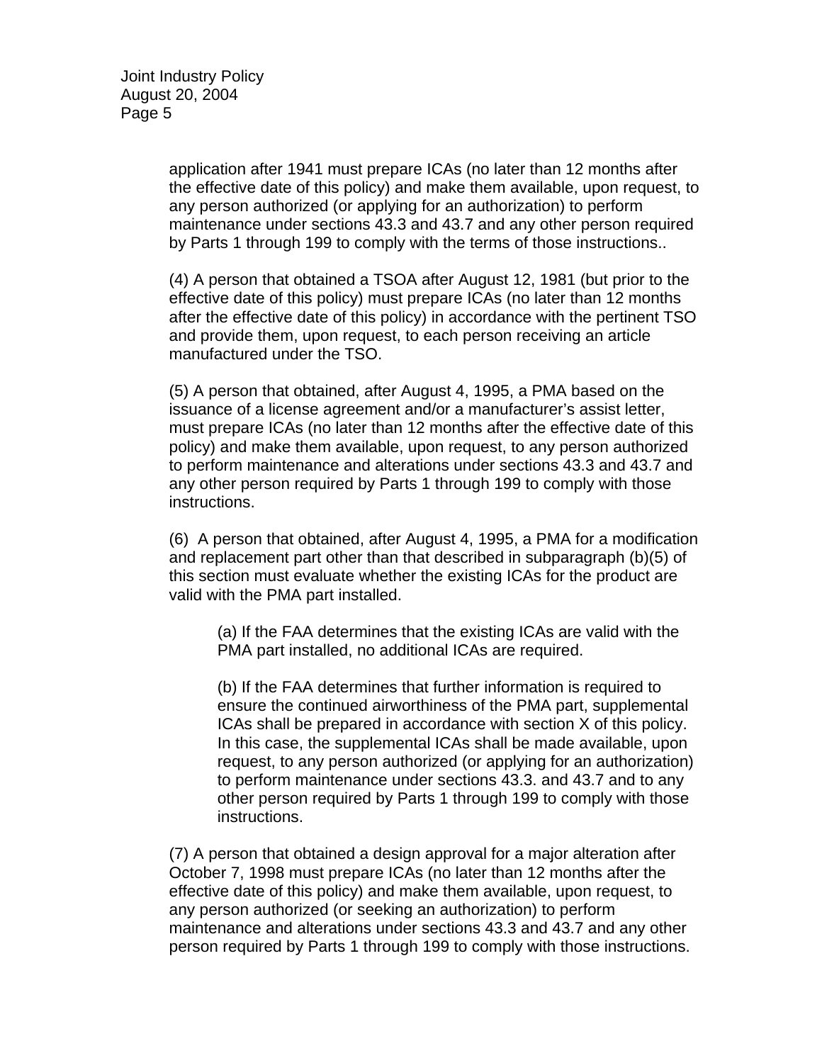application after 1941 must prepare ICAs (no later than 12 months after the effective date of this policy) and make them available, upon request, to any person authorized (or applying for an authorization) to perform maintenance under sections 43.3 and 43.7 and any other person required by Parts 1 through 199 to comply with the terms of those instructions..

(4) A person that obtained a TSOA after August 12, 1981 (but prior to the effective date of this policy) must prepare ICAs (no later than 12 months after the effective date of this policy) in accordance with the pertinent TSO and provide them, upon request, to each person receiving an article manufactured under the TSO.

(5) A person that obtained, after August 4, 1995, a PMA based on the issuance of a license agreement and/or a manufacturer's assist letter, must prepare ICAs (no later than 12 months after the effective date of this policy) and make them available, upon request, to any person authorized to perform maintenance and alterations under sections 43.3 and 43.7 and any other person required by Parts 1 through 199 to comply with those instructions.

(6) A person that obtained, after August 4, 1995, a PMA for a modification and replacement part other than that described in subparagraph (b)(5) of this section must evaluate whether the existing ICAs for the product are valid with the PMA part installed.

> (a) If the FAA determines that the existing ICAs are valid with the PMA part installed, no additional ICAs are required.
>
> (b) If the FAA determines that further information is required to ensure the continued airworthiness of the PMA part, supplemental ICAs shall be prepared in accordance with section X of this policy. In this case, the supplemental ICAs shall be made available, upon request, to any person authorized (or applying for an authorization) to perform maintenance under sections 43.3. and 43.7 and to any other person required by Parts 1 through 199 to comply with those instructions.

(7) A person that obtained a design approval for a major alteration after October 7, 1998 must prepare ICAs (no later than 12 months after the effective date of this policy) and make them available, upon request, to any person authorized (or seeking an authorization) to perform maintenance and alterations under sections 43.3 and 43.7 and any other person required by Parts 1 through 199 to comply with those instructions.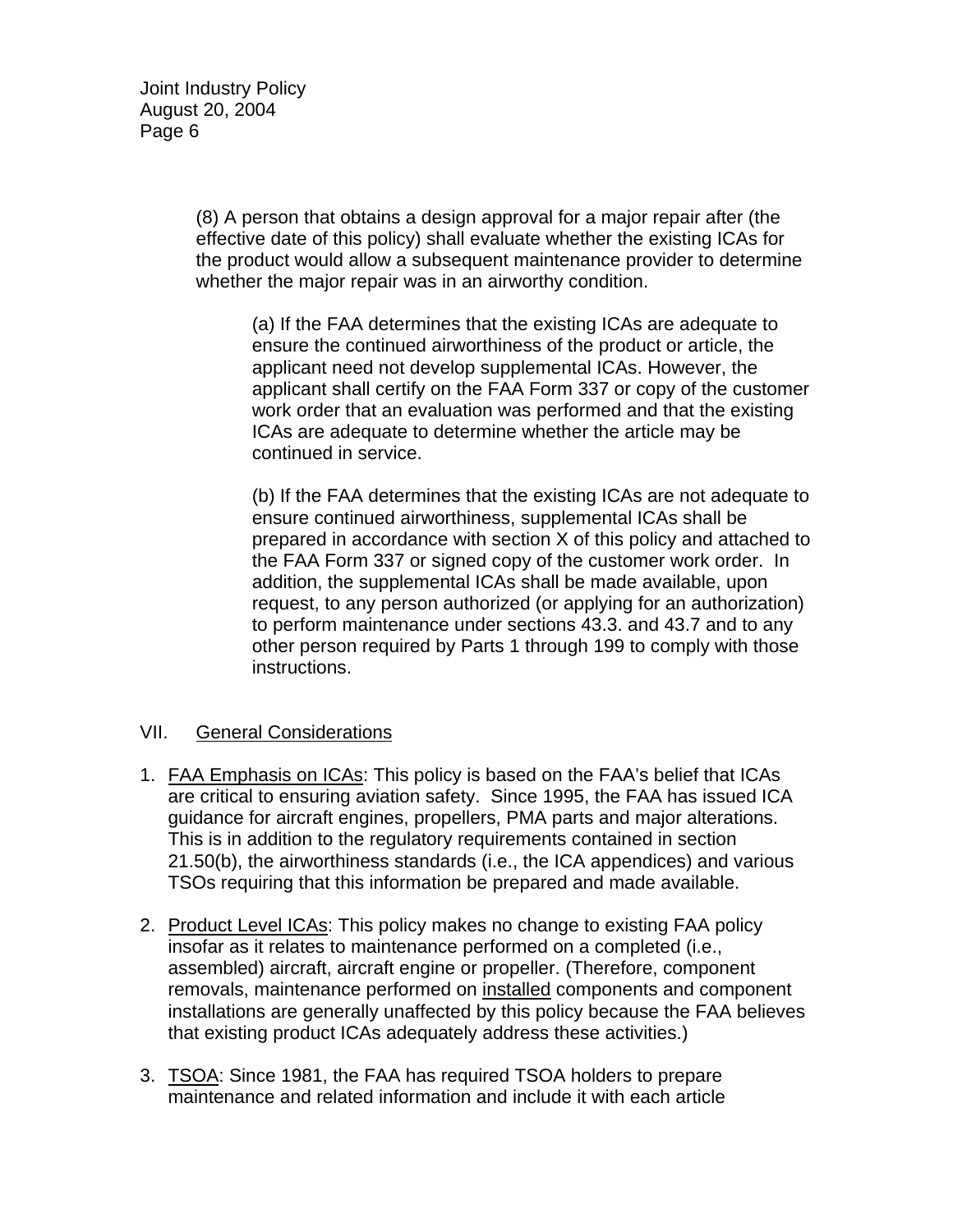(8) A person that obtains a design approval for a major repair after (the effective date of this policy) shall evaluate whether the existing ICAs for the product would allow a subsequent maintenance provider to determine whether the major repair was in an airworthy condition.

(a) If the FAA determines that the existing ICAs are adequate to ensure the continued airworthiness of the product or article, the applicant need not develop supplemental ICAs. However, the applicant shall certify on the FAA Form 337 or copy of the customer work order that an evaluation was performed and that the existing ICAs are adequate to determine whether the article may be continued in service.

(b) If the FAA determines that the existing ICAs are not adequate to ensure continued airworthiness, supplemental ICAs shall be prepared in accordance with section X of this policy and attached to the FAA Form 337 or signed copy of the customer work order. In addition, the supplemental ICAs shall be made available, upon request, to any person authorized (or applying for an authorization) to perform maintenance under sections 43.3. and 43.7 and to any other person required by Parts 1 through 199 to comply with those instructions.

## VII. General Considerations

1. FAA Emphasis on ICAs: This policy is based on the FAA's belief that ICAs are critical to ensuring aviation safety. Since 1995, the FAA has issued ICA guidance for aircraft engines, propellers, PMA parts and major alterations. This is in addition to the regulatory requirements contained in section 21.50(b), the airworthiness standards (i.e., the ICA appendices) and various TSOs requiring that this information be prepared and made available.

2. Product Level ICAs: This policy makes no change to existing FAA policy insofar as it relates to maintenance performed on a completed (i.e., assembled) aircraft, aircraft engine or propeller. (Therefore, component removals, maintenance performed on installed components and component installations are generally unaffected by this policy because the FAA believes that existing product ICAs adequately address these activities.)

3. TSOA: Since 1981, the FAA has required TSOA holders to prepare maintenance and related information and include it with each article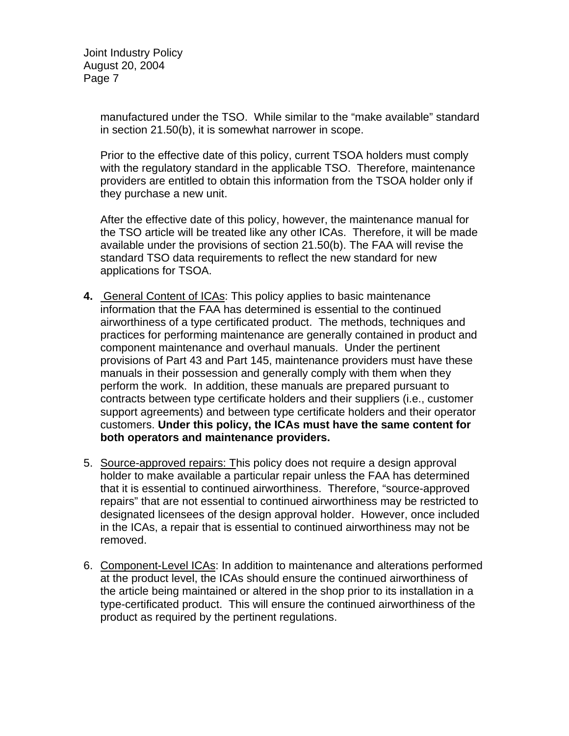manufactured under the TSO. While similar to the "make available" standard in section 21.50(b), it is somewhat narrower in scope.

Prior to the effective date of this policy, current TSOA holders must comply with the regulatory standard in the applicable TSO. Therefore, maintenance providers are entitled to obtain this information from the TSOA holder only if they purchase a new unit.

After the effective date of this policy, however, the maintenance manual for the TSO article will be treated like any other ICAs. Therefore, it will be made available under the provisions of section 21.50(b). The FAA will revise the standard TSO data requirements to reflect the new standard for new applications for TSOA.

4. General Content of ICAs: This policy applies to basic maintenance information that the FAA has determined is essential to the continued airworthiness of a type certificated product. The methods, techniques and practices for performing maintenance are generally contained in product and component maintenance and overhaul manuals. Under the pertinent provisions of Part 43 and Part 145, maintenance providers must have these manuals in their possession and generally comply with them when they perform the work. In addition, these manuals are prepared pursuant to contracts between type certificate holders and their suppliers (i.e., customer support agreements) and between type certificate holders and their operator customers. **Under this policy, the ICAs must have the same content for both operators and maintenance providers.**

5. Source-approved repairs: This policy does not require a design approval holder to make available a particular repair unless the FAA has determined that it is essential to continued airworthiness. Therefore, "source-approved repairs" that are not essential to continued airworthiness may be restricted to designated licensees of the design approval holder. However, once included in the ICAs, a repair that is essential to continued airworthiness may not be removed.

6. Component-Level ICAs: In addition to maintenance and alterations performed at the product level, the ICAs should ensure the continued airworthiness of the article being maintained or altered in the shop prior to its installation in a type-certificated product. This will ensure the continued airworthiness of the product as required by the pertinent regulations.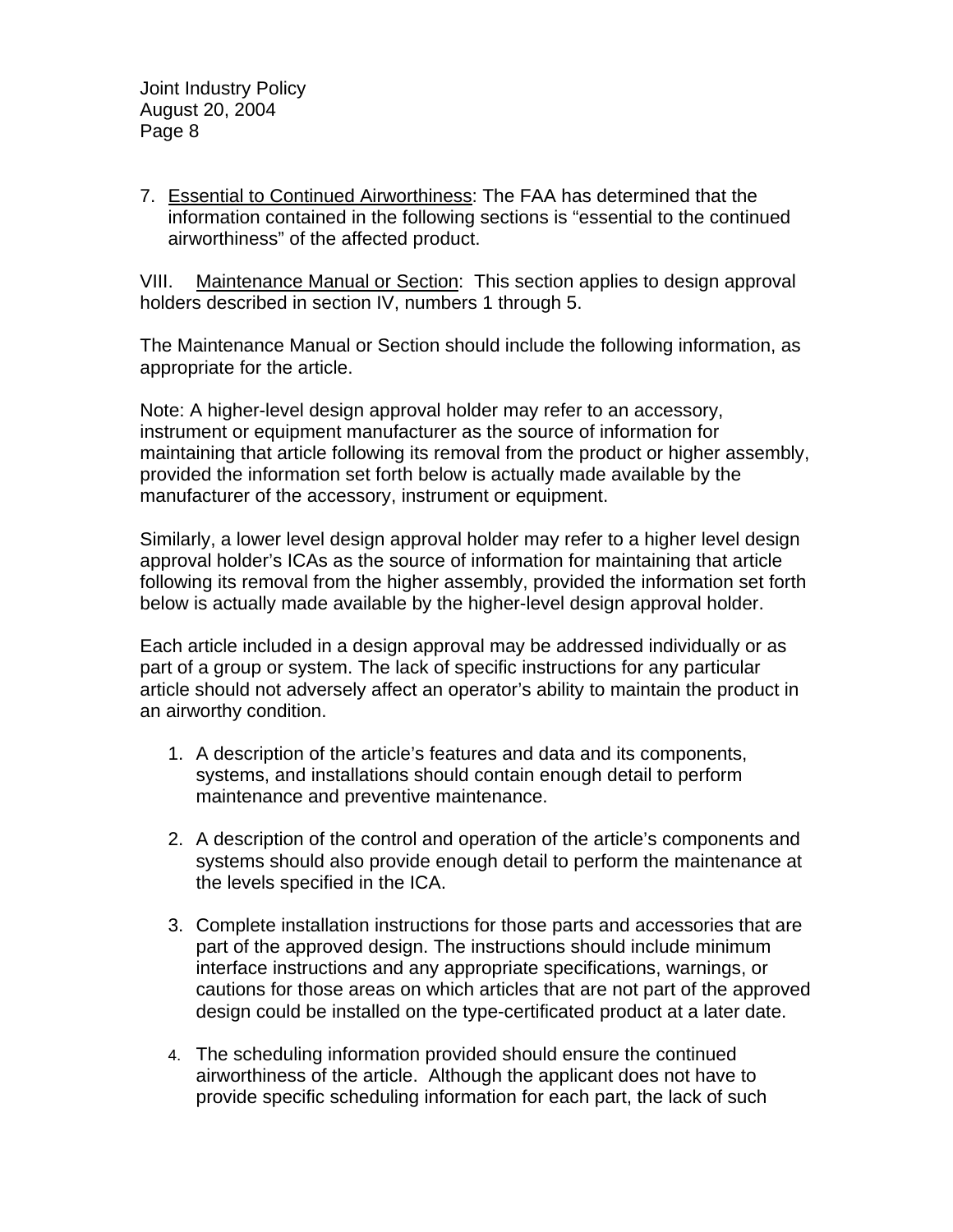7. <u>Essential to Continued Airworthiness</u>: The FAA has determined that the information contained in the following sections is "essential to the continued airworthiness" of the affected product.

VIII. <u>Maintenance Manual or Section</u>: This section applies to design approval holders described in section IV, numbers 1 through 5.

The Maintenance Manual or Section should include the following information, as appropriate for the article.

Note: A higher-level design approval holder may refer to an accessory, instrument or equipment manufacturer as the source of information for maintaining that article following its removal from the product or higher assembly, provided the information set forth below is actually made available by the manufacturer of the accessory, instrument or equipment.

Similarly, a lower level design approval holder may refer to a higher level design approval holder's ICAs as the source of information for maintaining that article following its removal from the higher assembly, provided the information set forth below is actually made available by the higher-level design approval holder.

Each article included in a design approval may be addressed individually or as part of a group or system. The lack of specific instructions for any particular article should not adversely affect an operator's ability to maintain the product in an airworthy condition.

1. A description of the article's features and data and its components, systems, and installations should contain enough detail to perform maintenance and preventive maintenance.

2. A description of the control and operation of the article's components and systems should also provide enough detail to perform the maintenance at the levels specified in the ICA.

3. Complete installation instructions for those parts and accessories that are part of the approved design. The instructions should include minimum interface instructions and any appropriate specifications, warnings, or cautions for those areas on which articles that are not part of the approved design could be installed on the type-certificated product at a later date.

4. The scheduling information provided should ensure the continued airworthiness of the article. Although the applicant does not have to provide specific scheduling information for each part, the lack of such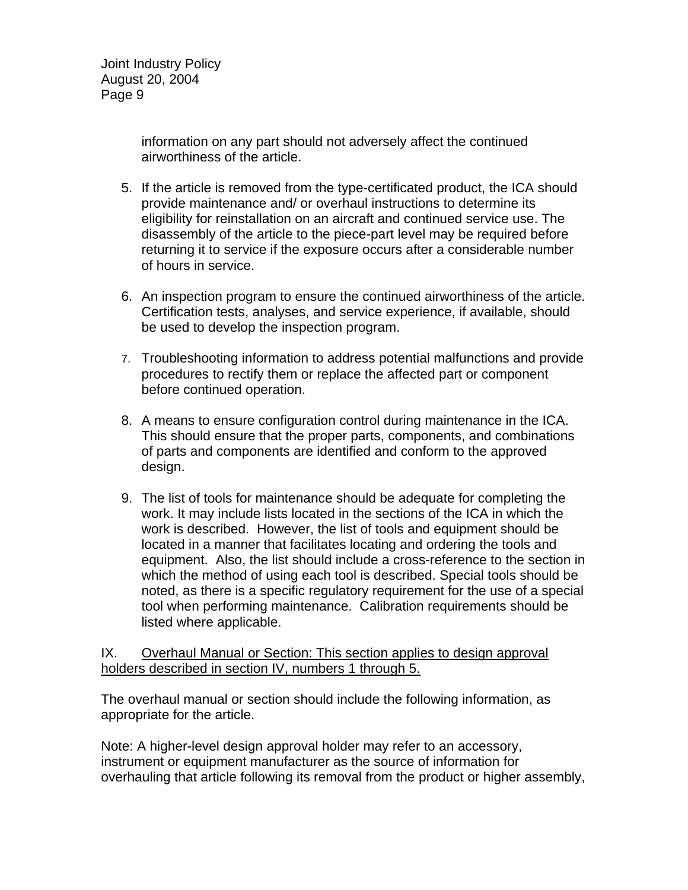information on any part should not adversely affect the continued airworthiness of the article.

5. If the article is removed from the type-certificated product, the ICA should provide maintenance and/ or overhaul instructions to determine its eligibility for reinstallation on an aircraft and continued service use. The disassembly of the article to the piece-part level may be required before returning it to service if the exposure occurs after a considerable number of hours in service.

6. An inspection program to ensure the continued airworthiness of the article. Certification tests, analyses, and service experience, if available, should be used to develop the inspection program.

7. Troubleshooting information to address potential malfunctions and provide procedures to rectify them or replace the affected part or component before continued operation.

8. A means to ensure configuration control during maintenance in the ICA. This should ensure that the proper parts, components, and combinations of parts and components are identified and conform to the approved design.

9. The list of tools for maintenance should be adequate for completing the work. It may include lists located in the sections of the ICA in which the work is described. However, the list of tools and equipment should be located in a manner that facilitates locating and ordering the tools and equipment. Also, the list should include a cross-reference to the section in which the method of using each tool is described. Special tools should be noted, as there is a specific regulatory requirement for the use of a special tool when performing maintenance. Calibration requirements should be listed where applicable.

## IX. Overhaul Manual or Section: This section applies to design approval holders described in section IV, numbers 1 through 5.

The overhaul manual or section should include the following information, as appropriate for the article.

Note: A higher-level design approval holder may refer to an accessory, instrument or equipment manufacturer as the source of information for overhauling that article following its removal from the product or higher assembly,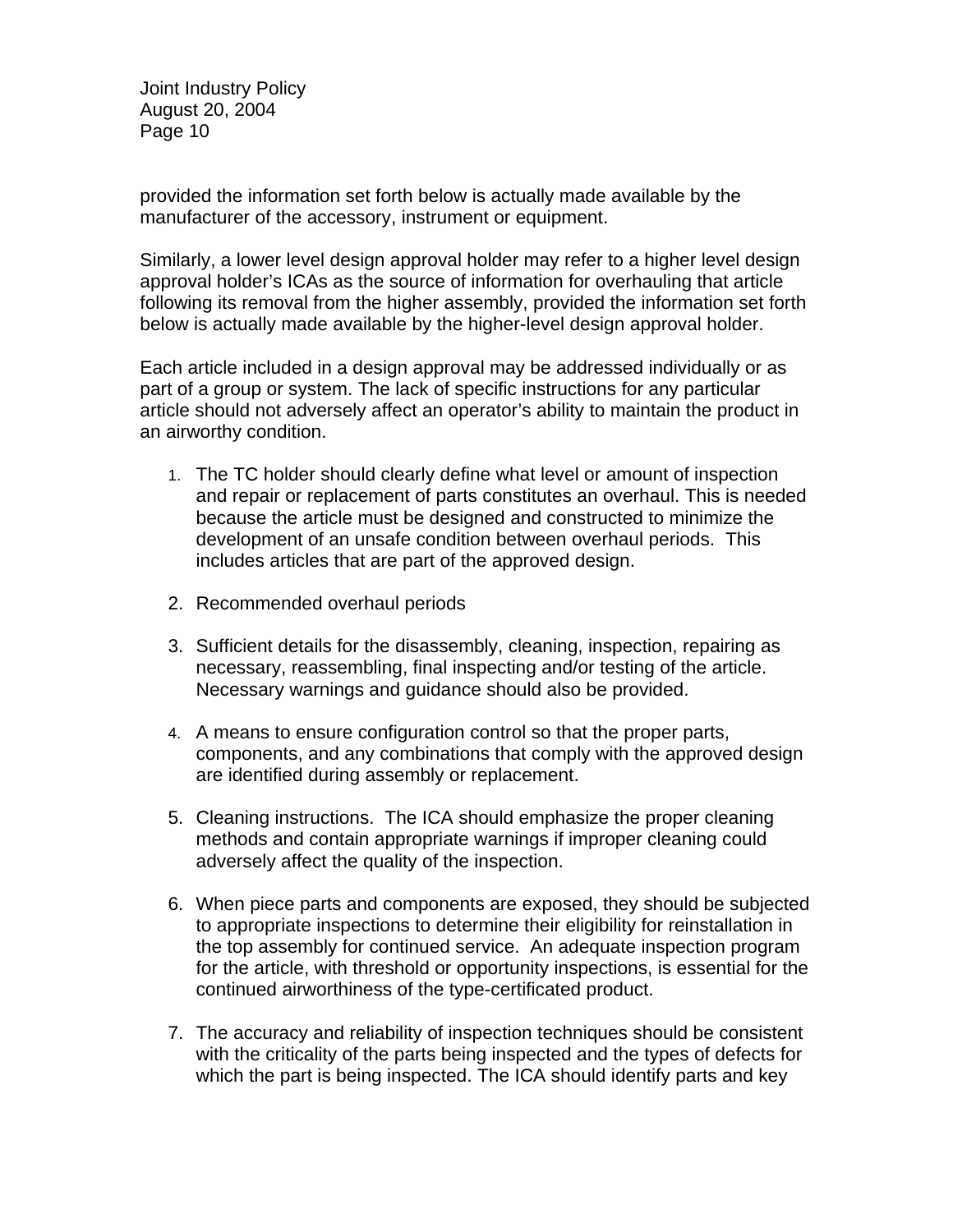provided the information set forth below is actually made available by the manufacturer of the accessory, instrument or equipment.

Similarly, a lower level design approval holder may refer to a higher level design approval holder's ICAs as the source of information for overhauling that article following its removal from the higher assembly, provided the information set forth below is actually made available by the higher-level design approval holder.

Each article included in a design approval may be addressed individually or as part of a group or system. The lack of specific instructions for any particular article should not adversely affect an operator's ability to maintain the product in an airworthy condition.

1. The TC holder should clearly define what level or amount of inspection and repair or replacement of parts constitutes an overhaul. This is needed because the article must be designed and constructed to minimize the development of an unsafe condition between overhaul periods. This includes articles that are part of the approved design.

2. Recommended overhaul periods

3. Sufficient details for the disassembly, cleaning, inspection, repairing as necessary, reassembling, final inspecting and/or testing of the article. Necessary warnings and guidance should also be provided.

4. A means to ensure configuration control so that the proper parts, components, and any combinations that comply with the approved design are identified during assembly or replacement.

5. Cleaning instructions. The ICA should emphasize the proper cleaning methods and contain appropriate warnings if improper cleaning could adversely affect the quality of the inspection.

6. When piece parts and components are exposed, they should be subjected to appropriate inspections to determine their eligibility for reinstallation in the top assembly for continued service. An adequate inspection program for the article, with threshold or opportunity inspections, is essential for the continued airworthiness of the type-certificated product.

7. The accuracy and reliability of inspection techniques should be consistent with the criticality of the parts being inspected and the types of defects for which the part is being inspected. The ICA should identify parts and key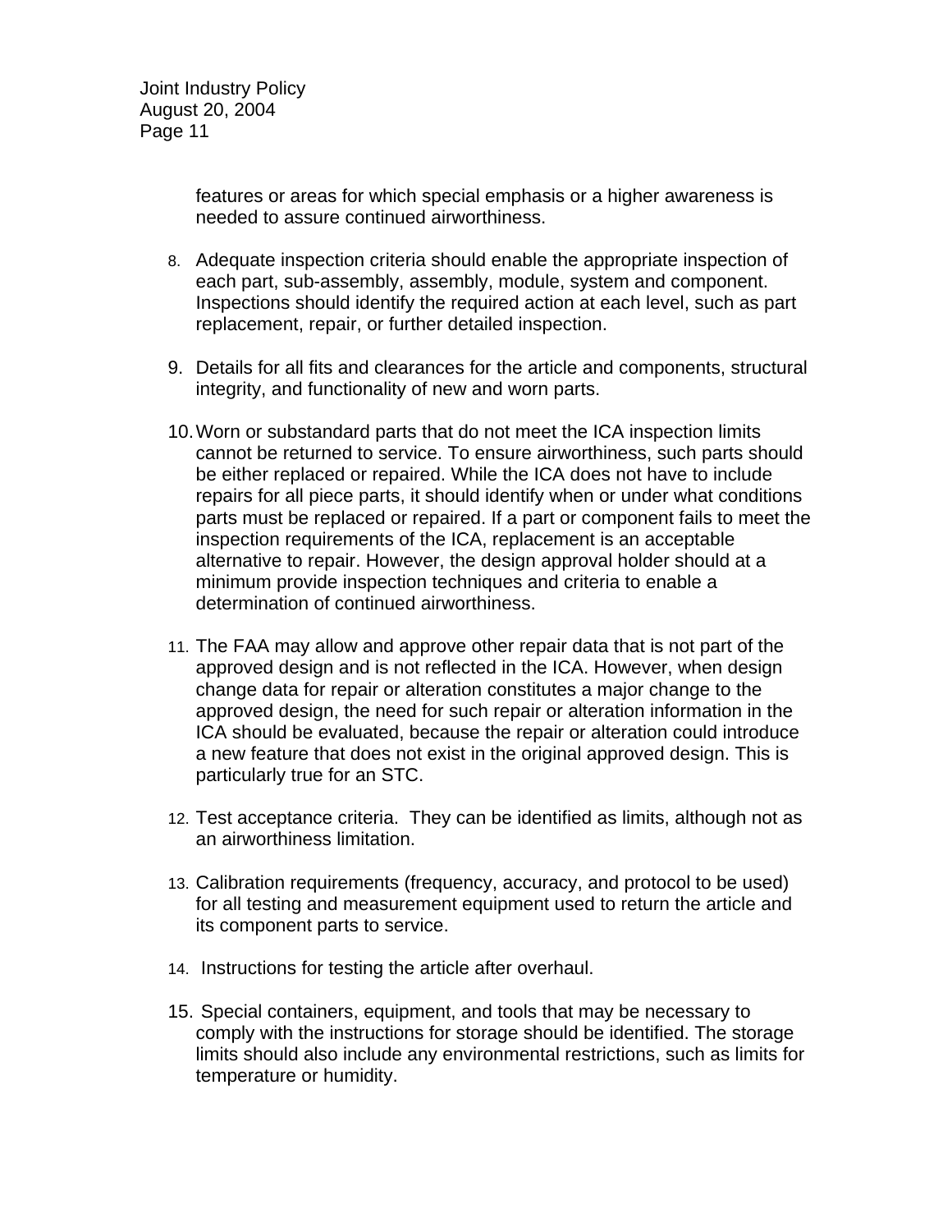features or areas for which special emphasis or a higher awareness is needed to assure continued airworthiness.

8. Adequate inspection criteria should enable the appropriate inspection of each part, sub-assembly, assembly, module, system and component. Inspections should identify the required action at each level, such as part replacement, repair, or further detailed inspection.

9. Details for all fits and clearances for the article and components, structural integrity, and functionality of new and worn parts.

10. Worn or substandard parts that do not meet the ICA inspection limits cannot be returned to service. To ensure airworthiness, such parts should be either replaced or repaired. While the ICA does not have to include repairs for all piece parts, it should identify when or under what conditions parts must be replaced or repaired. If a part or component fails to meet the inspection requirements of the ICA, replacement is an acceptable alternative to repair. However, the design approval holder should at a minimum provide inspection techniques and criteria to enable a determination of continued airworthiness.

11. The FAA may allow and approve other repair data that is not part of the approved design and is not reflected in the ICA. However, when design change data for repair or alteration constitutes a major change to the approved design, the need for such repair or alteration information in the ICA should be evaluated, because the repair or alteration could introduce a new feature that does not exist in the original approved design. This is particularly true for an STC.

12. Test acceptance criteria. They can be identified as limits, although not as an airworthiness limitation.

13. Calibration requirements (frequency, accuracy, and protocol to be used) for all testing and measurement equipment used to return the article and its component parts to service.

14. Instructions for testing the article after overhaul.

15. Special containers, equipment, and tools that may be necessary to comply with the instructions for storage should be identified. The storage limits should also include any environmental restrictions, such as limits for temperature or humidity.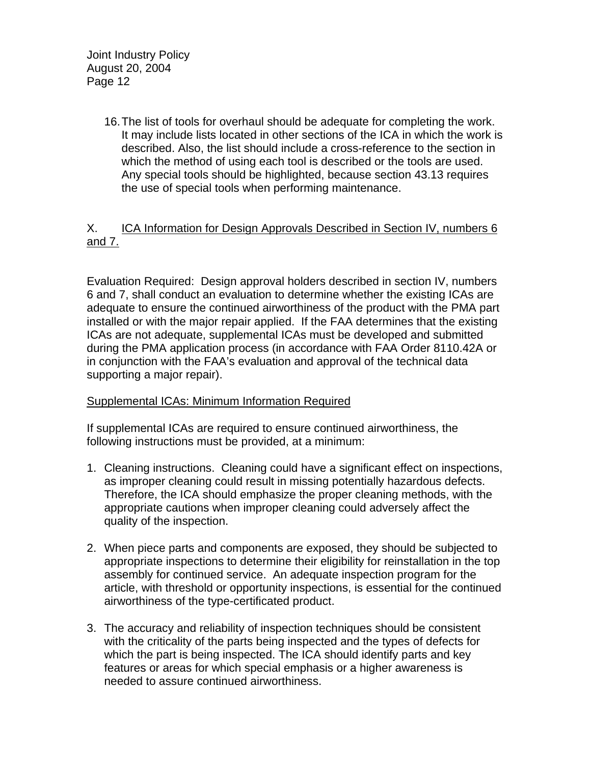16. The list of tools for overhaul should be adequate for completing the work. It may include lists located in other sections of the ICA in which the work is described. Also, the list should include a cross-reference to the section in which the method of using each tool is described or the tools are used. Any special tools should be highlighted, because section 43.13 requires the use of special tools when performing maintenance.

## X. ICA Information for Design Approvals Described in Section IV, numbers 6 and 7.

Evaluation Required: Design approval holders described in section IV, numbers 6 and 7, shall conduct an evaluation to determine whether the existing ICAs are adequate to ensure the continued airworthiness of the product with the PMA part installed or with the major repair applied. If the FAA determines that the existing ICAs are not adequate, supplemental ICAs must be developed and submitted during the PMA application process (in accordance with FAA Order 8110.42A or in conjunction with the FAA's evaluation and approval of the technical data supporting a major repair).

### Supplemental ICAs: Minimum Information Required

If supplemental ICAs are required to ensure continued airworthiness, the following instructions must be provided, at a minimum:

1. Cleaning instructions. Cleaning could have a significant effect on inspections, as improper cleaning could result in missing potentially hazardous defects. Therefore, the ICA should emphasize the proper cleaning methods, with the appropriate cautions when improper cleaning could adversely affect the quality of the inspection.

2. When piece parts and components are exposed, they should be subjected to appropriate inspections to determine their eligibility for reinstallation in the top assembly for continued service. An adequate inspection program for the article, with threshold or opportunity inspections, is essential for the continued airworthiness of the type-certificated product.

3. The accuracy and reliability of inspection techniques should be consistent with the criticality of the parts being inspected and the types of defects for which the part is being inspected. The ICA should identify parts and key features or areas for which special emphasis or a higher awareness is needed to assure continued airworthiness.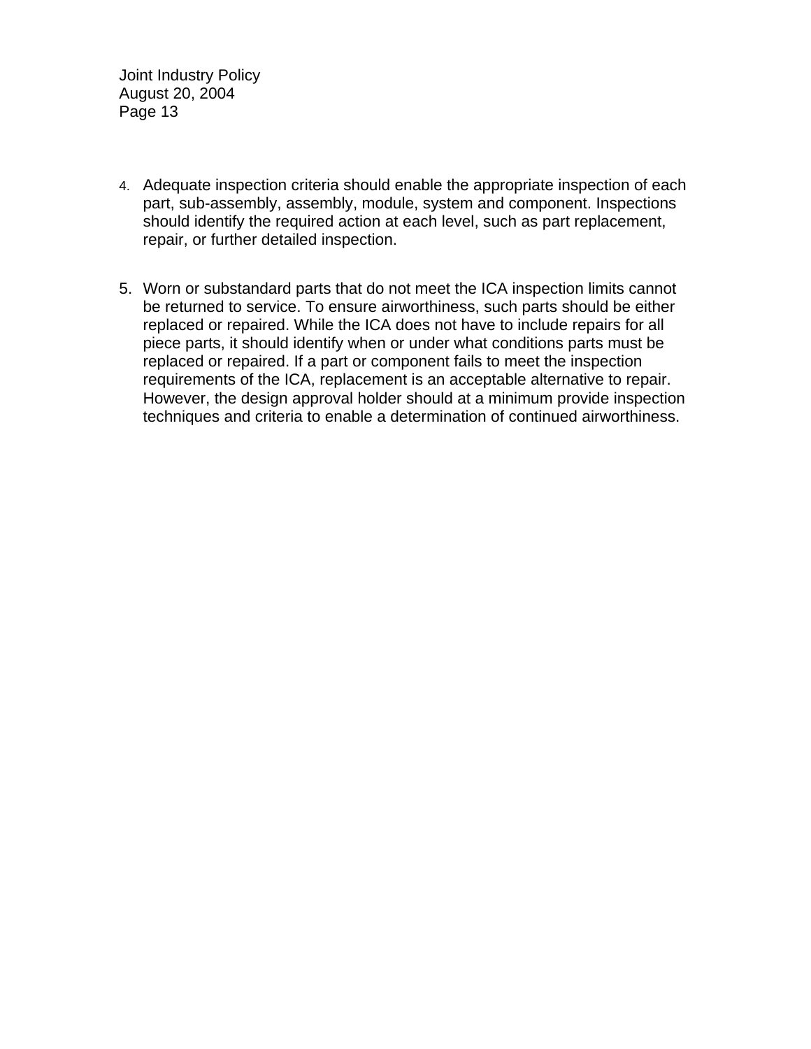4. Adequate inspection criteria should enable the appropriate inspection of each part, sub-assembly, assembly, module, system and component. Inspections should identify the required action at each level, such as part replacement, repair, or further detailed inspection.

5. Worn or substandard parts that do not meet the ICA inspection limits cannot be returned to service. To ensure airworthiness, such parts should be either replaced or repaired. While the ICA does not have to include repairs for all piece parts, it should identify when or under what conditions parts must be replaced or repaired. If a part or component fails to meet the inspection requirements of the ICA, replacement is an acceptable alternative to repair. However, the design approval holder should at a minimum provide inspection techniques and criteria to enable a determination of continued airworthiness.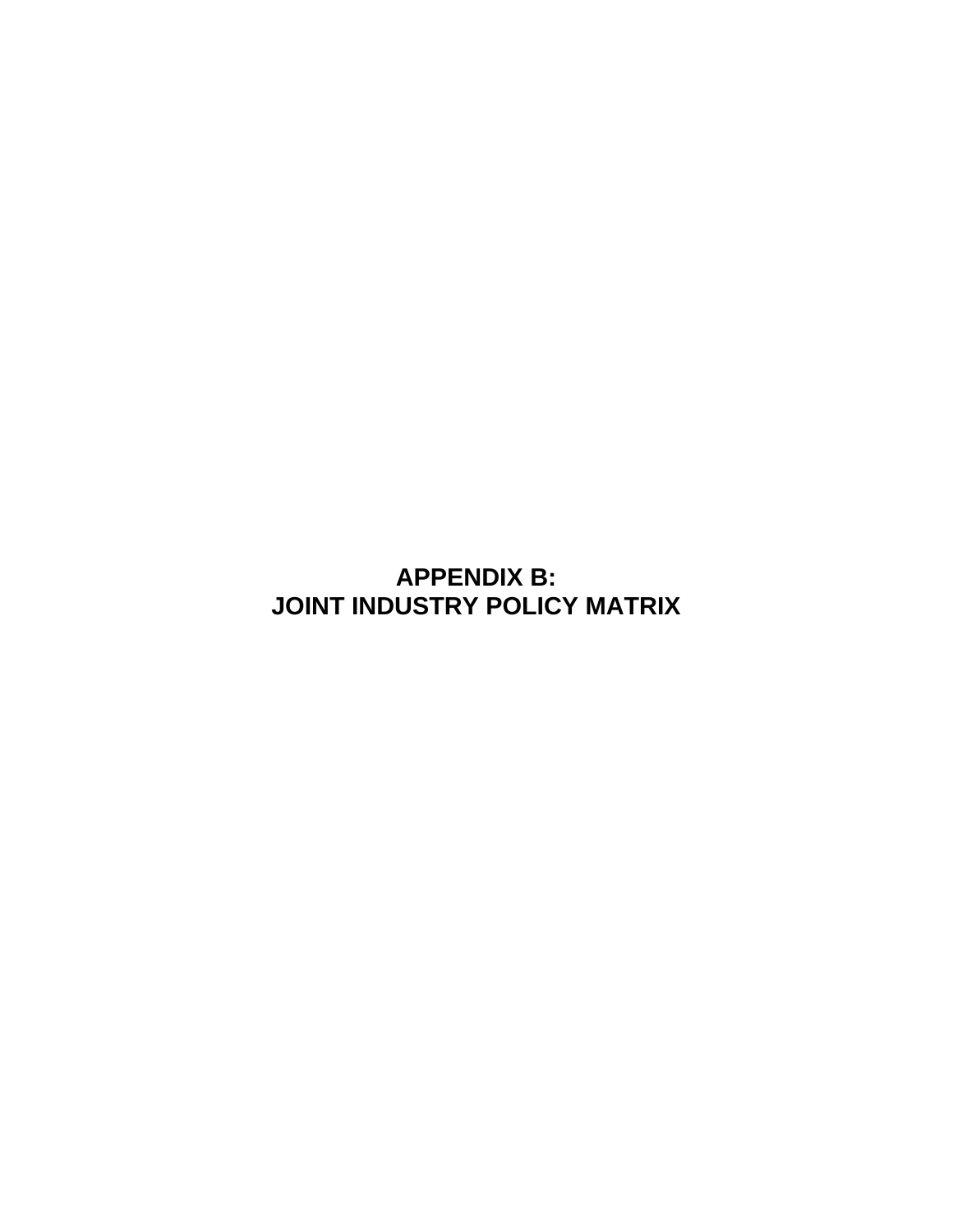# APPENDIX B:
# JOINT INDUSTRY POLICY MATRIX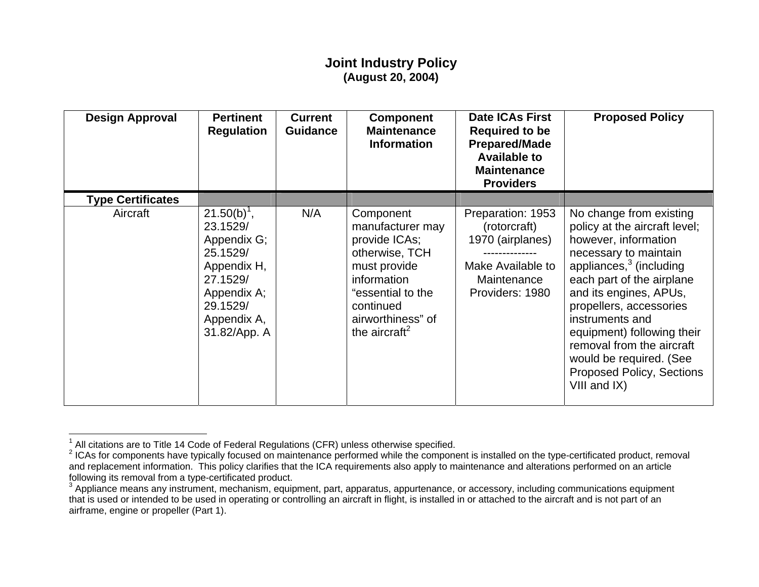# Joint Industry Policy
### (August 20, 2004)

| Design Approval | Pertinent Regulation | Current Guidance | Component Maintenance Information | Date ICAs First Required to be Prepared/Made Available to Maintenance Providers | Proposed Policy |
|---|---|---|---|---|---|
| **Type Certificates** | | | | | |
| Aircraft | 21.50(b)[1], 23.1529/ Appendix G; 25.1529/ Appendix H, 27.1529/ Appendix A; 29.1529/ Appendix A, 31.82/App. A | N/A | Component manufacturer may provide ICAs; otherwise, TCH must provide information "essential to the continued airworthiness" of the aircraft[2] | Preparation: 1953 (rotorcraft) 1970 (airplanes) ------------- Make Available to Maintenance Providers: 1980 | No change from existing policy at the aircraft level; however, information necessary to maintain appliances,[3] (including each part of the airplane and its engines, APUs, propellers, accessories instruments and equipment) following their removal from the aircraft would be required. (See Proposed Policy, Sections VIII and IX) |

---

[1] All citations are to Title 14 Code of Federal Regulations (CFR) unless otherwise specified.

[2] ICAs for components have typically focused on maintenance performed while the component is installed on the type-certificated product, removal and replacement information. This policy clarifies that the ICA requirements also apply to maintenance and alterations performed on an article following its removal from a type-certificated product.

[3] Appliance means any instrument, mechanism, equipment, part, apparatus, appurtenance, or accessory, including communications equipment that is used or intended to be used in operating or controlling an aircraft in flight, is installed in or attached to the aircraft and is not part of an airframe, engine or propeller (Part 1).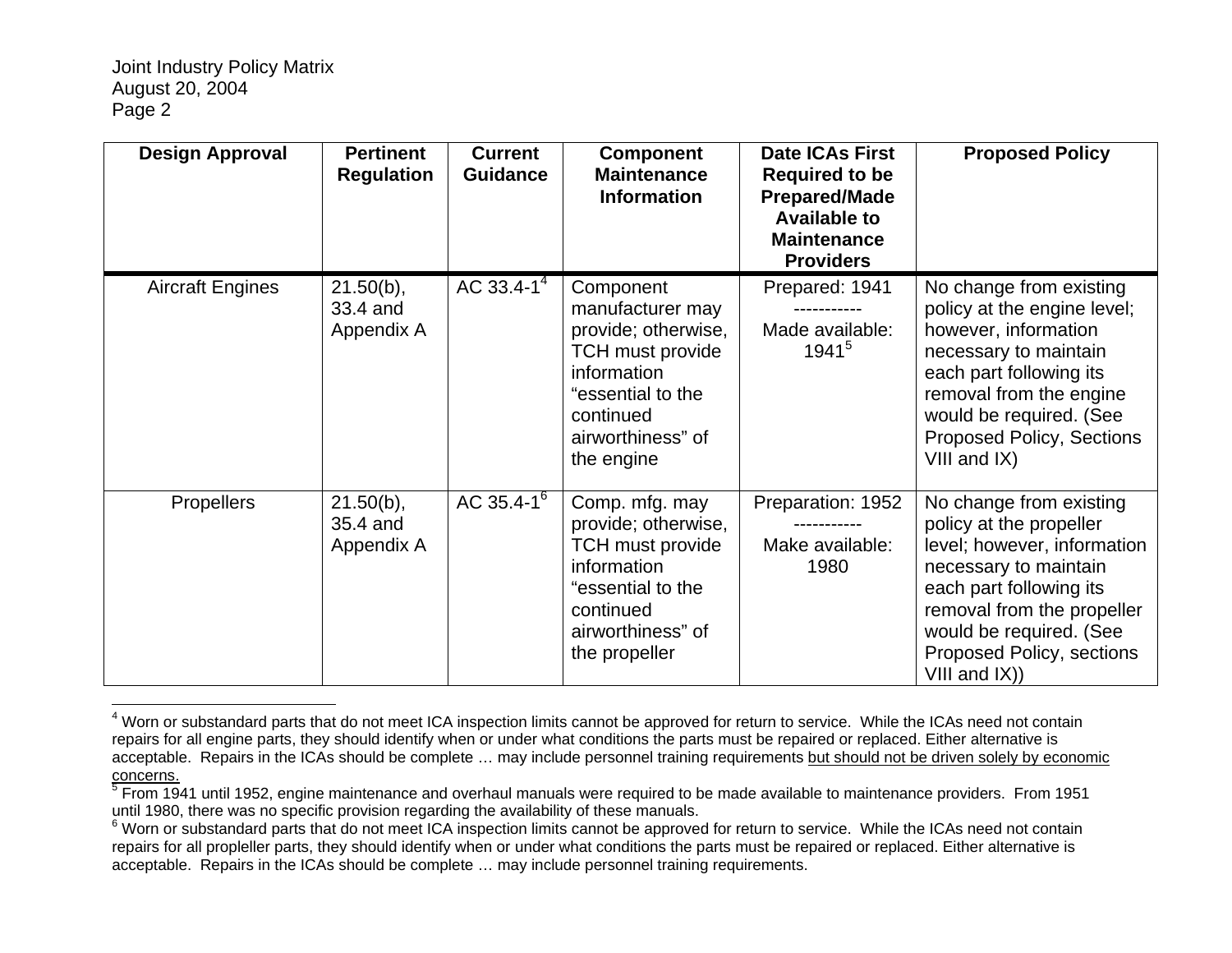| Design Approval | Pertinent Regulation | Current Guidance | Component Maintenance Information | Date ICAs First Required to be Prepared/Made Available to Maintenance Providers | Proposed Policy |
|---|---|---|---|---|---|
| Aircraft Engines | 21.50(b), 33.4 and Appendix A | AC 33.4-1[4] | Component manufacturer may provide; otherwise, TCH must provide information "essential to the continued airworthiness" of the engine | Prepared: 1941 ----------- Made available: 1941[5] | No change from existing policy at the engine level; however, information necessary to maintain each part following its removal from the engine would be required. (See Proposed Policy, Sections VIII and IX) |
| Propellers | 21.50(b), 35.4 and Appendix A | AC 35.4-1[6] | Comp. mfg. may provide; otherwise, TCH must provide information "essential to the continued airworthiness" of the propeller | Preparation: 1952 ----------- Make available: 1980 | No change from existing policy at the propeller level; however, information necessary to maintain each part following its removal from the propeller would be required. (See Proposed Policy, sections VIII and IX)) |

[4] Worn or substandard parts that do not meet ICA inspection limits cannot be approved for return to service. While the ICAs need not contain repairs for all engine parts, they should identify when or under what conditions the parts must be repaired or replaced. Either alternative is acceptable. Repairs in the ICAs should be complete … may include personnel training requirements <u>but should not be driven solely by economic concerns.</u>

[5] From 1941 until 1952, engine maintenance and overhaul manuals were required to be made available to maintenance providers. From 1951 until 1980, there was no specific provision regarding the availability of these manuals.

[6] Worn or substandard parts that do not meet ICA inspection limits cannot be approved for return to service. While the ICAs need not contain repairs for all propleller parts, they should identify when or under what conditions the parts must be repaired or replaced. Either alternative is acceptable. Repairs in the ICAs should be complete … may include personnel training requirements.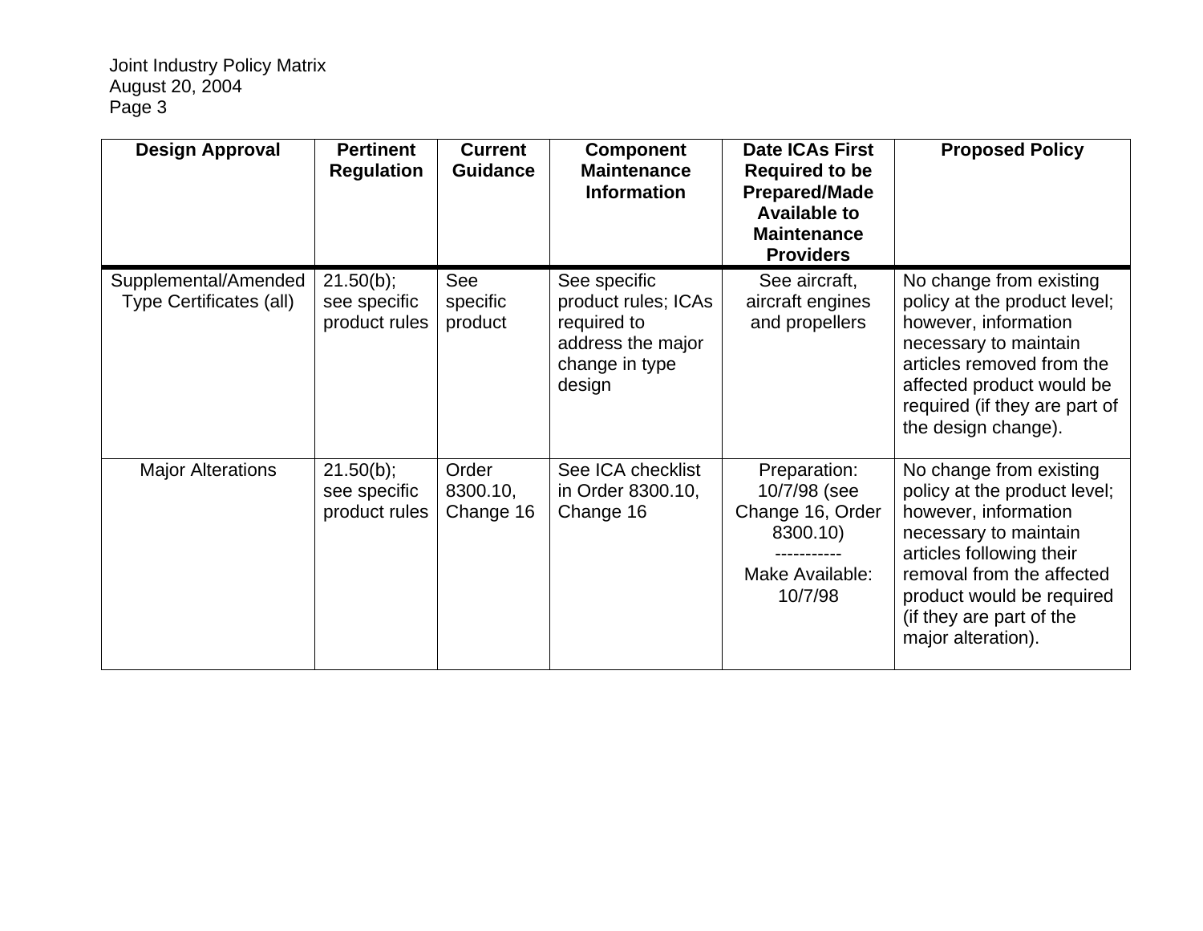| Design Approval | Pertinent Regulation | Current Guidance | Component Maintenance Information | Date ICAs First Required to be Prepared/Made Available to Maintenance Providers | Proposed Policy |
|---|---|---|---|---|---|
| Supplemental/Amended Type Certificates (all) | 21.50(b); see specific product rules | See specific product | See specific product rules; ICAs required to address the major change in type design | See aircraft, aircraft engines and propellers | No change from existing policy at the product level; however, information necessary to maintain articles removed from the affected product would be required (if they are part of the design change). |
| Major Alterations | 21.50(b); see specific product rules | Order 8300.10, Change 16 | See ICA checklist in Order 8300.10, Change 16 | Preparation: 10/7/98 (see Change 16, Order 8300.10) ----------- Make Available: 10/7/98 | No change from existing policy at the product level; however, information necessary to maintain articles following their removal from the affected product would be required (if they are part of the major alteration). |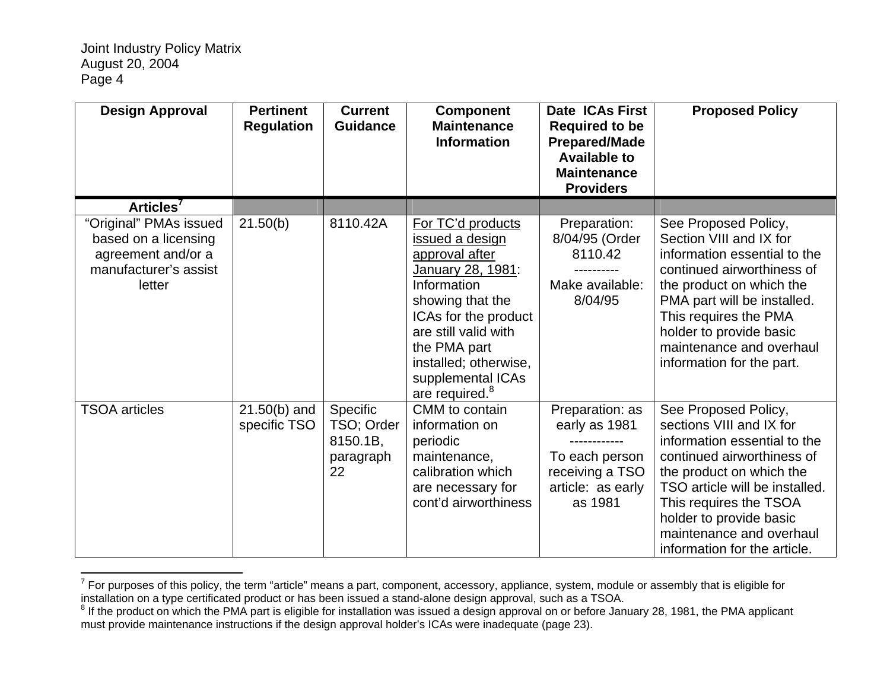| Design Approval | Pertinent Regulation | Current Guidance | Component Maintenance Information | Date ICAs First Required to be Prepared/Made Available to Maintenance Providers | Proposed Policy |
|---|---|---|---|---|---|
| **Articles**[7] | | | | | |
| "Original" PMAs issued based on a licensing agreement and/or a manufacturer's assist letter | 21.50(b) | 8110.42A | For TC'd products issued a design approval after January 28, 1981: Information showing that the ICAs for the product are still valid with the PMA part installed; otherwise, supplemental ICAs are required.[8] | Preparation: 8/04/95 (Order 8110.42 ---------- Make available: 8/04/95 | See Proposed Policy, Section VIII and IX for information essential to the continued airworthiness of the product on which the PMA part will be installed. This requires the PMA holder to provide basic maintenance and overhaul information for the part. |
| TSOA articles | 21.50(b) and specific TSO | Specific TSO; Order 8150.1B, paragraph 22 | CMM to contain information on periodic maintenance, calibration which are necessary for cont'd airworthiness | Preparation: as early as 1981 ------------ To each person receiving a TSO article: as early as 1981 | See Proposed Policy, sections VIII and IX for information essential to the continued airworthiness of the product on which the TSO article will be installed. This requires the TSOA holder to provide basic maintenance and overhaul information for the article. |

[7] For purposes of this policy, the term "article" means a part, component, accessory, appliance, system, module or assembly that is eligible for installation on a type certificated product or has been issued a stand-alone design approval, such as a TSOA.

[8] If the product on which the PMA part is eligible for installation was issued a design approval on or before January 28, 1981, the PMA applicant must provide maintenance instructions if the design approval holder's ICAs were inadequate (page 23).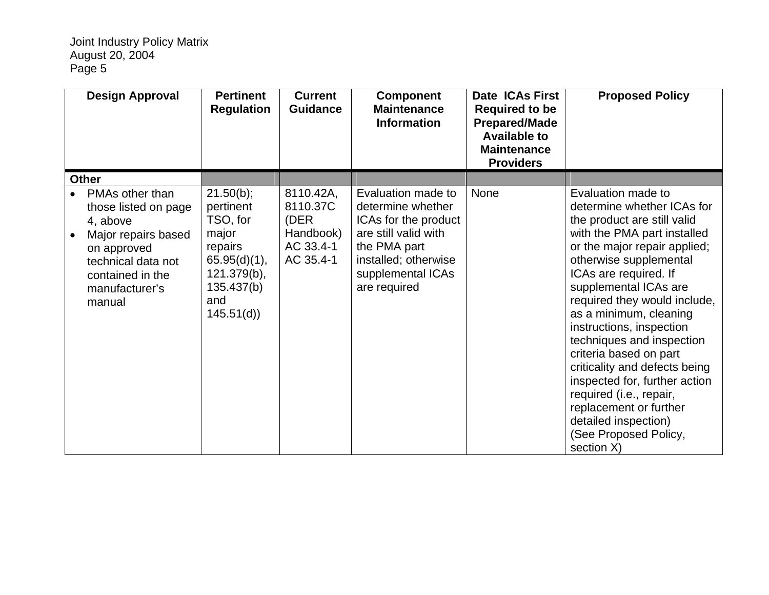| Design Approval | Pertinent Regulation | Current Guidance | Component Maintenance Information | Date ICAs First Required to be Prepared/Made Available to Maintenance Providers | Proposed Policy |
|---|---|---|---|---|---|
| **Other** | | | | | |
| • PMAs other than those listed on page 4, above<br>• Major repairs based on approved technical data not contained in the manufacturer's manual | 21.50(b); pertinent TSO, for major repairs 65.95(d)(1), 121.379(b), 135.437(b) and 145.51(d)) | 8110.42A, 8110.37C (DER Handbook) AC 33.4-1 AC 35.4-1 | Evaluation made to determine whether ICAs for the product are still valid with the PMA part installed; otherwise supplemental ICAs are required | None | Evaluation made to determine whether ICAs for the product are still valid with the PMA part installed or the major repair applied; otherwise supplemental ICAs are required. If supplemental ICAs are required they would include, as a minimum, cleaning instructions, inspection techniques and inspection criteria based on part criticality and defects being inspected for, further action required (i.e., repair, replacement or further detailed inspection)<br>(See Proposed Policy, section X) |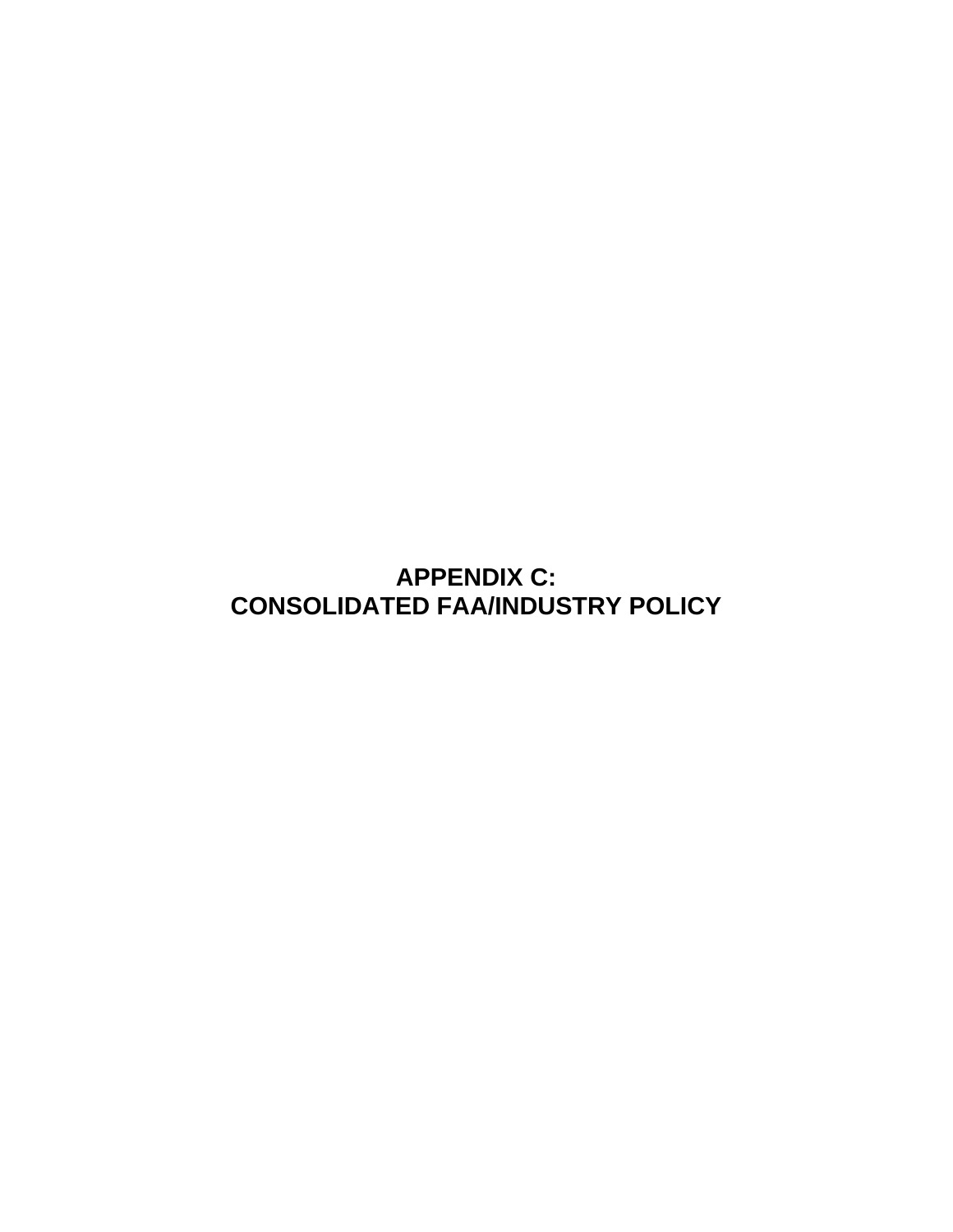# APPENDIX C:
# CONSOLIDATED FAA/INDUSTRY POLICY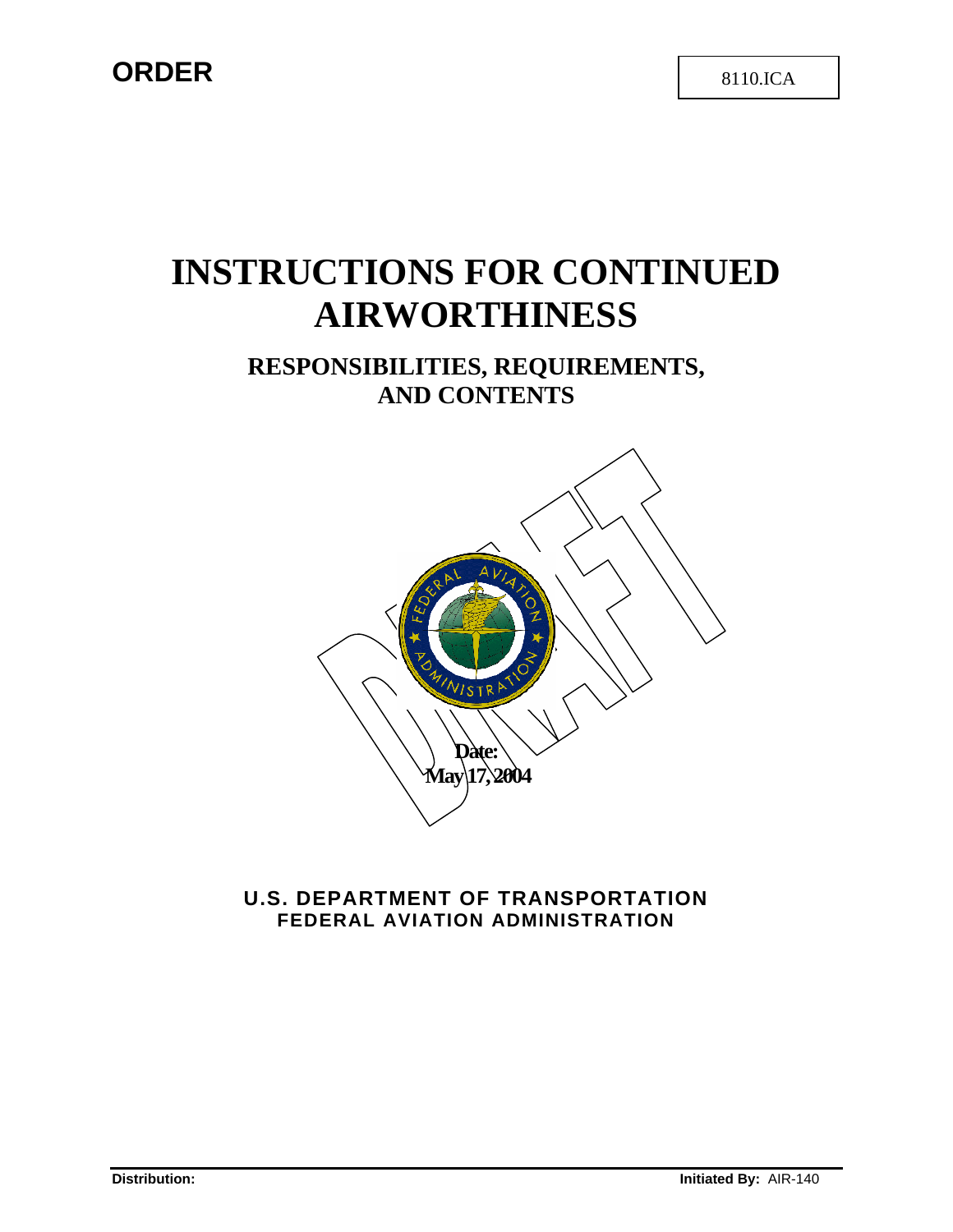**ORDER**

8110.ICA

# INSTRUCTIONS FOR CONTINUED AIRWORTHINESS

## RESPONSIBILITIES, REQUIREMENTS, AND CONTENTS

DRAFT

**Date:**
**May 17, 2004**

**U.S. DEPARTMENT OF TRANSPORTATION**
**FEDERAL AVIATION ADMINISTRATION**

**Distribution:**

**Initiated By:** AIR-140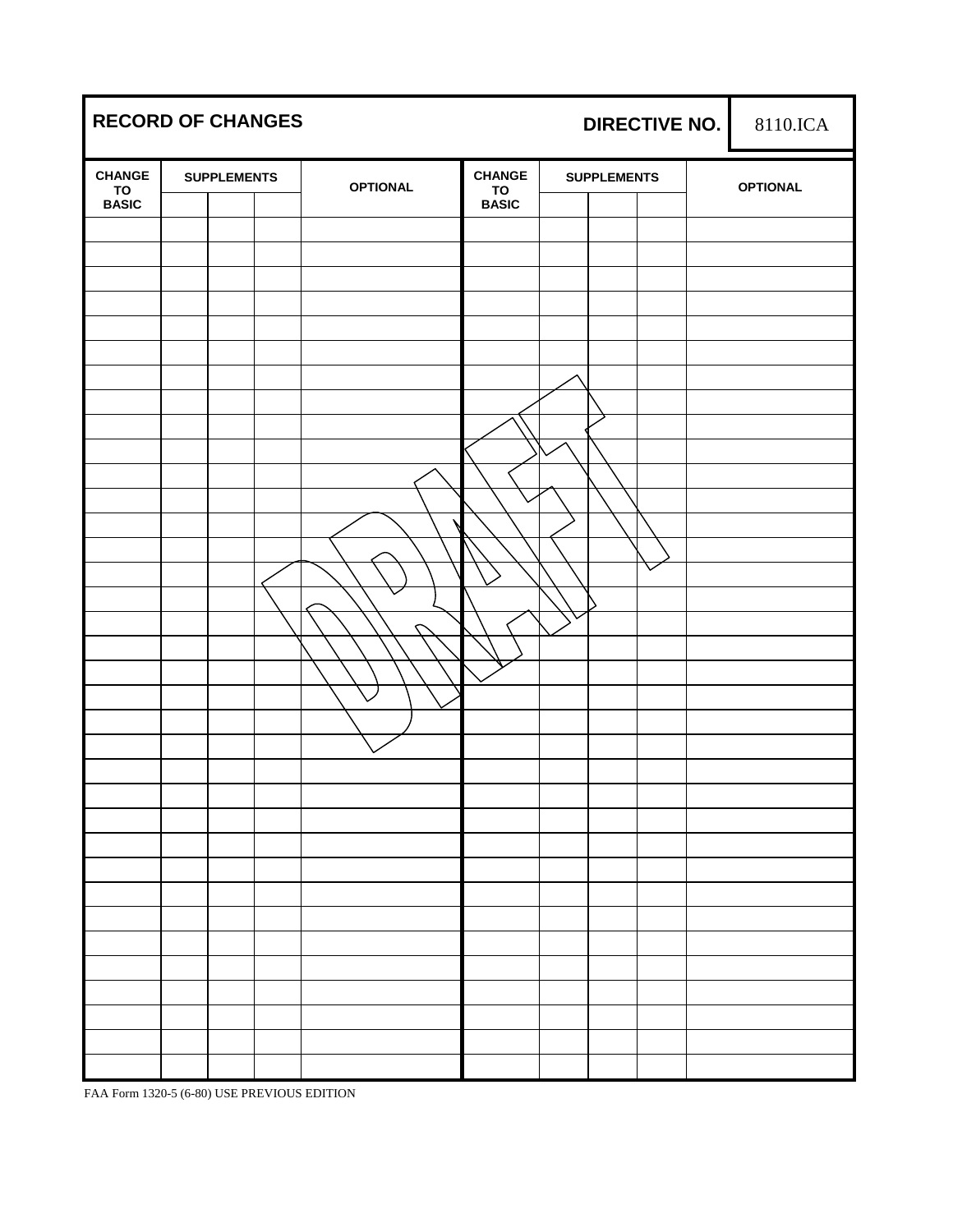# RECORD OF CHANGES

**DIRECTIVE NO.** 8110.ICA

| CHANGE TO BASIC | SUPPLEMENTS | | | OPTIONAL | CHANGE TO BASIC | SUPPLEMENTS | | | OPTIONAL |
|---|---|---|---|---|---|---|---|---|---|
| | | | | | | | | | |
| | | | | | | | | | |
| | | | | | | | | | |
| | | | | | | | | | |
| | | | | | | | | | |
| | | | | | | | | | |
| | | | | | | | | | |
| | | | | | | | | | |
| | | | | | | | | | |
| | | | | | | | | | |
| | | | | | | | | | |
| | | | | | | | | | |
| | | | | | | | | | |
| | | | | | | | | | |
| | | | | | | | | | |
| | | | | | | | | | |
| | | | | | | | | | |
| | | | | | | | | | |
| | | | | | | | | | |
| | | | | | | | | | |
| | | | | | | | | | |
| | | | | | | | | | |
| | | | | | | | | | |
| | | | | | | | | | |
| | | | | | | | | | |
| | | | | | | | | | |
| | | | | | | | | | |
| | | | | | | | | | |
| | | | | | | | | | |
| | | | | | | | | | |
| | | | | | | | | | |
| | | | | | | | | | |
| | | | | | | | | | |
| | | | | | | | | | |
| | | | | | | | | | |

DRAFT

FAA Form 1320-5 (6-80) USE PREVIOUS EDITION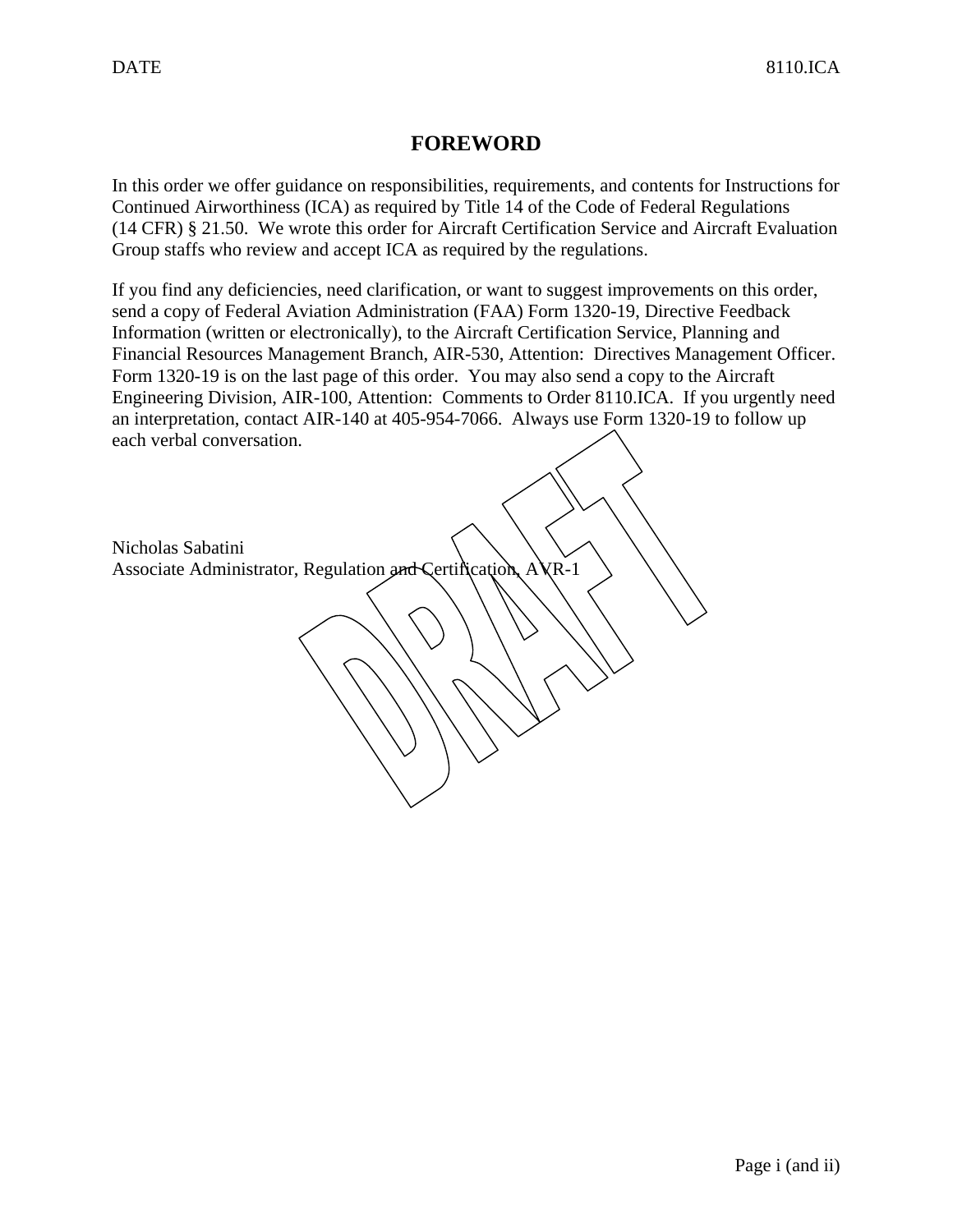# FOREWORD

In this order we offer guidance on responsibilities, requirements, and contents for Instructions for Continued Airworthiness (ICA) as required by Title 14 of the Code of Federal Regulations (14 CFR) § 21.50. We wrote this order for Aircraft Certification Service and Aircraft Evaluation Group staffs who review and accept ICA as required by the regulations.

If you find any deficiencies, need clarification, or want to suggest improvements on this order, send a copy of Federal Aviation Administration (FAA) Form 1320-19, Directive Feedback Information (written or electronically), to the Aircraft Certification Service, Planning and Financial Resources Management Branch, AIR-530, Attention: Directives Management Officer. Form 1320-19 is on the last page of this order. You may also send a copy to the Aircraft Engineering Division, AIR-100, Attention: Comments to Order 8110.ICA. If you urgently need an interpretation, contact AIR-140 at 405-954-7066. Always use Form 1320-19 to follow up each verbal conversation.

Nicholas Sabatini
Associate Administrator, Regulation and Certification, AVR-1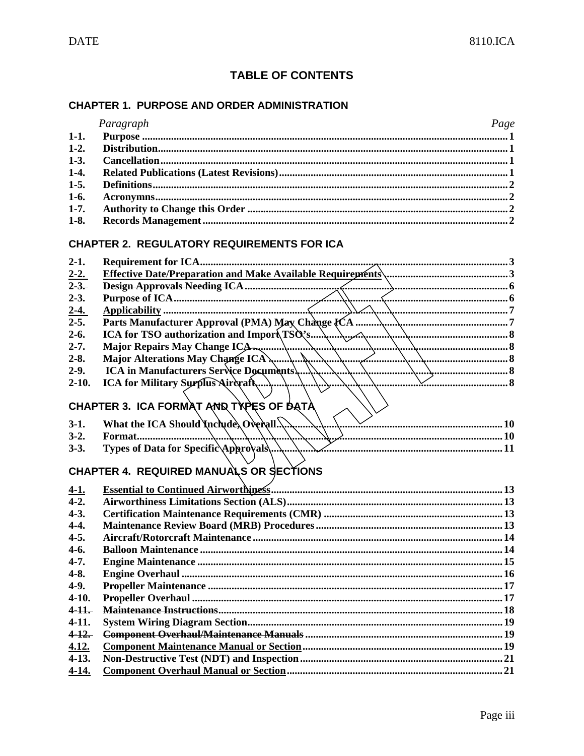# TABLE OF CONTENTS

## CHAPTER 1. PURPOSE AND ORDER ADMINISTRATION

| *Paragraph* | | *Page* |
|---|---|---|
| **1-1.** | **Purpose** | **1** |
| **1-2.** | **Distribution** | **1** |
| **1-3.** | **Cancellation** | **1** |
| **1-4.** | **Related Publications (Latest Revisions)** | **1** |
| **1-5.** | **Definitions** | **2** |
| **1-6.** | **Acronymns** | **2** |
| **1-7.** | **Authority to Change this Order** | **2** |
| **1-8.** | **Records Management** | **2** |

## CHAPTER 2. REGULATORY REQUIREMENTS FOR ICA

| | | |
|---|---|---|
| **2-1.** | **Requirement for ICA** | **3** |
| **2-2.** | **Effective Date/Preparation and Make Available Requirements** | **3** |
| ~~**2-3.**~~ | ~~**Design Approvals Needing ICA**~~ | **6** |
| **2-3.** | **Purpose of ICA** | **6** |
| **2-4.** | **Applicability** | **7** |
| **2-5.** | **Parts Manufacturer Approval (PMA) May Change ICA** | **7** |
| **2-6.** | **ICA for TSO authorization and Import TSO's** | **8** |
| **2-7.** | **Major Repairs May Change ICA** | **8** |
| **2-8.** | **Major Alterations May Change ICA** | **8** |
| **2-9.** | **ICA in Manufacturers Service Documents** | **8** |
| **2-10.** | **ICA for Military Surplus Aircraft** | **8** |

## CHAPTER 3. ICA FORMAT AND TYPES OF DATA

| | | |
|---|---|---|
| **3-1.** | **What the ICA Should Include, Overall** | **10** |
| **3-2.** | **Format** | **10** |
| **3-3.** | **Types of Data for Specific Approvals** | **11** |

## CHAPTER 4. REQUIRED MANUALS OR SECTIONS

| | | |
|---|---|---|
| **4-1.** | **Essential to Continued Airworthiness** | **13** |
| **4-2.** | **Airworthiness Limitations Section (ALS)** | **13** |
| **4-3.** | **Certification Maintenance Requirements (CMR)** | **13** |
| **4-4.** | **Maintenance Review Board (MRB) Procedures** | **13** |
| **4-5.** | **Aircraft/Rotorcraft Maintenance** | **14** |
| **4-6.** | **Balloon Maintenance** | **14** |
| **4-7.** | **Engine Maintenance** | **15** |
| **4-8.** | **Engine Overhaul** | **16** |
| **4-9.** | **Propeller Maintenance** | **17** |
| **4-10.** | **Propeller Overhaul** | **17** |
| ~~**4-11.**~~ | ~~**Maintenance Instructions**~~ | **18** |
| **4-11.** | **System Wiring Diagram Section** | **19** |
| ~~**4-12.**~~ | ~~**Component Overhaul/Maintenance Manuals**~~ | **19** |
| **4.12.** | **Component Maintenance Manual or Section** | **19** |
| **4-13.** | **Non-Destructive Test (NDT) and Inspection** | **21** |
| **4-14.** | **Component Overhaul Manual or Section** | **21** |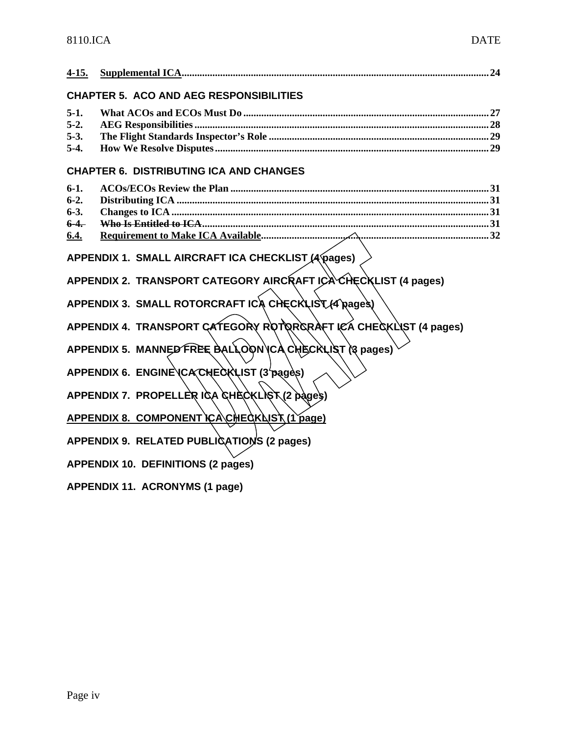<u>4-15.</u> <u>Supplemental ICA</u>........................................................................................................................24

## CHAPTER 5. ACO AND AEG RESPONSIBILITIES

5-1. What ACOs and ECOs Must Do ................................................................................................27
5-2. AEG Responsibilities ..................................................................................................................28
5-3. The Flight Standards Inspector's Role .....................................................................................29
5-4. How We Resolve Disputes..........................................................................................................29

## CHAPTER 6. DISTRIBUTING ICA AND CHANGES

6-1. ACOs/ECOs Review the Plan ....................................................................................................31
6-2. Distributing ICA .........................................................................................................................31
6-3. Changes to ICA ...........................................................................................................................31
~~6-4. Who Is Entitled to ICA~~................................................................................................................31
<u>6.4.</u> <u>Requirement to Make ICA Available</u>........................................................................................32

**APPENDIX 1. SMALL AIRCRAFT ICA CHECKLIST (4 pages)**

**APPENDIX 2. TRANSPORT CATEGORY AIRCRAFT ICA CHECKLIST (4 pages)**

**APPENDIX 3. SMALL ROTORCRAFT ICA CHECKLIST (4 pages)**

**APPENDIX 4. TRANSPORT CATEGORY ROTORCRAFT ICA CHECKLIST (4 pages)**

**APPENDIX 5. MANNED FREE BALLOON ICA CHECKLIST (3 pages)**

**APPENDIX 6. ENGINE ICA CHECKLIST (3 pages)**

**APPENDIX 7. PROPELLER ICA CHECKLIST (2 pages)**

**<u>APPENDIX 8. COMPONENT ICA CHECKLIST (1 page)</u>**

**APPENDIX 9. RELATED PUBLICATIONS (2 pages)**

**APPENDIX 10. DEFINITIONS (2 pages)**

**APPENDIX 11. ACRONYMS (1 page)**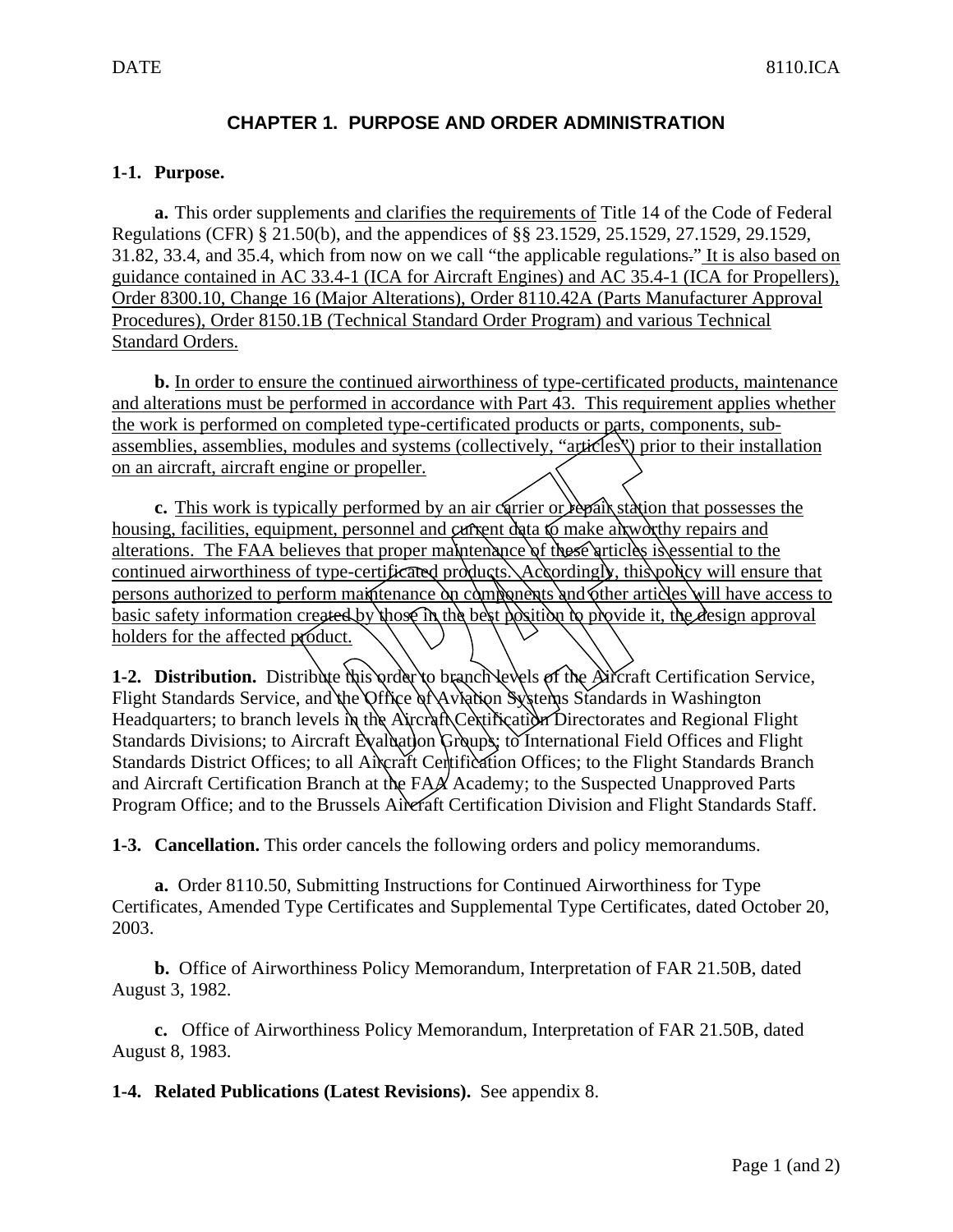# CHAPTER 1. PURPOSE AND ORDER ADMINISTRATION

**1-1. Purpose.**

**a.** This order supplements and clarifies the requirements of Title 14 of the Code of Federal Regulations (CFR) § 21.50(b), and the appendices of §§ 23.1529, 25.1529, 27.1529, 29.1529, 31.82, 33.4, and 35.4, which from now on we call "the applicable regulations." It is also based on guidance contained in AC 33.4-1 (ICA for Aircraft Engines) and AC 35.4-1 (ICA for Propellers), Order 8300.10, Change 16 (Major Alterations), Order 8110.42A (Parts Manufacturer Approval Procedures), Order 8150.1B (Technical Standard Order Program) and various Technical Standard Orders.

**b.** In order to ensure the continued airworthiness of type-certificated products, maintenance and alterations must be performed in accordance with Part 43. This requirement applies whether the work is performed on completed type-certificated products or parts, components, sub-assemblies, assemblies, modules and systems (collectively, "articles") prior to their installation on an aircraft, aircraft engine or propeller.

**c.** This work is typically performed by an air carrier or repair station that possesses the housing, facilities, equipment, personnel and current data to make airworthy repairs and alterations. The FAA believes that proper maintenance of these articles is essential to the continued airworthiness of type-certificated products. Accordingly, this policy will ensure that persons authorized to perform maintenance on components and other articles will have access to basic safety information created by those in the best position to provide it, the design approval holders for the affected product.

**1-2. Distribution.** Distribute this order to branch levels of the Aircraft Certification Service, Flight Standards Service, and the Office of Aviation Systems Standards in Washington Headquarters; to branch levels in the Aircraft Certification Directorates and Regional Flight Standards Divisions; to Aircraft Evaluation Groups; to International Field Offices and Flight Standards District Offices; to all Aircraft Certification Offices; to the Flight Standards Branch and Aircraft Certification Branch at the FAA Academy; to the Suspected Unapproved Parts Program Office; and to the Brussels Aircraft Certification Division and Flight Standards Staff.

**1-3. Cancellation.** This order cancels the following orders and policy memorandums.

**a.** Order 8110.50, Submitting Instructions for Continued Airworthiness for Type Certificates, Amended Type Certificates and Supplemental Type Certificates, dated October 20, 2003.

**b.** Office of Airworthiness Policy Memorandum, Interpretation of FAR 21.50B, dated August 3, 1982.

**c.** Office of Airworthiness Policy Memorandum, Interpretation of FAR 21.50B, dated August 8, 1983.

**1-4. Related Publications (Latest Revisions).** See appendix 8.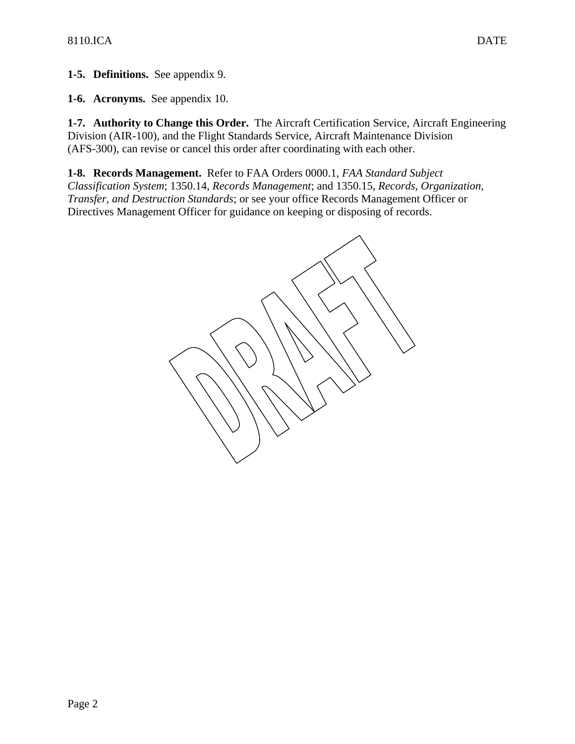**1-5. Definitions.** See appendix 9.

**1-6. Acronyms.** See appendix 10.

**1-7. Authority to Change this Order.** The Aircraft Certification Service, Aircraft Engineering Division (AIR-100), and the Flight Standards Service, Aircraft Maintenance Division (AFS-300), can revise or cancel this order after coordinating with each other.

**1-8. Records Management.** Refer to FAA Orders 0000.1, *FAA Standard Subject Classification System*; 1350.14, *Records Management*; and 1350.15, *Records, Organization, Transfer, and Destruction Standards*; or see your office Records Management Officer or Directives Management Officer for guidance on keeping or disposing of records.

DRAFT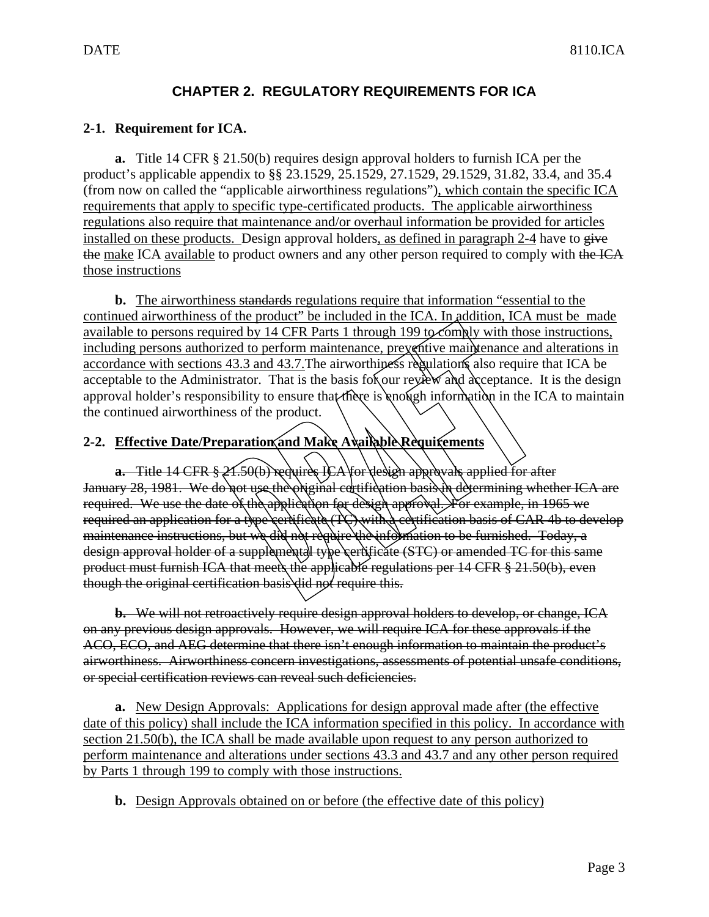# CHAPTER 2. REGULATORY REQUIREMENTS FOR ICA

## 2-1. Requirement for ICA.

**a.** Title 14 CFR § 21.50(b) requires design approval holders to furnish ICA per the product's applicable appendix to §§ 23.1529, 25.1529, 27.1529, 29.1529, 31.82, 33.4, and 35.4 (from now on called the "applicable airworthiness regulations"), which contain the specific ICA requirements that apply to specific type-certificated products. The applicable airworthiness regulations also require that maintenance and/or overhaul information be provided for articles installed on these products. Design approval holders, as defined in paragraph 2-4 have to ~~give the~~ make ICA available to product owners and any other person required to comply with ~~the ICA~~ those instructions

**b.** The airworthiness ~~standards~~ regulations require that information "essential to the continued airworthiness of the product" be included in the ICA. In addition, ICA must be made available to persons required by 14 CFR Parts 1 through 199 to comply with those instructions, including persons authorized to perform maintenance, preventive maintenance and alterations in accordance with sections 43.3 and 43.7.The airworthiness regulations also require that ICA be acceptable to the Administrator. That is the basis for our review and acceptance. It is the design approval holder's responsibility to ensure that there is enough information in the ICA to maintain the continued airworthiness of the product.

## 2-2. Effective Date/Preparation and Make Available Requirements

~~**a.** Title 14 CFR § 21.50(b) requires ICA for design approvals applied for after January 28, 1981. We do not use the original certification basis in determining whether ICA are required. We use the date of the application for design approval. For example, in 1965 we required an application for a type certificate (TC) with a certification basis of CAR 4b to develop maintenance instructions, but we did not require the information to be furnished. Today, a design approval holder of a supplemental type certificate (STC) or amended TC for this same product must furnish ICA that meets the applicable regulations per 14 CFR § 21.50(b), even though the original certification basis did not require this.~~

~~**b.** We will not retroactively require design approval holders to develop, or change, ICA on any previous design approvals. However, we will require ICA for these approvals if the ACO, ECO, and AEG determine that there isn't enough information to maintain the product's airworthiness. Airworthiness concern investigations, assessments of potential unsafe conditions, or special certification reviews can reveal such deficiencies.~~

**a.** New Design Approvals: Applications for design approval made after (the effective date of this policy) shall include the ICA information specified in this policy. In accordance with section 21.50(b), the ICA shall be made available upon request to any person authorized to perform maintenance and alterations under sections 43.3 and 43.7 and any other person required by Parts 1 through 199 to comply with those instructions.

**b.** Design Approvals obtained on or before (the effective date of this policy)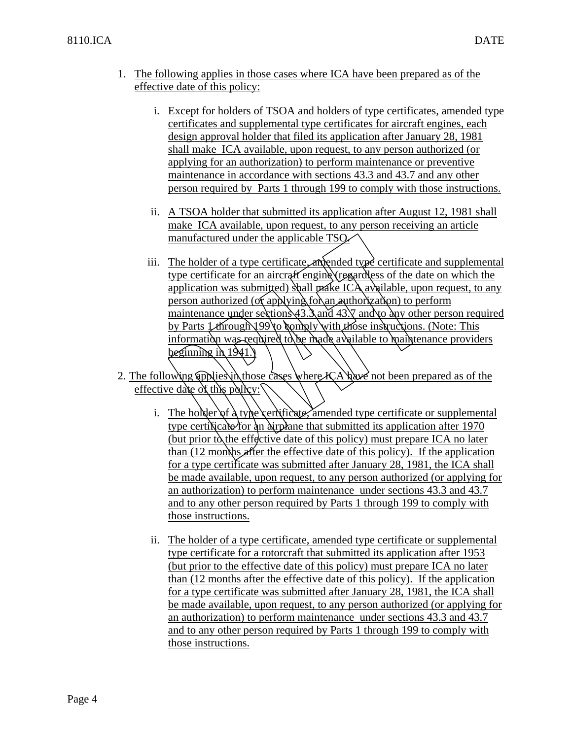1. The following applies in those cases where ICA have been prepared as of the effective date of this policy:

    i. Except for holders of TSOA and holders of type certificates, amended type certificates and supplemental type certificates for aircraft engines, each design approval holder that filed its application after January 28, 1981 shall make ICA available, upon request, to any person authorized (or applying for an authorization) to perform maintenance or preventive maintenance in accordance with sections 43.3 and 43.7 and any other person required by Parts 1 through 199 to comply with those instructions.

    ii. A TSOA holder that submitted its application after August 12, 1981 shall make ICA available, upon request, to any person receiving an article manufactured under the applicable TSO.

    iii. The holder of a type certificate, amended type certificate and supplemental type certificate for an aircraft engine (regardless of the date on which the application was submitted) shall make ICA available, upon request, to any person authorized (or applying for an authorization) to perform maintenance under sections 43.3 and 43.7 and to any other person required by Parts 1 through 199 to comply with those instructions. (Note: This information was required to be made available to maintenance providers beginning in 1941.)

2. The following applies in those cases where ICA have not been prepared as of the effective date of this policy:

    i. The holder of a type certificate, amended type certificate or supplemental type certificate for an airplane that submitted its application after 1970 (but prior to the effective date of this policy) must prepare ICA no later than (12 months after the effective date of this policy). If the application for a type certificate was submitted after January 28, 1981, the ICA shall be made available, upon request, to any person authorized (or applying for an authorization) to perform maintenance under sections 43.3 and 43.7 and to any other person required by Parts 1 through 199 to comply with those instructions.

    ii. The holder of a type certificate, amended type certificate or supplemental type certificate for a rotorcraft that submitted its application after 1953 (but prior to the effective date of this policy) must prepare ICA no later than (12 months after the effective date of this policy). If the application for a type certificate was submitted after January 28, 1981, the ICA shall be made available, upon request, to any person authorized (or applying for an authorization) to perform maintenance under sections 43.3 and 43.7 and to any other person required by Parts 1 through 199 to comply with those instructions.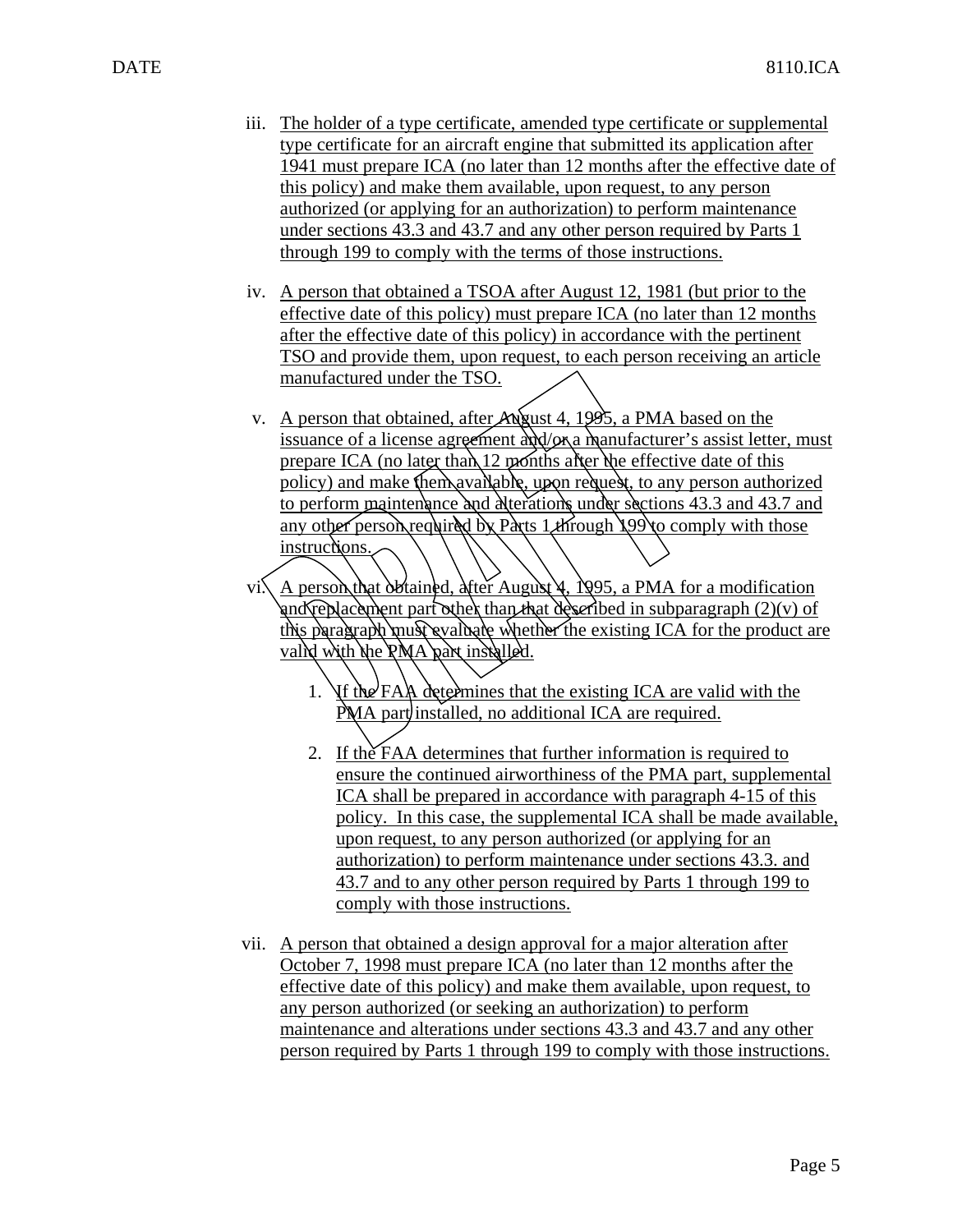iii. The holder of a type certificate, amended type certificate or supplemental type certificate for an aircraft engine that submitted its application after 1941 must prepare ICA (no later than 12 months after the effective date of this policy) and make them available, upon request, to any person authorized (or applying for an authorization) to perform maintenance under sections 43.3 and 43.7 and any other person required by Parts 1 through 199 to comply with the terms of those instructions.

iv. A person that obtained a TSOA after August 12, 1981 (but prior to the effective date of this policy) must prepare ICA (no later than 12 months after the effective date of this policy) in accordance with the pertinent TSO and provide them, upon request, to each person receiving an article manufactured under the TSO.

v. A person that obtained, after August 4, 1995, a PMA based on the issuance of a license agreement and/or a manufacturer's assist letter, must prepare ICA (no later than 12 months after the effective date of this policy) and make them available, upon request, to any person authorized to perform maintenance and alterations under sections 43.3 and 43.7 and any other person required by Parts 1 through 199 to comply with those instructions.

vi. A person that obtained, after August 4, 1995, a PMA for a modification and replacement part other than that described in subparagraph (2)(v) of this paragraph must evaluate whether the existing ICA for the product are valid with the PMA part installed.

   1. If the FAA determines that the existing ICA are valid with the PMA part installed, no additional ICA are required.

   2. If the FAA determines that further information is required to ensure the continued airworthiness of the PMA part, supplemental ICA shall be prepared in accordance with paragraph 4-15 of this policy. In this case, the supplemental ICA shall be made available, upon request, to any person authorized (or applying for an authorization) to perform maintenance under sections 43.3. and 43.7 and to any other person required by Parts 1 through 199 to comply with those instructions.

vii. A person that obtained a design approval for a major alteration after October 7, 1998 must prepare ICA (no later than 12 months after the effective date of this policy) and make them available, upon request, to any person authorized (or seeking an authorization) to perform maintenance and alterations under sections 43.3 and 43.7 and any other person required by Parts 1 through 199 to comply with those instructions.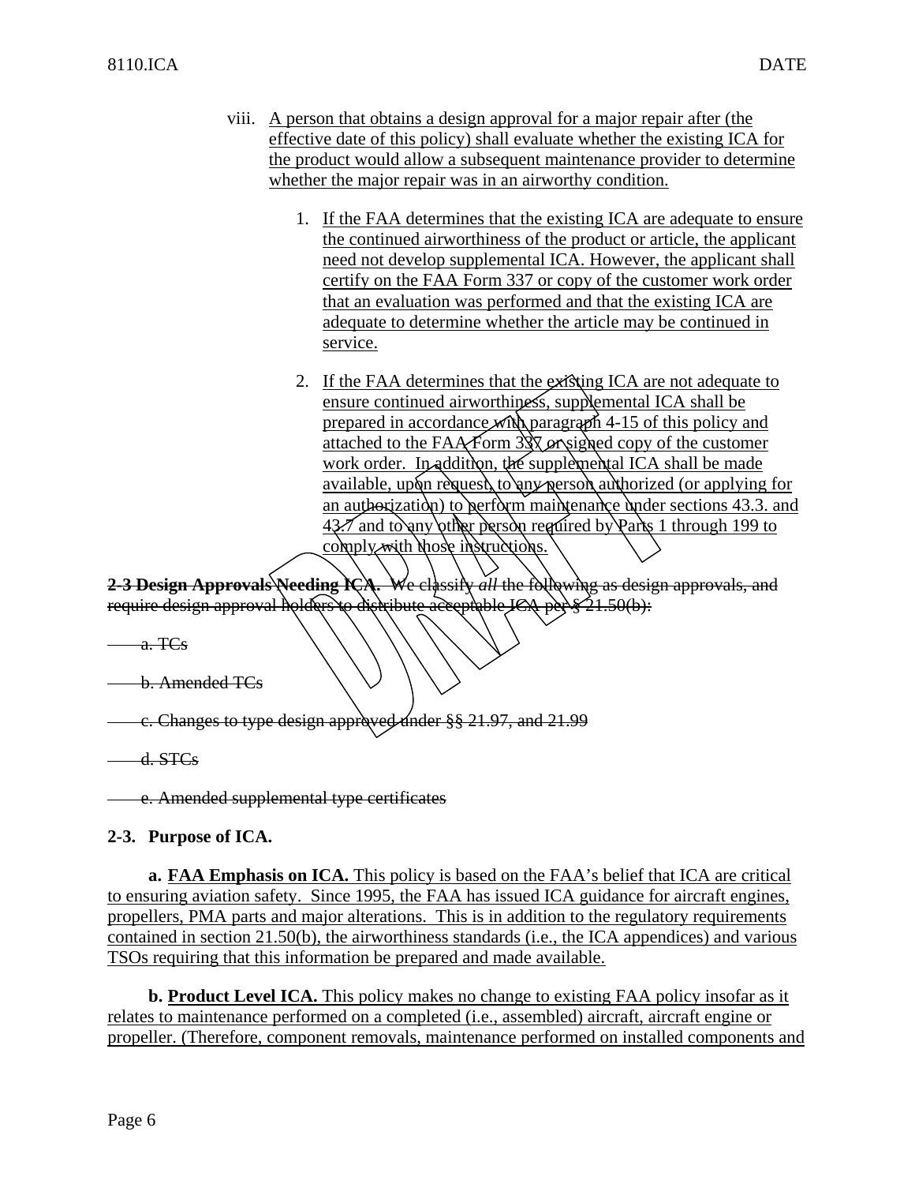viii. A person that obtains a design approval for a major repair after (the effective date of this policy) shall evaluate whether the existing ICA for the product would allow a subsequent maintenance provider to determine whether the major repair was in an airworthy condition.

1. If the FAA determines that the existing ICA are adequate to ensure the continued airworthiness of the product or article, the applicant need not develop supplemental ICA. However, the applicant shall certify on the FAA Form 337 or copy of the customer work order that an evaluation was performed and that the existing ICA are adequate to determine whether the article may be continued in service.

2. If the FAA determines that the existing ICA are not adequate to ensure continued airworthiness, supplemental ICA shall be prepared in accordance with paragraph 4-15 of this policy and attached to the FAA Form 337 or signed copy of the customer work order. In addition, the supplemental ICA shall be made available, upon request, to any person authorized (or applying for an authorization) to perform maintenance under sections 43.3. and 43.7 and to any other person required by Parts 1 through 199 to comply with those instructions.

~~**2-3 Design Approvals Needing ICA.** We classify *all* the following as design approvals, and require design approval holders to distribute acceptable ICA per § 21.50(b):~~

~~a. TCs~~

~~b. Amended TCs~~

~~c. Changes to type design approved under §§ 21.97, and 21.99~~

~~d. STCs~~

~~e. Amended supplemental type certificates~~

**2-3. Purpose of ICA.**

**a. FAA Emphasis on ICA.** This policy is based on the FAA's belief that ICA are critical to ensuring aviation safety. Since 1995, the FAA has issued ICA guidance for aircraft engines, propellers, PMA parts and major alterations. This is in addition to the regulatory requirements contained in section 21.50(b), the airworthiness standards (i.e., the ICA appendices) and various TSOs requiring that this information be prepared and made available.

**b. Product Level ICA.** This policy makes no change to existing FAA policy insofar as it relates to maintenance performed on a completed (i.e., assembled) aircraft, aircraft engine or propeller. (Therefore, component removals, maintenance performed on installed components and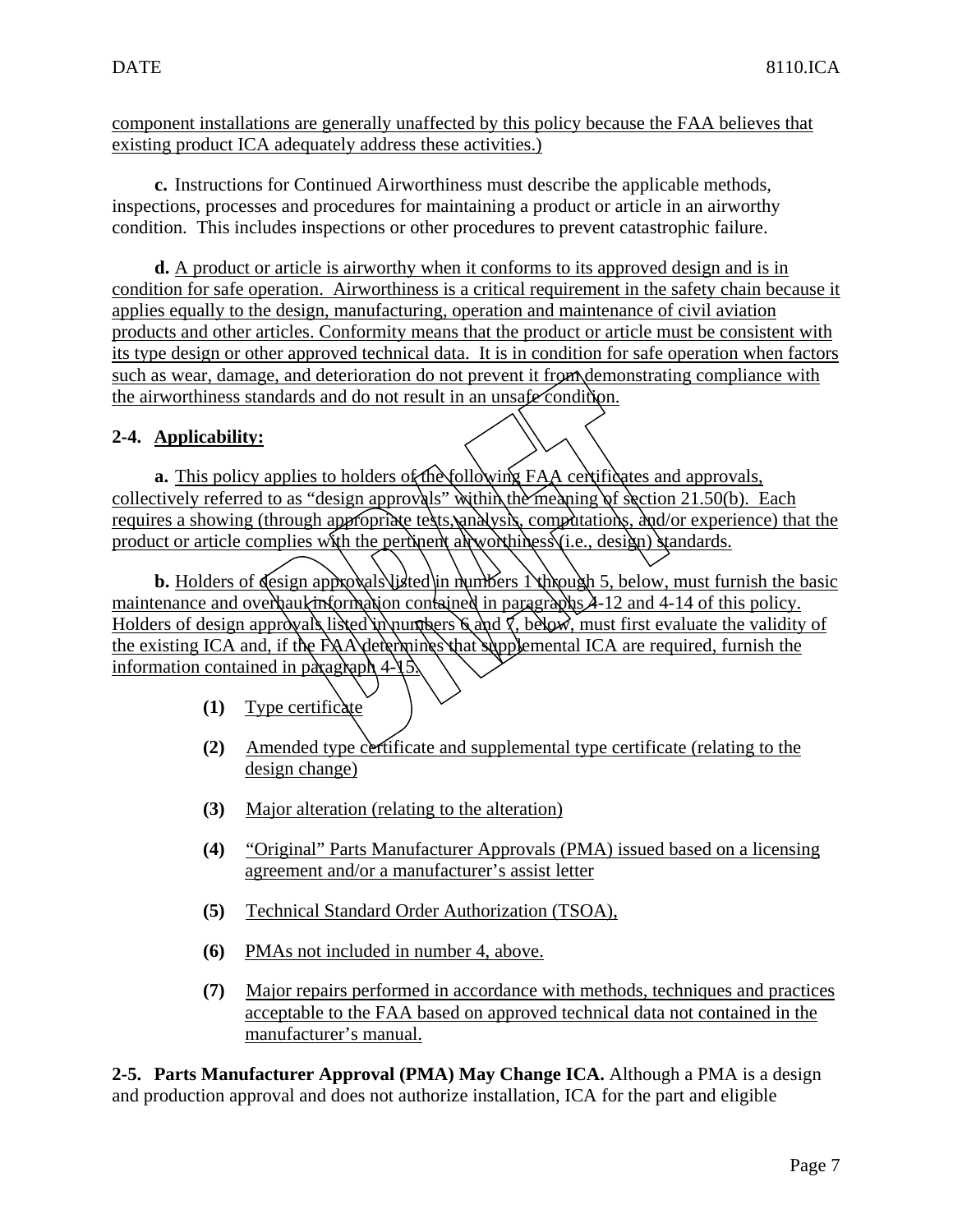component installations are generally unaffected by this policy because the FAA believes that existing product ICA adequately address these activities.)

**c.** Instructions for Continued Airworthiness must describe the applicable methods, inspections, processes and procedures for maintaining a product or article in an airworthy condition. This includes inspections or other procedures to prevent catastrophic failure.

**d.** A product or article is airworthy when it conforms to its approved design and is in condition for safe operation. Airworthiness is a critical requirement in the safety chain because it applies equally to the design, manufacturing, operation and maintenance of civil aviation products and other articles. Conformity means that the product or article must be consistent with its type design or other approved technical data. It is in condition for safe operation when factors such as wear, damage, and deterioration do not prevent it from demonstrating compliance with the airworthiness standards and do not result in an unsafe condition.

## 2-4. Applicability:

**a.** This policy applies to holders of the following FAA certificates and approvals, collectively referred to as "design approvals" within the meaning of section 21.50(b). Each requires a showing (through appropriate tests, analysis, computations, and/or experience) that the product or article complies with the pertinent airworthiness (i.e., design) standards.

**b.** Holders of design approvals listed in numbers 1 through 5, below, must furnish the basic maintenance and overhaul information contained in paragraphs 4-12 and 4-14 of this policy. Holders of design approvals listed in numbers 6 and 7, below, must first evaluate the validity of the existing ICA and, if the FAA determines that supplemental ICA are required, furnish the information contained in paragraph 4-15.

**(1)** Type certificate

**(2)** Amended type certificate and supplemental type certificate (relating to the design change)

**(3)** Major alteration (relating to the alteration)

**(4)** "Original" Parts Manufacturer Approvals (PMA) issued based on a licensing agreement and/or a manufacturer's assist letter

**(5)** Technical Standard Order Authorization (TSOA),

**(6)** PMAs not included in number 4, above.

**(7)** Major repairs performed in accordance with methods, techniques and practices acceptable to the FAA based on approved technical data not contained in the manufacturer's manual.

**2-5. Parts Manufacturer Approval (PMA) May Change ICA.** Although a PMA is a design and production approval and does not authorize installation, ICA for the part and eligible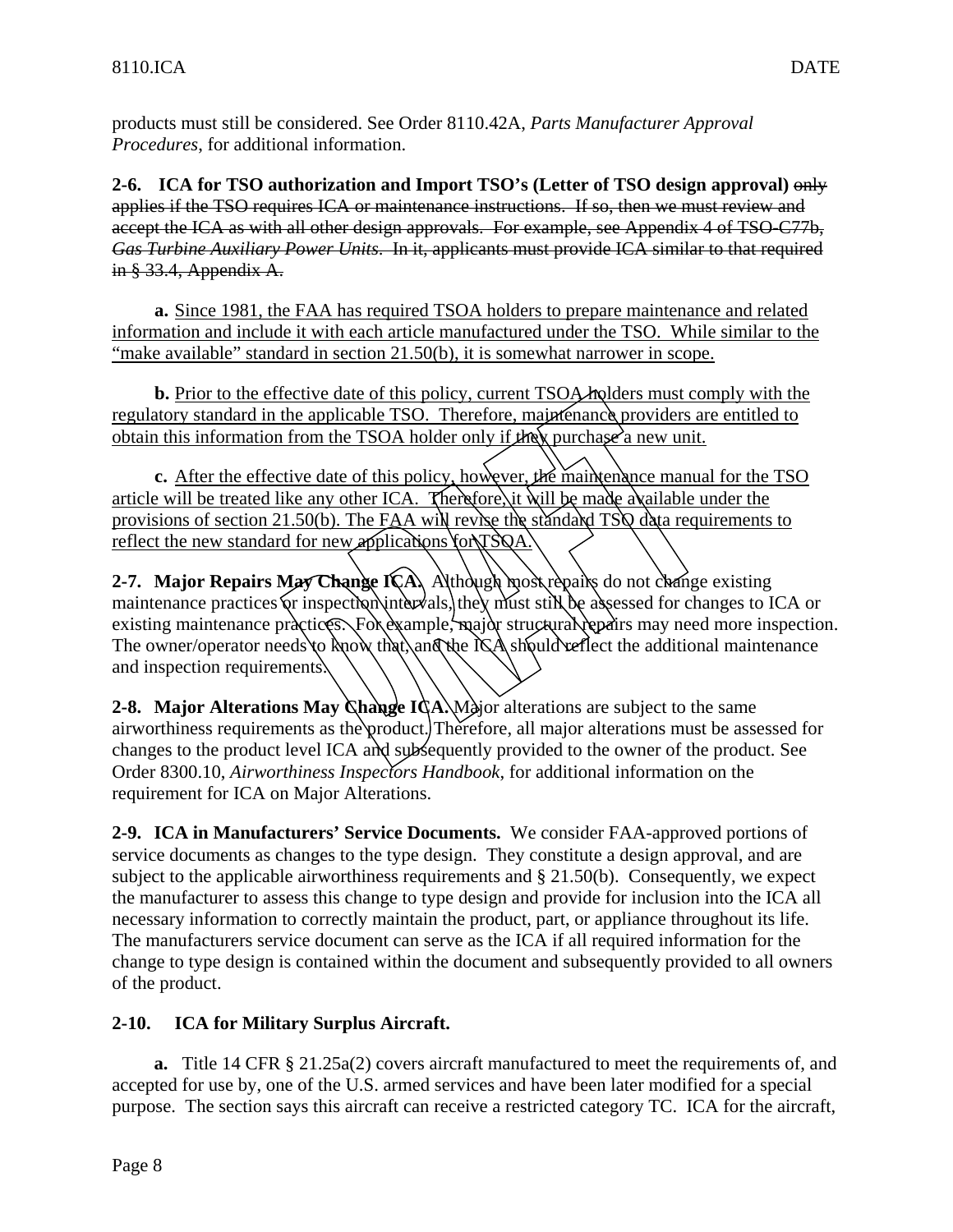products must still be considered. See Order 8110.42A, *Parts Manufacturer Approval Procedures*, for additional information.

**2-6. ICA for TSO authorization and Import TSO's (Letter of TSO design approval)** ~~only applies if the TSO requires ICA or maintenance instructions. If so, then we must review and accept the ICA as with all other design approvals. For example, see Appendix 4 of TSO-C77b, *Gas Turbine Auxiliary Power Units*. In it, applicants must provide ICA similar to that required in § 33.4, Appendix A.~~

**a.** <u>Since 1981, the FAA has required TSOA holders to prepare maintenance and related information and include it with each article manufactured under the TSO. While similar to the "make available" standard in section 21.50(b), it is somewhat narrower in scope.</u>

**b.** <u>Prior to the effective date of this policy, current TSOA holders must comply with the regulatory standard in the applicable TSO. Therefore, maintenance providers are entitled to obtain this information from the TSOA holder only if they purchase a new unit.</u>

**c.** <u>After the effective date of this policy, however, the maintenance manual for the TSO article will be treated like any other ICA. Therefore, it will be made available under the provisions of section 21.50(b). The FAA will revise the standard TSO data requirements to reflect the new standard for new applications for TSOA.</u>

**2-7. Major Repairs May Change ICA.** Although most repairs do not change existing maintenance practices or inspection intervals, they must still be assessed for changes to ICA or existing maintenance practices. For example, major structural repairs may need more inspection. The owner/operator needs to know that, and the ICA should reflect the additional maintenance and inspection requirements.

**2-8. Major Alterations May Change ICA.** Major alterations are subject to the same airworthiness requirements as the product. Therefore, all major alterations must be assessed for changes to the product level ICA and subsequently provided to the owner of the product. See Order 8300.10, *Airworthiness Inspectors Handbook*, for additional information on the requirement for ICA on Major Alterations.

**2-9. ICA in Manufacturers' Service Documents.** We consider FAA-approved portions of service documents as changes to the type design. They constitute a design approval, and are subject to the applicable airworthiness requirements and § 21.50(b). Consequently, we expect the manufacturer to assess this change to type design and provide for inclusion into the ICA all necessary information to correctly maintain the product, part, or appliance throughout its life. The manufacturers service document can serve as the ICA if all required information for the change to type design is contained within the document and subsequently provided to all owners of the product.

**2-10. ICA for Military Surplus Aircraft.**

**a.** Title 14 CFR § 21.25a(2) covers aircraft manufactured to meet the requirements of, and accepted for use by, one of the U.S. armed services and have been later modified for a special purpose. The section says this aircraft can receive a restricted category TC. ICA for the aircraft,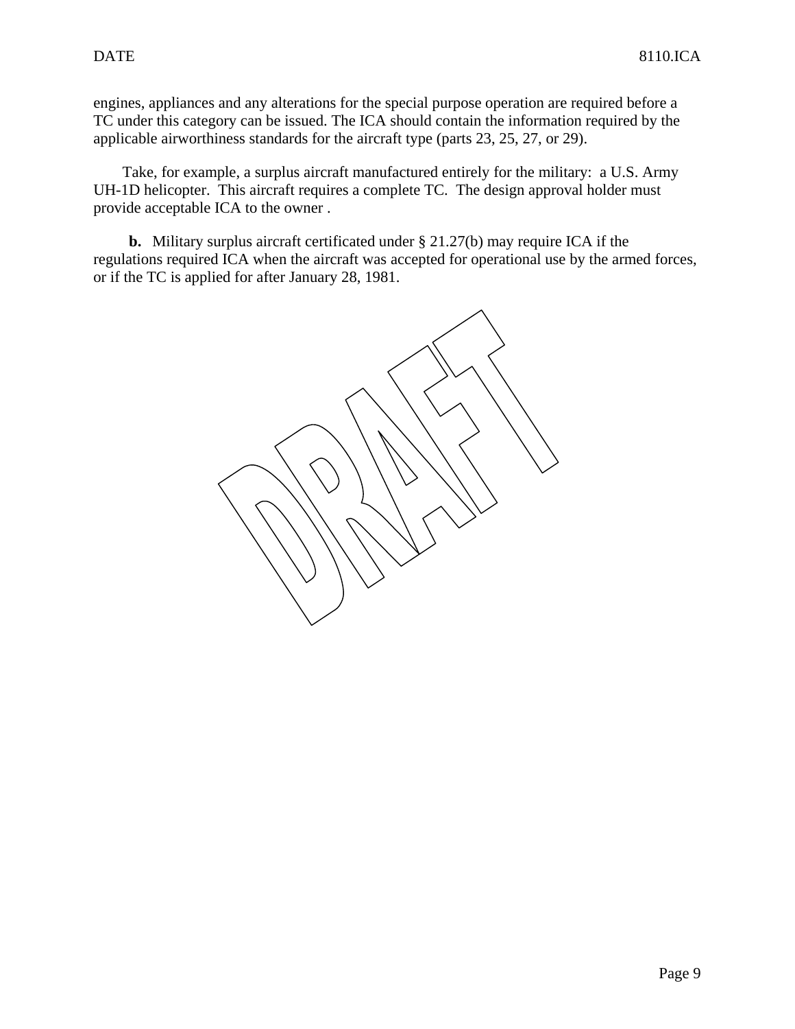engines, appliances and any alterations for the special purpose operation are required before a TC under this category can be issued. The ICA should contain the information required by the applicable airworthiness standards for the aircraft type (parts 23, 25, 27, or 29).

Take, for example, a surplus aircraft manufactured entirely for the military: a U.S. Army UH-1D helicopter. This aircraft requires a complete TC. The design approval holder must provide acceptable ICA to the owner .

**b.** Military surplus aircraft certificated under § 21.27(b) may require ICA if the regulations required ICA when the aircraft was accepted for operational use by the armed forces, or if the TC is applied for after January 28, 1981.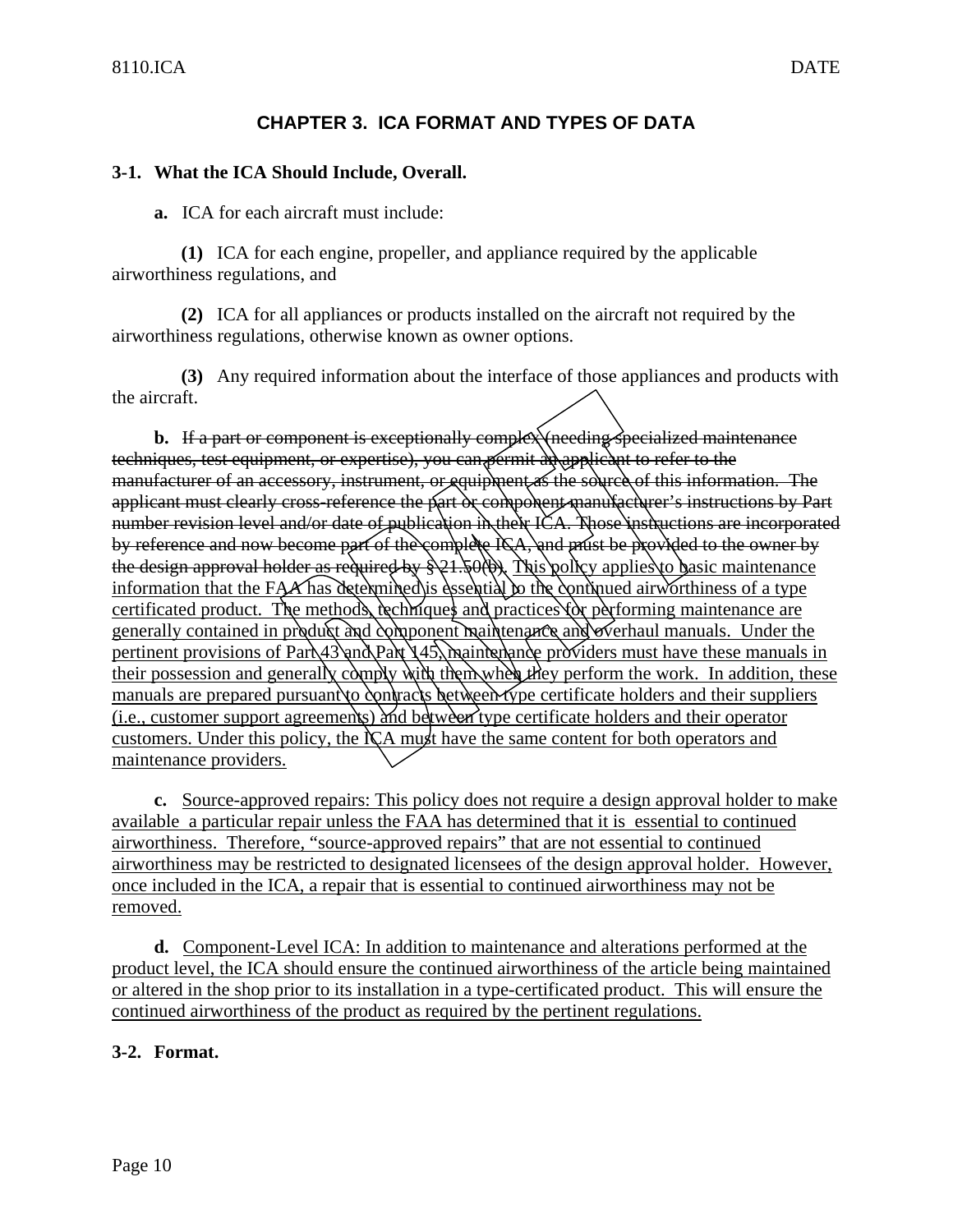## CHAPTER 3. ICA FORMAT AND TYPES OF DATA

### 3-1. What the ICA Should Include, Overall.

**a.** ICA for each aircraft must include:

**(1)** ICA for each engine, propeller, and appliance required by the applicable airworthiness regulations, and

**(2)** ICA for all appliances or products installed on the aircraft not required by the airworthiness regulations, otherwise known as owner options.

**(3)** Any required information about the interface of those appliances and products with the aircraft.

**b.** ~~If a part or component is exceptionally complex (needing specialized maintenance techniques, test equipment, or expertise), you can permit an applicant to refer to the manufacturer of an accessory, instrument, or equipment as the source of this information. The applicant must clearly cross-reference the part or component manufacturer's instructions by Part number revision level and/or date of publication in their ICA. Those instructions are incorporated by reference and now become part of the complete ICA, and must be provided to the owner by the design approval holder as required by § 21.50(b).~~ <u>This policy applies to basic maintenance information that the FAA has determined is essential to the continued airworthiness of a type certificated product. The methods, techniques and practices for performing maintenance are generally contained in product and component maintenance and overhaul manuals. Under the pertinent provisions of Part 43 and Part 145, maintenance providers must have these manuals in their possession and generally comply with them when they perform the work. In addition, these manuals are prepared pursuant to contracts between type certificate holders and their suppliers (i.e., customer support agreements) and between type certificate holders and their operator customers. Under this policy, the ICA must have the same content for both operators and maintenance providers.</u>

**c.** <u>Source-approved repairs: This policy does not require a design approval holder to make available a particular repair unless the FAA has determined that it is essential to continued airworthiness. Therefore, "source-approved repairs" that are not essential to continued airworthiness may be restricted to designated licensees of the design approval holder. However, once included in the ICA, a repair that is essential to continued airworthiness may not be removed.</u>

**d.** <u>Component-Level ICA: In addition to maintenance and alterations performed at the product level, the ICA should ensure the continued airworthiness of the article being maintained or altered in the shop prior to its installation in a type-certificated product. This will ensure the continued airworthiness of the product as required by the pertinent regulations.</u>

### 3-2. Format.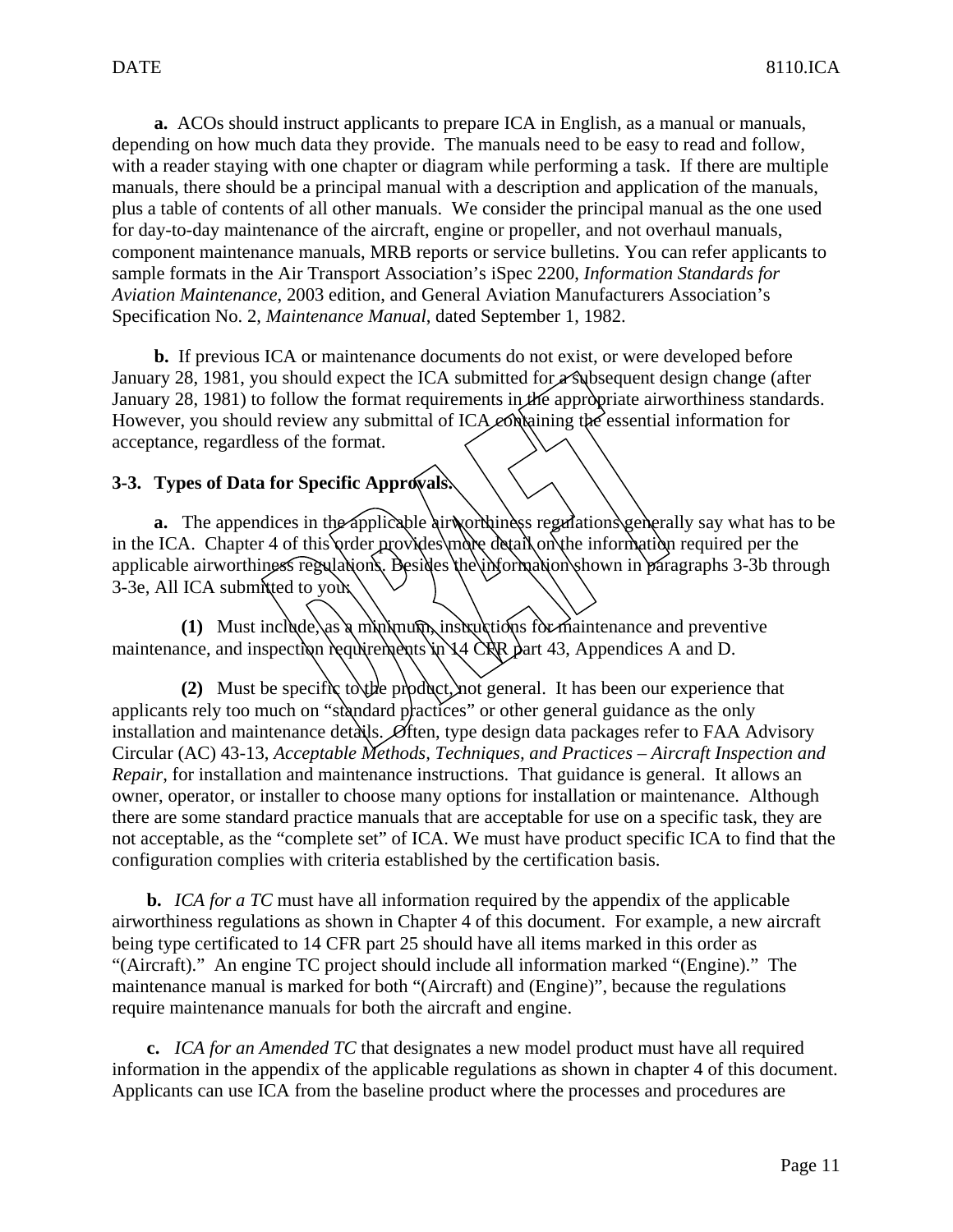**a.** ACOs should instruct applicants to prepare ICA in English, as a manual or manuals, depending on how much data they provide. The manuals need to be easy to read and follow, with a reader staying with one chapter or diagram while performing a task. If there are multiple manuals, there should be a principal manual with a description and application of the manuals, plus a table of contents of all other manuals. We consider the principal manual as the one used for day-to-day maintenance of the aircraft, engine or propeller, and not overhaul manuals, component maintenance manuals, MRB reports or service bulletins. You can refer applicants to sample formats in the Air Transport Association's iSpec 2200, *Information Standards for Aviation Maintenance*, 2003 edition, and General Aviation Manufacturers Association's Specification No. 2, *Maintenance Manual*, dated September 1, 1982.

**b.** If previous ICA or maintenance documents do not exist, or were developed before January 28, 1981, you should expect the ICA submitted for a subsequent design change (after January 28, 1981) to follow the format requirements in the appropriate airworthiness standards. However, you should review any submittal of ICA containing the essential information for acceptance, regardless of the format.

### 3-3. Types of Data for Specific Approvals.

**a.** The appendices in the applicable airworthiness regulations generally say what has to be in the ICA. Chapter 4 of this order provides more detail on the information required per the applicable airworthiness regulations. Besides the information shown in paragraphs 3-3b through 3-3e, All ICA submitted to you:

**(1)** Must include, as a minimum, instructions for maintenance and preventive maintenance, and inspection requirements in 14 CFR part 43, Appendices A and D.

**(2)** Must be specific to the product, not general. It has been our experience that applicants rely too much on "standard practices" or other general guidance as the only installation and maintenance details. Often, type design data packages refer to FAA Advisory Circular (AC) 43-13, *Acceptable Methods, Techniques, and Practices – Aircraft Inspection and Repair*, for installation and maintenance instructions. That guidance is general. It allows an owner, operator, or installer to choose many options for installation or maintenance. Although there are some standard practice manuals that are acceptable for use on a specific task, they are not acceptable, as the "complete set" of ICA. We must have product specific ICA to find that the configuration complies with criteria established by the certification basis.

**b.** *ICA for a TC* must have all information required by the appendix of the applicable airworthiness regulations as shown in Chapter 4 of this document. For example, a new aircraft being type certificated to 14 CFR part 25 should have all items marked in this order as "(Aircraft)." An engine TC project should include all information marked "(Engine)." The maintenance manual is marked for both "(Aircraft) and (Engine)", because the regulations require maintenance manuals for both the aircraft and engine.

**c.** *ICA for an Amended TC* that designates a new model product must have all required information in the appendix of the applicable regulations as shown in chapter 4 of this document. Applicants can use ICA from the baseline product where the processes and procedures are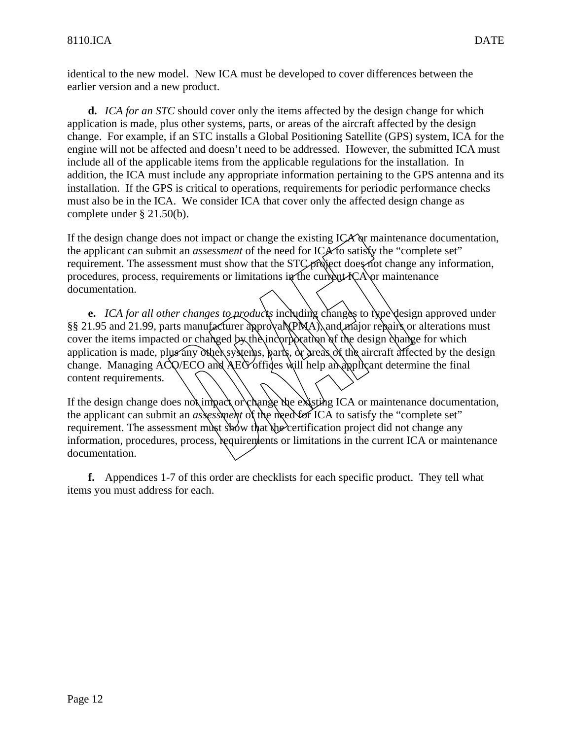identical to the new model. New ICA must be developed to cover differences between the earlier version and a new product.

**d.** *ICA for an STC* should cover only the items affected by the design change for which application is made, plus other systems, parts, or areas of the aircraft affected by the design change. For example, if an STC installs a Global Positioning Satellite (GPS) system, ICA for the engine will not be affected and doesn't need to be addressed. However, the submitted ICA must include all of the applicable items from the applicable regulations for the installation. In addition, the ICA must include any appropriate information pertaining to the GPS antenna and its installation. If the GPS is critical to operations, requirements for periodic performance checks must also be in the ICA. We consider ICA that cover only the affected design change as complete under § 21.50(b).

If the design change does not impact or change the existing ICA or maintenance documentation, the applicant can submit an *assessment* of the need for ICA to satisfy the "complete set" requirement. The assessment must show that the STC project does not change any information, procedures, process, requirements or limitations in the current ICA or maintenance documentation.

**e.** *ICA for all other changes to products* including changes to type design approved under §§ 21.95 and 21.99, parts manufacturer approval (PMA), and major repairs or alterations must cover the items impacted or changed by the incorporation of the design change for which application is made, plus any other systems, parts, or areas of the aircraft affected by the design change. Managing ACO/ECO and AEG offices will help an applicant determine the final content requirements.

If the design change does not impact or change the existing ICA or maintenance documentation, the applicant can submit an *assessment* of the need for ICA to satisfy the "complete set" requirement. The assessment must show that the certification project did not change any information, procedures, process, requirements or limitations in the current ICA or maintenance documentation.

**f.** Appendices 1-7 of this order are checklists for each specific product. They tell what items you must address for each.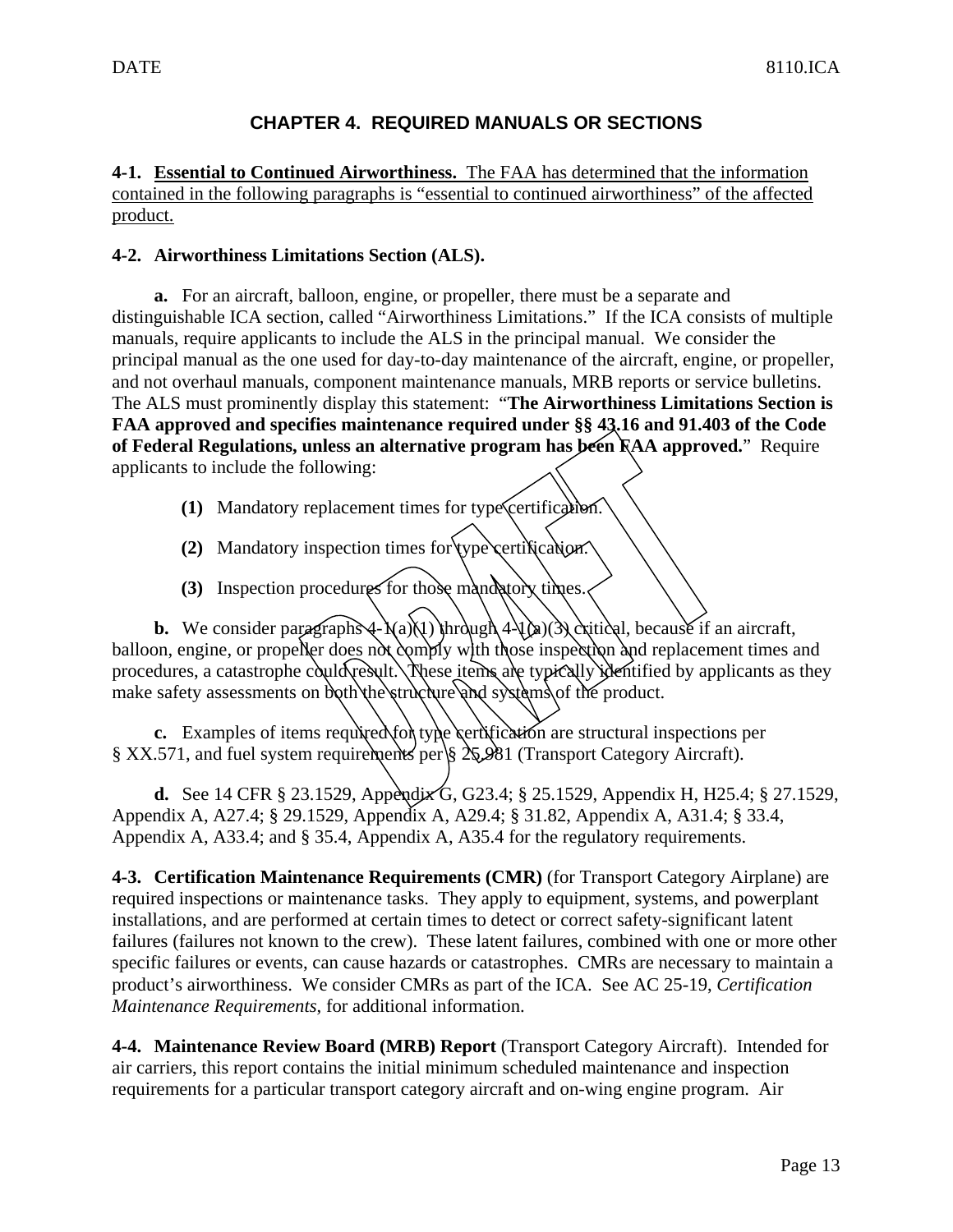# CHAPTER 4. REQUIRED MANUALS OR SECTIONS

**4-1. Essential to Continued Airworthiness.** The FAA has determined that the information contained in the following paragraphs is "essential to continued airworthiness" of the affected product.

**4-2. Airworthiness Limitations Section (ALS).**

**a.** For an aircraft, balloon, engine, or propeller, there must be a separate and distinguishable ICA section, called "Airworthiness Limitations." If the ICA consists of multiple manuals, require applicants to include the ALS in the principal manual. We consider the principal manual as the one used for day-to-day maintenance of the aircraft, engine, or propeller, and not overhaul manuals, component maintenance manuals, MRB reports or service bulletins. The ALS must prominently display this statement: "**The Airworthiness Limitations Section is FAA approved and specifies maintenance required under §§ 43.16 and 91.403 of the Code of Federal Regulations, unless an alternative program has been FAA approved.**" Require applicants to include the following:

**(1)** Mandatory replacement times for type certification.

**(2)** Mandatory inspection times for type certification.

**(3)** Inspection procedures for those mandatory times.

**b.** We consider paragraphs 4-1(a)(1) through 4-1(a)(3) critical, because if an aircraft, balloon, engine, or propeller does not comply with those inspection and replacement times and procedures, a catastrophe could result. These items are typically identified by applicants as they make safety assessments on both the structure and systems of the product.

**c.** Examples of items required for type certification are structural inspections per § XX.571, and fuel system requirements per § 25.981 (Transport Category Aircraft).

**d.** See 14 CFR § 23.1529, Appendix G, G23.4; § 25.1529, Appendix H, H25.4; § 27.1529, Appendix A, A27.4; § 29.1529, Appendix A, A29.4; § 31.82, Appendix A, A31.4; § 33.4, Appendix A, A33.4; and § 35.4, Appendix A, A35.4 for the regulatory requirements.

**4-3. Certification Maintenance Requirements (CMR)** (for Transport Category Airplane) are required inspections or maintenance tasks. They apply to equipment, systems, and powerplant installations, and are performed at certain times to detect or correct safety-significant latent failures (failures not known to the crew). These latent failures, combined with one or more other specific failures or events, can cause hazards or catastrophes. CMRs are necessary to maintain a product's airworthiness. We consider CMRs as part of the ICA. See AC 25-19, *Certification Maintenance Requirements*, for additional information.

**4-4. Maintenance Review Board (MRB) Report** (Transport Category Aircraft). Intended for air carriers, this report contains the initial minimum scheduled maintenance and inspection requirements for a particular transport category aircraft and on-wing engine program. Air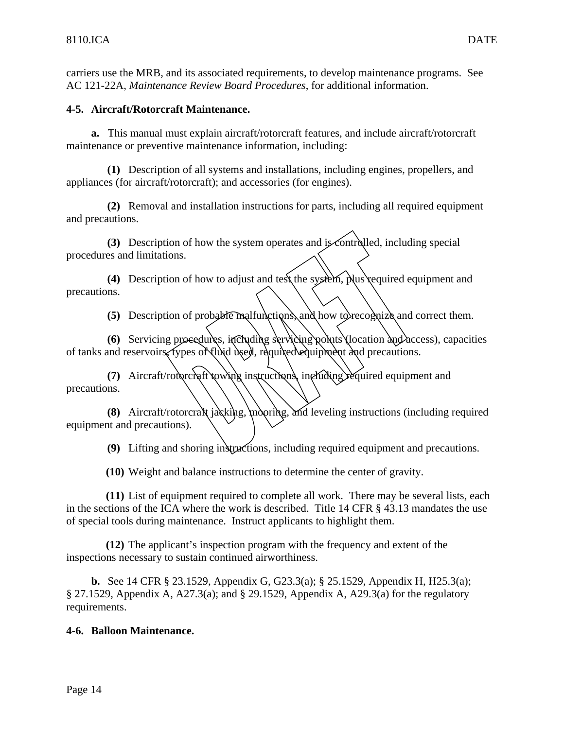carriers use the MRB, and its associated requirements, to develop maintenance programs. See AC 121-22A, *Maintenance Review Board Procedures*, for additional information.

**4-5. Aircraft/Rotorcraft Maintenance.**

**a.** This manual must explain aircraft/rotorcraft features, and include aircraft/rotorcraft maintenance or preventive maintenance information, including:

**(1)** Description of all systems and installations, including engines, propellers, and appliances (for aircraft/rotorcraft); and accessories (for engines).

**(2)** Removal and installation instructions for parts, including all required equipment and precautions.

**(3)** Description of how the system operates and is controlled, including special procedures and limitations.

**(4)** Description of how to adjust and test the system, plus required equipment and precautions.

**(5)** Description of probable malfunctions, and how to recognize and correct them.

**(6)** Servicing procedures, including servicing points (location and access), capacities of tanks and reservoirs, types of fluid used, required equipment and precautions.

**(7)** Aircraft/rotorcraft towing instructions, including required equipment and precautions.

**(8)** Aircraft/rotorcraft jacking, mooring, and leveling instructions (including required equipment and precautions).

**(9)** Lifting and shoring instructions, including required equipment and precautions.

**(10)** Weight and balance instructions to determine the center of gravity.

**(11)** List of equipment required to complete all work. There may be several lists, each in the sections of the ICA where the work is described. Title 14 CFR § 43.13 mandates the use of special tools during maintenance. Instruct applicants to highlight them.

**(12)** The applicant's inspection program with the frequency and extent of the inspections necessary to sustain continued airworthiness.

**b.** See 14 CFR § 23.1529, Appendix G, G23.3(a); § 25.1529, Appendix H, H25.3(a); § 27.1529, Appendix A, A27.3(a); and § 29.1529, Appendix A, A29.3(a) for the regulatory requirements.

**4-6. Balloon Maintenance.**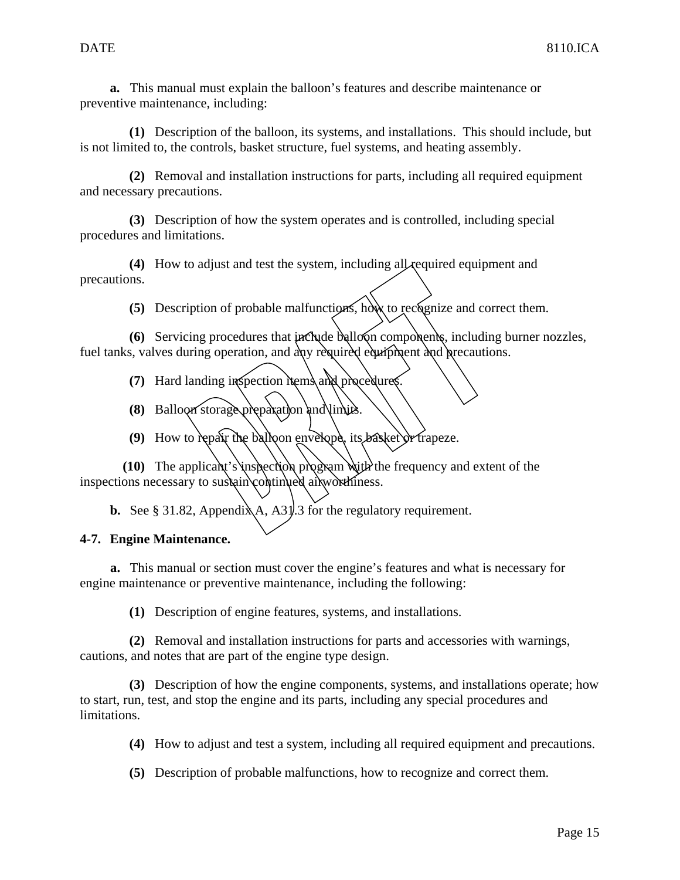**a.** This manual must explain the balloon's features and describe maintenance or preventive maintenance, including:

**(1)** Description of the balloon, its systems, and installations. This should include, but is not limited to, the controls, basket structure, fuel systems, and heating assembly.

**(2)** Removal and installation instructions for parts, including all required equipment and necessary precautions.

**(3)** Description of how the system operates and is controlled, including special procedures and limitations.

**(4)** How to adjust and test the system, including all required equipment and precautions.

**(5)** Description of probable malfunctions, how to recognize and correct them.

**(6)** Servicing procedures that include balloon components, including burner nozzles, fuel tanks, valves during operation, and any required equipment and precautions.

**(7)** Hard landing inspection items and procedures.

**(8)** Balloon storage preparation and limits.

**(9)** How to repair the balloon envelope, its basket or trapeze.

**(10)** The applicant's inspection program with the frequency and extent of the inspections necessary to sustain continued airworthiness.

**b.** See § 31.82, Appendix A, A31.3 for the regulatory requirement.

**4-7. Engine Maintenance.**

**a.** This manual or section must cover the engine's features and what is necessary for engine maintenance or preventive maintenance, including the following:

**(1)** Description of engine features, systems, and installations.

**(2)** Removal and installation instructions for parts and accessories with warnings, cautions, and notes that are part of the engine type design.

**(3)** Description of how the engine components, systems, and installations operate; how to start, run, test, and stop the engine and its parts, including any special procedures and limitations.

**(4)** How to adjust and test a system, including all required equipment and precautions.

**(5)** Description of probable malfunctions, how to recognize and correct them.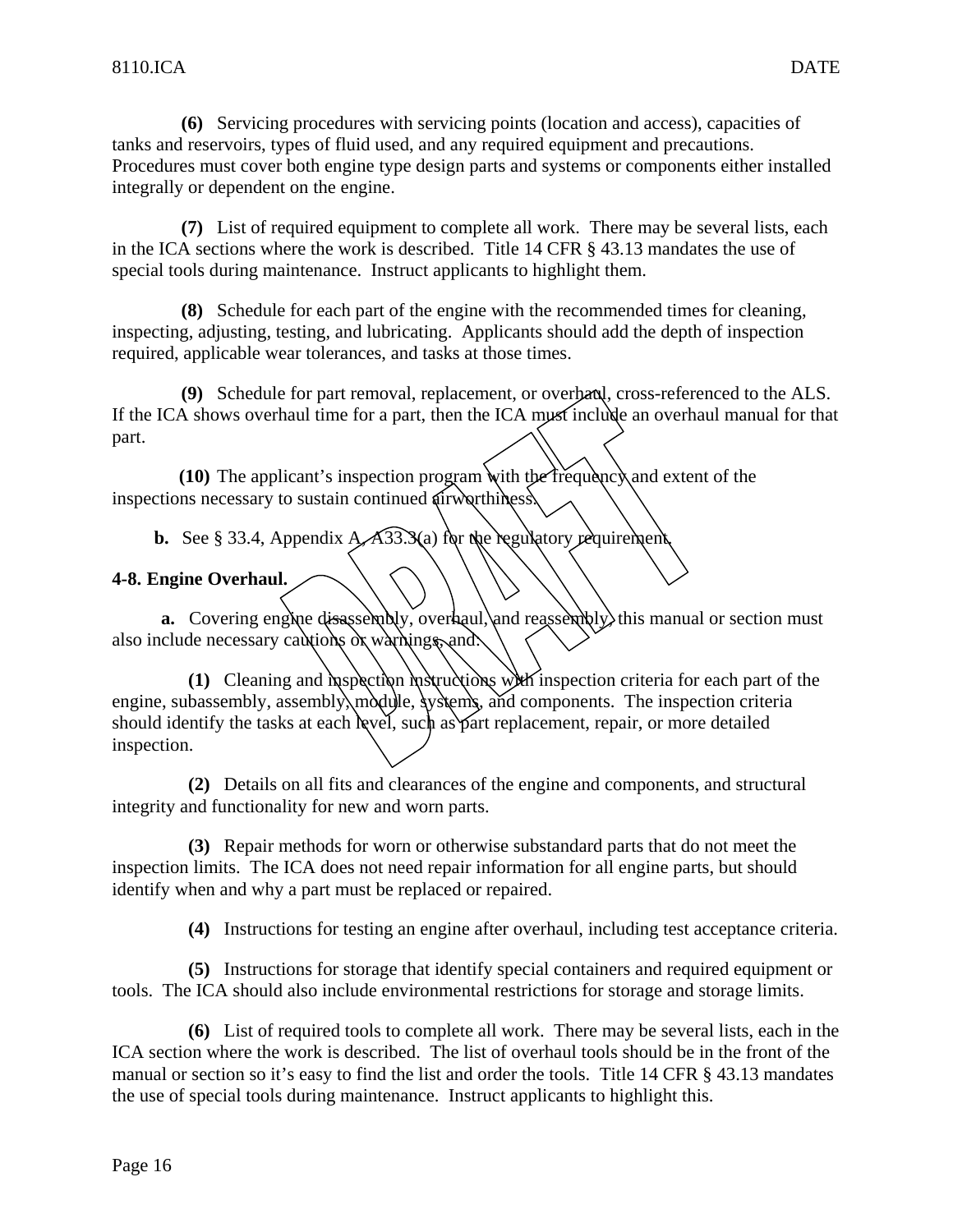**(6)** Servicing procedures with servicing points (location and access), capacities of tanks and reservoirs, types of fluid used, and any required equipment and precautions. Procedures must cover both engine type design parts and systems or components either installed integrally or dependent on the engine.

**(7)** List of required equipment to complete all work. There may be several lists, each in the ICA sections where the work is described. Title 14 CFR § 43.13 mandates the use of special tools during maintenance. Instruct applicants to highlight them.

**(8)** Schedule for each part of the engine with the recommended times for cleaning, inspecting, adjusting, testing, and lubricating. Applicants should add the depth of inspection required, applicable wear tolerances, and tasks at those times.

**(9)** Schedule for part removal, replacement, or overhaul, cross-referenced to the ALS. If the ICA shows overhaul time for a part, then the ICA must include an overhaul manual for that part.

**(10)** The applicant's inspection program with the frequency and extent of the inspections necessary to sustain continued airworthiness.

**b.** See § 33.4, Appendix A, A33.3(a) for the regulatory requirement.

**4-8. Engine Overhaul.**

**a.** Covering engine disassembly, overhaul, and reassembly, this manual or section must also include necessary cautions or warnings, and:

**(1)** Cleaning and inspection instructions with inspection criteria for each part of the engine, subassembly, assembly, module, systems, and components. The inspection criteria should identify the tasks at each level, such as part replacement, repair, or more detailed inspection.

**(2)** Details on all fits and clearances of the engine and components, and structural integrity and functionality for new and worn parts.

**(3)** Repair methods for worn or otherwise substandard parts that do not meet the inspection limits. The ICA does not need repair information for all engine parts, but should identify when and why a part must be replaced or repaired.

**(4)** Instructions for testing an engine after overhaul, including test acceptance criteria.

**(5)** Instructions for storage that identify special containers and required equipment or tools. The ICA should also include environmental restrictions for storage and storage limits.

**(6)** List of required tools to complete all work. There may be several lists, each in the ICA section where the work is described. The list of overhaul tools should be in the front of the manual or section so it's easy to find the list and order the tools. Title 14 CFR § 43.13 mandates the use of special tools during maintenance. Instruct applicants to highlight this.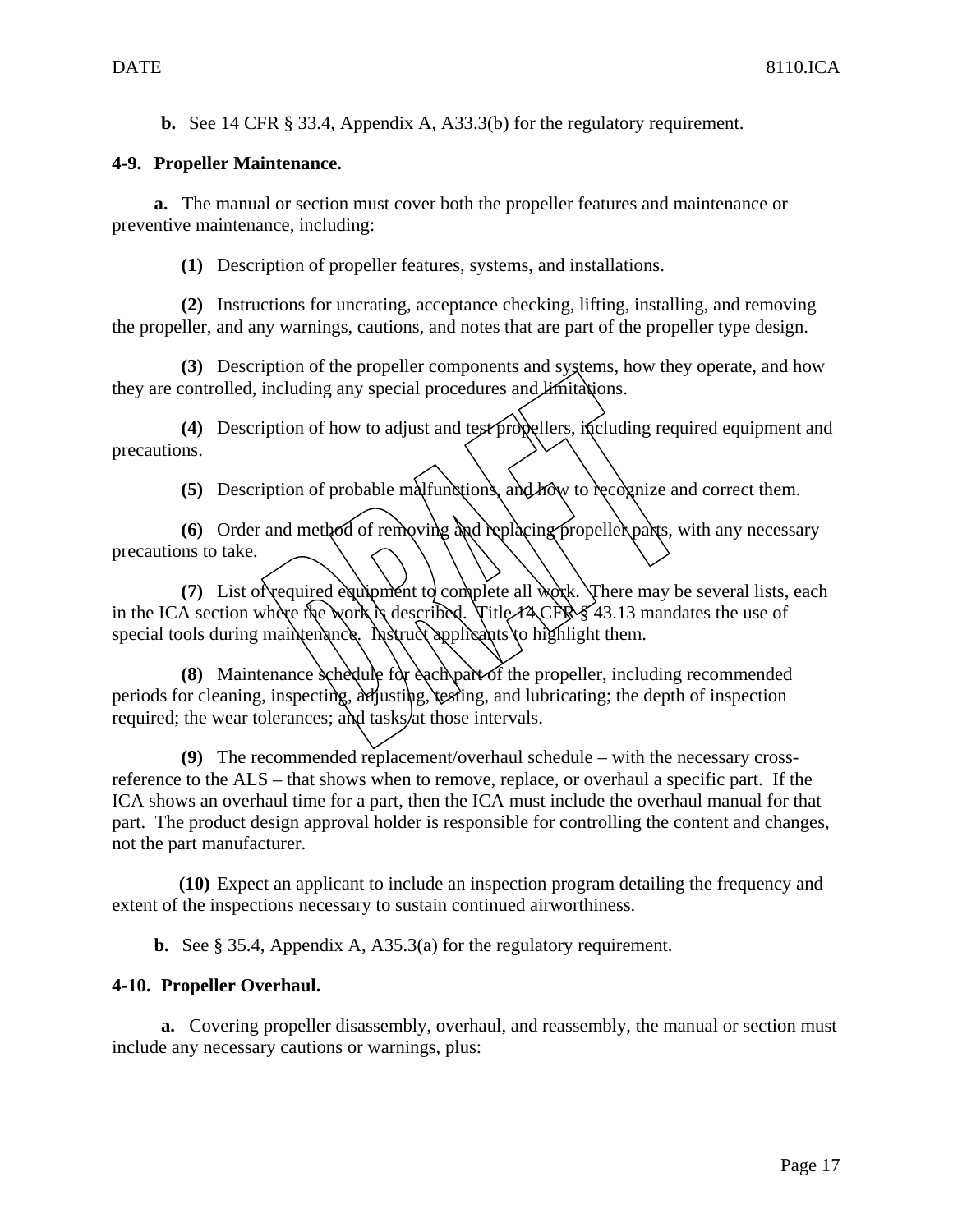**b.** See 14 CFR § 33.4, Appendix A, A33.3(b) for the regulatory requirement.

**4-9. Propeller Maintenance.**

**a.** The manual or section must cover both the propeller features and maintenance or preventive maintenance, including:

**(1)** Description of propeller features, systems, and installations.

**(2)** Instructions for uncrating, acceptance checking, lifting, installing, and removing the propeller, and any warnings, cautions, and notes that are part of the propeller type design.

**(3)** Description of the propeller components and systems, how they operate, and how they are controlled, including any special procedures and limitations.

**(4)** Description of how to adjust and test propellers, including required equipment and precautions.

**(5)** Description of probable malfunctions, and how to recognize and correct them.

**(6)** Order and method of removing and replacing propeller parts, with any necessary precautions to take.

**(7)** List of required equipment to complete all work. There may be several lists, each in the ICA section where the work is described. Title 14 CFR § 43.13 mandates the use of special tools during maintenance. Instruct applicants to highlight them.

**(8)** Maintenance schedule for each part of the propeller, including recommended periods for cleaning, inspecting, adjusting, testing, and lubricating; the depth of inspection required; the wear tolerances; and tasks at those intervals.

**(9)** The recommended replacement/overhaul schedule – with the necessary cross-reference to the ALS – that shows when to remove, replace, or overhaul a specific part. If the ICA shows an overhaul time for a part, then the ICA must include the overhaul manual for that part. The product design approval holder is responsible for controlling the content and changes, not the part manufacturer.

**(10)** Expect an applicant to include an inspection program detailing the frequency and extent of the inspections necessary to sustain continued airworthiness.

**b.** See § 35.4, Appendix A, A35.3(a) for the regulatory requirement.

**4-10. Propeller Overhaul.**

**a.** Covering propeller disassembly, overhaul, and reassembly, the manual or section must include any necessary cautions or warnings, plus: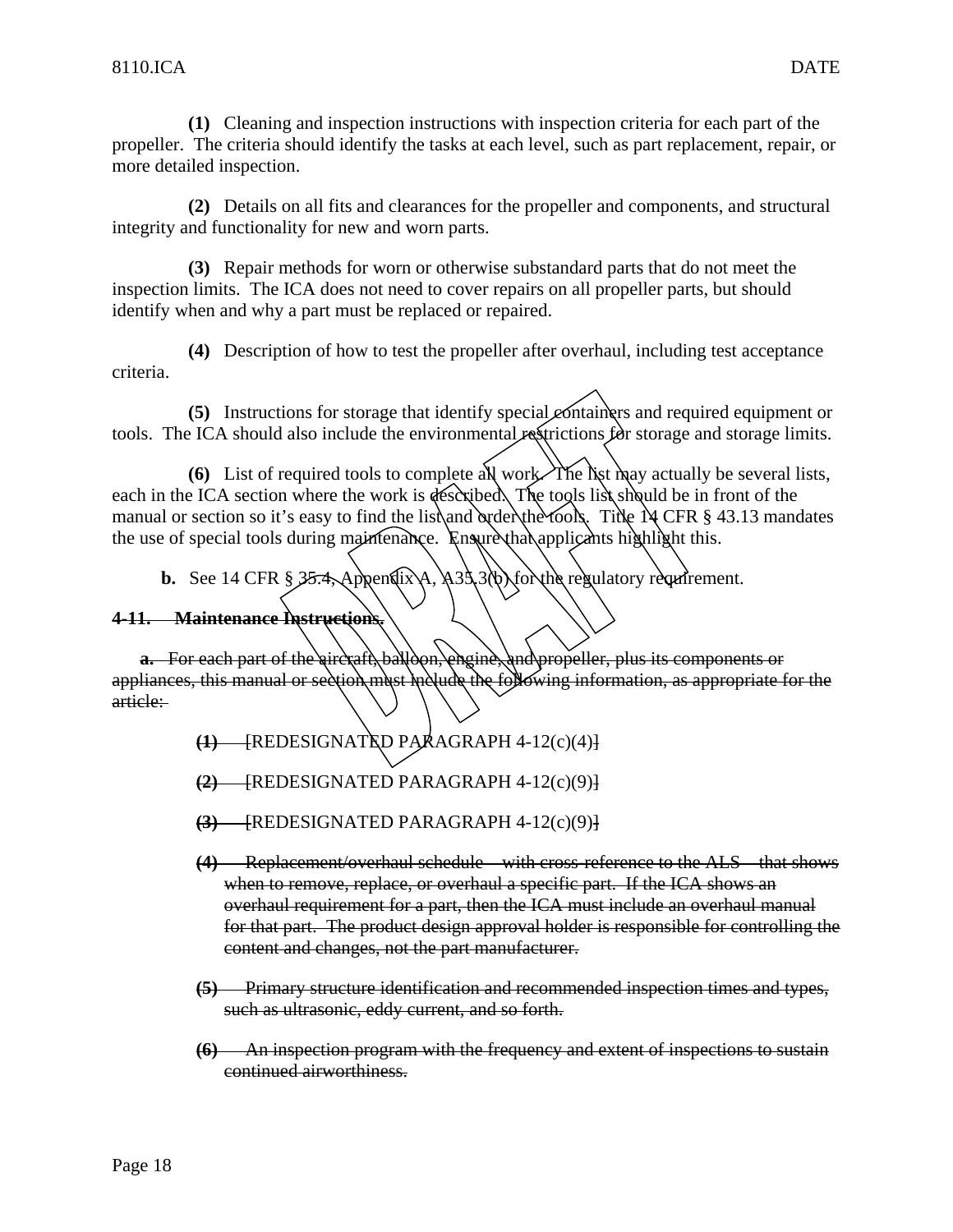**(1)** Cleaning and inspection instructions with inspection criteria for each part of the propeller. The criteria should identify the tasks at each level, such as part replacement, repair, or more detailed inspection.

**(2)** Details on all fits and clearances for the propeller and components, and structural integrity and functionality for new and worn parts.

**(3)** Repair methods for worn or otherwise substandard parts that do not meet the inspection limits. The ICA does not need to cover repairs on all propeller parts, but should identify when and why a part must be replaced or repaired.

**(4)** Description of how to test the propeller after overhaul, including test acceptance criteria.

**(5)** Instructions for storage that identify special containers and required equipment or tools. The ICA should also include the environmental restrictions for storage and storage limits.

**(6)** List of required tools to complete all work. The list may actually be several lists, each in the ICA section where the work is described. The tools list should be in front of the manual or section so it's easy to find the list and order the tools. Title 14 CFR § 43.13 mandates the use of special tools during maintenance. Ensure that applicants highlight this.

**b.** See 14 CFR § 35.4, Appendix A, A35.3(b) for the regulatory requirement.

~~**4-11. Maintenance Instructions.**~~

~~**a.** For each part of the aircraft, balloon, engine, and propeller, plus its components or appliances, this manual or section must include the following information, as appropriate for the article:~~

~~**(1)**~~ [REDESIGNATED PARAGRAPH 4-12(c)(4)]

~~**(2)**~~ [REDESIGNATED PARAGRAPH 4-12(c)(9)]

~~**(3)**~~ [REDESIGNATED PARAGRAPH 4-12(c)(9)]

~~**(4)** Replacement/overhaul schedule – with cross-reference to the ALS – that shows when to remove, replace, or overhaul a specific part. If the ICA shows an overhaul requirement for a part, then the ICA must include an overhaul manual for that part. The product design approval holder is responsible for controlling the content and changes, not the part manufacturer.~~

~~**(5)** Primary structure identification and recommended inspection times and types, such as ultrasonic, eddy current, and so forth.~~

~~**(6)** An inspection program with the frequency and extent of inspections to sustain continued airworthiness.~~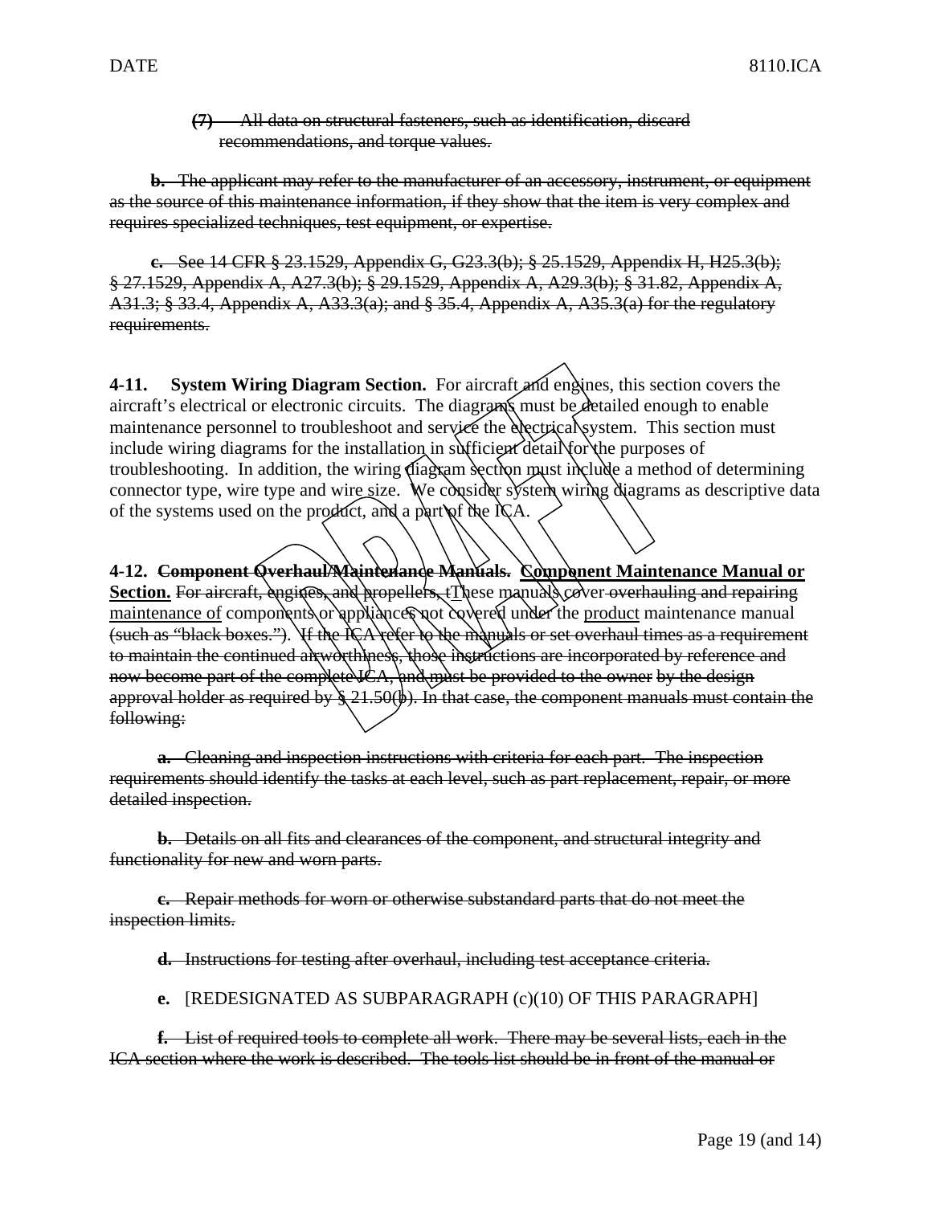~~**(7)** All data on structural fasteners, such as identification, discard recommendations, and torque values.~~

~~**b.** The applicant may refer to the manufacturer of an accessory, instrument, or equipment as the source of this maintenance information, if they show that the item is very complex and requires specialized techniques, test equipment, or expertise.~~

~~**c.** See 14 CFR § 23.1529, Appendix G, G23.3(b); § 25.1529, Appendix H, H25.3(b); § 27.1529, Appendix A, A27.3(b); § 29.1529, Appendix A, A29.3(b); § 31.82, Appendix A, A31.3; § 33.4, Appendix A, A33.3(a); and § 35.4, Appendix A, A35.3(a) for the regulatory requirements.~~

**4-11. System Wiring Diagram Section.** For aircraft and engines, this section covers the aircraft's electrical or electronic circuits. The diagrams must be detailed enough to enable maintenance personnel to troubleshoot and service the electrical system. This section must include wiring diagrams for the installation in sufficient detail for the purposes of troubleshooting. In addition, the wiring diagram section must include a method of determining connector type, wire type and wire size. We consider system wiring diagrams as descriptive data of the systems used on the product, and a part of the ICA.

**4-12.** ~~**Component Overhaul/Maintenance Manuals.**~~ **<u>Component Maintenance Manual or Section.</u>** ~~For aircraft, engines, and propellers, t~~<u>T</u>hese manuals cover ~~overhauling and repairing~~ <u>maintenance of</u> components or appliances not covered under the <u>product</u> maintenance manual ~~(such as "black boxes."). If the ICA refer to the manuals or set overhaul times as a requirement to maintain the continued airworthiness, those instructions are incorporated by reference and now become part of the complete ICA, and must be provided to the owner by the design approval holder as required by § 21.50(b). In that case, the component manuals must contain the following:~~

~~**a.** Cleaning and inspection instructions with criteria for each part. The inspection requirements should identify the tasks at each level, such as part replacement, repair, or more detailed inspection.~~

~~**b.** Details on all fits and clearances of the component, and structural integrity and functionality for new and worn parts.~~

~~**c.** Repair methods for worn or otherwise substandard parts that do not meet the inspection limits.~~

~~**d.** Instructions for testing after overhaul, including test acceptance criteria.~~

**e.** [REDESIGNATED AS SUBPARAGRAPH (c)(10) OF THIS PARAGRAPH]

~~**f.** List of required tools to complete all work. There may be several lists, each in the ICA section where the work is described. The tools list should be in front of the manual or~~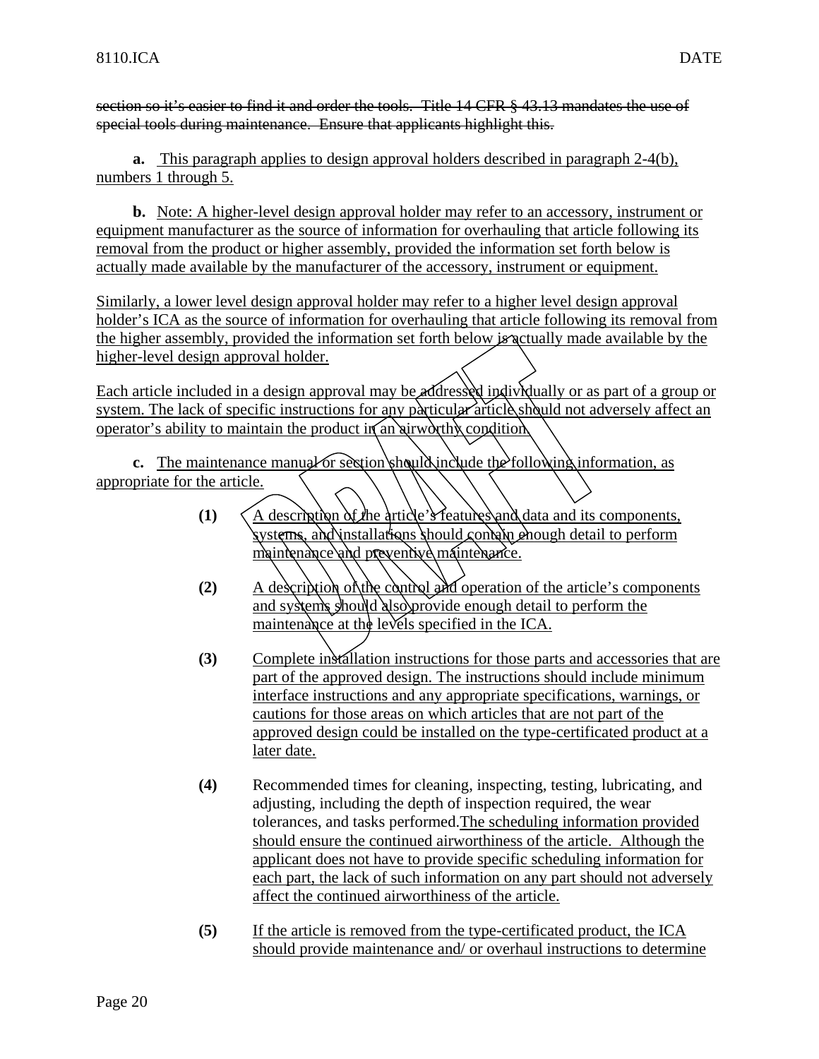~~section so it's easier to find it and order the tools. Title 14 CFR § 43.13 mandates the use of special tools during maintenance. Ensure that applicants highlight this.~~

**a.** This paragraph applies to design approval holders described in paragraph 2-4(b), numbers 1 through 5.

**b.** Note: A higher-level design approval holder may refer to an accessory, instrument or equipment manufacturer as the source of information for overhauling that article following its removal from the product or higher assembly, provided the information set forth below is actually made available by the manufacturer of the accessory, instrument or equipment.

Similarly, a lower level design approval holder may refer to a higher level design approval holder's ICA as the source of information for overhauling that article following its removal from the higher assembly, provided the information set forth below is actually made available by the higher-level design approval holder.

Each article included in a design approval may be addressed individually or as part of a group or system. The lack of specific instructions for any particular article should not adversely affect an operator's ability to maintain the product in an airworthy condition.

**c.** The maintenance manual or section should include the following information, as appropriate for the article.

**(1)** A description of the article's features and data and its components, systems, and installations should contain enough detail to perform maintenance and preventive maintenance.

**(2)** A description of the control and operation of the article's components and systems should also provide enough detail to perform the maintenance at the levels specified in the ICA.

**(3)** Complete installation instructions for those parts and accessories that are part of the approved design. The instructions should include minimum interface instructions and any appropriate specifications, warnings, or cautions for those areas on which articles that are not part of the approved design could be installed on the type-certificated product at a later date.

**(4)** Recommended times for cleaning, inspecting, testing, lubricating, and adjusting, including the depth of inspection required, the wear tolerances, and tasks performed. The scheduling information provided should ensure the continued airworthiness of the article. Although the applicant does not have to provide specific scheduling information for each part, the lack of such information on any part should not adversely affect the continued airworthiness of the article.

**(5)** If the article is removed from the type-certificated product, the ICA should provide maintenance and/ or overhaul instructions to determine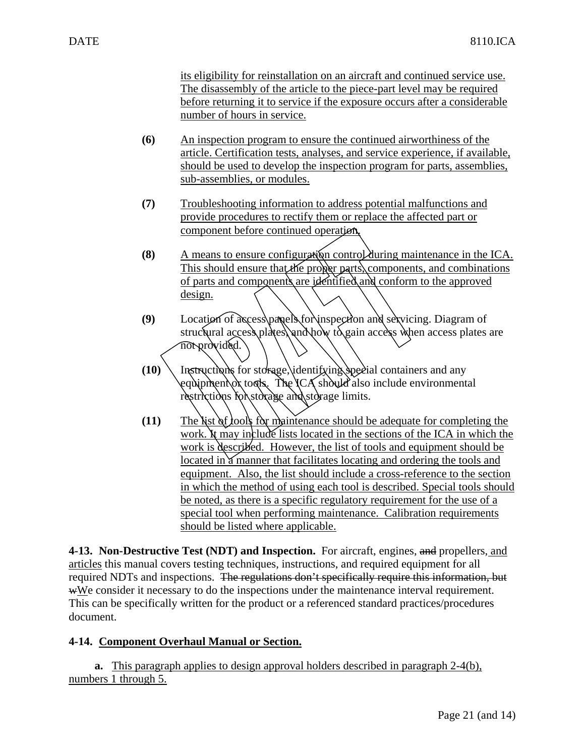its eligibility for reinstallation on an aircraft and continued service use. The disassembly of the article to the piece-part level may be required before returning it to service if the exposure occurs after a considerable number of hours in service.

**(6)** An inspection program to ensure the continued airworthiness of the article. Certification tests, analyses, and service experience, if available, should be used to develop the inspection program for parts, assemblies, sub-assemblies, or modules.

**(7)** Troubleshooting information to address potential malfunctions and provide procedures to rectify them or replace the affected part or component before continued operation.

**(8)** A means to ensure configuration control during maintenance in the ICA. This should ensure that the proper parts, components, and combinations of parts and components are identified and conform to the approved design.

**(9)** Location of access panels for inspection and servicing. Diagram of structural access plates, and how to gain access when access plates are not provided.

**(10)** Instructions for storage, identifying special containers and any equipment or tools. The ICA should also include environmental restrictions for storage and storage limits.

**(11)** The list of tools for maintenance should be adequate for completing the work. It may include lists located in the sections of the ICA in which the work is described. However, the list of tools and equipment should be located in a manner that facilitates locating and ordering the tools and equipment. Also, the list should include a cross-reference to the section in which the method of using each tool is described. Special tools should be noted, as there is a specific regulatory requirement for the use of a special tool when performing maintenance. Calibration requirements should be listed where applicable.

**4-13. Non-Destructive Test (NDT) and Inspection.** For aircraft, engines, ~~and~~ propellers, and articles this manual covers testing techniques, instructions, and required equipment for all required NDTs and inspections. ~~The regulations don't specifically require this information, but w~~We consider it necessary to do the inspections under the maintenance interval requirement. This can be specifically written for the product or a referenced standard practices/procedures document.

**4-14. Component Overhaul Manual or Section.**

**a.** This paragraph applies to design approval holders described in paragraph 2-4(b), numbers 1 through 5.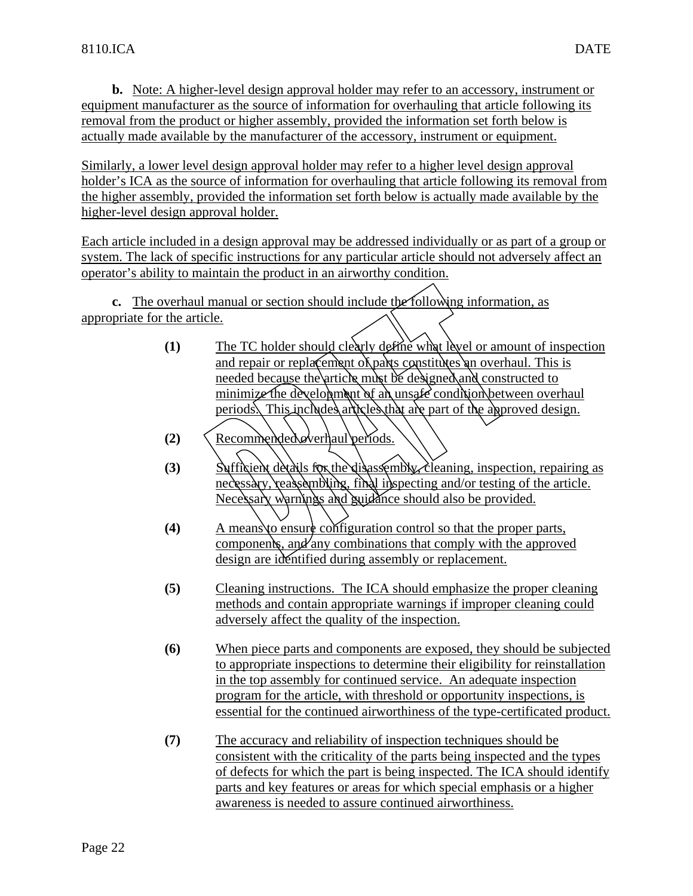**b.** Note: A higher-level design approval holder may refer to an accessory, instrument or equipment manufacturer as the source of information for overhauling that article following its removal from the product or higher assembly, provided the information set forth below is actually made available by the manufacturer of the accessory, instrument or equipment.

Similarly, a lower level design approval holder may refer to a higher level design approval holder's ICA as the source of information for overhauling that article following its removal from the higher assembly, provided the information set forth below is actually made available by the higher-level design approval holder.

Each article included in a design approval may be addressed individually or as part of a group or system. The lack of specific instructions for any particular article should not adversely affect an operator's ability to maintain the product in an airworthy condition.

**c.** The overhaul manual or section should include the following information, as appropriate for the article.

**(1)** The TC holder should clearly define what level or amount of inspection and repair or replacement of parts constitutes an overhaul. This is needed because the article must be designed and constructed to minimize the development of an unsafe condition between overhaul periods. This includes articles that are part of the approved design.

**(2)** Recommended overhaul periods.

**(3)** Sufficient details for the disassembly, cleaning, inspection, repairing as necessary, reassembling, final inspecting and/or testing of the article. Necessary warnings and guidance should also be provided.

**(4)** A means to ensure configuration control so that the proper parts, components, and any combinations that comply with the approved design are identified during assembly or replacement.

**(5)** Cleaning instructions. The ICA should emphasize the proper cleaning methods and contain appropriate warnings if improper cleaning could adversely affect the quality of the inspection.

**(6)** When piece parts and components are exposed, they should be subjected to appropriate inspections to determine their eligibility for reinstallation in the top assembly for continued service. An adequate inspection program for the article, with threshold or opportunity inspections, is essential for the continued airworthiness of the type-certificated product.

**(7)** The accuracy and reliability of inspection techniques should be consistent with the criticality of the parts being inspected and the types of defects for which the part is being inspected. The ICA should identify parts and key features or areas for which special emphasis or a higher awareness is needed to assure continued airworthiness.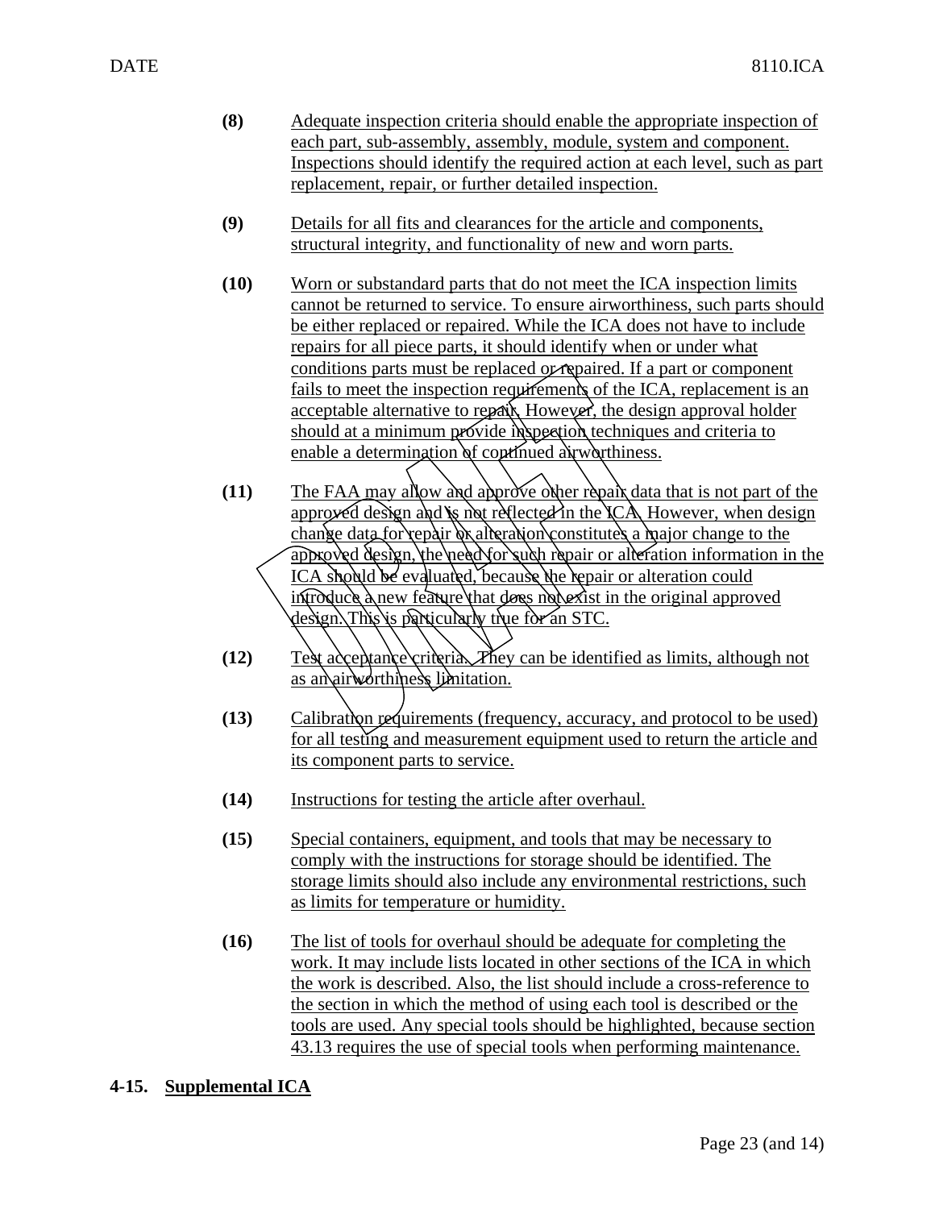**(8)** Adequate inspection criteria should enable the appropriate inspection of each part, sub-assembly, assembly, module, system and component. Inspections should identify the required action at each level, such as part replacement, repair, or further detailed inspection.

**(9)** Details for all fits and clearances for the article and components, structural integrity, and functionality of new and worn parts.

**(10)** Worn or substandard parts that do not meet the ICA inspection limits cannot be returned to service. To ensure airworthiness, such parts should be either replaced or repaired. While the ICA does not have to include repairs for all piece parts, it should identify when or under what conditions parts must be replaced or repaired. If a part or component fails to meet the inspection requirements of the ICA, replacement is an acceptable alternative to repair. However, the design approval holder should at a minimum provide inspection techniques and criteria to enable a determination of continued airworthiness.

**(11)** The FAA may allow and approve other repair data that is not part of the approved design and is not reflected in the ICA. However, when design change data for repair or alteration constitutes a major change to the approved design, the need for such repair or alteration information in the ICA should be evaluated, because the repair or alteration could introduce a new feature that does not exist in the original approved design. This is particularly true for an STC.

**(12)** Test acceptance criteria. They can be identified as limits, although not as an airworthiness limitation.

**(13)** Calibration requirements (frequency, accuracy, and protocol to be used) for all testing and measurement equipment used to return the article and its component parts to service.

**(14)** Instructions for testing the article after overhaul.

**(15)** Special containers, equipment, and tools that may be necessary to comply with the instructions for storage should be identified. The storage limits should also include any environmental restrictions, such as limits for temperature or humidity.

**(16)** The list of tools for overhaul should be adequate for completing the work. It may include lists located in other sections of the ICA in which the work is described. Also, the list should include a cross-reference to the section in which the method of using each tool is described or the tools are used. Any special tools should be highlighted, because section 43.13 requires the use of special tools when performing maintenance.

## 4-15. Supplemental ICA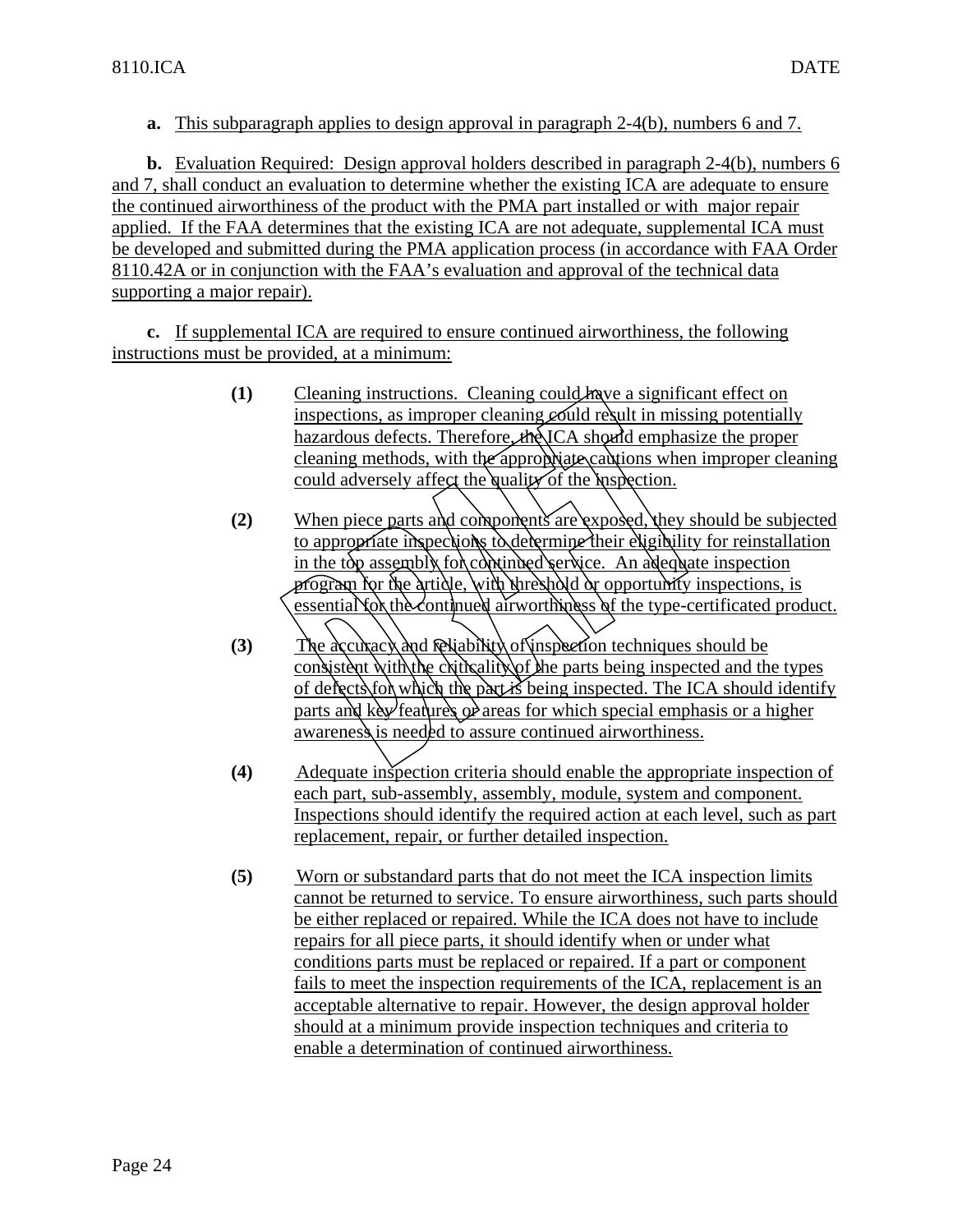**a.** This subparagraph applies to design approval in paragraph 2-4(b), numbers 6 and 7.

**b.** Evaluation Required: Design approval holders described in paragraph 2-4(b), numbers 6 and 7, shall conduct an evaluation to determine whether the existing ICA are adequate to ensure the continued airworthiness of the product with the PMA part installed or with major repair applied. If the FAA determines that the existing ICA are not adequate, supplemental ICA must be developed and submitted during the PMA application process (in accordance with FAA Order 8110.42A or in conjunction with the FAA's evaluation and approval of the technical data supporting a major repair).

**c.** If supplemental ICA are required to ensure continued airworthiness, the following instructions must be provided, at a minimum:

**(1)** Cleaning instructions. Cleaning could have a significant effect on inspections, as improper cleaning could result in missing potentially hazardous defects. Therefore, the ICA should emphasize the proper cleaning methods, with the appropriate cautions when improper cleaning could adversely affect the quality of the inspection.

**(2)** When piece parts and components are exposed, they should be subjected to appropriate inspections to determine their eligibility for reinstallation in the top assembly for continued service. An adequate inspection program for the article, with threshold or opportunity inspections, is essential for the continued airworthiness of the type-certificated product.

**(3)** The accuracy and reliability of inspection techniques should be consistent with the criticality of the parts being inspected and the types of defects for which the part is being inspected. The ICA should identify parts and key features or areas for which special emphasis or a higher awareness is needed to assure continued airworthiness.

**(4)** Adequate inspection criteria should enable the appropriate inspection of each part, sub-assembly, assembly, module, system and component. Inspections should identify the required action at each level, such as part replacement, repair, or further detailed inspection.

**(5)** Worn or substandard parts that do not meet the ICA inspection limits cannot be returned to service. To ensure airworthiness, such parts should be either replaced or repaired. While the ICA does not have to include repairs for all piece parts, it should identify when or under what conditions parts must be replaced or repaired. If a part or component fails to meet the inspection requirements of the ICA, replacement is an acceptable alternative to repair. However, the design approval holder should at a minimum provide inspection techniques and criteria to enable a determination of continued airworthiness.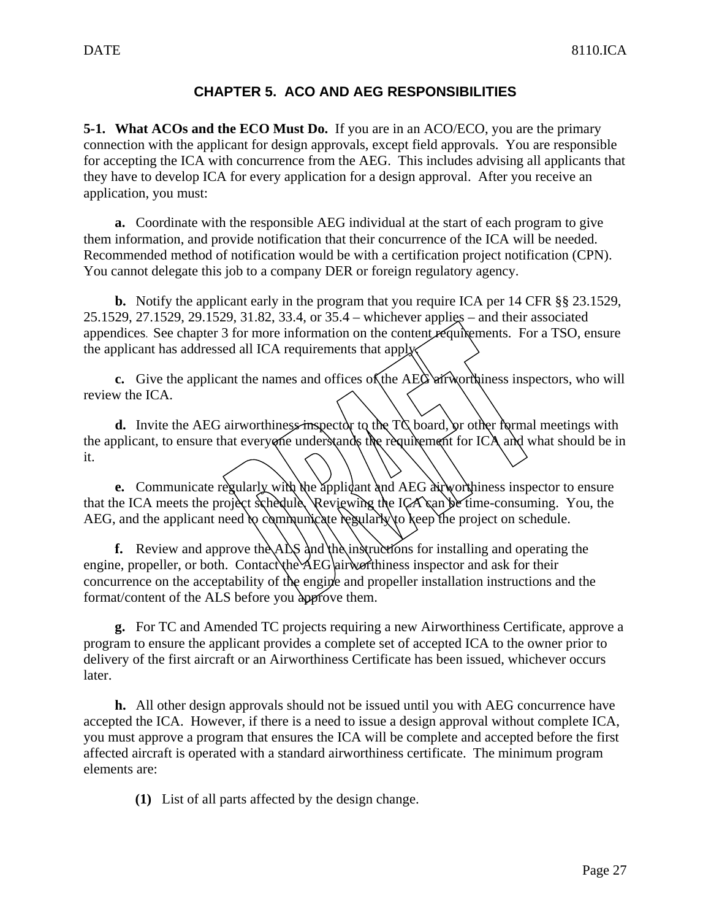## CHAPTER 5. ACO AND AEG RESPONSIBILITIES

**5-1. What ACOs and the ECO Must Do.** If you are in an ACO/ECO, you are the primary connection with the applicant for design approvals, except field approvals. You are responsible for accepting the ICA with concurrence from the AEG. This includes advising all applicants that they have to develop ICA for every application for a design approval. After you receive an application, you must:

**a.** Coordinate with the responsible AEG individual at the start of each program to give them information, and provide notification that their concurrence of the ICA will be needed. Recommended method of notification would be with a certification project notification (CPN). You cannot delegate this job to a company DER or foreign regulatory agency.

**b.** Notify the applicant early in the program that you require ICA per 14 CFR §§ 23.1529, 25.1529, 27.1529, 29.1529, 31.82, 33.4, or 35.4 – whichever applies – and their associated appendices. See chapter 3 for more information on the content requirements. For a TSO, ensure the applicant has addressed all ICA requirements that apply.

**c.** Give the applicant the names and offices of the AEG airworthiness inspectors, who will review the ICA.

**d.** Invite the AEG airworthiness inspector to the TC board, or other formal meetings with the applicant, to ensure that everyone understands the requirement for ICA and what should be in it.

**e.** Communicate regularly with the applicant and AEG airworthiness inspector to ensure that the ICA meets the project schedule. Reviewing the ICA can be time-consuming. You, the AEG, and the applicant need to communicate regularly to keep the project on schedule.

**f.** Review and approve the ALS and the instructions for installing and operating the engine, propeller, or both. Contact the AEG airworthiness inspector and ask for their concurrence on the acceptability of the engine and propeller installation instructions and the format/content of the ALS before you approve them.

**g.** For TC and Amended TC projects requiring a new Airworthiness Certificate, approve a program to ensure the applicant provides a complete set of accepted ICA to the owner prior to delivery of the first aircraft or an Airworthiness Certificate has been issued, whichever occurs later.

**h.** All other design approvals should not be issued until you with AEG concurrence have accepted the ICA. However, if there is a need to issue a design approval without complete ICA, you must approve a program that ensures the ICA will be complete and accepted before the first affected aircraft is operated with a standard airworthiness certificate. The minimum program elements are:

**(1)** List of all parts affected by the design change.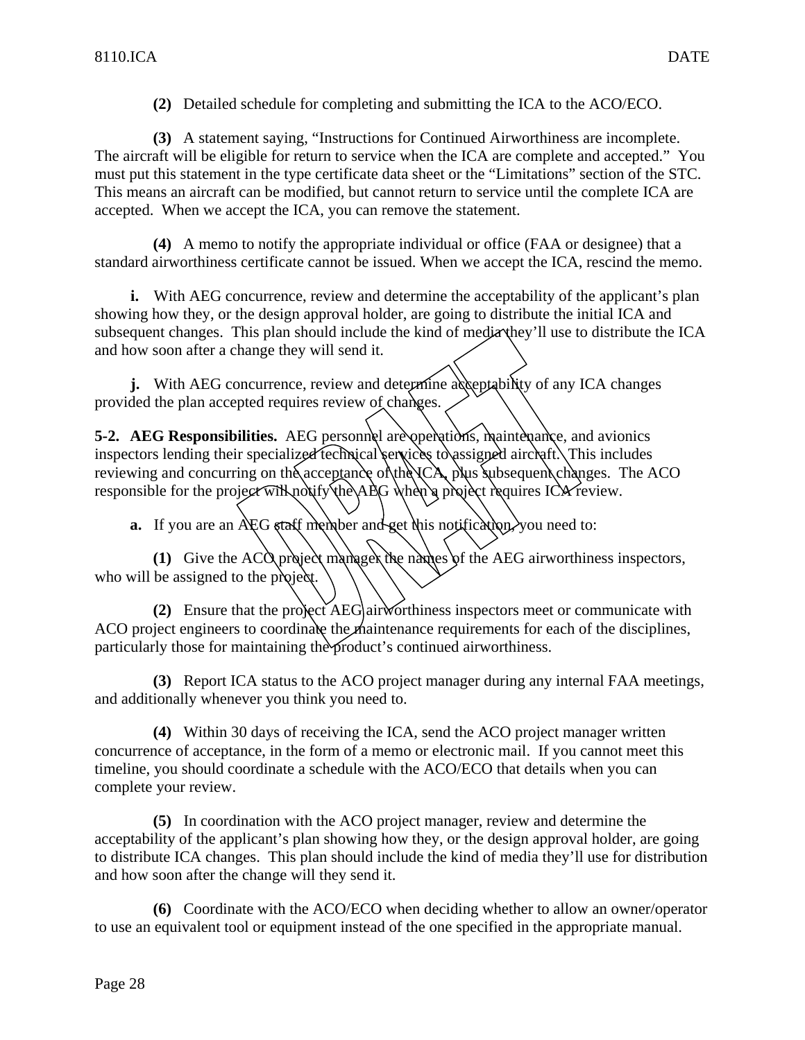**(2)** Detailed schedule for completing and submitting the ICA to the ACO/ECO.

**(3)** A statement saying, "Instructions for Continued Airworthiness are incomplete. The aircraft will be eligible for return to service when the ICA are complete and accepted." You must put this statement in the type certificate data sheet or the "Limitations" section of the STC. This means an aircraft can be modified, but cannot return to service until the complete ICA are accepted. When we accept the ICA, you can remove the statement.

**(4)** A memo to notify the appropriate individual or office (FAA or designee) that a standard airworthiness certificate cannot be issued. When we accept the ICA, rescind the memo.

**i.** With AEG concurrence, review and determine the acceptability of the applicant's plan showing how they, or the design approval holder, are going to distribute the initial ICA and subsequent changes. This plan should include the kind of media they'll use to distribute the ICA and how soon after a change they will send it.

**j.** With AEG concurrence, review and determine acceptability of any ICA changes provided the plan accepted requires review of changes.

**5-2. AEG Responsibilities.** AEG personnel are operations, maintenance, and avionics inspectors lending their specialized technical services to assigned aircraft. This includes reviewing and concurring on the acceptance of the ICA, plus subsequent changes. The ACO responsible for the project will notify the AEG when a project requires ICA review.

**a.** If you are an AEG staff member and get this notification, you need to:

**(1)** Give the ACO project manager the names of the AEG airworthiness inspectors, who will be assigned to the project.

**(2)** Ensure that the project AEG airworthiness inspectors meet or communicate with ACO project engineers to coordinate the maintenance requirements for each of the disciplines, particularly those for maintaining the product's continued airworthiness.

**(3)** Report ICA status to the ACO project manager during any internal FAA meetings, and additionally whenever you think you need to.

**(4)** Within 30 days of receiving the ICA, send the ACO project manager written concurrence of acceptance, in the form of a memo or electronic mail. If you cannot meet this timeline, you should coordinate a schedule with the ACO/ECO that details when you can complete your review.

**(5)** In coordination with the ACO project manager, review and determine the acceptability of the applicant's plan showing how they, or the design approval holder, are going to distribute ICA changes. This plan should include the kind of media they'll use for distribution and how soon after the change will they send it.

**(6)** Coordinate with the ACO/ECO when deciding whether to allow an owner/operator to use an equivalent tool or equipment instead of the one specified in the appropriate manual.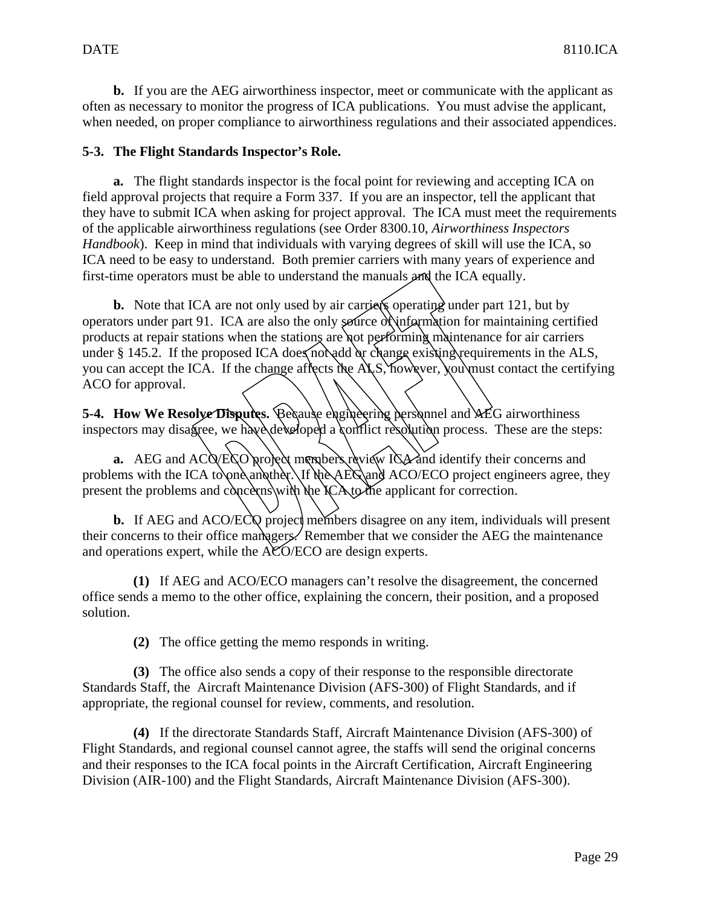**b.** If you are the AEG airworthiness inspector, meet or communicate with the applicant as often as necessary to monitor the progress of ICA publications. You must advise the applicant, when needed, on proper compliance to airworthiness regulations and their associated appendices.

**5-3. The Flight Standards Inspector's Role.**

**a.** The flight standards inspector is the focal point for reviewing and accepting ICA on field approval projects that require a Form 337. If you are an inspector, tell the applicant that they have to submit ICA when asking for project approval. The ICA must meet the requirements of the applicable airworthiness regulations (see Order 8300.10, *Airworthiness Inspectors Handbook*). Keep in mind that individuals with varying degrees of skill will use the ICA, so ICA need to be easy to understand. Both premier carriers with many years of experience and first-time operators must be able to understand the manuals and the ICA equally.

**b.** Note that ICA are not only used by air carriers operating under part 121, but by operators under part 91. ICA are also the only source of information for maintaining certified products at repair stations when the stations are not performing maintenance for air carriers under § 145.2. If the proposed ICA does not add or change existing requirements in the ALS, you can accept the ICA. If the change affects the ALS, however, you must contact the certifying ACO for approval.

**5-4. How We Resolve Disputes.** Because engineering personnel and AEG airworthiness inspectors may disagree, we have developed a conflict resolution process. These are the steps:

**a.** AEG and ACO/ECO project members review ICA and identify their concerns and problems with the ICA to one another. If the AEG and ACO/ECO project engineers agree, they present the problems and concerns with the ICA to the applicant for correction.

**b.** If AEG and ACO/ECO project members disagree on any item, individuals will present their concerns to their office managers. Remember that we consider the AEG the maintenance and operations expert, while the ACO/ECO are design experts.

**(1)** If AEG and ACO/ECO managers can't resolve the disagreement, the concerned office sends a memo to the other office, explaining the concern, their position, and a proposed solution.

**(2)** The office getting the memo responds in writing.

**(3)** The office also sends a copy of their response to the responsible directorate Standards Staff, the Aircraft Maintenance Division (AFS-300) of Flight Standards, and if appropriate, the regional counsel for review, comments, and resolution.

**(4)** If the directorate Standards Staff, Aircraft Maintenance Division (AFS-300) of Flight Standards, and regional counsel cannot agree, the staffs will send the original concerns and their responses to the ICA focal points in the Aircraft Certification, Aircraft Engineering Division (AIR-100) and the Flight Standards, Aircraft Maintenance Division (AFS-300).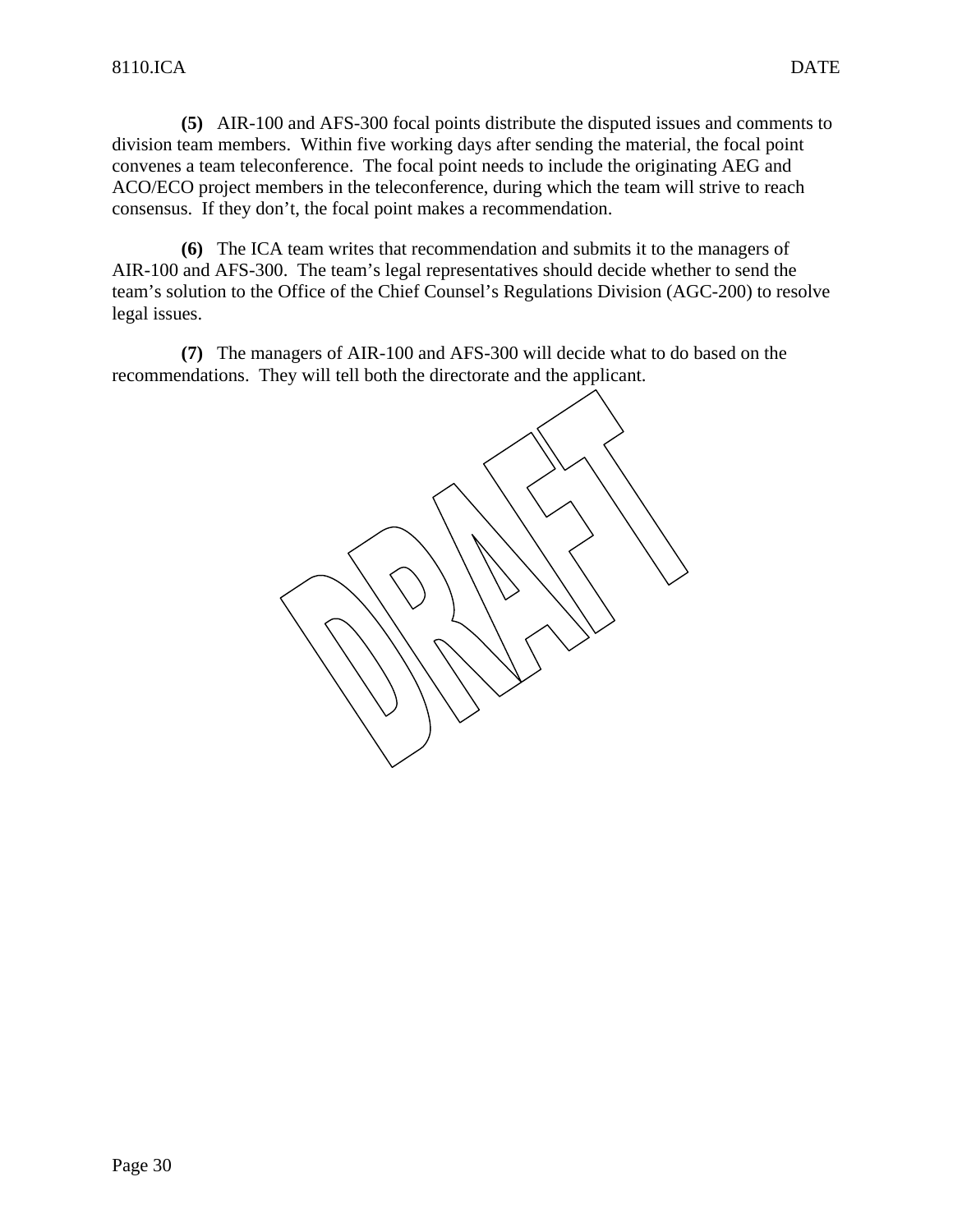**(5)** AIR-100 and AFS-300 focal points distribute the disputed issues and comments to division team members. Within five working days after sending the material, the focal point convenes a team teleconference. The focal point needs to include the originating AEG and ACO/ECO project members in the teleconference, during which the team will strive to reach consensus. If they don't, the focal point makes a recommendation.

**(6)** The ICA team writes that recommendation and submits it to the managers of AIR-100 and AFS-300. The team's legal representatives should decide whether to send the team's solution to the Office of the Chief Counsel's Regulations Division (AGC-200) to resolve legal issues.

**(7)** The managers of AIR-100 and AFS-300 will decide what to do based on the recommendations. They will tell both the directorate and the applicant.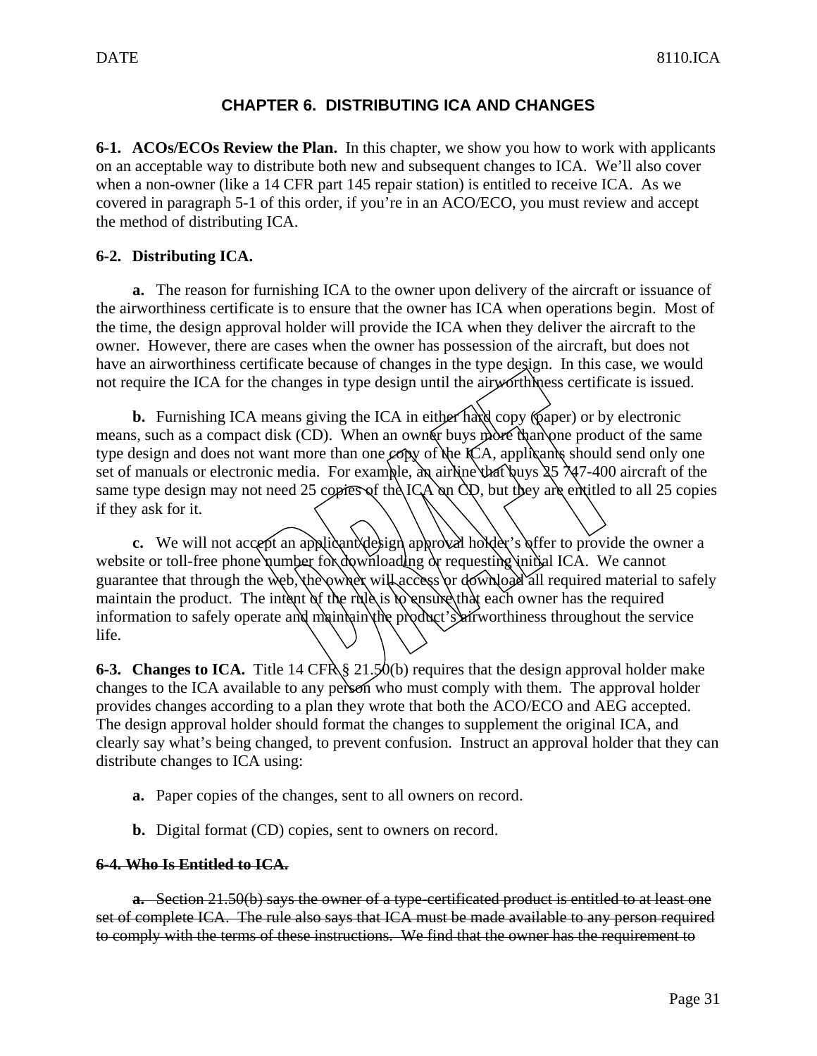# CHAPTER 6. DISTRIBUTING ICA AND CHANGES

**6-1. ACOs/ECOs Review the Plan.** In this chapter, we show you how to work with applicants on an acceptable way to distribute both new and subsequent changes to ICA. We'll also cover when a non-owner (like a 14 CFR part 145 repair station) is entitled to receive ICA. As we covered in paragraph 5-1 of this order, if you're in an ACO/ECO, you must review and accept the method of distributing ICA.

**6-2. Distributing ICA.**

**a.** The reason for furnishing ICA to the owner upon delivery of the aircraft or issuance of the airworthiness certificate is to ensure that the owner has ICA when operations begin. Most of the time, the design approval holder will provide the ICA when they deliver the aircraft to the owner. However, there are cases when the owner has possession of the aircraft, but does not have an airworthiness certificate because of changes in the type design. In this case, we would not require the ICA for the changes in type design until the airworthiness certificate is issued.

**b.** Furnishing ICA means giving the ICA in either hard copy (paper) or by electronic means, such as a compact disk (CD). When an owner buys more than one product of the same type design and does not want more than one copy of the ICA, applicants should send only one set of manuals or electronic media. For example, an airline that buys 25 747-400 aircraft of the same type design may not need 25 copies of the ICA on CD, but they are entitled to all 25 copies if they ask for it.

**c.** We will not accept an applicant/design approval holder's offer to provide the owner a website or toll-free phone number for downloading or requesting initial ICA. We cannot guarantee that through the web, the owner will access or download all required material to safely maintain the product. The intent of the rule is to ensure that each owner has the required information to safely operate and maintain the product's airworthiness throughout the service life.

**6-3. Changes to ICA.** Title 14 CFR § 21.50(b) requires that the design approval holder make changes to the ICA available to any person who must comply with them. The approval holder provides changes according to a plan they wrote that both the ACO/ECO and AEG accepted. The design approval holder should format the changes to supplement the original ICA, and clearly say what's being changed, to prevent confusion. Instruct an approval holder that they can distribute changes to ICA using:

**a.** Paper copies of the changes, sent to all owners on record.

**b.** Digital format (CD) copies, sent to owners on record.

~~**6-4. Who Is Entitled to ICA.**~~

~~**a.** Section 21.50(b) says the owner of a type-certificated product is entitled to at least one set of complete ICA. The rule also says that ICA must be made available to any person required to comply with the terms of these instructions. We find that the owner has the requirement to~~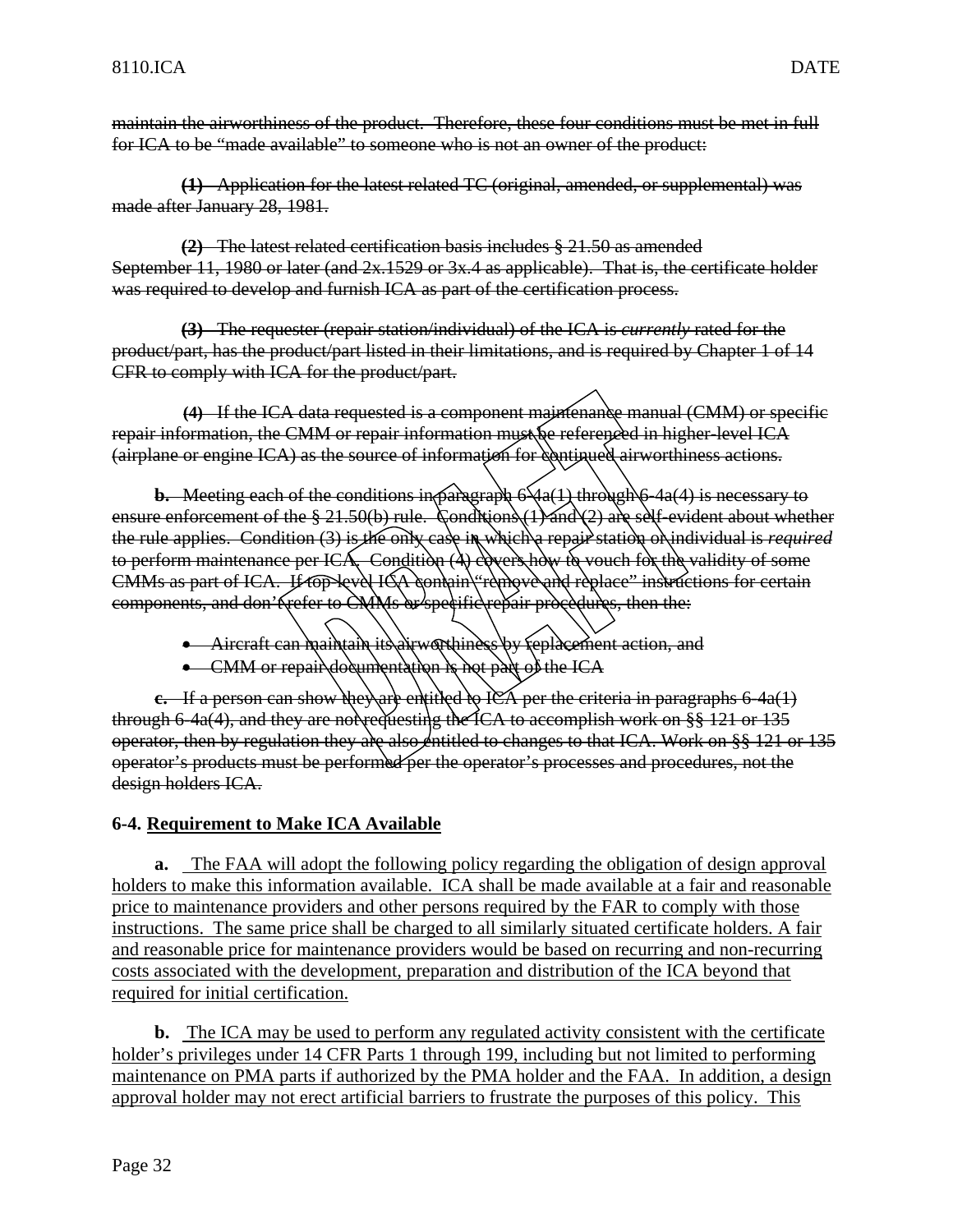~~maintain the airworthiness of the product. Therefore, these four conditions must be met in full for ICA to be "made available" to someone who is not an owner of the product:~~

~~**(1)** Application for the latest related TC (original, amended, or supplemental) was made after January 28, 1981.~~

~~**(2)** The latest related certification basis includes § 21.50 as amended September 11, 1980 or later (and 2x.1529 or 3x.4 as applicable). That is, the certificate holder was required to develop and furnish ICA as part of the certification process.~~

~~**(3)** The requester (repair station/individual) of the ICA is *currently* rated for the product/part, has the product/part listed in their limitations, and is required by Chapter 1 of 14 CFR to comply with ICA for the product/part.~~

~~**(4)** If the ICA data requested is a component maintenance manual (CMM) or specific repair information, the CMM or repair information must be referenced in higher-level ICA (airplane or engine ICA) as the source of information for continued airworthiness actions.~~

~~**b.** Meeting each of the conditions in paragraph 6-4a(1) through 6-4a(4) is necessary to ensure enforcement of the § 21.50(b) rule. Conditions (1) and (2) are self-evident about whether the rule applies. Condition (3) is the only case in which a repair station or individual is *required* to perform maintenance per ICA. Condition (4) covers how to vouch for the validity of some CMMs as part of ICA. If top-level ICA contain "remove and replace" instructions for certain components, and don't refer to CMMs or specific repair procedures, then the:~~

- ~~Aircraft can maintain its airworthiness by replacement action, and~~
- ~~CMM or repair documentation is not part of the ICA~~

~~**c.** If a person can show they are entitled to ICA per the criteria in paragraphs 6-4a(1) through 6-4a(4), and they are not requesting the ICA to accomplish work on §§ 121 or 135 operator, then by regulation they are also entitled to changes to that ICA. Work on §§ 121 or 135 operator's products must be performed per the operator's processes and procedures, not the design holders ICA.~~

**6-4. Requirement to Make ICA Available**

**a.** The FAA will adopt the following policy regarding the obligation of design approval holders to make this information available. ICA shall be made available at a fair and reasonable price to maintenance providers and other persons required by the FAR to comply with those instructions. The same price shall be charged to all similarly situated certificate holders. A fair and reasonable price for maintenance providers would be based on recurring and non-recurring costs associated with the development, preparation and distribution of the ICA beyond that required for initial certification.

**b.** The ICA may be used to perform any regulated activity consistent with the certificate holder's privileges under 14 CFR Parts 1 through 199, including but not limited to performing maintenance on PMA parts if authorized by the PMA holder and the FAA. In addition, a design approval holder may not erect artificial barriers to frustrate the purposes of this policy. This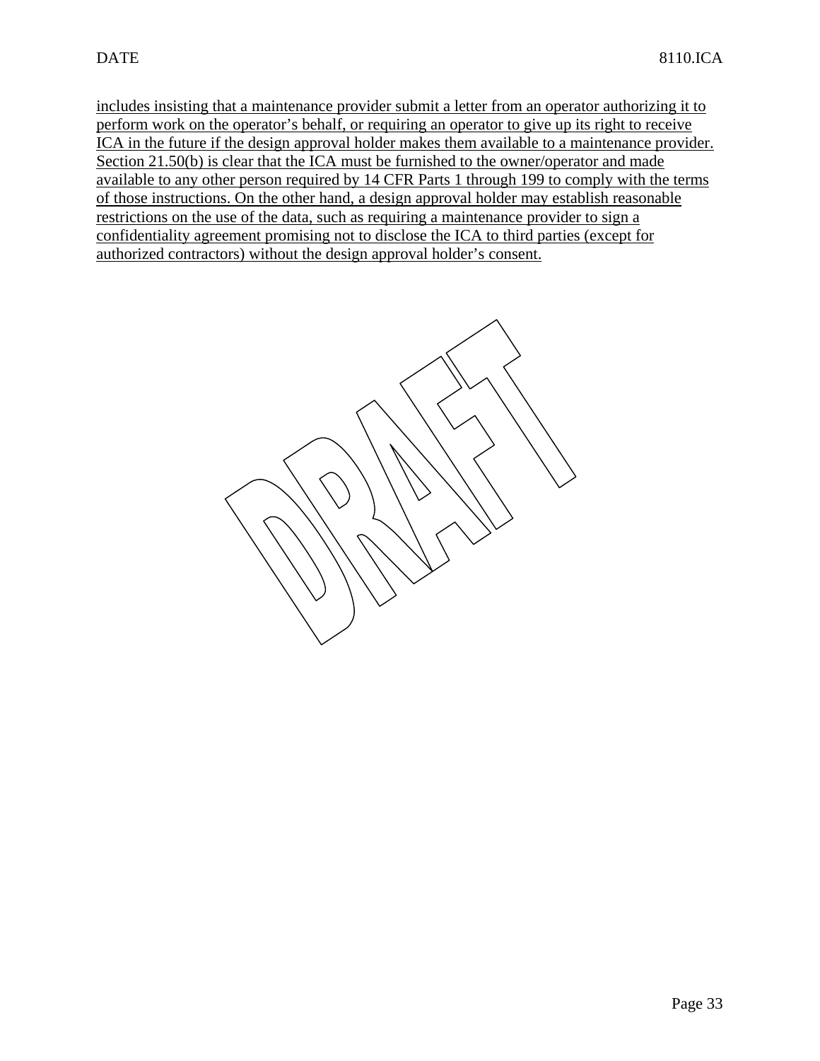includes insisting that a maintenance provider submit a letter from an operator authorizing it to perform work on the operator's behalf, or requiring an operator to give up its right to receive ICA in the future if the design approval holder makes them available to a maintenance provider. Section 21.50(b) is clear that the ICA must be furnished to the owner/operator and made available to any other person required by 14 CFR Parts 1 through 199 to comply with the terms of those instructions. On the other hand, a design approval holder may establish reasonable restrictions on the use of the data, such as requiring a maintenance provider to sign a confidentiality agreement promising not to disclose the ICA to third parties (except for authorized contractors) without the design approval holder's consent.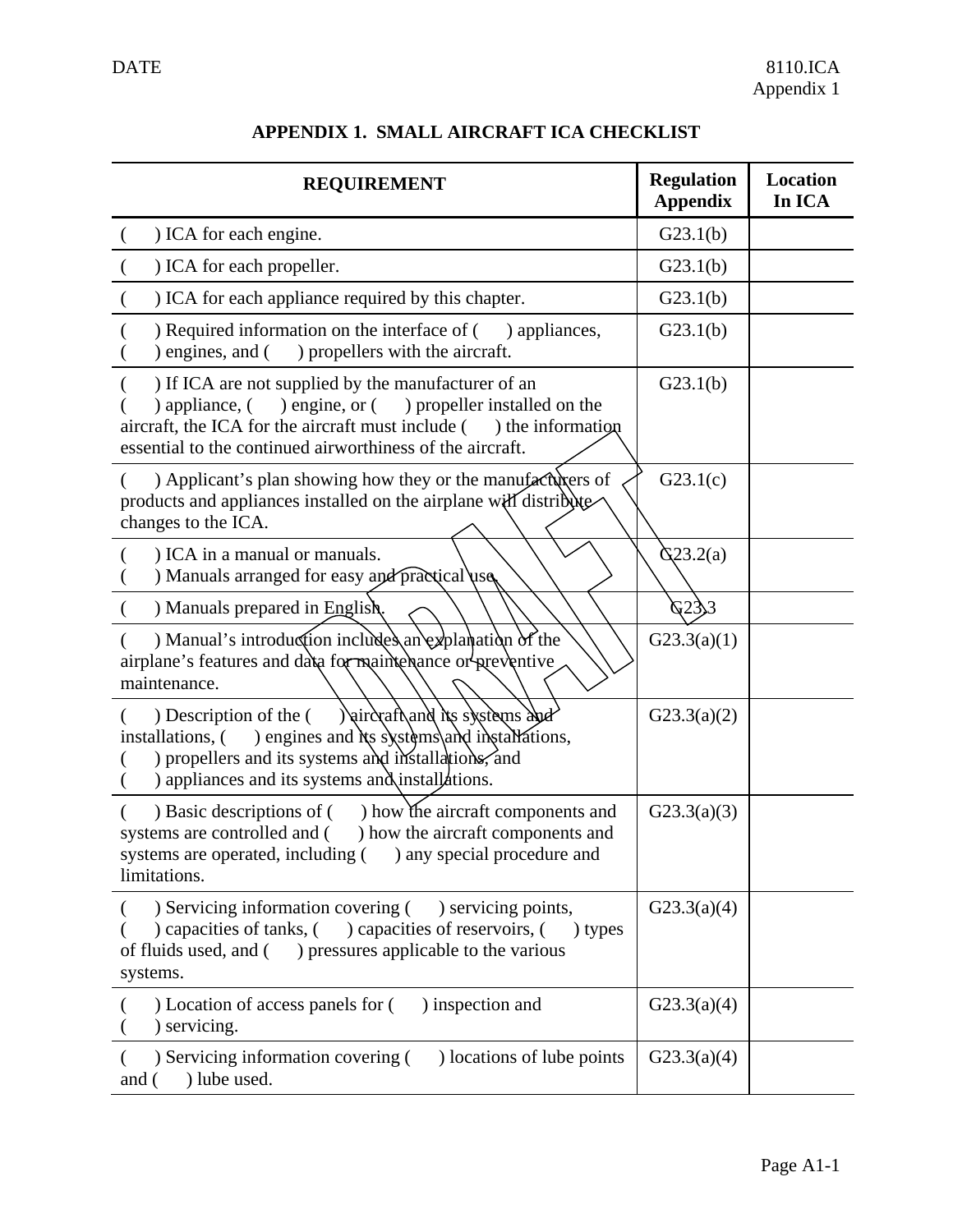# APPENDIX 1. SMALL AIRCRAFT ICA CHECKLIST

| REQUIREMENT | Regulation Appendix | Location In ICA |
|---|---|---|
| (  ) ICA for each engine. | G23.1(b) | |
| (  ) ICA for each propeller. | G23.1(b) | |
| (  ) ICA for each appliance required by this chapter. | G23.1(b) | |
| (  ) Required information on the interface of (  ) appliances, (  ) engines, and (  ) propellers with the aircraft. | G23.1(b) | |
| (  ) If ICA are not supplied by the manufacturer of an (  ) appliance, (  ) engine, or (  ) propeller installed on the aircraft, the ICA for the aircraft must include (  ) the information essential to the continued airworthiness of the aircraft. | G23.1(b) | |
| (  ) Applicant's plan showing how they or the manufacturers of products and appliances installed on the airplane will distribute changes to the ICA. | G23.1(c) | |
| (  ) ICA in a manual or manuals.<br>(  ) Manuals arranged for easy and practical use. | G23.2(a) | |
| (  ) Manuals prepared in English. | G23.3 | |
| (  ) Manual's introduction includes an explanation of the airplane's features and data for maintenance or preventive maintenance. | G23.3(a)(1) | |
| (  ) Description of the (  ) aircraft and its systems and installations, (  ) engines and its systems and installations, (  ) propellers and its systems and installations, and (  ) appliances and its systems and installations. | G23.3(a)(2) | |
| (  ) Basic descriptions of (  ) how the aircraft components and systems are controlled and (  ) how the aircraft components and systems are operated, including (  ) any special procedure and limitations. | G23.3(a)(3) | |
| (  ) Servicing information covering (  ) servicing points, (  ) capacities of tanks, (  ) capacities of reservoirs, (  ) types of fluids used, and (  ) pressures applicable to the various systems. | G23.3(a)(4) | |
| (  ) Location of access panels for (  ) inspection and (  ) servicing. | G23.3(a)(4) | |
| (  ) Servicing information covering (  ) locations of lube points and (  ) lube used. | G23.3(a)(4) | |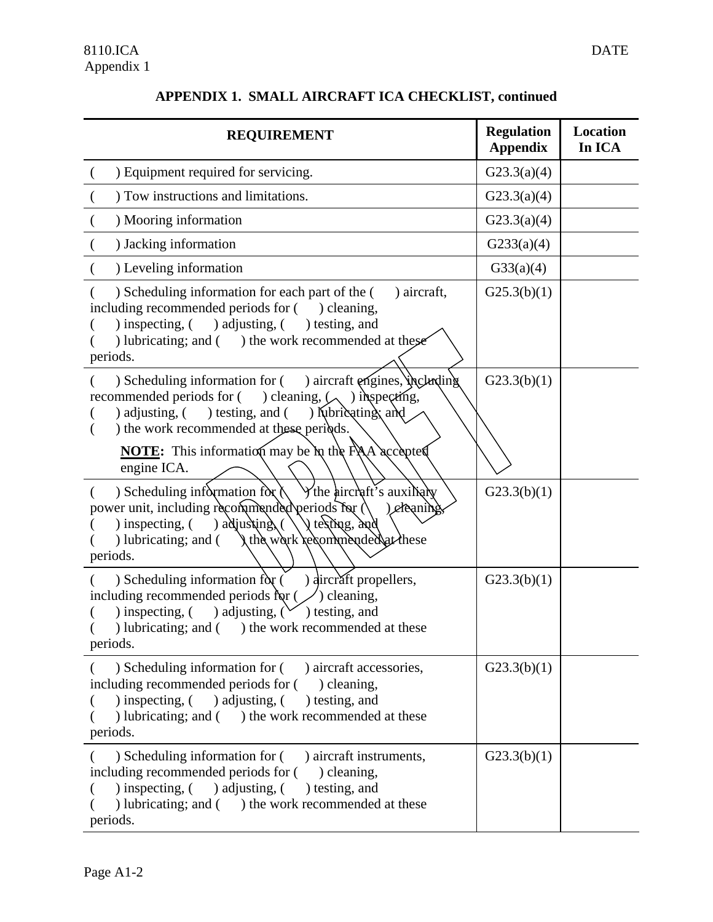## APPENDIX 1. SMALL AIRCRAFT ICA CHECKLIST, continued

| REQUIREMENT | Regulation Appendix | Location In ICA |
|---|---|---|
| ( ) Equipment required for servicing. | G23.3(a)(4) | |
| ( ) Tow instructions and limitations. | G23.3(a)(4) | |
| ( ) Mooring information | G23.3(a)(4) | |
| ( ) Jacking information | G233(a)(4) | |
| ( ) Leveling information | G33(a)(4) | |
| ( ) Scheduling information for each part of the ( ) aircraft, including recommended periods for ( ) cleaning, ( ) inspecting, ( ) adjusting, ( ) testing, and ( ) lubricating; and ( ) the work recommended at these periods. | G25.3(b)(1) | |
| ( ) Scheduling information for ( ) aircraft engines, including recommended periods for ( ) cleaning, ( ) inspecting, ( ) adjusting, ( ) testing, and ( ) lubricating; and ( ) the work recommended at these periods.<br>**NOTE:** This information may be in the FAA accepted engine ICA. | G23.3(b)(1) | |
| ( ) Scheduling information for ( ) the aircraft's auxiliary power unit, including recommended periods for ( ) cleaning, ( ) inspecting, ( ) adjusting, ( ) testing, and ( ) lubricating; and ( ) the work recommended at these periods. | G23.3(b)(1) | |
| ( ) Scheduling information for ( ) aircraft propellers, including recommended periods for ( ) cleaning, ( ) inspecting, ( ) adjusting, ( ) testing, and ( ) lubricating; and ( ) the work recommended at these periods. | G23.3(b)(1) | |
| ( ) Scheduling information for ( ) aircraft accessories, including recommended periods for ( ) cleaning, ( ) inspecting, ( ) adjusting, ( ) testing, and ( ) lubricating; and ( ) the work recommended at these periods. | G23.3(b)(1) | |
| ( ) Scheduling information for ( ) aircraft instruments, including recommended periods for ( ) cleaning, ( ) inspecting, ( ) adjusting, ( ) testing, and ( ) lubricating; and ( ) the work recommended at these periods. | G23.3(b)(1) | |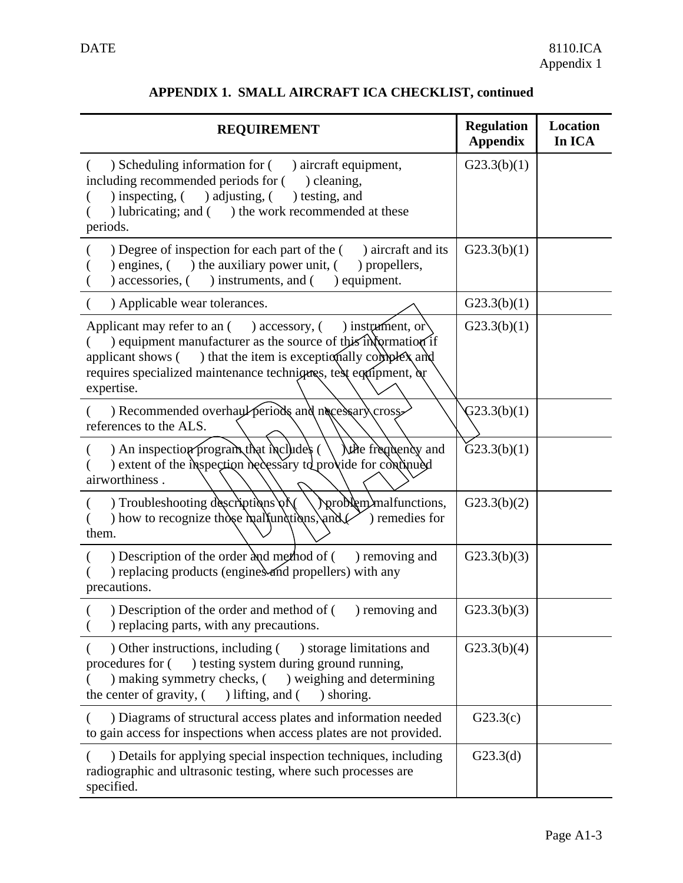**APPENDIX 1. SMALL AIRCRAFT ICA CHECKLIST, continued**

| REQUIREMENT | Regulation Appendix | Location In ICA |
|---|---|---|
| (     ) Scheduling information for (     ) aircraft equipment, including recommended periods for (     ) cleaning, (     ) inspecting, (     ) adjusting, (     ) testing, and (     ) lubricating; and (     ) the work recommended at these periods. | G23.3(b)(1) | |
| (     ) Degree of inspection for each part of the (     ) aircraft and its (     ) engines, (     ) the auxiliary power unit, (     ) propellers, (     ) accessories, (     ) instruments, and (     ) equipment. | G23.3(b)(1) | |
| (     ) Applicable wear tolerances. | G23.3(b)(1) | |
| Applicant may refer to an (     ) accessory, (     ) instrument, or (     ) equipment manufacturer as the source of this information if applicant shows (     ) that the item is exceptionally complex and requires specialized maintenance techniques, test equipment, or expertise. | G23.3(b)(1) | |
| (     ) Recommended overhaul periods and necessary cross-references to the ALS. | G23.3(b)(1) | |
| (     ) An inspection program that includes (     ) the frequency and (     ) extent of the inspection necessary to provide for continued airworthiness . | G23.3(b)(1) | |
| (     ) Troubleshooting descriptions of (     ) problem malfunctions, (     ) how to recognize those malfunctions, and (     ) remedies for them. | G23.3(b)(2) | |
| (     ) Description of the order and method of (     ) removing and (     ) replacing products (engines and propellers) with any precautions. | G23.3(b)(3) | |
| (     ) Description of the order and method of (     ) removing and (     ) replacing parts, with any precautions. | G23.3(b)(3) | |
| (     ) Other instructions, including (     ) storage limitations and procedures for (     ) testing system during ground running, (     ) making symmetry checks, (     ) weighing and determining the center of gravity, (     ) lifting, and (     ) shoring. | G23.3(b)(4) | |
| (     ) Diagrams of structural access plates and information needed to gain access for inspections when access plates are not provided. | G23.3(c) | |
| (     ) Details for applying special inspection techniques, including radiographic and ultrasonic testing, where such processes are specified. | G23.3(d) | |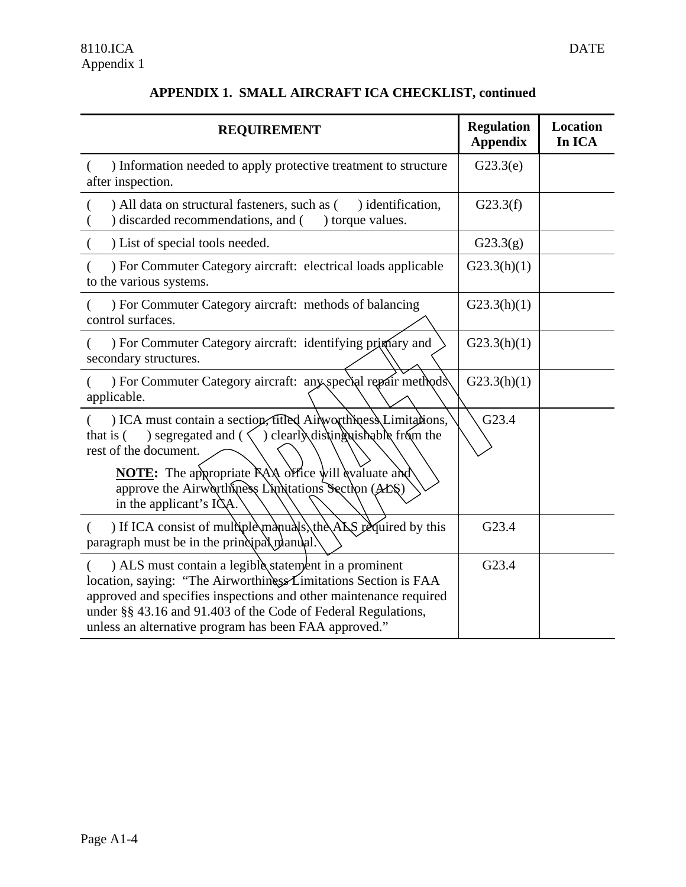## APPENDIX 1. SMALL AIRCRAFT ICA CHECKLIST, continued

| REQUIREMENT | Regulation Appendix | Location In ICA |
|---|---|---|
| (   ) Information needed to apply protective treatment to structure after inspection. | G23.3(e) | |
| (   ) All data on structural fasteners, such as (   ) identification, (   ) discarded recommendations, and (   ) torque values. | G23.3(f) | |
| (   ) List of special tools needed. | G23.3(g) | |
| (   ) For Commuter Category aircraft: electrical loads applicable to the various systems. | G23.3(h)(1) | |
| (   ) For Commuter Category aircraft: methods of balancing control surfaces. | G23.3(h)(1) | |
| (   ) For Commuter Category aircraft: identifying primary and secondary structures. | G23.3(h)(1) | |
| (   ) For Commuter Category aircraft: any special repair methods applicable. | G23.3(h)(1) | |
| (   ) ICA must contain a section, titled Airworthiness Limitations, that is (   ) segregated and (   ) clearly distinguishable from the rest of the document. **NOTE:** The appropriate FAA office will evaluate and approve the Airworthiness Limitations Section (ALS) in the applicant's ICA. | G23.4 | |
| (   ) If ICA consist of multiple manuals, the ALS required by this paragraph must be in the principal manual. | G23.4 | |
| (   ) ALS must contain a legible statement in a prominent location, saying: "The Airworthiness Limitations Section is FAA approved and specifies inspections and other maintenance required under §§ 43.16 and 91.403 of the Code of Federal Regulations, unless an alternative program has been FAA approved." | G23.4 | |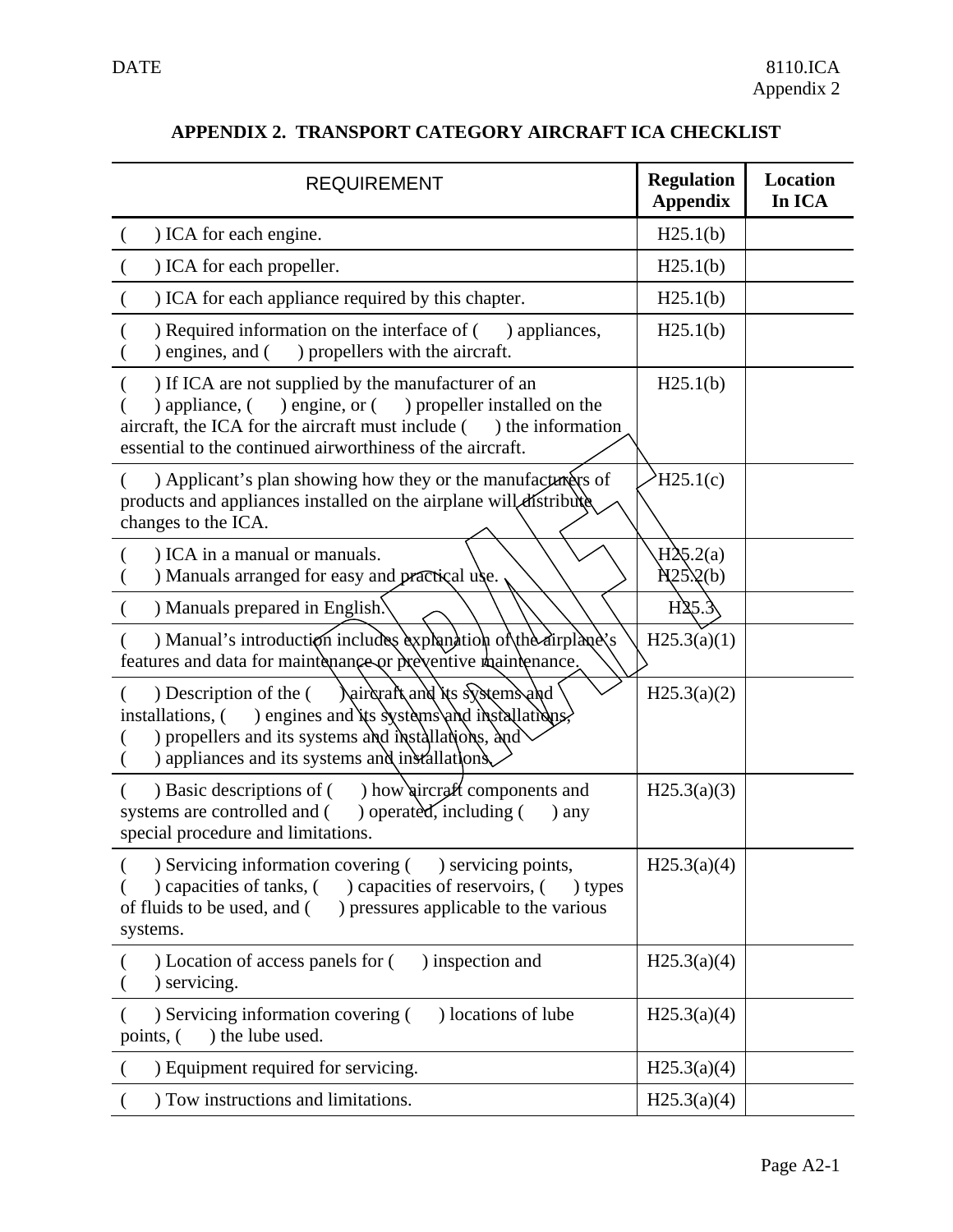# APPENDIX 2. TRANSPORT CATEGORY AIRCRAFT ICA CHECKLIST

| REQUIREMENT | Regulation Appendix | Location In ICA |
|---|---|---|
| (   ) ICA for each engine. | H25.1(b) | |
| (   ) ICA for each propeller. | H25.1(b) | |
| (   ) ICA for each appliance required by this chapter. | H25.1(b) | |
| (   ) Required information on the interface of (   ) appliances, (   ) engines, and (   ) propellers with the aircraft. | H25.1(b) | |
| (   ) If ICA are not supplied by the manufacturer of an (   ) appliance, (   ) engine, or (   ) propeller installed on the aircraft, the ICA for the aircraft must include (   ) the information essential to the continued airworthiness of the aircraft. | H25.1(b) | |
| (   ) Applicant's plan showing how they or the manufacturers of products and appliances installed on the airplane will distribute changes to the ICA. | H25.1(c) | |
| (   ) ICA in a manual or manuals.<br>(   ) Manuals arranged for easy and practical use. | H25.2(a)<br>H25.2(b) | |
| (   ) Manuals prepared in English. | H25.3 | |
| (   ) Manual's introduction includes explanation of the airplane's features and data for maintenance or preventive maintenance. | H25.3(a)(1) | |
| (   ) Description of the (   ) aircraft and its systems and installations, (   ) engines and its systems and installations, (   ) propellers and its systems and installations, and (   ) appliances and its systems and installations. | H25.3(a)(2) | |
| (   ) Basic descriptions of (   ) how aircraft components and systems are controlled and (   ) operated, including (   ) any special procedure and limitations. | H25.3(a)(3) | |
| (   ) Servicing information covering (   ) servicing points, (   ) capacities of tanks, (   ) capacities of reservoirs, (   ) types of fluids to be used, and (   ) pressures applicable to the various systems. | H25.3(a)(4) | |
| (   ) Location of access panels for (   ) inspection and (   ) servicing. | H25.3(a)(4) | |
| (   ) Servicing information covering (   ) locations of lube points, (   ) the lube used. | H25.3(a)(4) | |
| (   ) Equipment required for servicing. | H25.3(a)(4) | |
| (   ) Tow instructions and limitations. | H25.3(a)(4) | |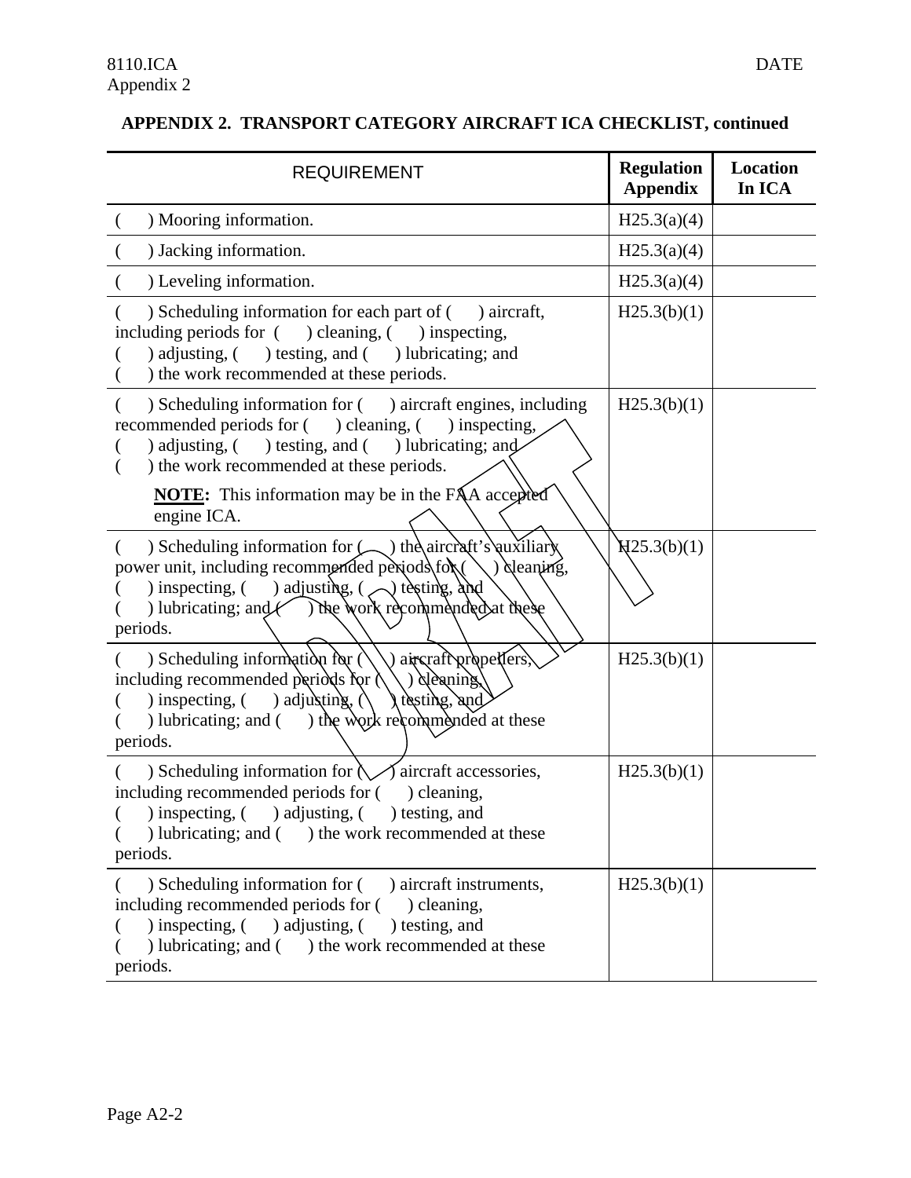**APPENDIX 2. TRANSPORT CATEGORY AIRCRAFT ICA CHECKLIST, continued**

| REQUIREMENT | Regulation Appendix | Location In ICA |
|---|---|---|
| (  ) Mooring information. | H25.3(a)(4) | |
| (  ) Jacking information. | H25.3(a)(4) | |
| (  ) Leveling information. | H25.3(a)(4) | |
| (  ) Scheduling information for each part of (  ) aircraft, including periods for (  ) cleaning, (  ) inspecting, (  ) adjusting, (  ) testing, and (  ) lubricating; and (  ) the work recommended at these periods. | H25.3(b)(1) | |
| (  ) Scheduling information for (  ) aircraft engines, including recommended periods for (  ) cleaning, (  ) inspecting, (  ) adjusting, (  ) testing, and (  ) lubricating; and (  ) the work recommended at these periods. <br><br> **NOTE:** This information may be in the FAA accepted engine ICA. | H25.3(b)(1) | |
| (  ) Scheduling information for (  ) the aircraft's auxiliary power unit, including recommended periods for (  ) cleaning, (  ) inspecting, (  ) adjusting, (  ) testing, and (  ) lubricating; and (  ) the work recommended at these periods. | H25.3(b)(1) | |
| (  ) Scheduling information for (  ) aircraft propellers, including recommended periods for (  ) cleaning, (  ) inspecting, (  ) adjusting, (  ) testing, and (  ) lubricating; and (  ) the work recommended at these periods. | H25.3(b)(1) | |
| (  ) Scheduling information for (  ) aircraft accessories, including recommended periods for (  ) cleaning, (  ) inspecting, (  ) adjusting, (  ) testing, and (  ) lubricating; and (  ) the work recommended at these periods. | H25.3(b)(1) | |
| (  ) Scheduling information for (  ) aircraft instruments, including recommended periods for (  ) cleaning, (  ) inspecting, (  ) adjusting, (  ) testing, and (  ) lubricating; and (  ) the work recommended at these periods. | H25.3(b)(1) | |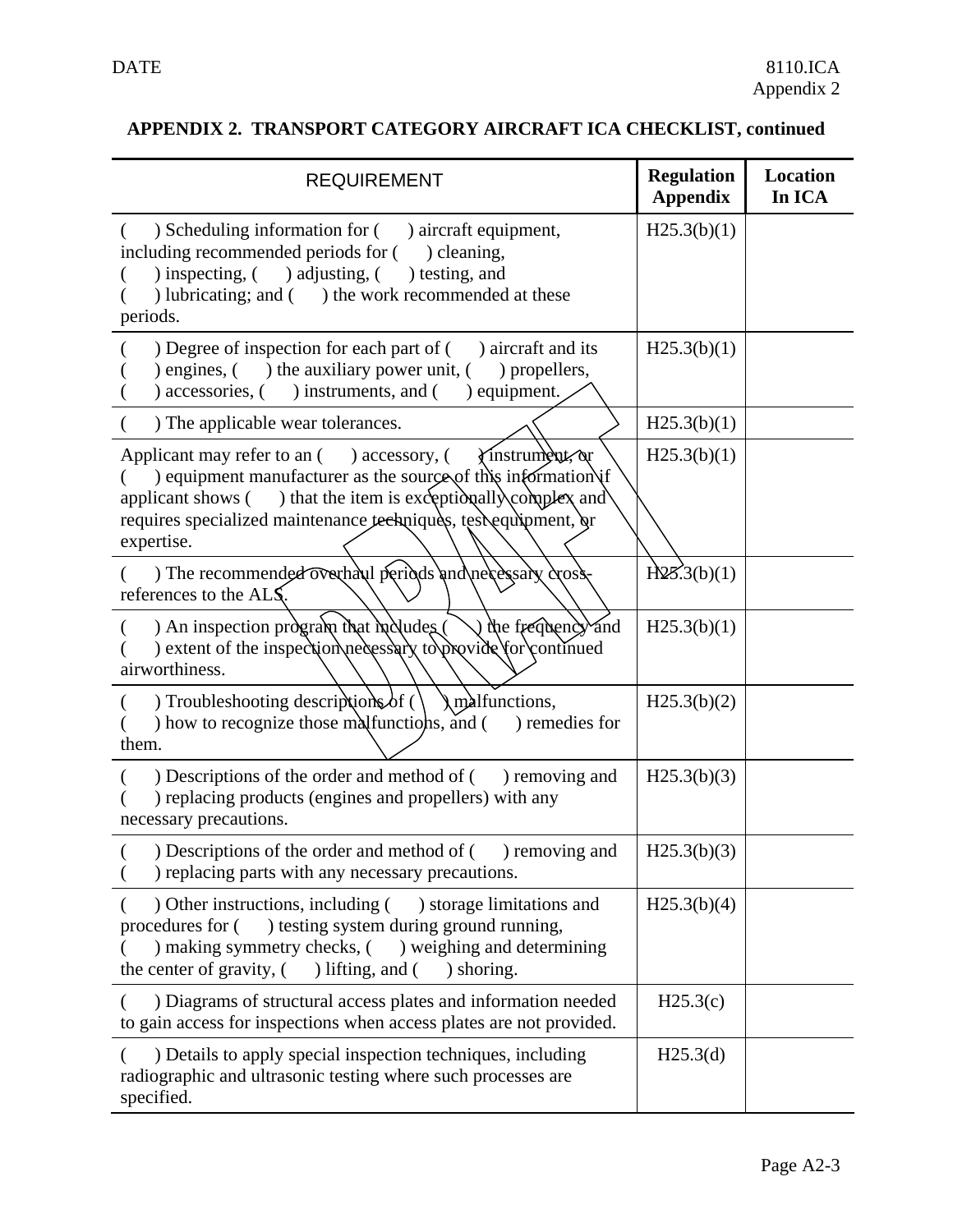## APPENDIX 2. TRANSPORT CATEGORY AIRCRAFT ICA CHECKLIST, continued

| REQUIREMENT | Regulation Appendix | Location In ICA |
|---|---|---|
| (   ) Scheduling information for (   ) aircraft equipment, including recommended periods for (   ) cleaning, (   ) inspecting, (   ) adjusting, (   ) testing, and (   ) lubricating; and (   ) the work recommended at these periods. | H25.3(b)(1) | |
| (   ) Degree of inspection for each part of (   ) aircraft and its (   ) engines, (   ) the auxiliary power unit, (   ) propellers, (   ) accessories, (   ) instruments, and (   ) equipment. | H25.3(b)(1) | |
| (   ) The applicable wear tolerances. | H25.3(b)(1) | |
| Applicant may refer to an (   ) accessory, (   ) instrument, or (   ) equipment manufacturer as the source of this information if applicant shows (   ) that the item is exceptionally complex and requires specialized maintenance techniques, test equipment, or expertise. | H25.3(b)(1) | |
| (   ) The recommended overhaul periods and necessary cross-references to the ALS. | H25.3(b)(1) | |
| (   ) An inspection program that includes (   ) the frequency and (   ) extent of the inspection necessary to provide for continued airworthiness. | H25.3(b)(1) | |
| (   ) Troubleshooting descriptions of (   ) malfunctions, (   ) how to recognize those malfunctions, and (   ) remedies for them. | H25.3(b)(2) | |
| (   ) Descriptions of the order and method of (   ) removing and (   ) replacing products (engines and propellers) with any necessary precautions. | H25.3(b)(3) | |
| (   ) Descriptions of the order and method of (   ) removing and (   ) replacing parts with any necessary precautions. | H25.3(b)(3) | |
| (   ) Other instructions, including (   ) storage limitations and procedures for (   ) testing system during ground running, (   ) making symmetry checks, (   ) weighing and determining the center of gravity, (   ) lifting, and (   ) shoring. | H25.3(b)(4) | |
| (   ) Diagrams of structural access plates and information needed to gain access for inspections when access plates are not provided. | H25.3(c) | |
| (   ) Details to apply special inspection techniques, including radiographic and ultrasonic testing where such processes are specified. | H25.3(d) | |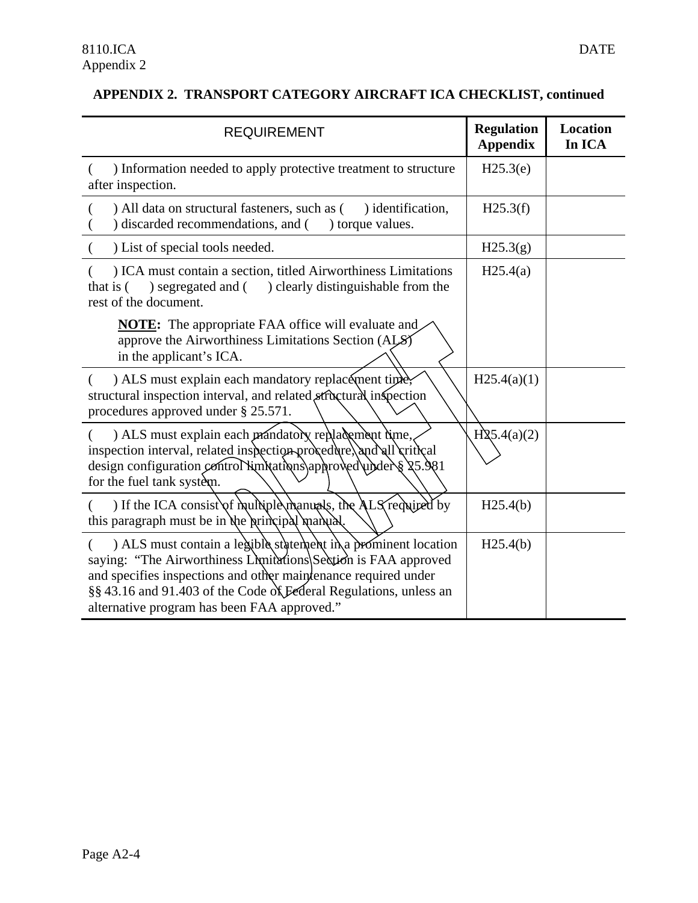## APPENDIX 2. TRANSPORT CATEGORY AIRCRAFT ICA CHECKLIST, continued

| REQUIREMENT | Regulation Appendix | Location In ICA |
|---|---|---|
| ( ) Information needed to apply protective treatment to structure after inspection. | H25.3(e) | |
| ( ) All data on structural fasteners, such as ( ) identification, ( ) discarded recommendations, and ( ) torque values. | H25.3(f) | |
| ( ) List of special tools needed. | H25.3(g) | |
| ( ) ICA must contain a section, titled Airworthiness Limitations that is ( ) segregated and ( ) clearly distinguishable from the rest of the document. <br><br> **NOTE:** The appropriate FAA office will evaluate and approve the Airworthiness Limitations Section (ALS) in the applicant's ICA. | H25.4(a) | |
| ( ) ALS must explain each mandatory replacement time, structural inspection interval, and related structural inspection procedures approved under § 25.571. | H25.4(a)(1) | |
| ( ) ALS must explain each mandatory replacement time, inspection interval, related inspection procedure, and all critical design configuration control limitations approved under § 25.981 for the fuel tank system. | H25.4(a)(2) | |
| ( ) If the ICA consist of multiple manuals, the ALS required by this paragraph must be in the principal manual. | H25.4(b) | |
| ( ) ALS must contain a legible statement in a prominent location saying: "The Airworthiness Limitations Section is FAA approved and specifies inspections and other maintenance required under §§ 43.16 and 91.403 of the Code of Federal Regulations, unless an alternative program has been FAA approved." | H25.4(b) | |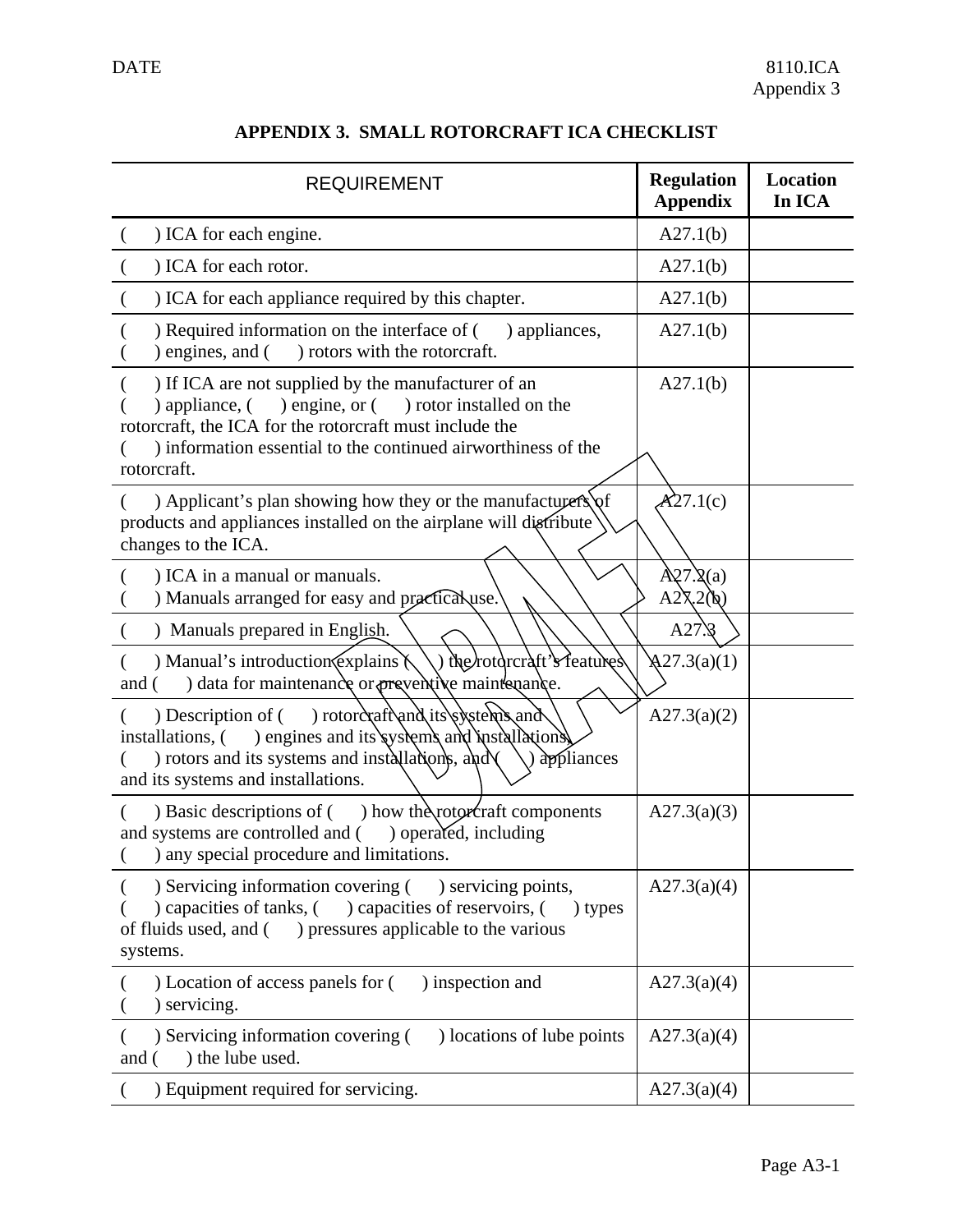# APPENDIX 3. SMALL ROTORCRAFT ICA CHECKLIST

| REQUIREMENT | Regulation Appendix | Location In ICA |
|---|---|---|
| (      ) ICA for each engine. | A27.1(b) | |
| (      ) ICA for each rotor. | A27.1(b) | |
| (      ) ICA for each appliance required by this chapter. | A27.1(b) | |
| (      ) Required information on the interface of (      ) appliances, (      ) engines, and (      ) rotors with the rotorcraft. | A27.1(b) | |
| (      ) If ICA are not supplied by the manufacturer of an (      ) appliance, (      ) engine, or (      ) rotor installed on the rotorcraft, the ICA for the rotorcraft must include the (      ) information essential to the continued airworthiness of the rotorcraft. | A27.1(b) | |
| (      ) Applicant's plan showing how they or the manufacturers of products and appliances installed on the airplane will distribute changes to the ICA. | A27.1(c) | |
| (      ) ICA in a manual or manuals.<br>(      ) Manuals arranged for easy and practical use. | A27.2(a)<br>A27.2(b) | |
| (      ) Manuals prepared in English. | A27.3 | |
| (      ) Manual's introduction explains (      ) the rotorcraft's features and (      ) data for maintenance or preventive maintenance. | A27.3(a)(1) | |
| (      ) Description of (      ) rotorcraft and its systems and installations, (      ) engines and its systems and installations, (      ) rotors and its systems and installations, and (      ) appliances and its systems and installations. | A27.3(a)(2) | |
| (      ) Basic descriptions of (      ) how the rotorcraft components and systems are controlled and (      ) operated, including (      ) any special procedure and limitations. | A27.3(a)(3) | |
| (      ) Servicing information covering (      ) servicing points, (      ) capacities of tanks, (      ) capacities of reservoirs, (      ) types of fluids used, and (      ) pressures applicable to the various systems. | A27.3(a)(4) | |
| (      ) Location of access panels for (      ) inspection and (      ) servicing. | A27.3(a)(4) | |
| (      ) Servicing information covering (      ) locations of lube points and (      ) the lube used. | A27.3(a)(4) | |
| (      ) Equipment required for servicing. | A27.3(a)(4) | |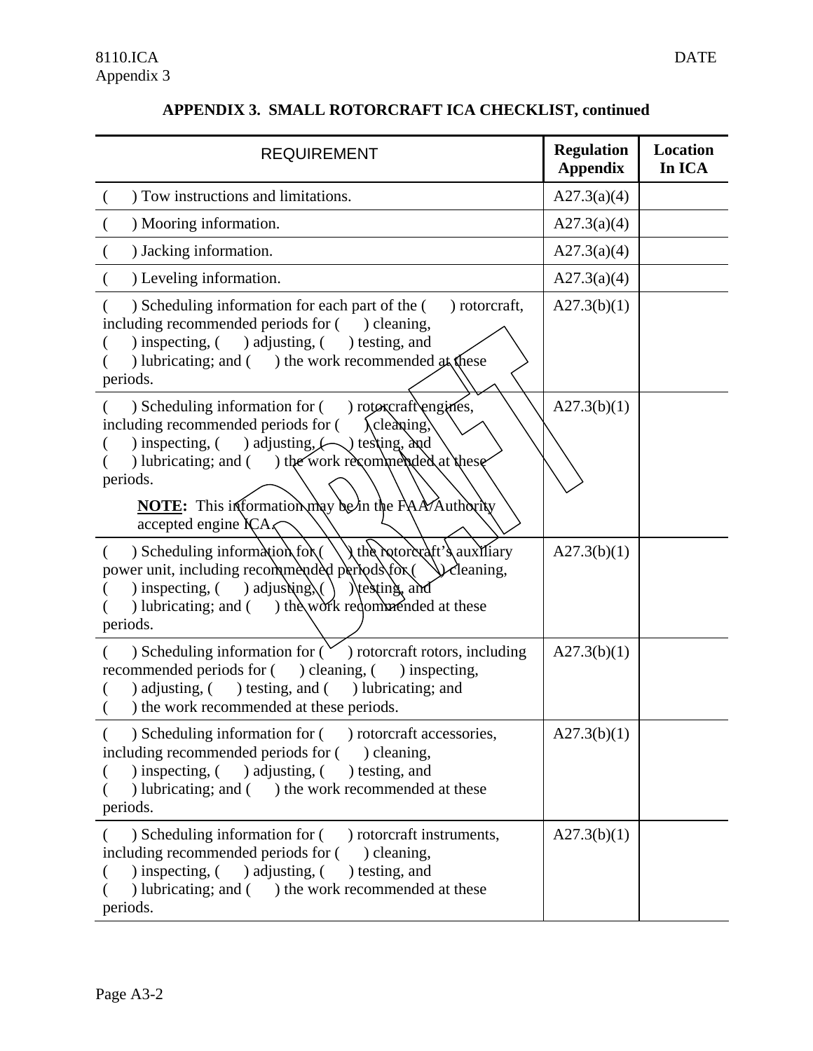## APPENDIX 3. SMALL ROTORCRAFT ICA CHECKLIST, continued

| REQUIREMENT | Regulation Appendix | Location In ICA |
|---|---|---|
| (  ) Tow instructions and limitations. | A27.3(a)(4) | |
| (  ) Mooring information. | A27.3(a)(4) | |
| (  ) Jacking information. | A27.3(a)(4) | |
| (  ) Leveling information. | A27.3(a)(4) | |
| (  ) Scheduling information for each part of the (  ) rotorcraft, including recommended periods for (  ) cleaning, (  ) inspecting, (  ) adjusting, (  ) testing, and (  ) lubricating; and (  ) the work recommended at these periods. | A27.3(b)(1) | |
| (  ) Scheduling information for (  ) rotorcraft engines, including recommended periods for (  ) cleaning, (  ) inspecting, (  ) adjusting, (  ) testing, and (  ) lubricating; and (  ) the work recommended at these periods. **NOTE:** This information may be in the FAA/Authority accepted engine ICA. | A27.3(b)(1) | |
| (  ) Scheduling information for (  ) the rotorcraft's auxiliary power unit, including recommended periods for (  ) cleaning, (  ) inspecting, (  ) adjusting, (  ) testing, and (  ) lubricating; and (  ) the work recommended at these periods. | A27.3(b)(1) | |
| (  ) Scheduling information for (  ) rotorcraft rotors, including recommended periods for (  ) cleaning, (  ) inspecting, (  ) adjusting, (  ) testing, and (  ) lubricating; and (  ) the work recommended at these periods. | A27.3(b)(1) | |
| (  ) Scheduling information for (  ) rotorcraft accessories, including recommended periods for (  ) cleaning, (  ) inspecting, (  ) adjusting, (  ) testing, and (  ) lubricating; and (  ) the work recommended at these periods. | A27.3(b)(1) | |
| (  ) Scheduling information for (  ) rotorcraft instruments, including recommended periods for (  ) cleaning, (  ) inspecting, (  ) adjusting, (  ) testing, and (  ) lubricating; and (  ) the work recommended at these periods. | A27.3(b)(1) | |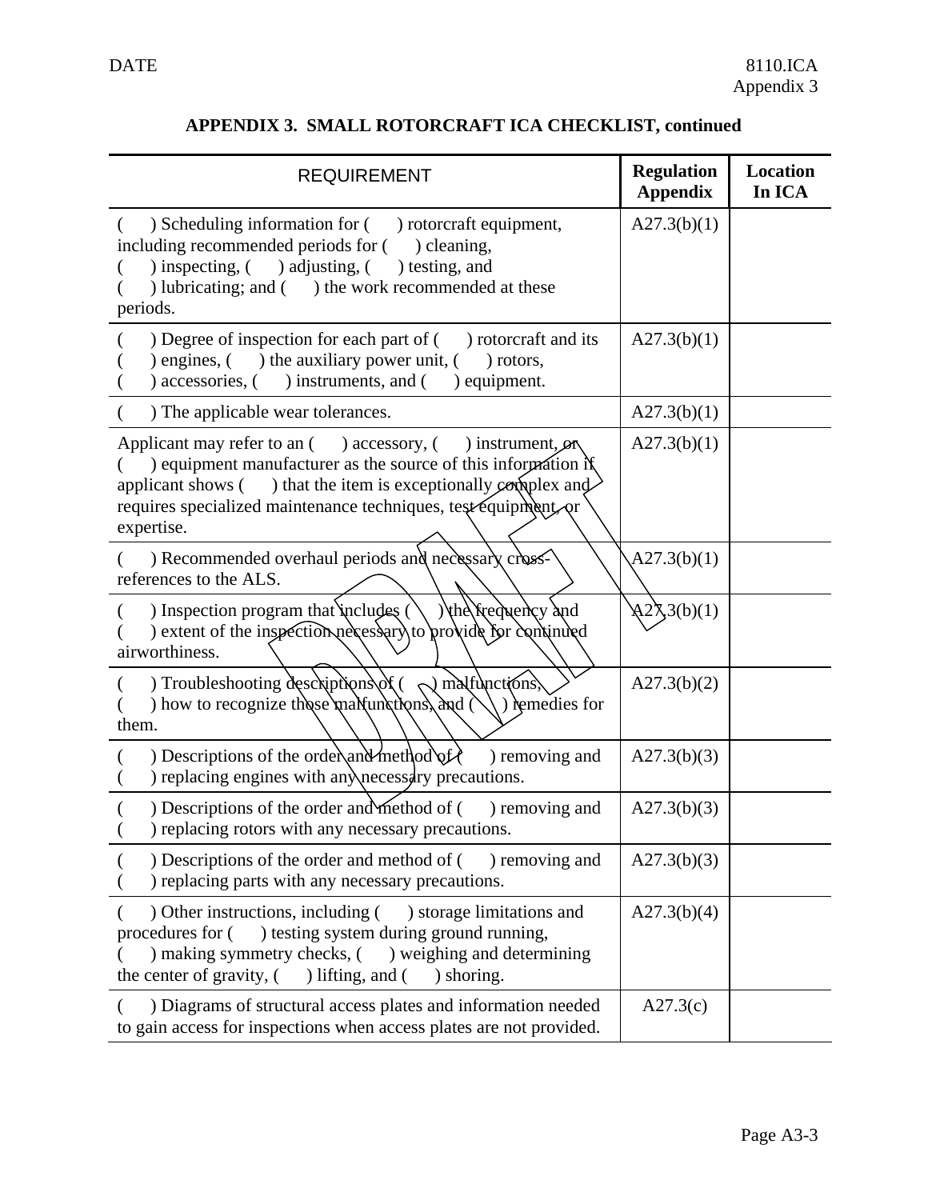**APPENDIX 3. SMALL ROTORCRAFT ICA CHECKLIST, continued**

| REQUIREMENT | Regulation Appendix | Location In ICA |
|---|---|---|
| ( ) Scheduling information for ( ) rotorcraft equipment, including recommended periods for ( ) cleaning, ( ) inspecting, ( ) adjusting, ( ) testing, and ( ) lubricating; and ( ) the work recommended at these periods. | A27.3(b)(1) | |
| ( ) Degree of inspection for each part of ( ) rotorcraft and its ( ) engines, ( ) the auxiliary power unit, ( ) rotors, ( ) accessories, ( ) instruments, and ( ) equipment. | A27.3(b)(1) | |
| ( ) The applicable wear tolerances. | A27.3(b)(1) | |
| Applicant may refer to an ( ) accessory, ( ) instrument, or ( ) equipment manufacturer as the source of this information if applicant shows ( ) that the item is exceptionally complex and requires specialized maintenance techniques, test equipment, or expertise. | A27.3(b)(1) | |
| ( ) Recommended overhaul periods and necessary cross-references to the ALS. | A27.3(b)(1) | |
| ( ) Inspection program that includes ( ) the frequency and ( ) extent of the inspection necessary to provide for continued airworthiness. | A27.3(b)(1) | |
| ( ) Troubleshooting descriptions of ( ) malfunctions, ( ) how to recognize those malfunctions, and ( ) remedies for them. | A27.3(b)(2) | |
| ( ) Descriptions of the order and method of ( ) removing and ( ) replacing engines with any necessary precautions. | A27.3(b)(3) | |
| ( ) Descriptions of the order and method of ( ) removing and ( ) replacing rotors with any necessary precautions. | A27.3(b)(3) | |
| ( ) Descriptions of the order and method of ( ) removing and ( ) replacing parts with any necessary precautions. | A27.3(b)(3) | |
| ( ) Other instructions, including ( ) storage limitations and procedures for ( ) testing system during ground running, ( ) making symmetry checks, ( ) weighing and determining the center of gravity, ( ) lifting, and ( ) shoring. | A27.3(b)(4) | |
| ( ) Diagrams of structural access plates and information needed to gain access for inspections when access plates are not provided. | A27.3(c) | |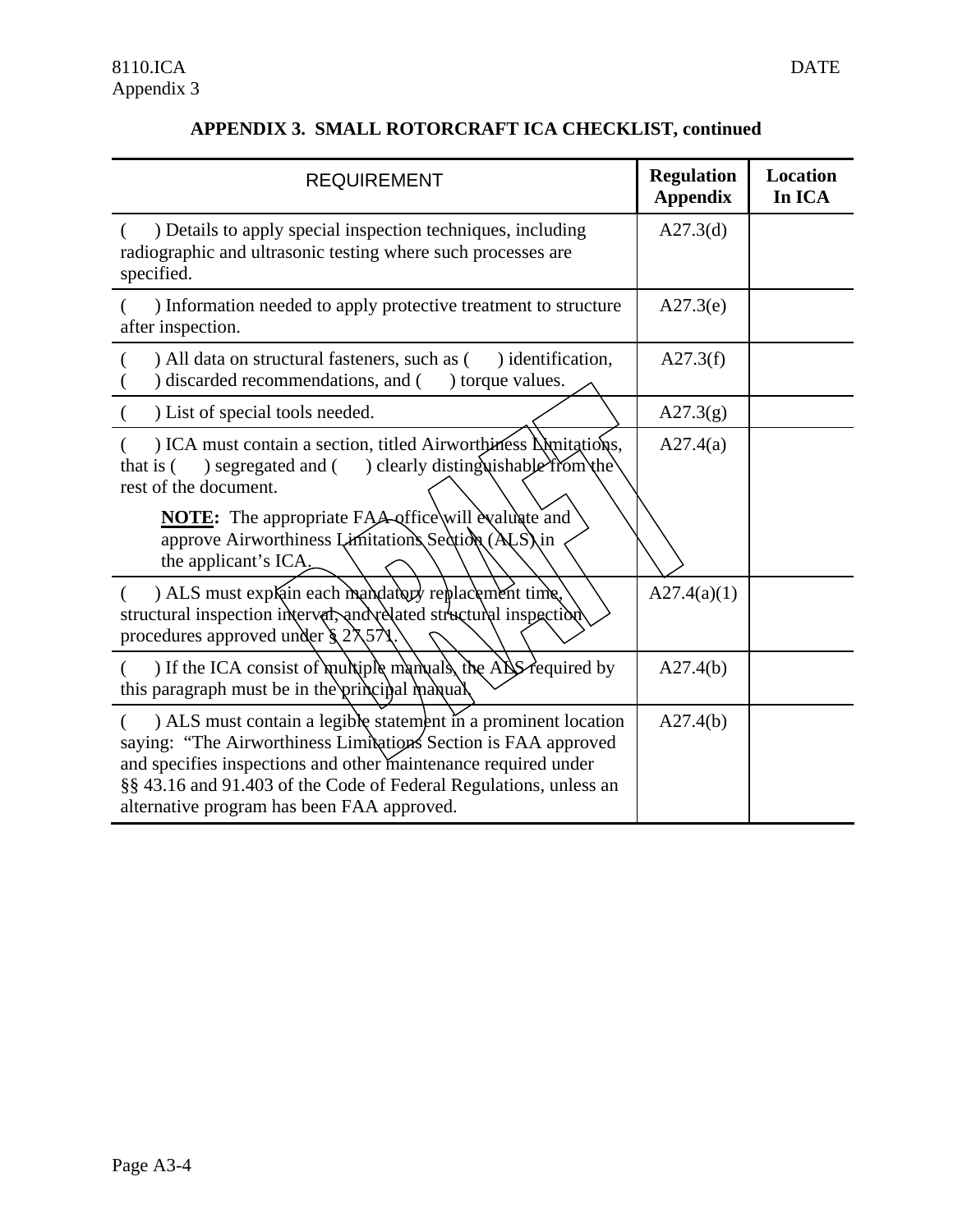**APPENDIX 3. SMALL ROTORCRAFT ICA CHECKLIST, continued**

| REQUIREMENT | Regulation Appendix | Location In ICA |
|---|---|---|
| (  ) Details to apply special inspection techniques, including radiographic and ultrasonic testing where such processes are specified. | A27.3(d) | |
| (  ) Information needed to apply protective treatment to structure after inspection. | A27.3(e) | |
| (  ) All data on structural fasteners, such as (  ) identification, (  ) discarded recommendations, and (  ) torque values. | A27.3(f) | |
| (  ) List of special tools needed. | A27.3(g) | |
| (  ) ICA must contain a section, titled Airworthiness Limitations, that is (  ) segregated and (  ) clearly distinguishable from the rest of the document.<br><br>**NOTE:** The appropriate FAA office will evaluate and approve Airworthiness Limitations Section (ALS) in the applicant's ICA. | A27.4(a) | |
| (  ) ALS must explain each mandatory replacement time, structural inspection interval, and related structural inspection procedures approved under § 27.571. | A27.4(a)(1) | |
| (  ) If the ICA consist of multiple manuals, the ALS required by this paragraph must be in the principal manual. | A27.4(b) | |
| (  ) ALS must contain a legible statement in a prominent location saying: "The Airworthiness Limitations Section is FAA approved and specifies inspections and other maintenance required under §§ 43.16 and 91.403 of the Code of Federal Regulations, unless an alternative program has been FAA approved. | A27.4(b) | |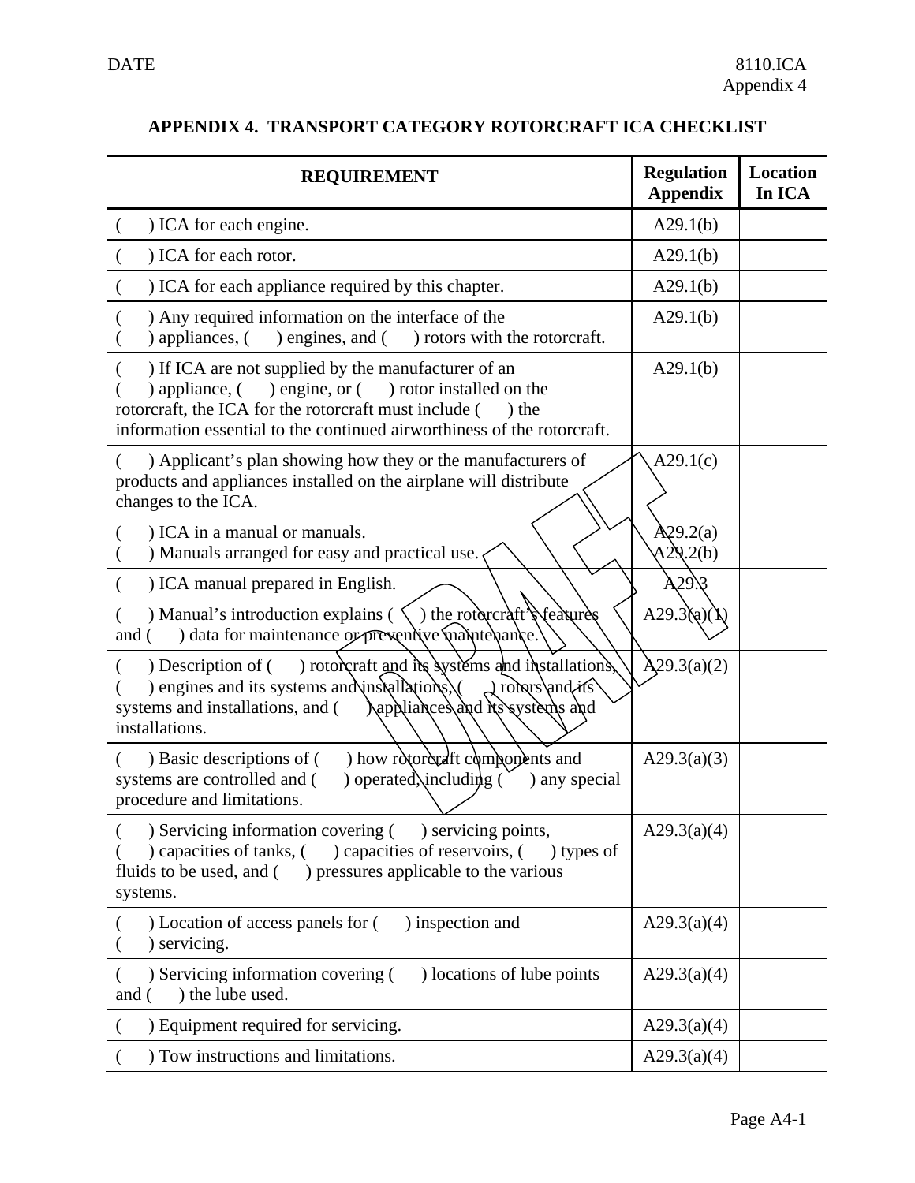# APPENDIX 4. TRANSPORT CATEGORY ROTORCRAFT ICA CHECKLIST

| REQUIREMENT | Regulation Appendix | Location In ICA |
|---|---|---|
| ( ) ICA for each engine. | A29.1(b) | |
| ( ) ICA for each rotor. | A29.1(b) | |
| ( ) ICA for each appliance required by this chapter. | A29.1(b) | |
| ( ) Any required information on the interface of the ( ) appliances, ( ) engines, and ( ) rotors with the rotorcraft. | A29.1(b) | |
| ( ) If ICA are not supplied by the manufacturer of an ( ) appliance, ( ) engine, or ( ) rotor installed on the rotorcraft, the ICA for the rotorcraft must include ( ) the information essential to the continued airworthiness of the rotorcraft. | A29.1(b) | |
| ( ) Applicant's plan showing how they or the manufacturers of products and appliances installed on the airplane will distribute changes to the ICA. | A29.1(c) | |
| ( ) ICA in a manual or manuals.<br>( ) Manuals arranged for easy and practical use. | A29.2(a)<br>A29.2(b) | |
| ( ) ICA manual prepared in English. | A29.3 | |
| ( ) Manual's introduction explains ( ) the rotorcraft's features and ( ) data for maintenance or preventive maintenance. | A29.3(a)(1) | |
| ( ) Description of ( ) rotorcraft and its systems and installations, ( ) engines and its systems and installations, ( ) rotors and its systems and installations, and ( ) appliances and its systems and installations. | A29.3(a)(2) | |
| ( ) Basic descriptions of ( ) how rotorcraft components and systems are controlled and ( ) operated, including ( ) any special procedure and limitations. | A29.3(a)(3) | |
| ( ) Servicing information covering ( ) servicing points, ( ) capacities of tanks, ( ) capacities of reservoirs, ( ) types of fluids to be used, and ( ) pressures applicable to the various systems. | A29.3(a)(4) | |
| ( ) Location of access panels for ( ) inspection and ( ) servicing. | A29.3(a)(4) | |
| ( ) Servicing information covering ( ) locations of lube points and ( ) the lube used. | A29.3(a)(4) | |
| ( ) Equipment required for servicing. | A29.3(a)(4) | |
| ( ) Tow instructions and limitations. | A29.3(a)(4) | |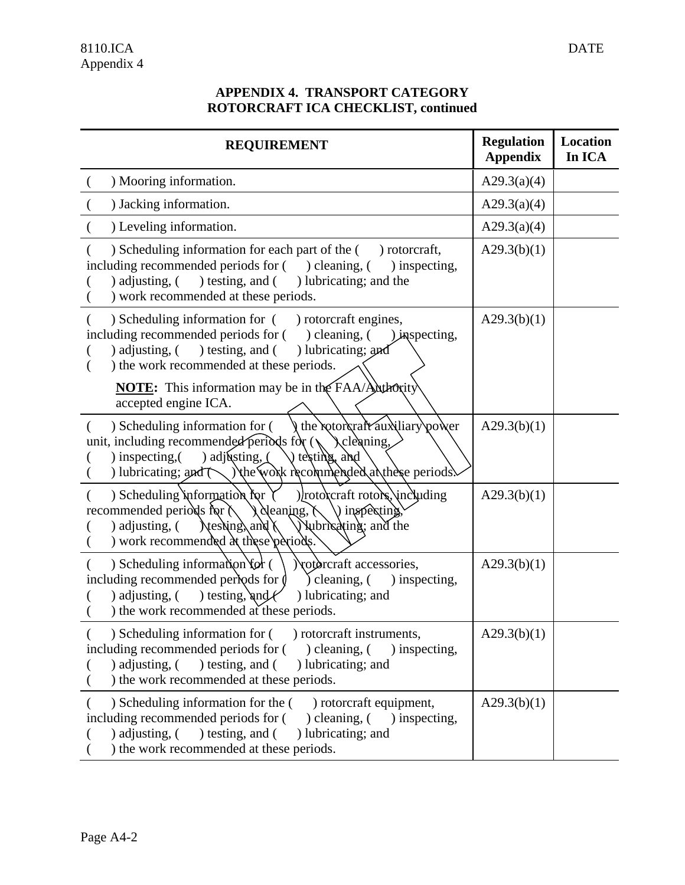## APPENDIX 4. TRANSPORT CATEGORY ROTORCRAFT ICA CHECKLIST, continued

| REQUIREMENT | Regulation Appendix | Location In ICA |
|---|---|---|
| (    ) Mooring information. | A29.3(a)(4) | |
| (    ) Jacking information. | A29.3(a)(4) | |
| (    ) Leveling information. | A29.3(a)(4) | |
| (    ) Scheduling information for each part of the (    ) rotorcraft, including recommended periods for (    ) cleaning, (    ) inspecting, (    ) adjusting, (    ) testing, and (    ) lubricating; and the (    ) work recommended at these periods. | A29.3(b)(1) | |
| (    ) Scheduling information for (    ) rotorcraft engines, including recommended periods for (    ) cleaning, (    ) inspecting, (    ) adjusting, (    ) testing, and (    ) lubricating; and (    ) the work recommended at these periods. **NOTE:** This information may be in the FAA/Authority accepted engine ICA. | A29.3(b)(1) | |
| (    ) Scheduling information for (    ) the rotorcraft auxiliary power unit, including recommended periods for (    ) cleaning, (    ) inspecting,(    ) adjusting, (    ) testing, and (    ) lubricating; and (    ) the work recommended at these periods. | A29.3(b)(1) | |
| (    ) Scheduling information for (    ) rotorcraft rotors, including recommended periods for (    ) cleaning, (    ) inspecting, (    ) adjusting, (    ) testing, and (    ) lubricating; and the (    ) work recommended at these periods. | A29.3(b)(1) | |
| (    ) Scheduling information for (    ) rotorcraft accessories, including recommended periods for (    ) cleaning, (    ) inspecting, (    ) adjusting, (    ) testing, and (    ) lubricating; and (    ) the work recommended at these periods. | A29.3(b)(1) | |
| (    ) Scheduling information for (    ) rotorcraft instruments, including recommended periods for (    ) cleaning, (    ) inspecting, (    ) adjusting, (    ) testing, and (    ) lubricating; and (    ) the work recommended at these periods. | A29.3(b)(1) | |
| (    ) Scheduling information for the (    ) rotorcraft equipment, including recommended periods for (    ) cleaning, (    ) inspecting, (    ) adjusting, (    ) testing, and (    ) lubricating; and (    ) the work recommended at these periods. | A29.3(b)(1) | |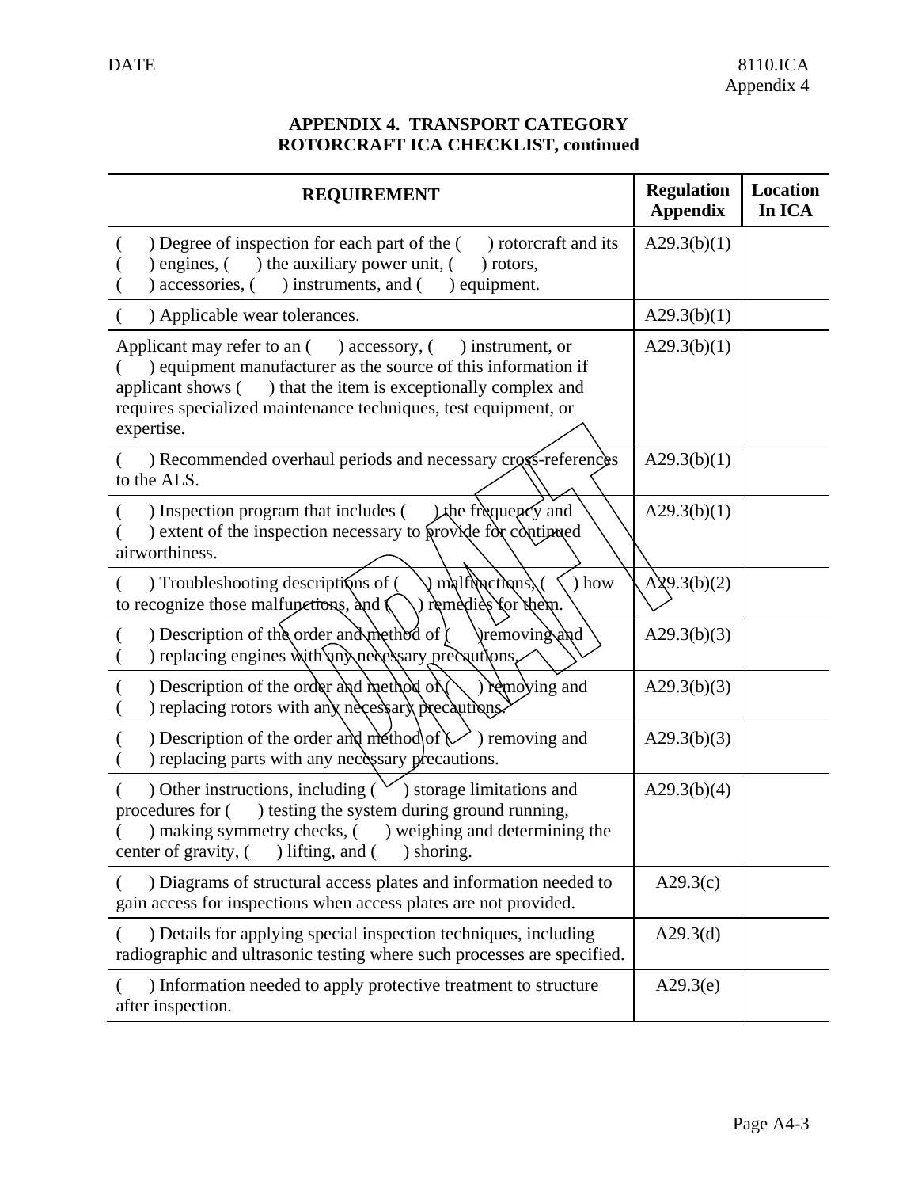## APPENDIX 4. TRANSPORT CATEGORY ROTORCRAFT ICA CHECKLIST, continued

| REQUIREMENT | Regulation Appendix | Location In ICA |
|---|---|---|
| (   ) Degree of inspection for each part of the (   ) rotorcraft and its (   ) engines, (   ) the auxiliary power unit, (   ) rotors, (   ) accessories, (   ) instruments, and (   ) equipment. | A29.3(b)(1) | |
| (   ) Applicable wear tolerances. | A29.3(b)(1) | |
| Applicant may refer to an (   ) accessory, (   ) instrument, or (   ) equipment manufacturer as the source of this information if applicant shows (   ) that the item is exceptionally complex and requires specialized maintenance techniques, test equipment, or expertise. | A29.3(b)(1) | |
| (   ) Recommended overhaul periods and necessary cross-references to the ALS. | A29.3(b)(1) | |
| (   ) Inspection program that includes (   ) the frequency and (   ) extent of the inspection necessary to provide for continued airworthiness. | A29.3(b)(1) | |
| (   ) Troubleshooting descriptions of (   ) malfunctions, (   ) how to recognize those malfunctions, and (   ) remedies for them. | A29.3(b)(2) | |
| (   ) Description of the order and method of (   ) removing and (   ) replacing engines with any necessary precautions. | A29.3(b)(3) | |
| (   ) Description of the order and method of (   ) removing and (   ) replacing rotors with any necessary precautions. | A29.3(b)(3) | |
| (   ) Description of the order and method of (   ) removing and (   ) replacing parts with any necessary precautions. | A29.3(b)(3) | |
| (   ) Other instructions, including (   ) storage limitations and procedures for (   ) testing the system during ground running, (   ) making symmetry checks, (   ) weighing and determining the center of gravity, (   ) lifting, and (   ) shoring. | A29.3(b)(4) | |
| (   ) Diagrams of structural access plates and information needed to gain access for inspections when access plates are not provided. | A29.3(c) | |
| (   ) Details for applying special inspection techniques, including radiographic and ultrasonic testing where such processes are specified. | A29.3(d) | |
| (   ) Information needed to apply protective treatment to structure after inspection. | A29.3(e) | |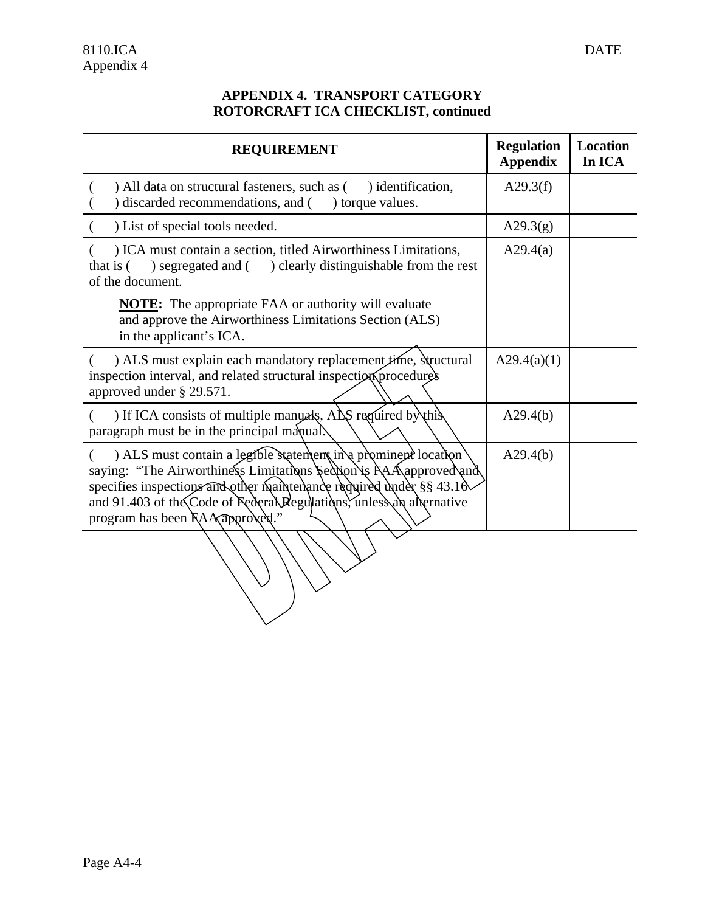**APPENDIX 4. TRANSPORT CATEGORY ROTORCRAFT ICA CHECKLIST, continued**

| REQUIREMENT | Regulation Appendix | Location In ICA |
|---|---|---|
| (    ) All data on structural fasteners, such as (    ) identification, (    ) discarded recommendations, and (    ) torque values. | A29.3(f) | |
| (    ) List of special tools needed. | A29.3(g) | |
| (    ) ICA must contain a section, titled Airworthiness Limitations, that is (    ) segregated and (    ) clearly distinguishable from the rest of the document.<br><br>**NOTE:** The appropriate FAA or authority will evaluate and approve the Airworthiness Limitations Section (ALS) in the applicant's ICA. | A29.4(a) | |
| (    ) ALS must explain each mandatory replacement time, structural inspection interval, and related structural inspection procedures approved under § 29.571. | A29.4(a)(1) | |
| (    ) If ICA consists of multiple manuals, ALS required by this paragraph must be in the principal manual. | A29.4(b) | |
| (    ) ALS must contain a legible statement in a prominent location saying: "The Airworthiness Limitations Section is FAA approved and specifies inspections and other maintenance required under §§ 43.16 and 91.403 of the Code of Federal Regulations, unless an alternative program has been FAA approved." | A29.4(b) | |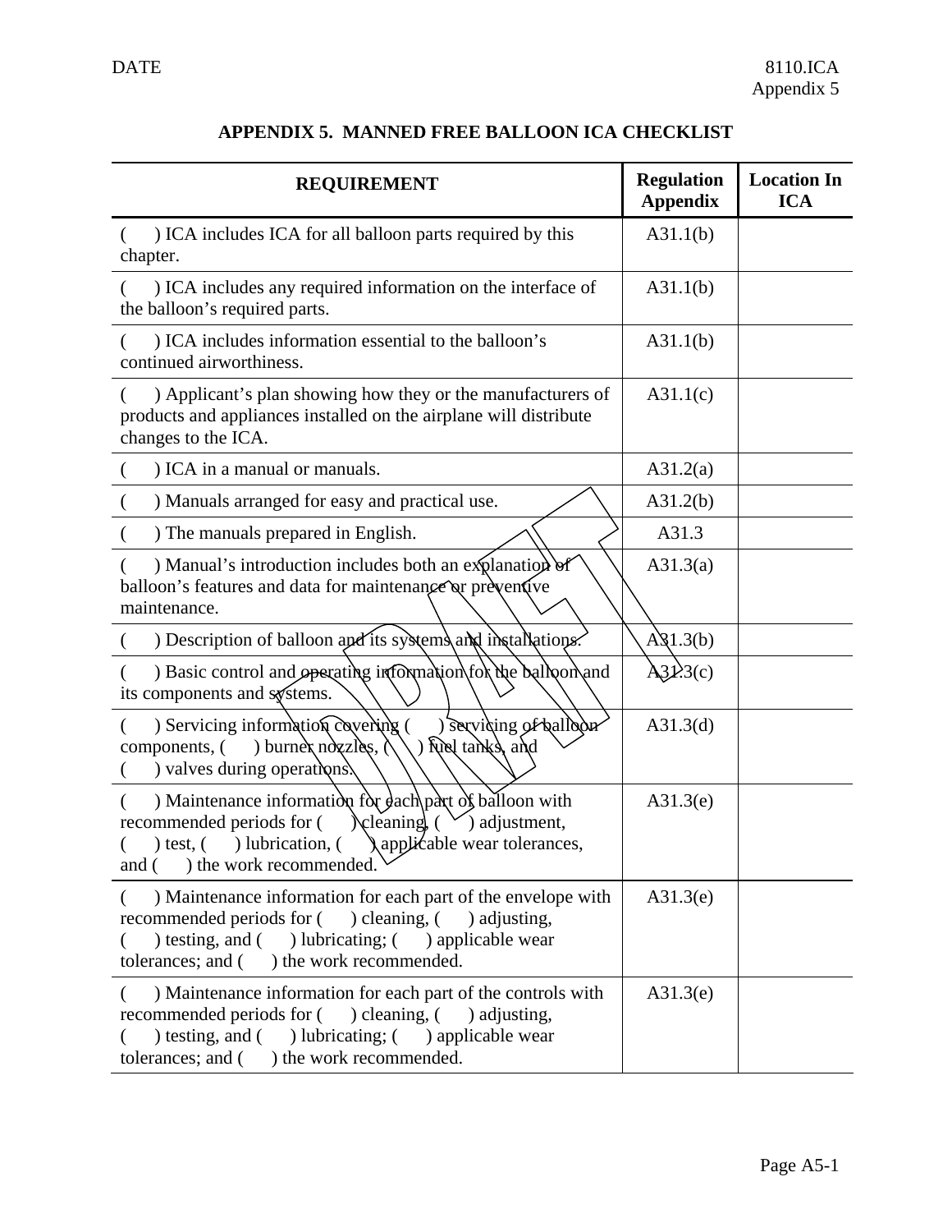# APPENDIX 5. MANNED FREE BALLOON ICA CHECKLIST

| REQUIREMENT | Regulation Appendix | Location In ICA |
|---|---|---|
| (    ) ICA includes ICA for all balloon parts required by this chapter. | A31.1(b) | |
| (    ) ICA includes any required information on the interface of the balloon's required parts. | A31.1(b) | |
| (    ) ICA includes information essential to the balloon's continued airworthiness. | A31.1(b) | |
| (    ) Applicant's plan showing how they or the manufacturers of products and appliances installed on the airplane will distribute changes to the ICA. | A31.1(c) | |
| (    ) ICA in a manual or manuals. | A31.2(a) | |
| (    ) Manuals arranged for easy and practical use. | A31.2(b) | |
| (    ) The manuals prepared in English. | A31.3 | |
| (    ) Manual's introduction includes both an explanation of balloon's features and data for maintenance or preventive maintenance. | A31.3(a) | |
| (    ) Description of balloon and its systems and installations. | A31.3(b) | |
| (    ) Basic control and operating information for the balloon and its components and systems. | A31.3(c) | |
| (    ) Servicing information covering (    ) servicing of balloon components, (    ) burner nozzles, (    ) fuel tanks, and (    ) valves during operations. | A31.3(d) | |
| (    ) Maintenance information for each part of balloon with recommended periods for (    ) cleaning, (    ) adjustment, (    ) test, (    ) lubrication, (    ) applicable wear tolerances, and (    ) the work recommended. | A31.3(e) | |
| (    ) Maintenance information for each part of the envelope with recommended periods for (    ) cleaning, (    ) adjusting, (    ) testing, and (    ) lubricating; (    ) applicable wear tolerances; and (    ) the work recommended. | A31.3(e) | |
| (    ) Maintenance information for each part of the controls with recommended periods for (    ) cleaning, (    ) adjusting, (    ) testing, and (    ) lubricating; (    ) applicable wear tolerances; and (    ) the work recommended. | A31.3(e) | |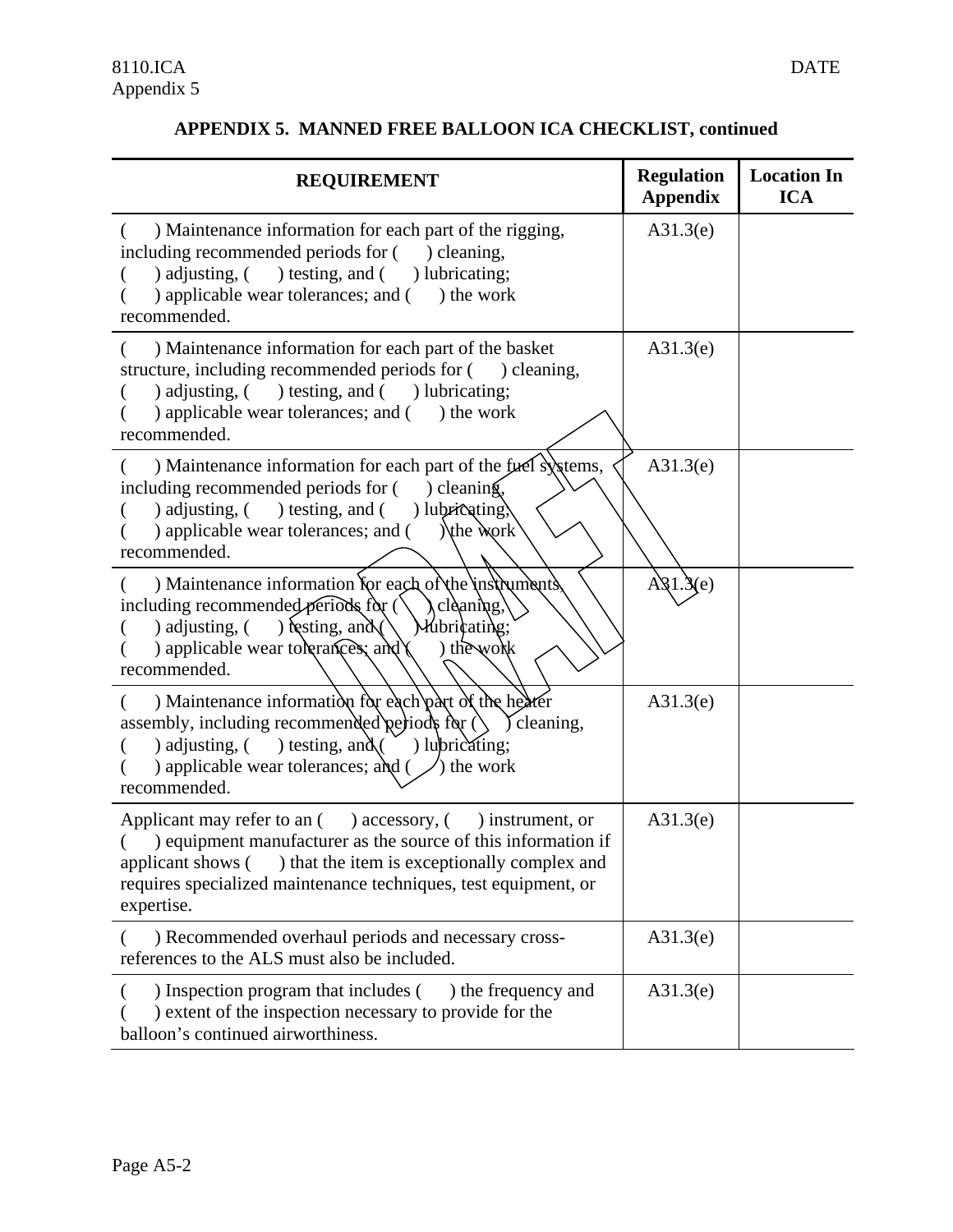**APPENDIX 5. MANNED FREE BALLOON ICA CHECKLIST, continued**

| REQUIREMENT | Regulation Appendix | Location In ICA |
|---|---|---|
| ( ) Maintenance information for each part of the rigging, including recommended periods for ( ) cleaning, ( ) adjusting, ( ) testing, and ( ) lubricating; ( ) applicable wear tolerances; and ( ) the work recommended. | A31.3(e) | |
| ( ) Maintenance information for each part of the basket structure, including recommended periods for ( ) cleaning, ( ) adjusting, ( ) testing, and ( ) lubricating; ( ) applicable wear tolerances; and ( ) the work recommended. | A31.3(e) | |
| ( ) Maintenance information for each part of the fuel systems, including recommended periods for ( ) cleaning, ( ) adjusting, ( ) testing, and ( ) lubricating; ( ) applicable wear tolerances; and ( ) the work recommended. | A31.3(e) | |
| ( ) Maintenance information for each of the instruments, including recommended periods for ( ) cleaning, ( ) adjusting, ( ) testing, and ( ) lubricating; ( ) applicable wear tolerances; and ( ) the work recommended. | A31.3(e) | |
| ( ) Maintenance information for each part of the heater assembly, including recommended periods for ( ) cleaning, ( ) adjusting, ( ) testing, and ( ) lubricating; ( ) applicable wear tolerances; and ( ) the work recommended. | A31.3(e) | |
| Applicant may refer to an ( ) accessory, ( ) instrument, or ( ) equipment manufacturer as the source of this information if applicant shows ( ) that the item is exceptionally complex and requires specialized maintenance techniques, test equipment, or expertise. | A31.3(e) | |
| ( ) Recommended overhaul periods and necessary cross-references to the ALS must also be included. | A31.3(e) | |
| ( ) Inspection program that includes ( ) the frequency and ( ) extent of the inspection necessary to provide for the balloon's continued airworthiness. | A31.3(e) | |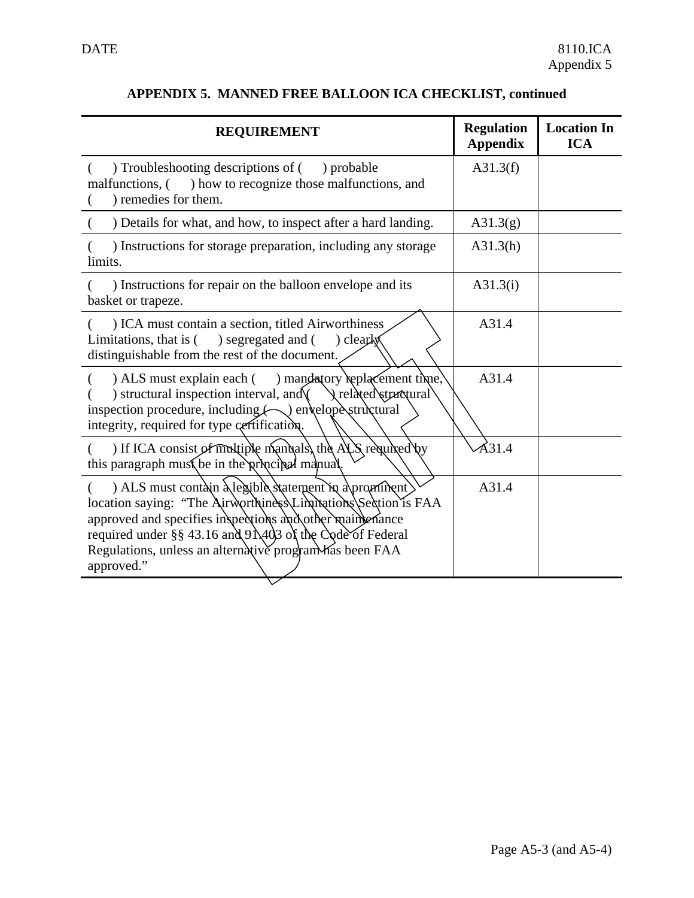## APPENDIX 5. MANNED FREE BALLOON ICA CHECKLIST, continued

| REQUIREMENT | Regulation Appendix | Location In ICA |
|---|---|---|
| (   ) Troubleshooting descriptions of (   ) probable malfunctions, (   ) how to recognize those malfunctions, and (   ) remedies for them. | A31.3(f) | |
| (   ) Details for what, and how, to inspect after a hard landing. | A31.3(g) | |
| (   ) Instructions for storage preparation, including any storage limits. | A31.3(h) | |
| (   ) Instructions for repair on the balloon envelope and its basket or trapeze. | A31.3(i) | |
| (   ) ICA must contain a section, titled Airworthiness Limitations, that is (   ) segregated and (   ) clearly distinguishable from the rest of the document. | A31.4 | |
| (   ) ALS must explain each (   ) mandatory replacement time, (   ) structural inspection interval, and (   ) related structural inspection procedure, including (   ) envelope structural integrity, required for type certification. | A31.4 | |
| (   ) If ICA consist of multiple manuals, the ALS required by this paragraph must be in the principal manual. | A31.4 | |
| (   ) ALS must contain a legible statement in a prominent location saying: "The Airworthiness Limitations Section is FAA approved and specifies inspections and other maintenance required under §§ 43.16 and 91.403 of the Code of Federal Regulations, unless an alternative program has been FAA approved." | A31.4 | |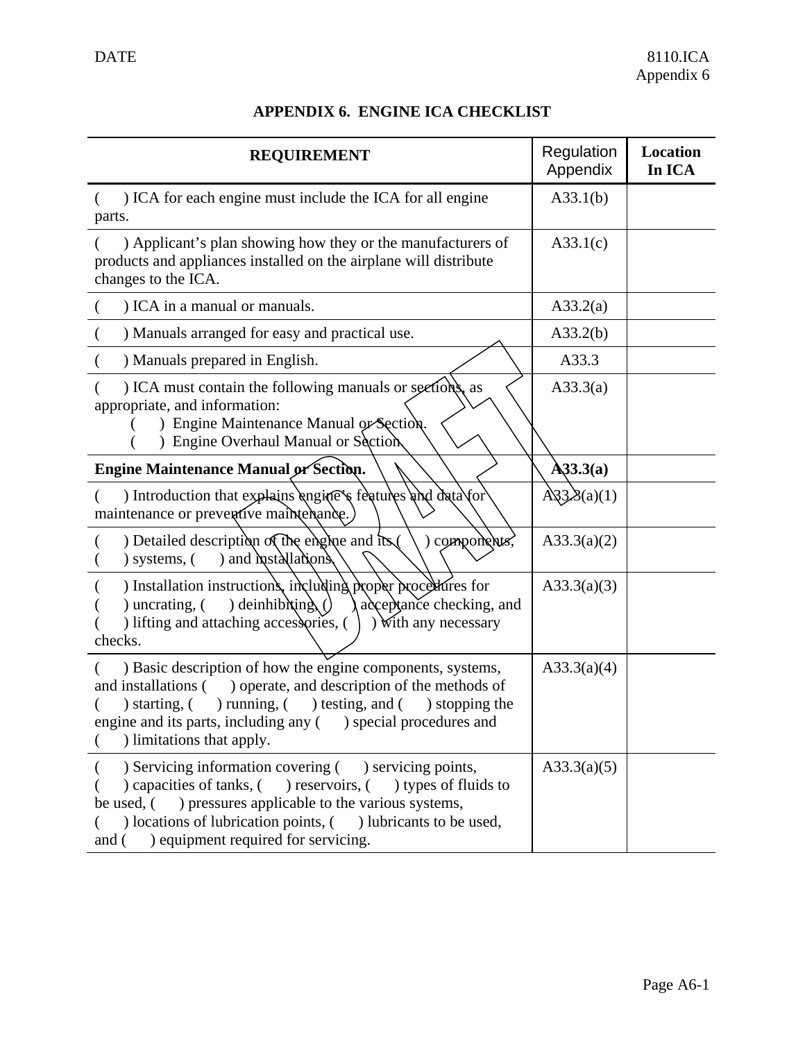# APPENDIX 6. ENGINE ICA CHECKLIST

| REQUIREMENT | Regulation Appendix | Location In ICA |
|---|---|---|
| (   ) ICA for each engine must include the ICA for all engine parts. | A33.1(b) | |
| (   ) Applicant's plan showing how they or the manufacturers of products and appliances installed on the airplane will distribute changes to the ICA. | A33.1(c) | |
| (   ) ICA in a manual or manuals. | A33.2(a) | |
| (   ) Manuals arranged for easy and practical use. | A33.2(b) | |
| (   ) Manuals prepared in English. | A33.3 | |
| (   ) ICA must contain the following manuals or sections, as appropriate, and information:<br>(   ) Engine Maintenance Manual or Section.<br>(   ) Engine Overhaul Manual or Section. | A33.3(a) | |
| **Engine Maintenance Manual or Section.** | **A33.3(a)** | |
| (   ) Introduction that explains engine's features and data for maintenance or preventive maintenance. | A33.3(a)(1) | |
| (   ) Detailed description of the engine and its (   ) components, (   ) systems, (   ) and installations. | A33.3(a)(2) | |
| (   ) Installation instructions, including proper procedures for (   ) uncrating, (   ) deinhibiting, (   ) acceptance checking, and (   ) lifting and attaching accessories, (   ) with any necessary checks. | A33.3(a)(3) | |
| (   ) Basic description of how the engine components, systems, and installations (   ) operate, and description of the methods of (   ) starting, (   ) running, (   ) testing, and (   ) stopping the engine and its parts, including any (   ) special procedures and (   ) limitations that apply. | A33.3(a)(4) | |
| (   ) Servicing information covering (   ) servicing points, (   ) capacities of tanks, (   ) reservoirs, (   ) types of fluids to be used, (   ) pressures applicable to the various systems, (   ) locations of lubrication points, (   ) lubricants to be used, and (   ) equipment required for servicing. | A33.3(a)(5) | |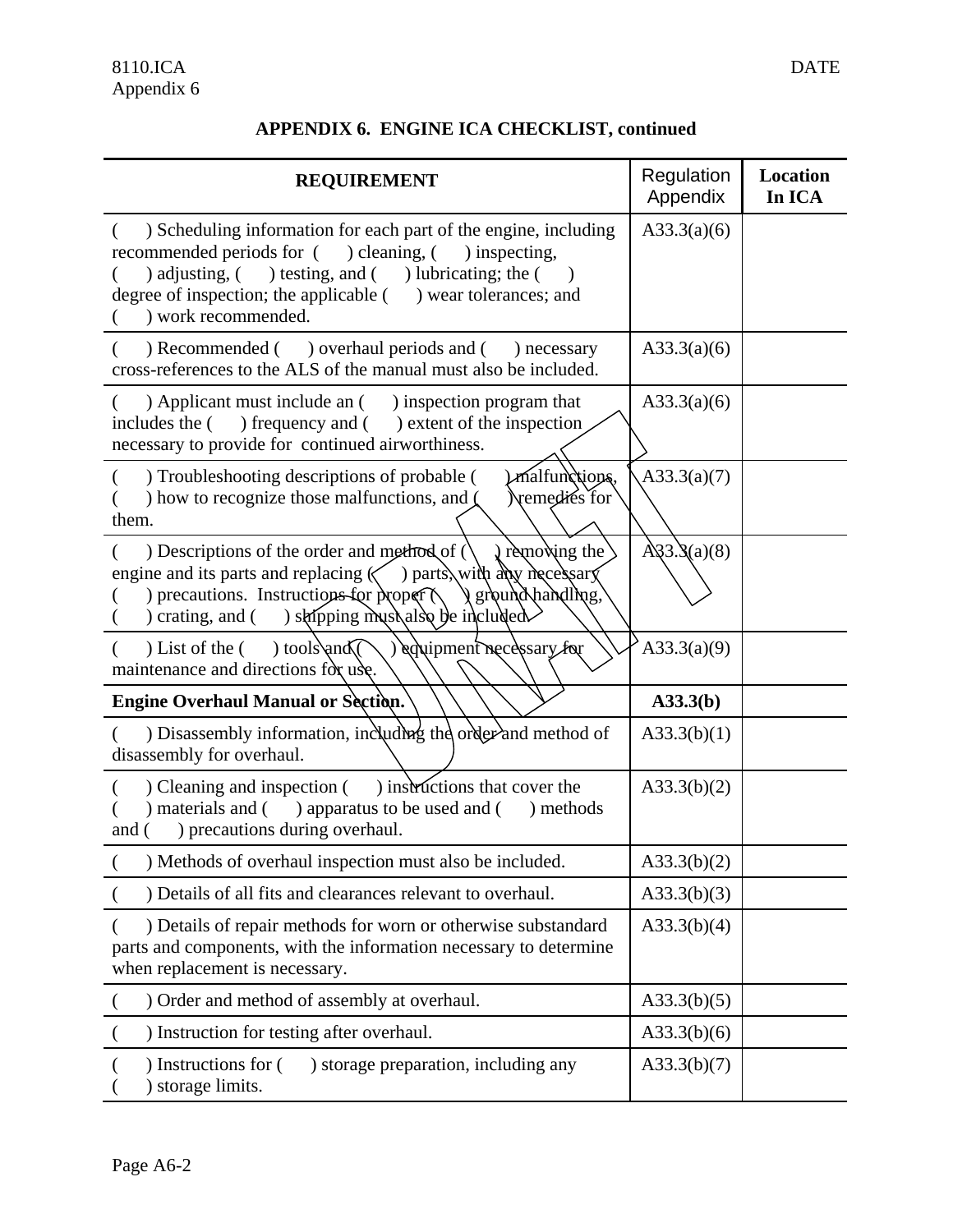## APPENDIX 6. ENGINE ICA CHECKLIST, continued

| REQUIREMENT | Regulation Appendix | Location In ICA |
|---|---|---|
| ( ) Scheduling information for each part of the engine, including recommended periods for ( ) cleaning, ( ) inspecting, ( ) adjusting, ( ) testing, and ( ) lubricating; the ( ) degree of inspection; the applicable ( ) wear tolerances; and ( ) work recommended. | A33.3(a)(6) | |
| ( ) Recommended ( ) overhaul periods and ( ) necessary cross-references to the ALS of the manual must also be included. | A33.3(a)(6) | |
| ( ) Applicant must include an ( ) inspection program that includes the ( ) frequency and ( ) extent of the inspection necessary to provide for continued airworthiness. | A33.3(a)(6) | |
| ( ) Troubleshooting descriptions of probable ( ) malfunctions, ( ) how to recognize those malfunctions, and ( ) remedies for them. | A33.3(a)(7) | |
| ( ) Descriptions of the order and method of ( ) removing the engine and its parts and replacing ( ) parts, with any necessary ( ) precautions. Instructions for proper ( ) ground handling, ( ) crating, and ( ) shipping must also be included. | A33.3(a)(8) | |
| ( ) List of the ( ) tools and ( ) equipment necessary for maintenance and directions for use. | A33.3(a)(9) | |
| **Engine Overhaul Manual or Section.** | **A33.3(b)** | |
| ( ) Disassembly information, including the order and method of disassembly for overhaul. | A33.3(b)(1) | |
| ( ) Cleaning and inspection ( ) instructions that cover the ( ) materials and ( ) apparatus to be used and ( ) methods and ( ) precautions during overhaul. | A33.3(b)(2) | |
| ( ) Methods of overhaul inspection must also be included. | A33.3(b)(2) | |
| ( ) Details of all fits and clearances relevant to overhaul. | A33.3(b)(3) | |
| ( ) Details of repair methods for worn or otherwise substandard parts and components, with the information necessary to determine when replacement is necessary. | A33.3(b)(4) | |
| ( ) Order and method of assembly at overhaul. | A33.3(b)(5) | |
| ( ) Instruction for testing after overhaul. | A33.3(b)(6) | |
| ( ) Instructions for ( ) storage preparation, including any ( ) storage limits. | A33.3(b)(7) | |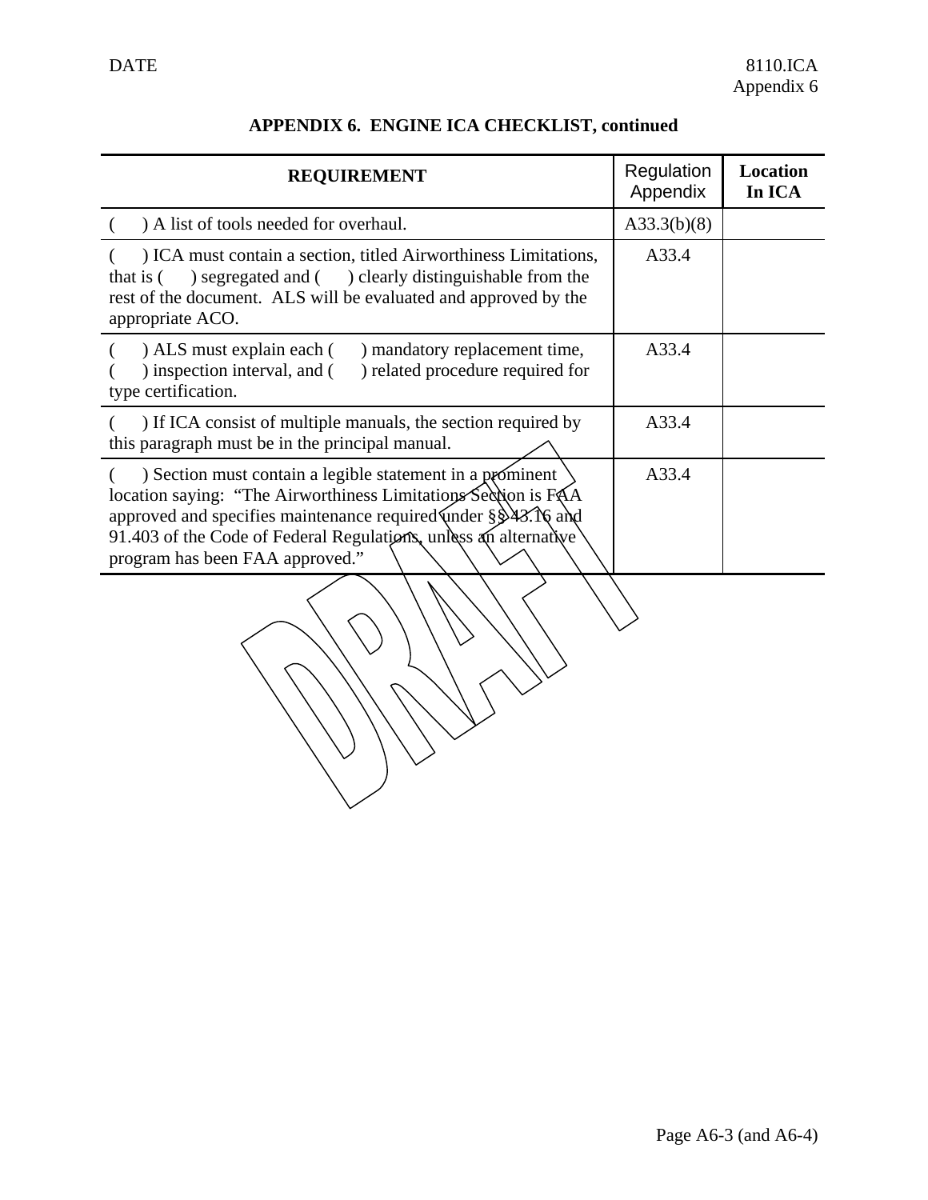## APPENDIX 6. ENGINE ICA CHECKLIST, continued

| REQUIREMENT | Regulation Appendix | Location In ICA |
|---|---|---|
| (      ) A list of tools needed for overhaul. | A33.3(b)(8) | |
| (      ) ICA must contain a section, titled Airworthiness Limitations, that is (      ) segregated and (      ) clearly distinguishable from the rest of the document. ALS will be evaluated and approved by the appropriate ACO. | A33.4 | |
| (      ) ALS must explain each (      ) mandatory replacement time, (      ) inspection interval, and (      ) related procedure required for type certification. | A33.4 | |
| (      ) If ICA consist of multiple manuals, the section required by this paragraph must be in the principal manual. | A33.4 | |
| (      ) Section must contain a legible statement in a prominent location saying: "The Airworthiness Limitations Section is FAA approved and specifies maintenance required under §§ 43.16 and 91.403 of the Code of Federal Regulations, unless an alternative program has been FAA approved." | A33.4 | |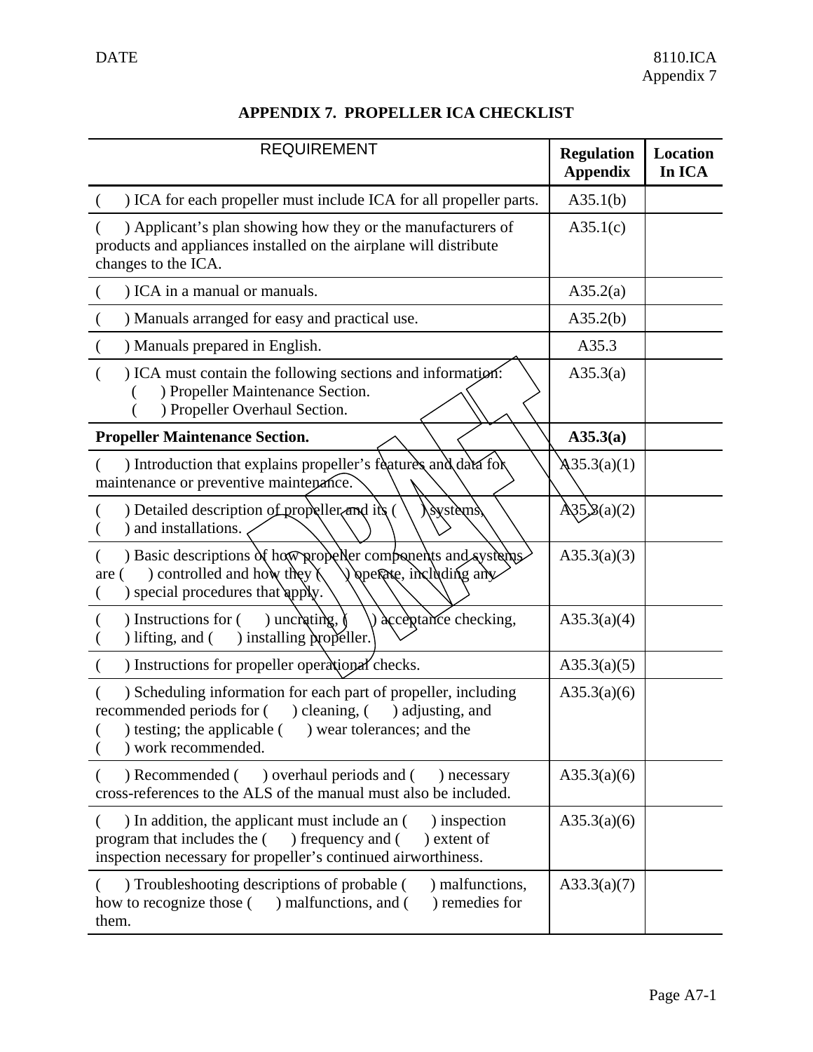# APPENDIX 7. PROPELLER ICA CHECKLIST

| REQUIREMENT | Regulation Appendix | Location In ICA |
|---|---|---|
| ( ) ICA for each propeller must include ICA for all propeller parts. | A35.1(b) | |
| ( ) Applicant's plan showing how they or the manufacturers of products and appliances installed on the airplane will distribute changes to the ICA. | A35.1(c) | |
| ( ) ICA in a manual or manuals. | A35.2(a) | |
| ( ) Manuals arranged for easy and practical use. | A35.2(b) | |
| ( ) Manuals prepared in English. | A35.3 | |
| ( ) ICA must contain the following sections and information:<br>( ) Propeller Maintenance Section.<br>( ) Propeller Overhaul Section. | A35.3(a) | |
| **Propeller Maintenance Section.** | **A35.3(a)** | |
| ( ) Introduction that explains propeller's features and data for maintenance or preventive maintenance. | A35.3(a)(1) | |
| ( ) Detailed description of propeller and its ( ) systems, ( ) and installations. | A35.3(a)(2) | |
| ( ) Basic descriptions of how propeller components and systems are ( ) controlled and how they ( ) operate, including any ( ) special procedures that apply. | A35.3(a)(3) | |
| ( ) Instructions for ( ) uncrating, ( ) acceptance checking, ( ) lifting, and ( ) installing propeller. | A35.3(a)(4) | |
| ( ) Instructions for propeller operational checks. | A35.3(a)(5) | |
| ( ) Scheduling information for each part of propeller, including recommended periods for ( ) cleaning, ( ) adjusting, and ( ) testing; the applicable ( ) wear tolerances; and the ( ) work recommended. | A35.3(a)(6) | |
| ( ) Recommended ( ) overhaul periods and ( ) necessary cross-references to the ALS of the manual must also be included. | A35.3(a)(6) | |
| ( ) In addition, the applicant must include an ( ) inspection program that includes the ( ) frequency and ( ) extent of inspection necessary for propeller's continued airworthiness. | A35.3(a)(6) | |
| ( ) Troubleshooting descriptions of probable ( ) malfunctions, how to recognize those ( ) malfunctions, and ( ) remedies for them. | A33.3(a)(7) | |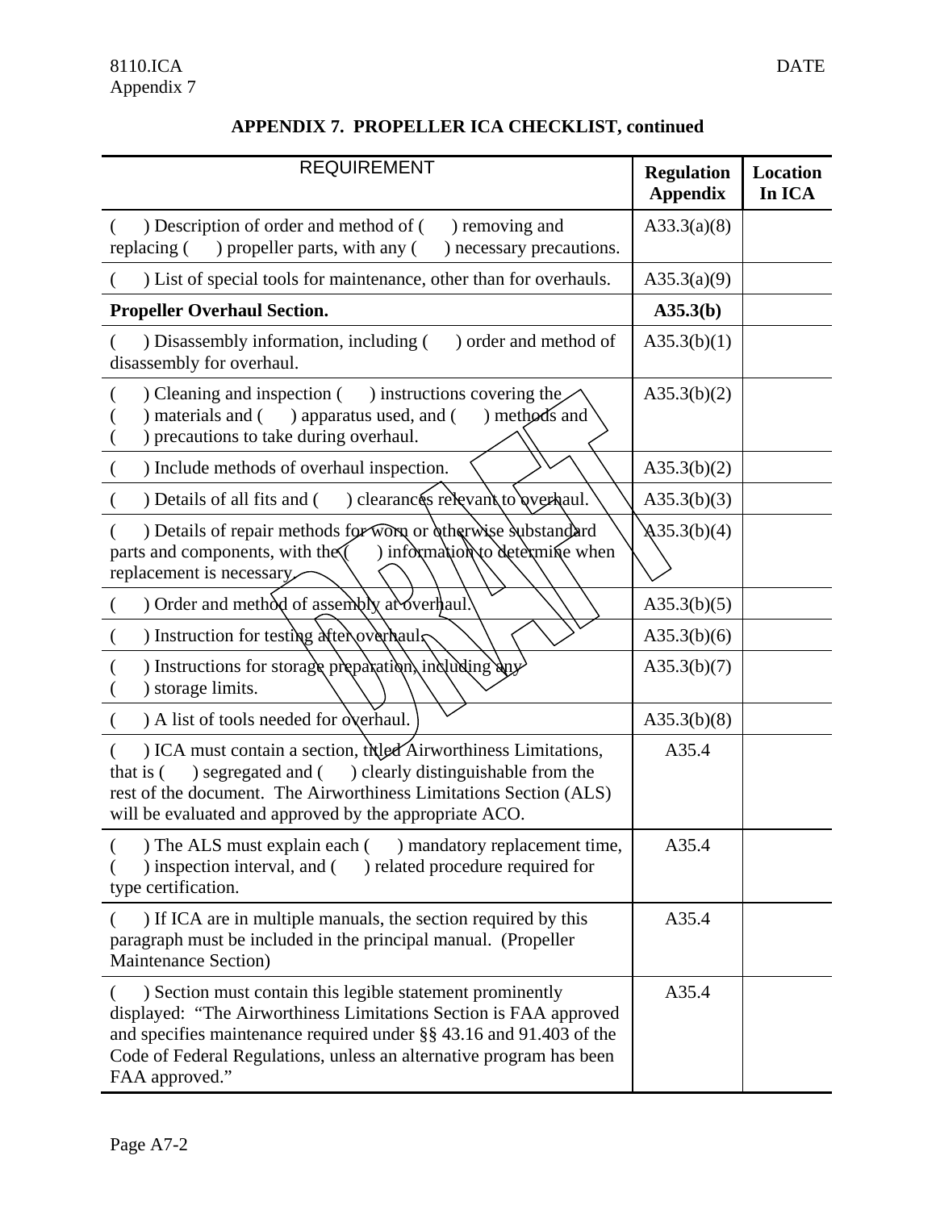## APPENDIX 7. PROPELLER ICA CHECKLIST, continued

| REQUIREMENT | Regulation Appendix | Location In ICA |
|---|---|---|
| (   ) Description of order and method of (   ) removing and replacing (   ) propeller parts, with any (   ) necessary precautions. | A33.3(a)(8) | |
| (   ) List of special tools for maintenance, other than for overhauls. | A35.3(a)(9) | |
| **Propeller Overhaul Section.** | **A35.3(b)** | |
| (   ) Disassembly information, including (   ) order and method of disassembly for overhaul. | A35.3(b)(1) | |
| (   ) Cleaning and inspection (   ) instructions covering the (   ) materials and (   ) apparatus used, and (   ) methods and (   ) precautions to take during overhaul. | A35.3(b)(2) | |
| (   ) Include methods of overhaul inspection. | A35.3(b)(2) | |
| (   ) Details of all fits and (   ) clearances relevant to overhaul. | A35.3(b)(3) | |
| (   ) Details of repair methods for worn or otherwise substandard parts and components, with the (   ) information to determine when replacement is necessary. | A35.3(b)(4) | |
| (   ) Order and method of assembly at overhaul. | A35.3(b)(5) | |
| (   ) Instruction for testing after overhaul. | A35.3(b)(6) | |
| (   ) Instructions for storage preparation, including any (   ) storage limits. | A35.3(b)(7) | |
| (   ) A list of tools needed for overhaul. | A35.3(b)(8) | |
| (   ) ICA must contain a section, titled Airworthiness Limitations, that is (   ) segregated and (   ) clearly distinguishable from the rest of the document. The Airworthiness Limitations Section (ALS) will be evaluated and approved by the appropriate ACO. | A35.4 | |
| (   ) The ALS must explain each (   ) mandatory replacement time, (   ) inspection interval, and (   ) related procedure required for type certification. | A35.4 | |
| (   ) If ICA are in multiple manuals, the section required by this paragraph must be included in the principal manual. (Propeller Maintenance Section) | A35.4 | |
| (   ) Section must contain this legible statement prominently displayed: "The Airworthiness Limitations Section is FAA approved and specifies maintenance required under §§ 43.16 and 91.403 of the Code of Federal Regulations, unless an alternative program has been FAA approved." | A35.4 | |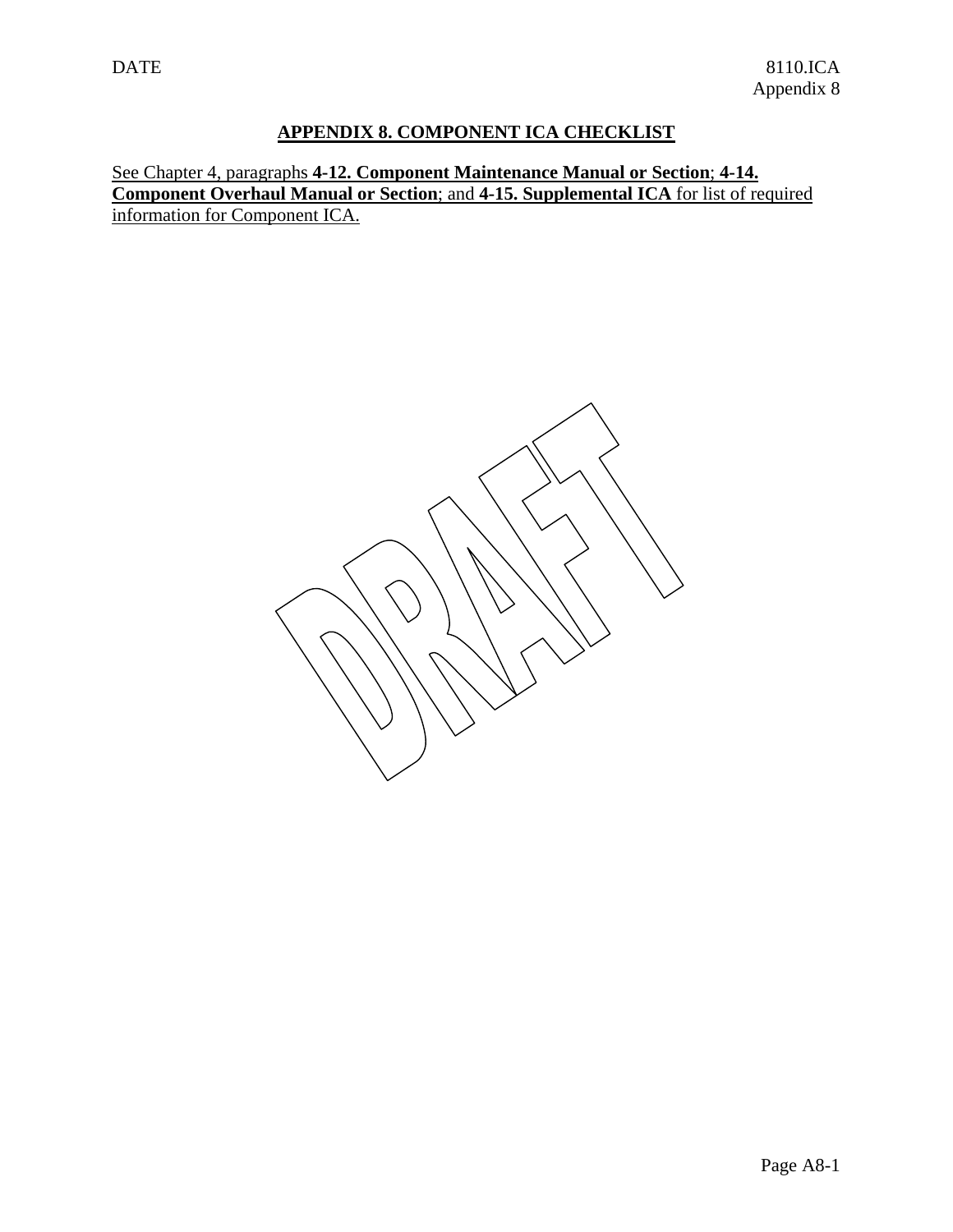# APPENDIX 8. COMPONENT ICA CHECKLIST

See Chapter 4, paragraphs **4-12. Component Maintenance Manual or Section**; **4-14. Component Overhaul Manual or Section**; and **4-15. Supplemental ICA** for list of required information for Component ICA.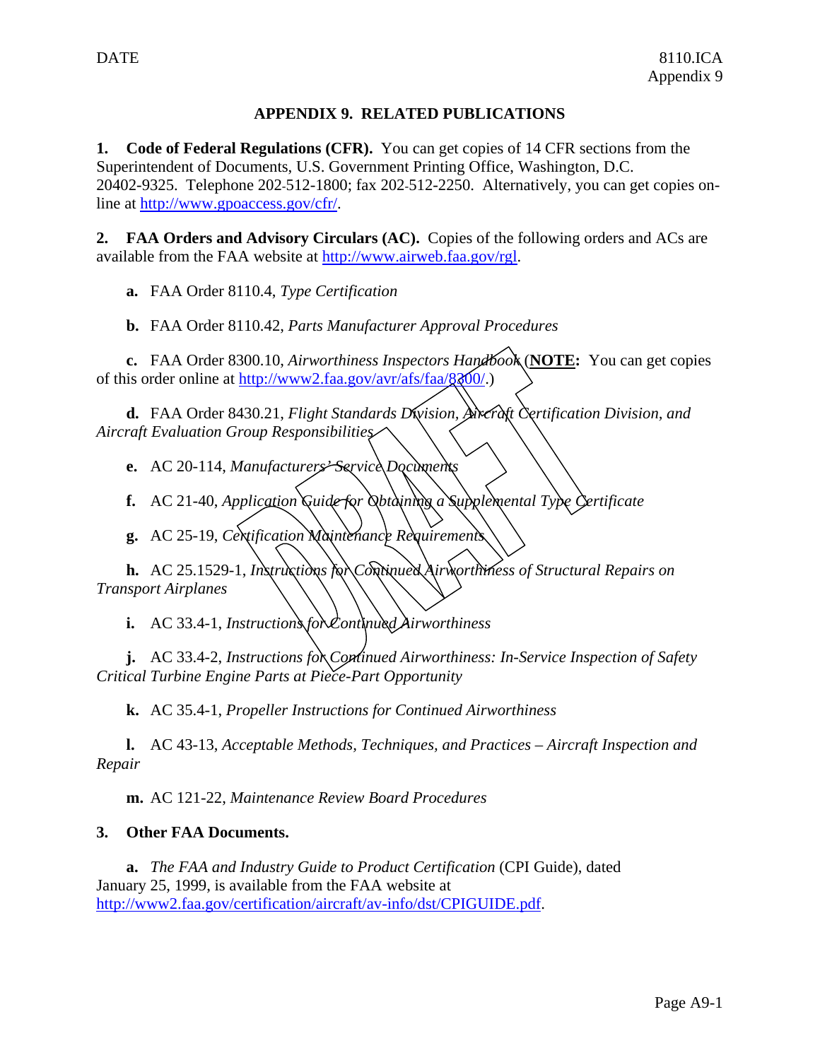# APPENDIX 9. RELATED PUBLICATIONS

**1. Code of Federal Regulations (CFR).** You can get copies of 14 CFR sections from the Superintendent of Documents, U.S. Government Printing Office, Washington, D.C. 20402-9325. Telephone 202-512-1800; fax 202-512-2250. Alternatively, you can get copies on-line at http://www.gpoaccess.gov/cfr/.

**2. FAA Orders and Advisory Circulars (AC).** Copies of the following orders and ACs are available from the FAA website at http://www.airweb.faa.gov/rgl.

**a.** FAA Order 8110.4, *Type Certification*

**b.** FAA Order 8110.42, *Parts Manufacturer Approval Procedures*

**c.** FAA Order 8300.10, *Airworthiness Inspectors Handbook* (**NOTE:** You can get copies of this order online at http://www2.faa.gov/avr/afs/faa/8300/.)

**d.** FAA Order 8430.21, *Flight Standards Division, Aircraft Certification Division, and Aircraft Evaluation Group Responsibilities*

**e.** AC 20-114, *Manufacturers' Service Documents*

**f.** AC 21-40, *Application Guide for Obtaining a Supplemental Type Certificate*

**g.** AC 25-19, *Certification Maintenance Requirements*

**h.** AC 25.1529-1, *Instructions for Continued Airworthiness of Structural Repairs on Transport Airplanes*

**i.** AC 33.4-1, *Instructions for Continued Airworthiness*

**j.** AC 33.4-2, *Instructions for Continued Airworthiness: In-Service Inspection of Safety Critical Turbine Engine Parts at Piece-Part Opportunity*

**k.** AC 35.4-1, *Propeller Instructions for Continued Airworthiness*

**l.** AC 43-13, *Acceptable Methods, Techniques, and Practices – Aircraft Inspection and Repair*

**m.** AC 121-22, *Maintenance Review Board Procedures*

**3. Other FAA Documents.**

**a.** *The FAA and Industry Guide to Product Certification* (CPI Guide), dated January 25, 1999, is available from the FAA website at http://www2.faa.gov/certification/aircraft/av-info/dst/CPIGUIDE.pdf.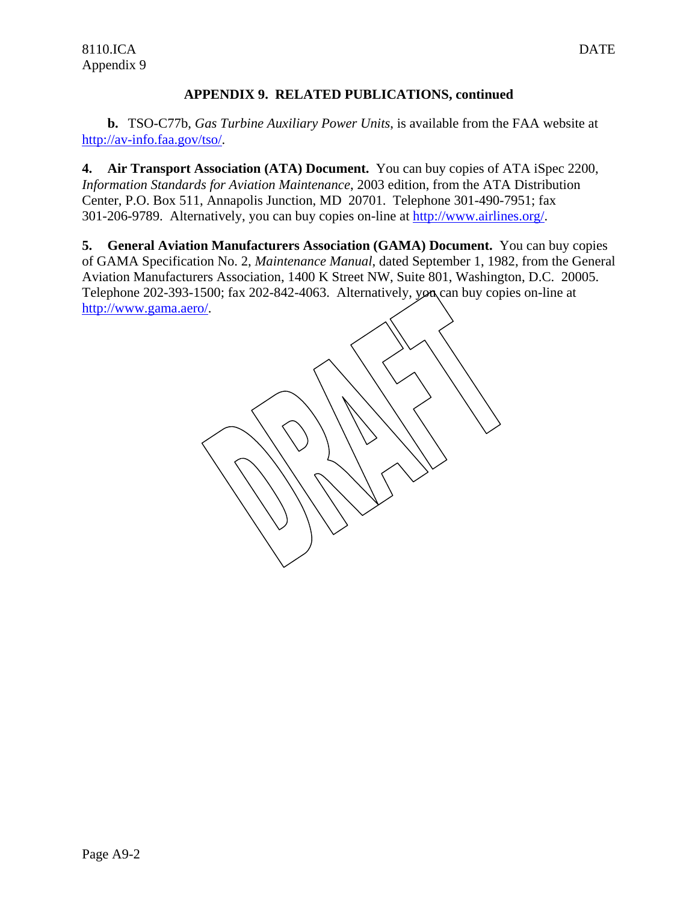## APPENDIX 9. RELATED PUBLICATIONS, continued

**b.** TSO-C77b, *Gas Turbine Auxiliary Power Units*, is available from the FAA website at http://av-info.faa.gov/tso/.

**4. Air Transport Association (ATA) Document.** You can buy copies of ATA iSpec 2200, *Information Standards for Aviation Maintenance*, 2003 edition, from the ATA Distribution Center, P.O. Box 511, Annapolis Junction, MD 20701. Telephone 301-490-7951; fax 301-206-9789. Alternatively, you can buy copies on-line at http://www.airlines.org/.

**5. General Aviation Manufacturers Association (GAMA) Document.** You can buy copies of GAMA Specification No. 2, *Maintenance Manual*, dated September 1, 1982, from the General Aviation Manufacturers Association, 1400 K Street NW, Suite 801, Washington, D.C. 20005. Telephone 202-393-1500; fax 202-842-4063. Alternatively, you can buy copies on-line at http://www.gama.aero/.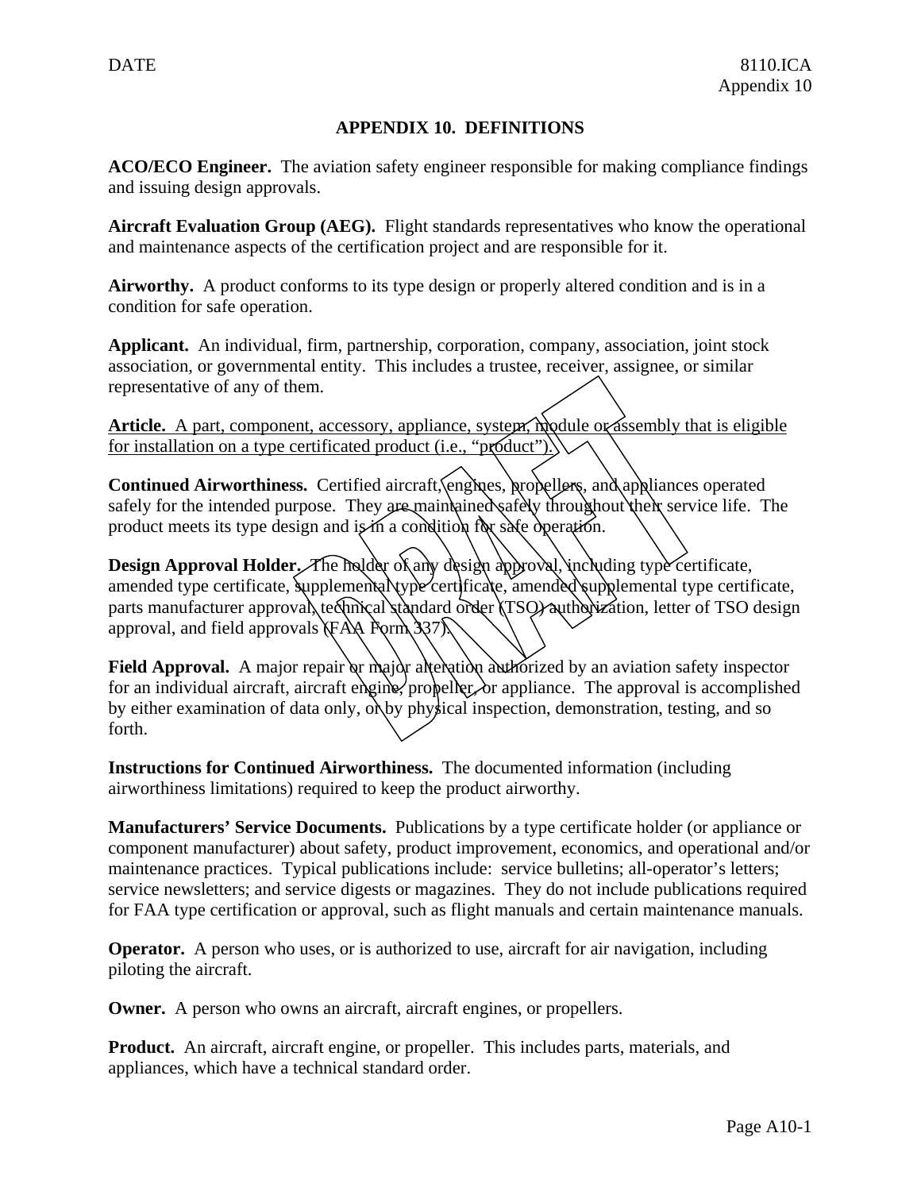# APPENDIX 10. DEFINITIONS

**ACO/ECO Engineer.** The aviation safety engineer responsible for making compliance findings and issuing design approvals.

**Aircraft Evaluation Group (AEG).** Flight standards representatives who know the operational and maintenance aspects of the certification project and are responsible for it.

**Airworthy.** A product conforms to its type design or properly altered condition and is in a condition for safe operation.

**Applicant.** An individual, firm, partnership, corporation, company, association, joint stock association, or governmental entity. This includes a trustee, receiver, assignee, or similar representative of any of them.

**Article.** A part, component, accessory, appliance, system, module or assembly that is eligible for installation on a type certificated product (i.e., "product").

**Continued Airworthiness.** Certified aircraft, engines, propellers, and appliances operated safely for the intended purpose. They are maintained safely throughout their service life. The product meets its type design and is in a condition for safe operation.

**Design Approval Holder.** The holder of any design approval, including type certificate, amended type certificate, supplemental type certificate, amended supplemental type certificate, parts manufacturer approval, technical standard order (TSO) authorization, letter of TSO design approval, and field approvals (FAA Form 337).

**Field Approval.** A major repair or major alteration authorized by an aviation safety inspector for an individual aircraft, aircraft engine, propeller, or appliance. The approval is accomplished by either examination of data only, or by physical inspection, demonstration, testing, and so forth.

**Instructions for Continued Airworthiness.** The documented information (including airworthiness limitations) required to keep the product airworthy.

**Manufacturers' Service Documents.** Publications by a type certificate holder (or appliance or component manufacturer) about safety, product improvement, economics, and operational and/or maintenance practices. Typical publications include: service bulletins; all-operator's letters; service newsletters; and service digests or magazines. They do not include publications required for FAA type certification or approval, such as flight manuals and certain maintenance manuals.

**Operator.** A person who uses, or is authorized to use, aircraft for air navigation, including piloting the aircraft.

**Owner.** A person who owns an aircraft, aircraft engines, or propellers.

**Product.** An aircraft, aircraft engine, or propeller. This includes parts, materials, and appliances, which have a technical standard order.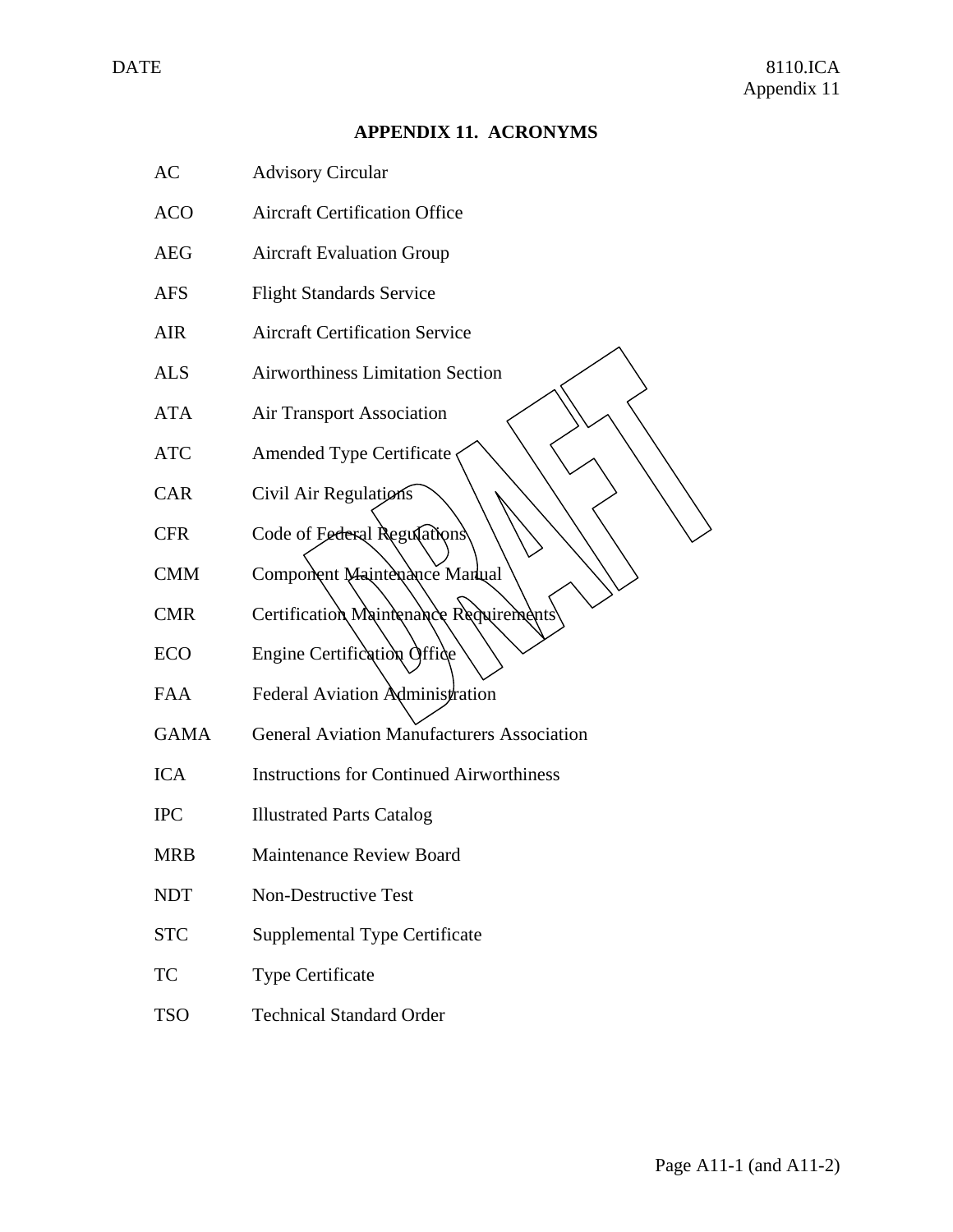# APPENDIX 11. ACRONYMS

| | |
|---|---|
| AC | Advisory Circular |
| ACO | Aircraft Certification Office |
| AEG | Aircraft Evaluation Group |
| AFS | Flight Standards Service |
| AIR | Aircraft Certification Service |
| ALS | Airworthiness Limitation Section |
| ATA | Air Transport Association |
| ATC | Amended Type Certificate |
| CAR | Civil Air Regulations |
| CFR | Code of Federal Regulations |
| CMM | Component Maintenance Manual |
| CMR | Certification Maintenance Requirements |
| ECO | Engine Certification Office |
| FAA | Federal Aviation Administration |
| GAMA | General Aviation Manufacturers Association |
| ICA | Instructions for Continued Airworthiness |
| IPC | Illustrated Parts Catalog |
| MRB | Maintenance Review Board |
| NDT | Non-Destructive Test |
| STC | Supplemental Type Certificate |
| TC | Type Certificate |
| TSO | Technical Standard Order |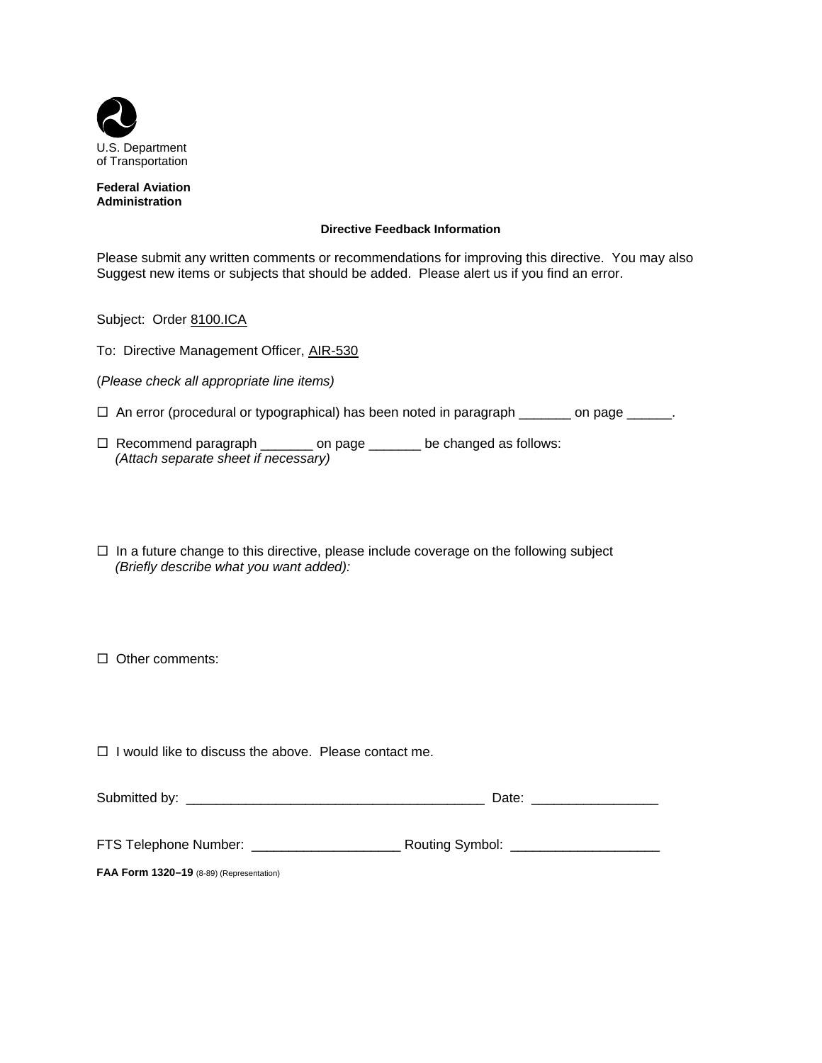U.S. Department
of Transportation

**Federal Aviation Administration**

**Directive Feedback Information**

Please submit any written comments or recommendations for improving this directive. You may also Suggest new items or subjects that should be added. Please alert us if you find an error.

Subject: Order 8100.ICA

To: Directive Management Officer, AIR-530

(*Please check all appropriate line items)*

☐ An error (procedural or typographical) has been noted in paragraph _______ on page ______.

☐ Recommend paragraph _______ on page _______ be changed as follows:
*(Attach separate sheet if necessary)*

☐ In a future change to this directive, please include coverage on the following subject
*(Briefly describe what you want added):*

☐ Other comments:

☐ I would like to discuss the above. Please contact me.

Submitted by: ________________________________________ Date: ________________

FTS Telephone Number: ___________________ Routing Symbol: ___________________

**FAA Form 1320–19** (8-89) (Representation)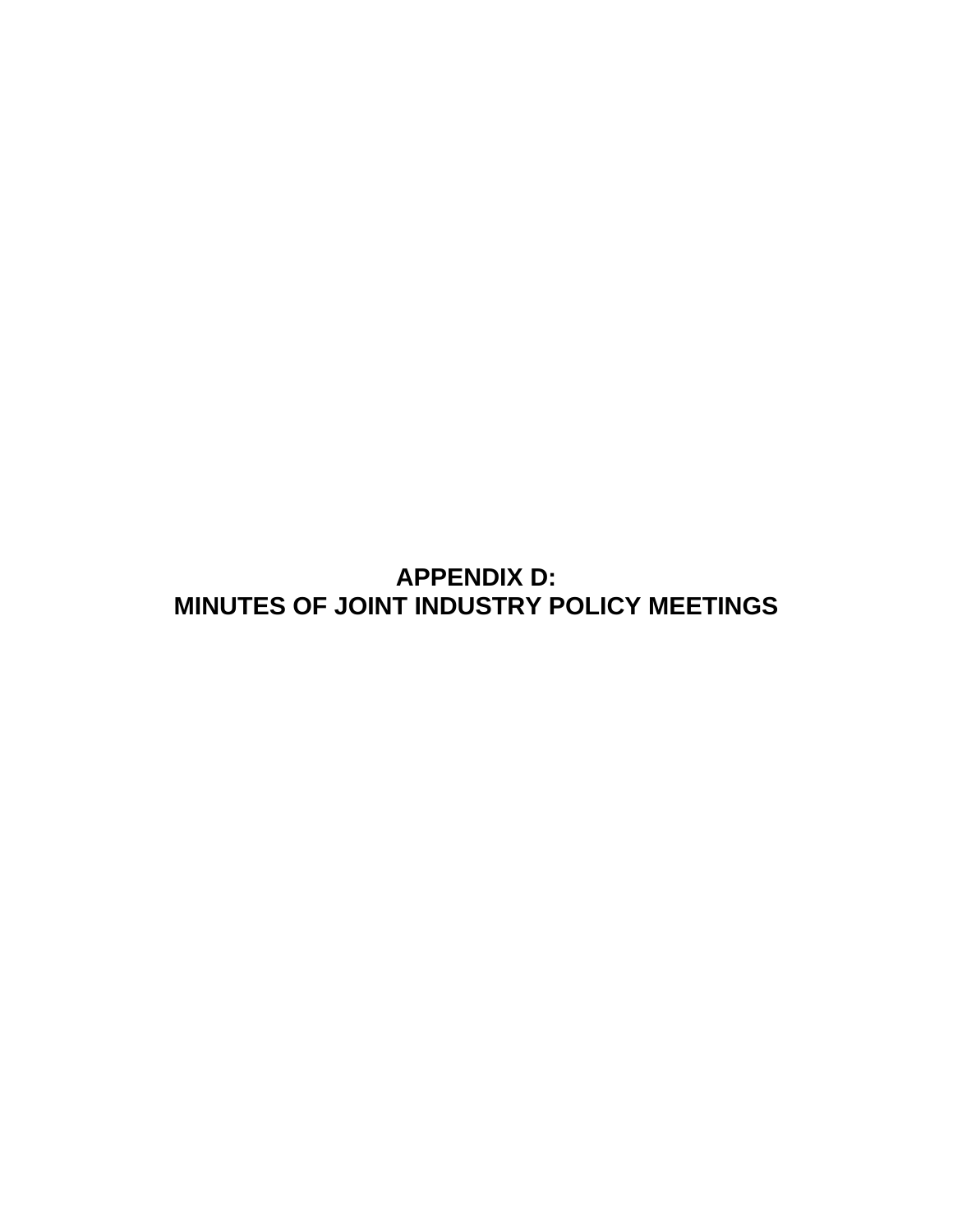# APPENDIX D:
# MINUTES OF JOINT INDUSTRY POLICY MEETINGS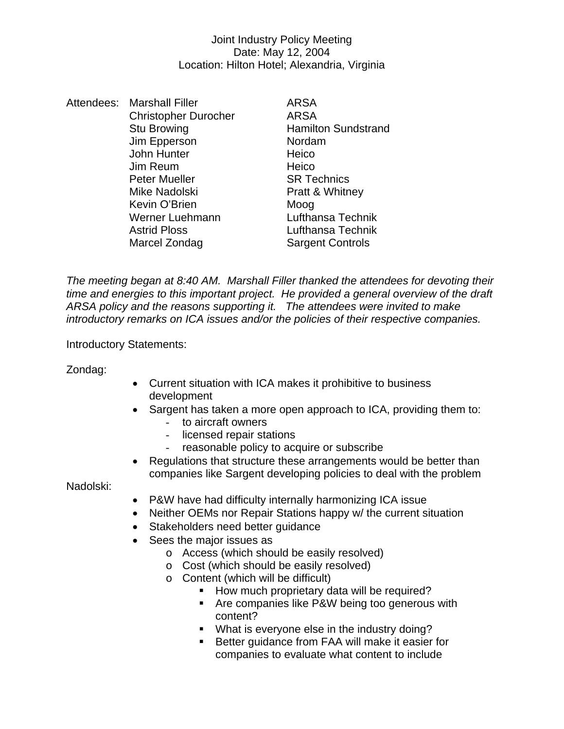Joint Industry Policy Meeting
Date: May 12, 2004
Location: Hilton Hotel; Alexandria, Virginia

| Attendees: | | |
|---|---|---|
| | Marshall Filler | ARSA |
| | Christopher Durocher | ARSA |
| | Stu Browing | Hamilton Sundstrand |
| | Jim Epperson | Nordam |
| | John Hunter | Heico |
| | Jim Reum | Heico |
| | Peter Mueller | SR Technics |
| | Mike Nadolski | Pratt & Whitney |
| | Kevin O'Brien | Moog |
| | Werner Luehmann | Lufthansa Technik |
| | Astrid Ploss | Lufthansa Technik |
| | Marcel Zondag | Sargent Controls |

*The meeting began at 8:40 AM. Marshall Filler thanked the attendees for devoting their time and energies to this important project. He provided a general overview of the draft ARSA policy and the reasons supporting it. The attendees were invited to make introductory remarks on ICA issues and/or the policies of their respective companies.*

Introductory Statements:

Zondag:

- Current situation with ICA makes it prohibitive to business development
- Sargent has taken a more open approach to ICA, providing them to:
  - to aircraft owners
  - licensed repair stations
  - reasonable policy to acquire or subscribe
- Regulations that structure these arrangements would be better than companies like Sargent developing policies to deal with the problem

Nadolski:

- P&W have had difficulty internally harmonizing ICA issue
- Neither OEMs nor Repair Stations happy w/ the current situation
- Stakeholders need better guidance
- Sees the major issues as
  - Access (which should be easily resolved)
  - Cost (which should be easily resolved)
  - Content (which will be difficult)
    - How much proprietary data will be required?
    - Are companies like P&W being too generous with content?
    - What is everyone else in the industry doing?
    - Better guidance from FAA will make it easier for companies to evaluate what content to include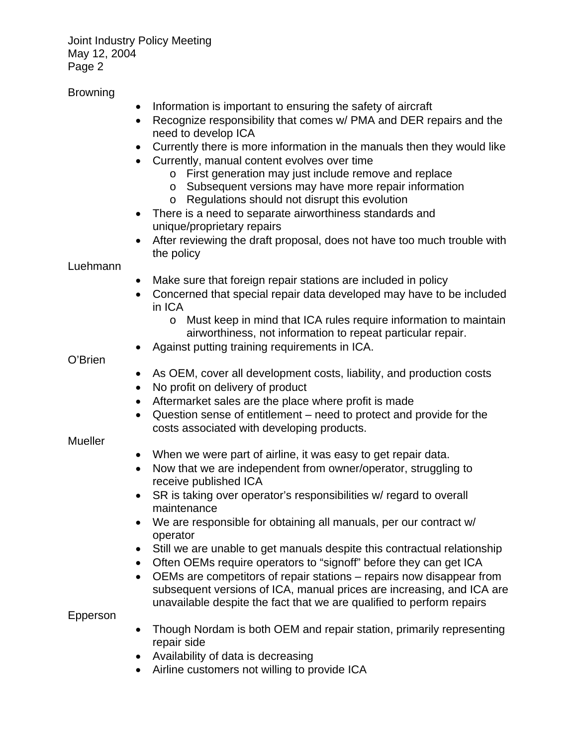Browning

- Information is important to ensuring the safety of aircraft
- Recognize responsibility that comes w/ PMA and DER repairs and the need to develop ICA
- Currently there is more information in the manuals then they would like
- Currently, manual content evolves over time
  - First generation may just include remove and replace
  - Subsequent versions may have more repair information
  - Regulations should not disrupt this evolution
- There is a need to separate airworthiness standards and unique/proprietary repairs
- After reviewing the draft proposal, does not have too much trouble with the policy

Luehmann

- Make sure that foreign repair stations are included in policy
- Concerned that special repair data developed may have to be included in ICA
  - Must keep in mind that ICA rules require information to maintain airworthiness, not information to repeat particular repair.
- Against putting training requirements in ICA.

O'Brien

- As OEM, cover all development costs, liability, and production costs
- No profit on delivery of product
- Aftermarket sales are the place where profit is made
- Question sense of entitlement – need to protect and provide for the costs associated with developing products.

Mueller

- When we were part of airline, it was easy to get repair data.
- Now that we are independent from owner/operator, struggling to receive published ICA
- SR is taking over operator's responsibilities w/ regard to overall maintenance
- We are responsible for obtaining all manuals, per our contract w/ operator
- Still we are unable to get manuals despite this contractual relationship
- Often OEMs require operators to "signoff" before they can get ICA
- OEMs are competitors of repair stations – repairs now disappear from subsequent versions of ICA, manual prices are increasing, and ICA are unavailable despite the fact that we are qualified to perform repairs

Epperson

- Though Nordam is both OEM and repair station, primarily representing repair side
- Availability of data is decreasing
- Airline customers not willing to provide ICA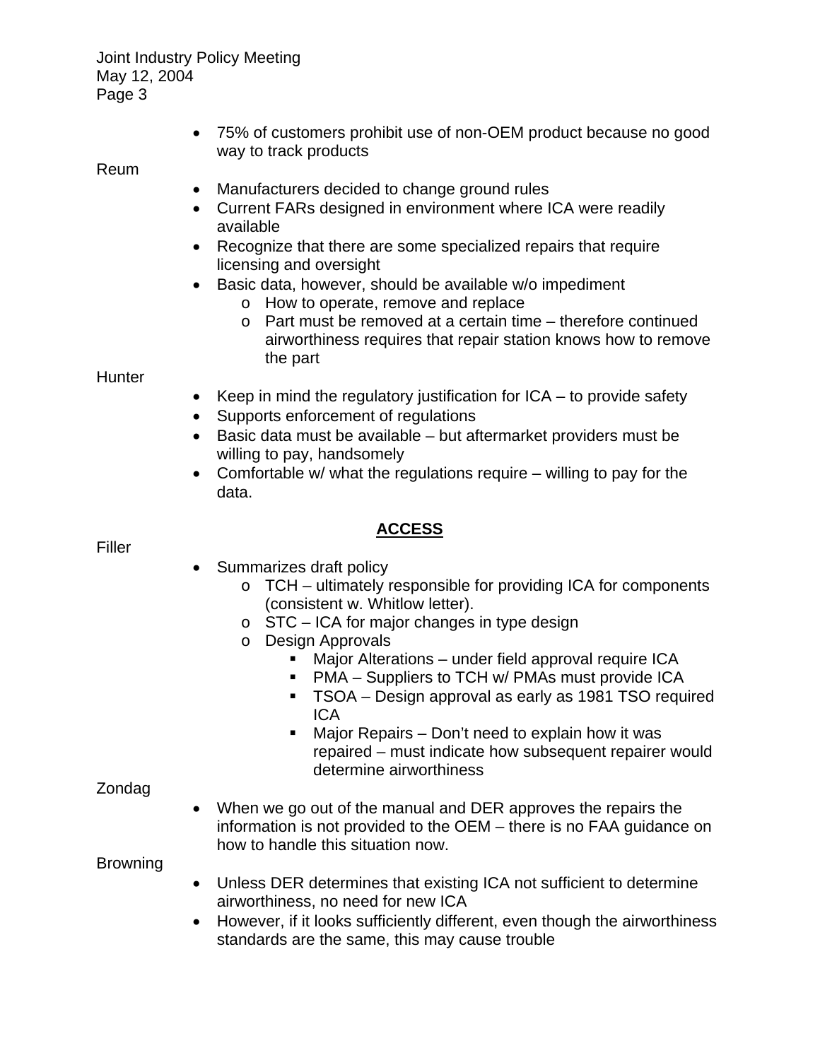- 75% of customers prohibit use of non-OEM product because no good way to track products

Reum

- Manufacturers decided to change ground rules
- Current FARs designed in environment where ICA were readily available
- Recognize that there are some specialized repairs that require licensing and oversight
- Basic data, however, should be available w/o impediment
  - How to operate, remove and replace
  - Part must be removed at a certain time – therefore continued airworthiness requires that repair station knows how to remove the part

Hunter

- Keep in mind the regulatory justification for ICA – to provide safety
- Supports enforcement of regulations
- Basic data must be available – but aftermarket providers must be willing to pay, handsomely
- Comfortable w/ what the regulations require – willing to pay for the data.

## ACCESS

Filler

- Summarizes draft policy
  - TCH – ultimately responsible for providing ICA for components (consistent w. Whitlow letter).
  - STC – ICA for major changes in type design
  - Design Approvals
    - Major Alterations – under field approval require ICA
    - PMA – Suppliers to TCH w/ PMAs must provide ICA
    - TSOA – Design approval as early as 1981 TSO required ICA
    - Major Repairs – Don't need to explain how it was repaired – must indicate how subsequent repairer would determine airworthiness

Zondag

- When we go out of the manual and DER approves the repairs the information is not provided to the OEM – there is no FAA guidance on how to handle this situation now.

Browning

- Unless DER determines that existing ICA not sufficient to determine airworthiness, no need for new ICA
- However, if it looks sufficiently different, even though the airworthiness standards are the same, this may cause trouble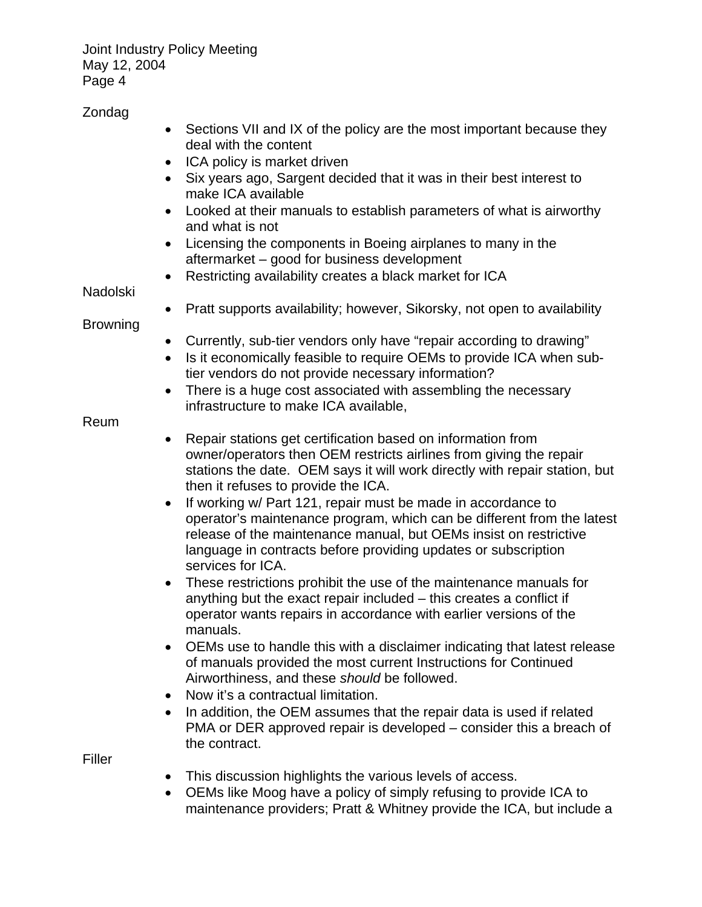Zondag

- Sections VII and IX of the policy are the most important because they deal with the content
- ICA policy is market driven
- Six years ago, Sargent decided that it was in their best interest to make ICA available
- Looked at their manuals to establish parameters of what is airworthy and what is not
- Licensing the components in Boeing airplanes to many in the aftermarket – good for business development
- Restricting availability creates a black market for ICA

Nadolski

- Pratt supports availability; however, Sikorsky, not open to availability

Browning

- Currently, sub-tier vendors only have "repair according to drawing"
- Is it economically feasible to require OEMs to provide ICA when sub-tier vendors do not provide necessary information?
- There is a huge cost associated with assembling the necessary infrastructure to make ICA available,

Reum

- Repair stations get certification based on information from owner/operators then OEM restricts airlines from giving the repair stations the date. OEM says it will work directly with repair station, but then it refuses to provide the ICA.
- If working w/ Part 121, repair must be made in accordance to operator's maintenance program, which can be different from the latest release of the maintenance manual, but OEMs insist on restrictive language in contracts before providing updates or subscription services for ICA.
- These restrictions prohibit the use of the maintenance manuals for anything but the exact repair included – this creates a conflict if operator wants repairs in accordance with earlier versions of the manuals.
- OEMs use to handle this with a disclaimer indicating that latest release of manuals provided the most current Instructions for Continued Airworthiness, and these *should* be followed.
- Now it's a contractual limitation.
- In addition, the OEM assumes that the repair data is used if related PMA or DER approved repair is developed – consider this a breach of the contract.

Filler

- This discussion highlights the various levels of access.
- OEMs like Moog have a policy of simply refusing to provide ICA to maintenance providers; Pratt & Whitney provide the ICA, but include a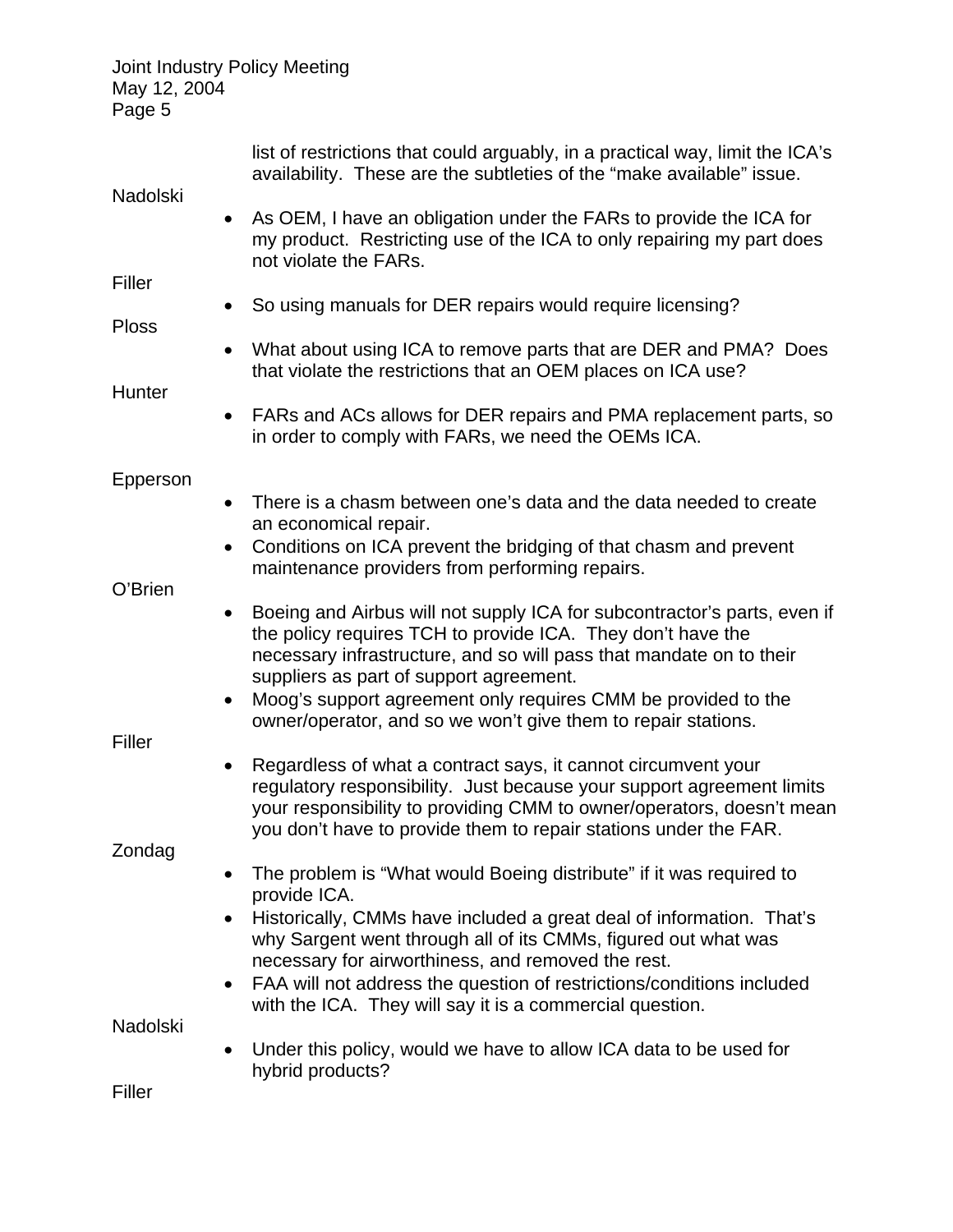list of restrictions that could arguably, in a practical way, limit the ICA's availability. These are the subtleties of the "make available" issue.

Nadolski

- As OEM, I have an obligation under the FARs to provide the ICA for my product. Restricting use of the ICA to only repairing my part does not violate the FARs.

Filler

- So using manuals for DER repairs would require licensing?

Ploss

- What about using ICA to remove parts that are DER and PMA? Does that violate the restrictions that an OEM places on ICA use?

Hunter

- FARs and ACs allows for DER repairs and PMA replacement parts, so in order to comply with FARs, we need the OEMs ICA.

Epperson

- There is a chasm between one's data and the data needed to create an economical repair.
- Conditions on ICA prevent the bridging of that chasm and prevent maintenance providers from performing repairs.

O'Brien

- Boeing and Airbus will not supply ICA for subcontractor's parts, even if the policy requires TCH to provide ICA. They don't have the necessary infrastructure, and so will pass that mandate on to their suppliers as part of support agreement.
- Moog's support agreement only requires CMM be provided to the owner/operator, and so we won't give them to repair stations.

Filler

- Regardless of what a contract says, it cannot circumvent your regulatory responsibility. Just because your support agreement limits your responsibility to providing CMM to owner/operators, doesn't mean you don't have to provide them to repair stations under the FAR.

Zondag

- The problem is "What would Boeing distribute" if it was required to provide ICA.
- Historically, CMMs have included a great deal of information. That's why Sargent went through all of its CMMs, figured out what was necessary for airworthiness, and removed the rest.
- FAA will not address the question of restrictions/conditions included with the ICA. They will say it is a commercial question.

Nadolski

- Under this policy, would we have to allow ICA data to be used for hybrid products?

Filler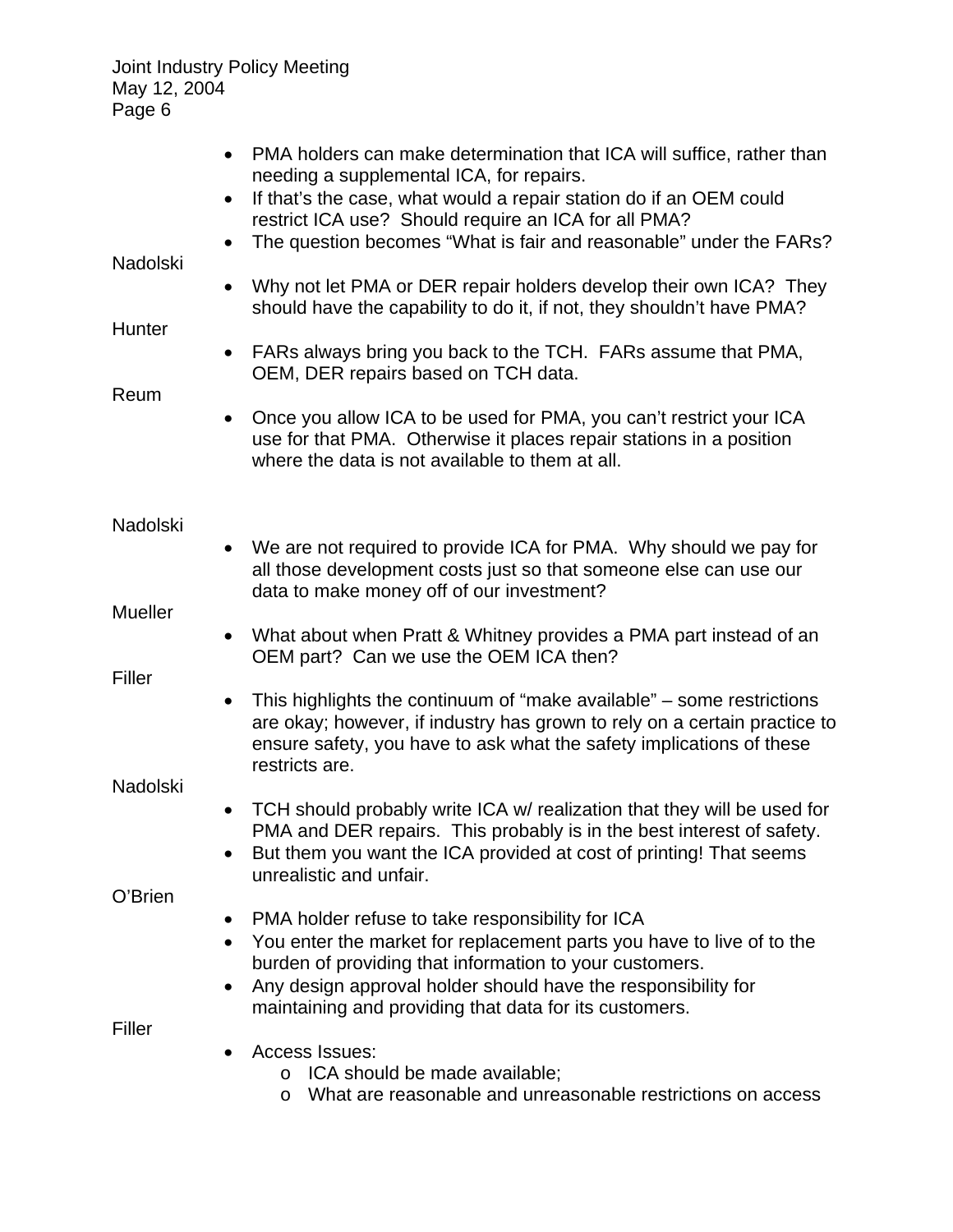- PMA holders can make determination that ICA will suffice, rather than needing a supplemental ICA, for repairs.
- If that's the case, what would a repair station do if an OEM could restrict ICA use? Should require an ICA for all PMA?
- The question becomes "What is fair and reasonable" under the FARs?

Nadolski

- Why not let PMA or DER repair holders develop their own ICA? They should have the capability to do it, if not, they shouldn't have PMA?

Hunter

- FARs always bring you back to the TCH. FARs assume that PMA, OEM, DER repairs based on TCH data.

Reum

- Once you allow ICA to be used for PMA, you can't restrict your ICA use for that PMA. Otherwise it places repair stations in a position where the data is not available to them at all.

Nadolski

- We are not required to provide ICA for PMA. Why should we pay for all those development costs just so that someone else can use our data to make money off of our investment?

Mueller

- What about when Pratt & Whitney provides a PMA part instead of an OEM part? Can we use the OEM ICA then?

Filler

- This highlights the continuum of "make available" – some restrictions are okay; however, if industry has grown to rely on a certain practice to ensure safety, you have to ask what the safety implications of these restricts are.

Nadolski

- TCH should probably write ICA w/ realization that they will be used for PMA and DER repairs. This probably is in the best interest of safety.
- But them you want the ICA provided at cost of printing! That seems unrealistic and unfair.

O'Brien

- PMA holder refuse to take responsibility for ICA
- You enter the market for replacement parts you have to live of to the burden of providing that information to your customers.
- Any design approval holder should have the responsibility for maintaining and providing that data for its customers.

Filler

- Access Issues:
  - ICA should be made available;
  - What are reasonable and unreasonable restrictions on access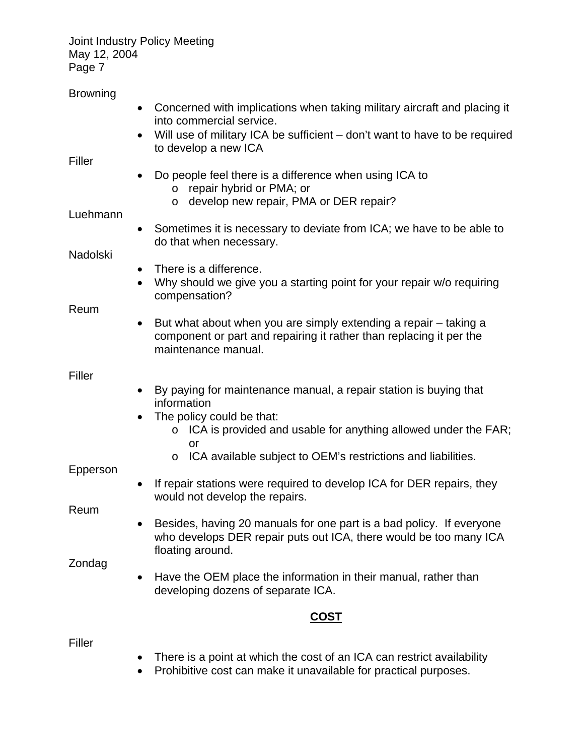Browning

- Concerned with implications when taking military aircraft and placing it into commercial service.
- Will use of military ICA be sufficient – don't want to have to be required to develop a new ICA

Filler

- Do people feel there is a difference when using ICA to
  - repair hybrid or PMA; or
  - develop new repair, PMA or DER repair?

Luehmann

- Sometimes it is necessary to deviate from ICA; we have to be able to do that when necessary.

Nadolski

- There is a difference.
- Why should we give you a starting point for your repair w/o requiring compensation?

Reum

- But what about when you are simply extending a repair – taking a component or part and repairing it rather than replacing it per the maintenance manual.

Filler

- By paying for maintenance manual, a repair station is buying that information
- The policy could be that:
  - ICA is provided and usable for anything allowed under the FAR; or
  - ICA available subject to OEM's restrictions and liabilities.

Epperson

- If repair stations were required to develop ICA for DER repairs, they would not develop the repairs.

Reum

- Besides, having 20 manuals for one part is a bad policy. If everyone who develops DER repair puts out ICA, there would be too many ICA floating around.

Zondag

- Have the OEM place the information in their manual, rather than developing dozens of separate ICA.

## COST

Filler

- There is a point at which the cost of an ICA can restrict availability
- Prohibitive cost can make it unavailable for practical purposes.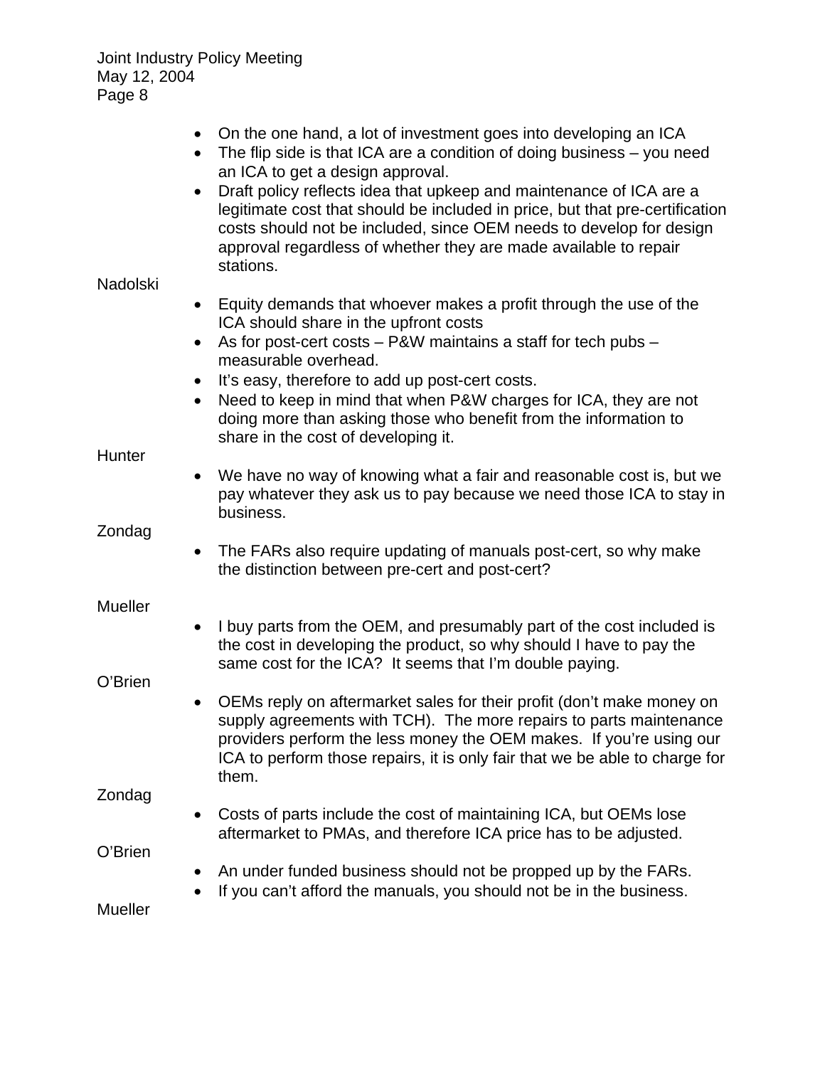- On the one hand, a lot of investment goes into developing an ICA
- The flip side is that ICA are a condition of doing business – you need an ICA to get a design approval.
- Draft policy reflects idea that upkeep and maintenance of ICA are a legitimate cost that should be included in price, but that pre-certification costs should not be included, since OEM needs to develop for design approval regardless of whether they are made available to repair stations.

Nadolski

- Equity demands that whoever makes a profit through the use of the ICA should share in the upfront costs
- As for post-cert costs – P&W maintains a staff for tech pubs – measurable overhead.
- It's easy, therefore to add up post-cert costs.
- Need to keep in mind that when P&W charges for ICA, they are not doing more than asking those who benefit from the information to share in the cost of developing it.

Hunter

- We have no way of knowing what a fair and reasonable cost is, but we pay whatever they ask us to pay because we need those ICA to stay in business.

Zondag

- The FARs also require updating of manuals post-cert, so why make the distinction between pre-cert and post-cert?

Mueller

- I buy parts from the OEM, and presumably part of the cost included is the cost in developing the product, so why should I have to pay the same cost for the ICA? It seems that I'm double paying.

O'Brien

- OEMs reply on aftermarket sales for their profit (don't make money on supply agreements with TCH). The more repairs to parts maintenance providers perform the less money the OEM makes. If you're using our ICA to perform those repairs, it is only fair that we be able to charge for them.

Zondag

- Costs of parts include the cost of maintaining ICA, but OEMs lose aftermarket to PMAs, and therefore ICA price has to be adjusted.

O'Brien

- An under funded business should not be propped up by the FARs.
- If you can't afford the manuals, you should not be in the business.

Mueller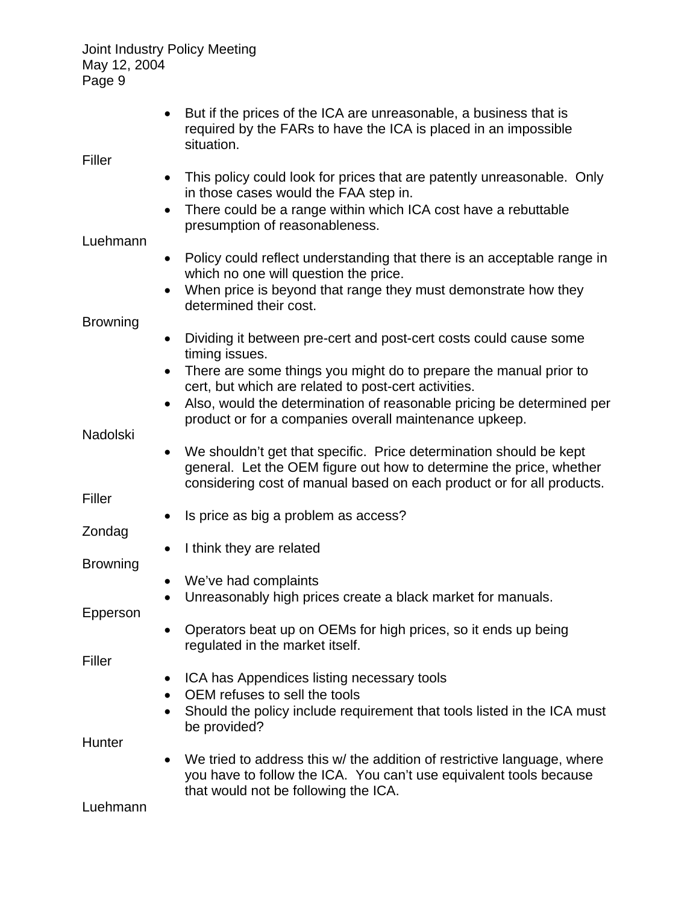- But if the prices of the ICA are unreasonable, a business that is required by the FARs to have the ICA is placed in an impossible situation.

Filler

- This policy could look for prices that are patently unreasonable. Only in those cases would the FAA step in.
- There could be a range within which ICA cost have a rebuttable presumption of reasonableness.

Luehmann

- Policy could reflect understanding that there is an acceptable range in which no one will question the price.
- When price is beyond that range they must demonstrate how they determined their cost.

Browning

- Dividing it between pre-cert and post-cert costs could cause some timing issues.
- There are some things you might do to prepare the manual prior to cert, but which are related to post-cert activities.
- Also, would the determination of reasonable pricing be determined per product or for a companies overall maintenance upkeep.

Nadolski

- We shouldn't get that specific. Price determination should be kept general. Let the OEM figure out how to determine the price, whether considering cost of manual based on each product or for all products.

Filler

- Is price as big a problem as access?

Zondag

- I think they are related

Browning

- We've had complaints
- Unreasonably high prices create a black market for manuals.

Epperson

- Operators beat up on OEMs for high prices, so it ends up being regulated in the market itself.

Filler

- ICA has Appendices listing necessary tools
- OEM refuses to sell the tools
- Should the policy include requirement that tools listed in the ICA must be provided?

Hunter

- We tried to address this w/ the addition of restrictive language, where you have to follow the ICA. You can't use equivalent tools because that would not be following the ICA.

Luehmann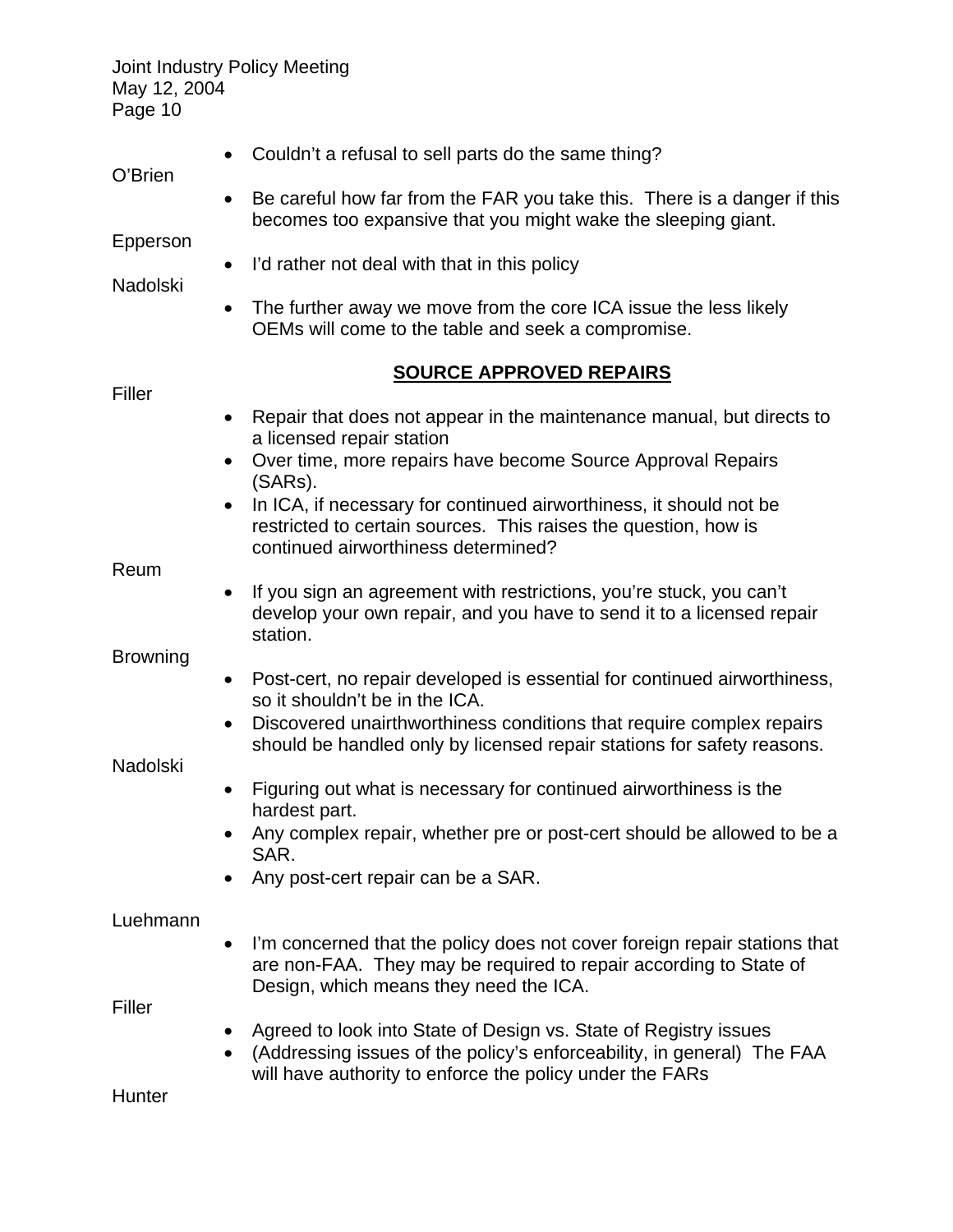- Couldn't a refusal to sell parts do the same thing?

O'Brien

- Be careful how far from the FAR you take this. There is a danger if this becomes too expansive that you might wake the sleeping giant.

Epperson

- I'd rather not deal with that in this policy

Nadolski

- The further away we move from the core ICA issue the less likely OEMs will come to the table and seek a compromise.

## SOURCE APPROVED REPAIRS

Filler

- Repair that does not appear in the maintenance manual, but directs to a licensed repair station
- Over time, more repairs have become Source Approval Repairs (SARs).
- In ICA, if necessary for continued airworthiness, it should not be restricted to certain sources. This raises the question, how is continued airworthiness determined?

Reum

- If you sign an agreement with restrictions, you're stuck, you can't develop your own repair, and you have to send it to a licensed repair station.

Browning

- Post-cert, no repair developed is essential for continued airworthiness, so it shouldn't be in the ICA.
- Discovered unairthworthiness conditions that require complex repairs should be handled only by licensed repair stations for safety reasons.

Nadolski

- Figuring out what is necessary for continued airworthiness is the hardest part.
- Any complex repair, whether pre or post-cert should be allowed to be a SAR.
- Any post-cert repair can be a SAR.

Luehmann

- I'm concerned that the policy does not cover foreign repair stations that are non-FAA. They may be required to repair according to State of Design, which means they need the ICA.

Filler

- Agreed to look into State of Design vs. State of Registry issues
- (Addressing issues of the policy's enforceability, in general) The FAA will have authority to enforce the policy under the FARs

Hunter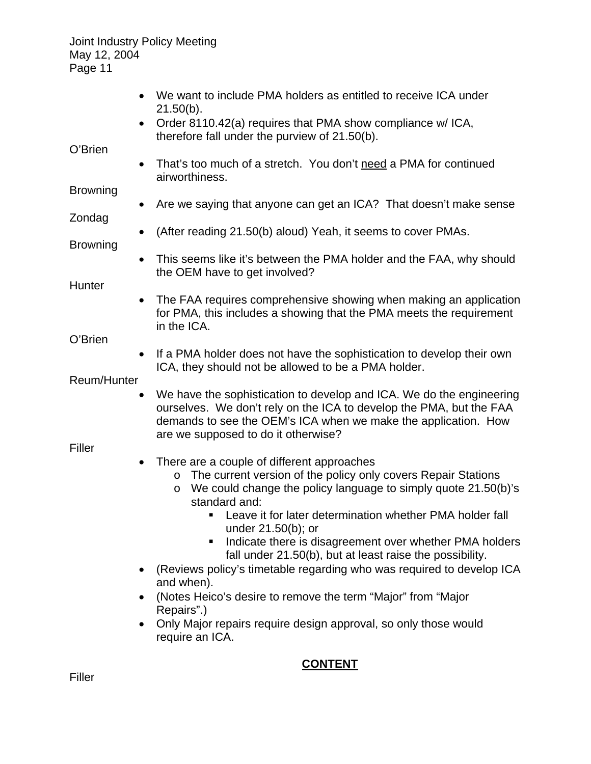- We want to include PMA holders as entitled to receive ICA under 21.50(b).
- Order 8110.42(a) requires that PMA show compliance w/ ICA, therefore fall under the purview of 21.50(b).

O'Brien

- That's too much of a stretch. You don't <u>need</u> a PMA for continued airworthiness.

Browning

- Are we saying that anyone can get an ICA? That doesn't make sense

Zondag

- (After reading 21.50(b) aloud) Yeah, it seems to cover PMAs.

Browning

- This seems like it's between the PMA holder and the FAA, why should the OEM have to get involved?

Hunter

- The FAA requires comprehensive showing when making an application for PMA, this includes a showing that the PMA meets the requirement in the ICA.

O'Brien

- If a PMA holder does not have the sophistication to develop their own ICA, they should not be allowed to be a PMA holder.

Reum/Hunter

- We have the sophistication to develop and ICA. We do the engineering ourselves. We don't rely on the ICA to develop the PMA, but the FAA demands to see the OEM's ICA when we make the application. How are we supposed to do it otherwise?

Filler

- There are a couple of different approaches
  - The current version of the policy only covers Repair Stations
  - We could change the policy language to simply quote 21.50(b)'s standard and:
    - Leave it for later determination whether PMA holder fall under 21.50(b); or
    - Indicate there is disagreement over whether PMA holders fall under 21.50(b), but at least raise the possibility.
- (Reviews policy's timetable regarding who was required to develop ICA and when).
- (Notes Heico's desire to remove the term "Major" from "Major Repairs".)
- Only Major repairs require design approval, so only those would require an ICA.

## <u>CONTENT</u>

Filler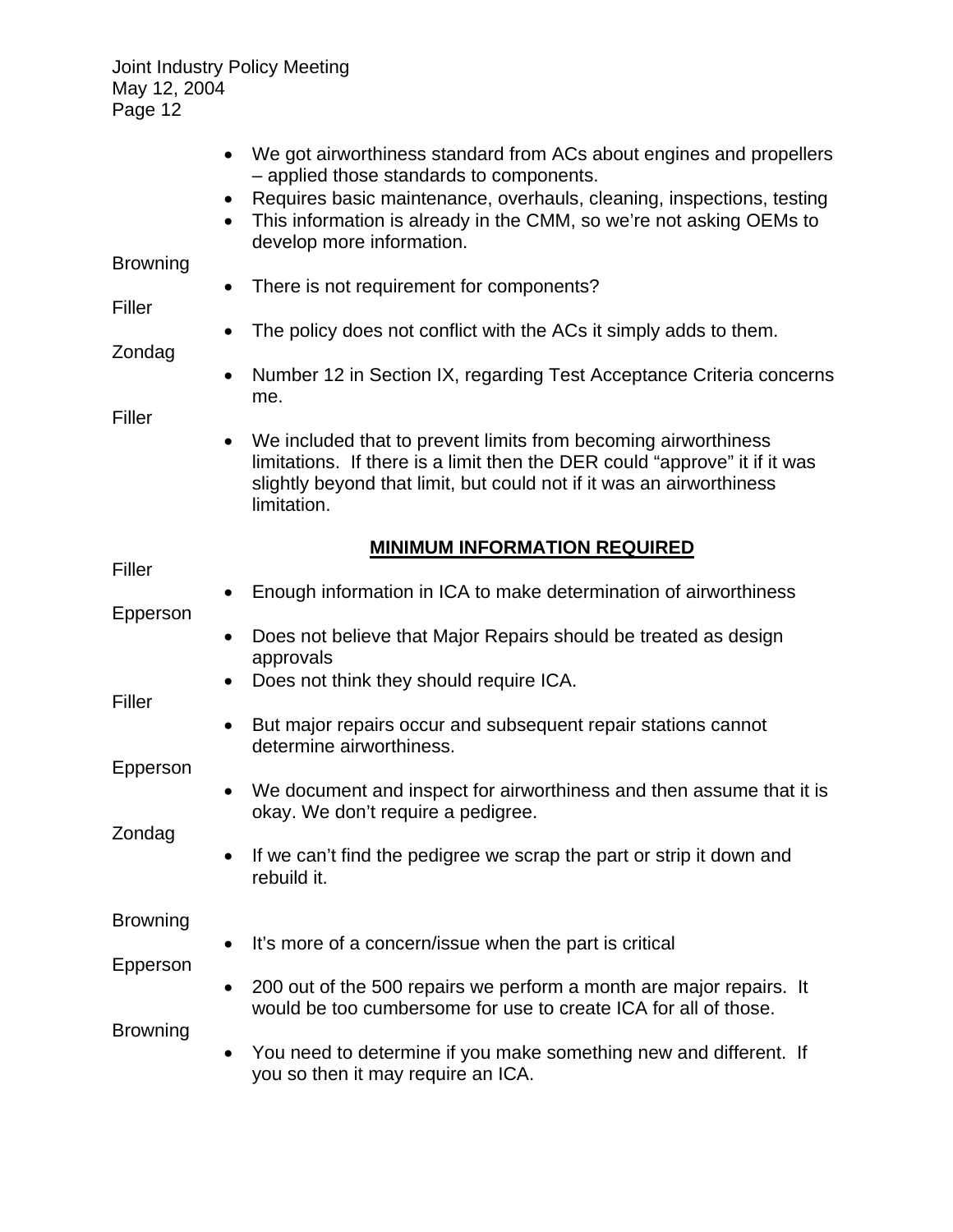- We got airworthiness standard from ACs about engines and propellers – applied those standards to components.
- Requires basic maintenance, overhauls, cleaning, inspections, testing
- This information is already in the CMM, so we're not asking OEMs to develop more information.

Browning

- There is not requirement for components?

Filler

- The policy does not conflict with the ACs it simply adds to them.

Zondag

- Number 12 in Section IX, regarding Test Acceptance Criteria concerns me.

Filler

- We included that to prevent limits from becoming airworthiness limitations. If there is a limit then the DER could "approve" it if it was slightly beyond that limit, but could not if it was an airworthiness limitation.

**MINIMUM INFORMATION REQUIRED**

Filler

- Enough information in ICA to make determination of airworthiness

Epperson

- Does not believe that Major Repairs should be treated as design approvals
- Does not think they should require ICA.

Filler

- But major repairs occur and subsequent repair stations cannot determine airworthiness.

Epperson

- We document and inspect for airworthiness and then assume that it is okay. We don't require a pedigree.

Zondag

- If we can't find the pedigree we scrap the part or strip it down and rebuild it.

Browning

- It's more of a concern/issue when the part is critical

Epperson

- 200 out of the 500 repairs we perform a month are major repairs. It would be too cumbersome for use to create ICA for all of those.

Browning

- You need to determine if you make something new and different. If you so then it may require an ICA.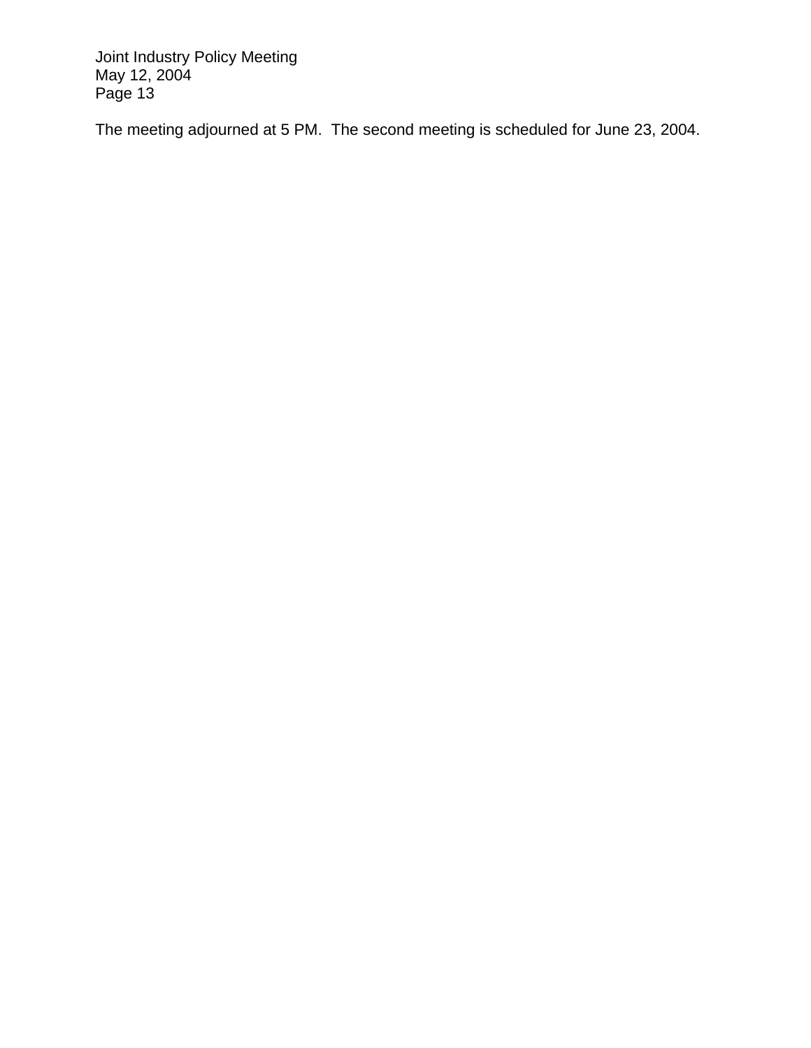The meeting adjourned at 5 PM.  The second meeting is scheduled for June 23, 2004.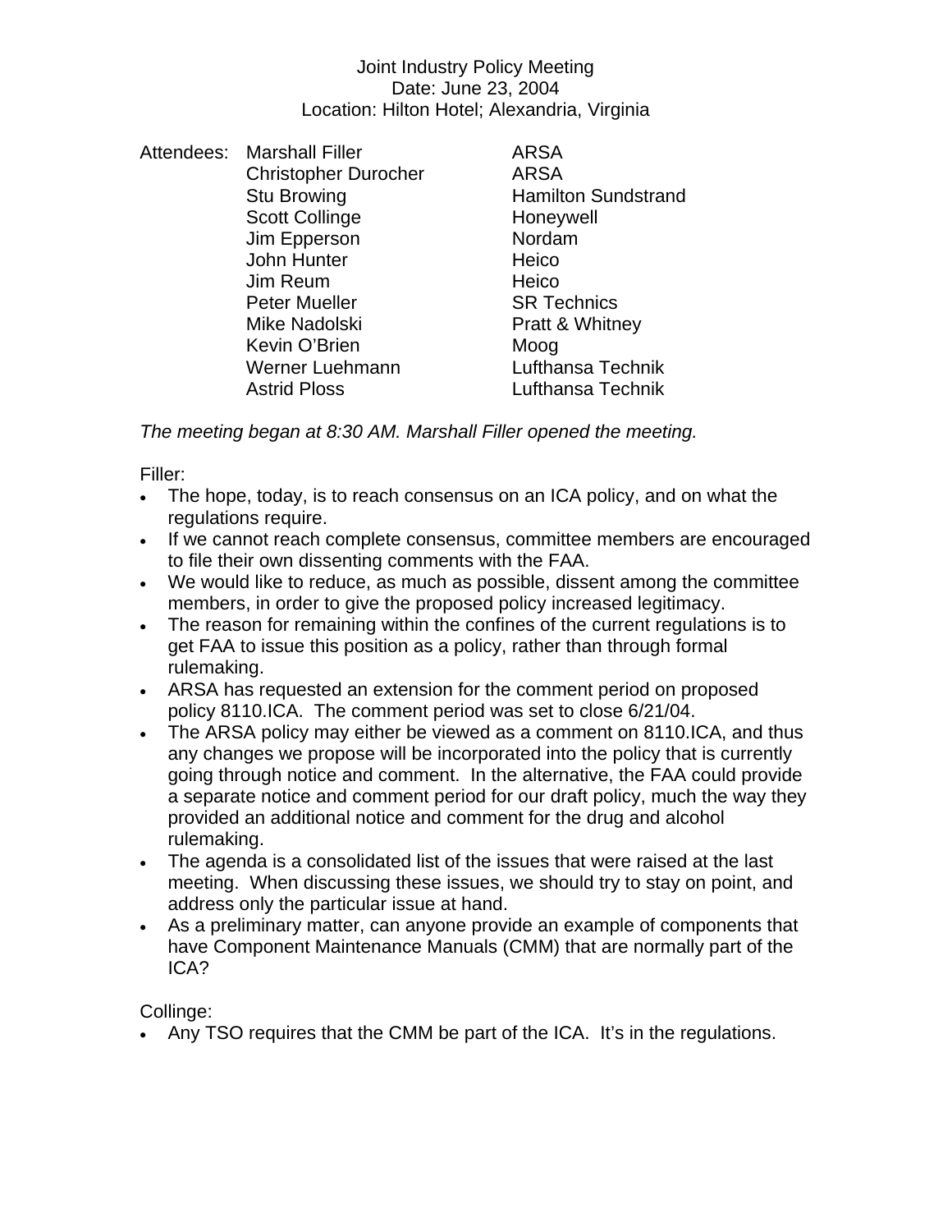Joint Industry Policy Meeting
Date: June 23, 2004
Location: Hilton Hotel; Alexandria, Virginia

| Attendees: | | |
|---|---|---|
| | Marshall Filler | ARSA |
| | Christopher Durocher | ARSA |
| | Stu Browing | Hamilton Sundstrand |
| | Scott Collinge | Honeywell |
| | Jim Epperson | Nordam |
| | John Hunter | Heico |
| | Jim Reum | Heico |
| | Peter Mueller | SR Technics |
| | Mike Nadolski | Pratt & Whitney |
| | Kevin O'Brien | Moog |
| | Werner Luehmann | Lufthansa Technik |
| | Astrid Ploss | Lufthansa Technik |

*The meeting began at 8:30 AM. Marshall Filler opened the meeting.*

Filler:

- The hope, today, is to reach consensus on an ICA policy, and on what the regulations require.
- If we cannot reach complete consensus, committee members are encouraged to file their own dissenting comments with the FAA.
- We would like to reduce, as much as possible, dissent among the committee members, in order to give the proposed policy increased legitimacy.
- The reason for remaining within the confines of the current regulations is to get FAA to issue this position as a policy, rather than through formal rulemaking.
- ARSA has requested an extension for the comment period on proposed policy 8110.ICA. The comment period was set to close 6/21/04.
- The ARSA policy may either be viewed as a comment on 8110.ICA, and thus any changes we propose will be incorporated into the policy that is currently going through notice and comment. In the alternative, the FAA could provide a separate notice and comment period for our draft policy, much the way they provided an additional notice and comment for the drug and alcohol rulemaking.
- The agenda is a consolidated list of the issues that were raised at the last meeting. When discussing these issues, we should try to stay on point, and address only the particular issue at hand.
- As a preliminary matter, can anyone provide an example of components that have Component Maintenance Manuals (CMM) that are normally part of the ICA?

Collinge:

- Any TSO requires that the CMM be part of the ICA. It's in the regulations.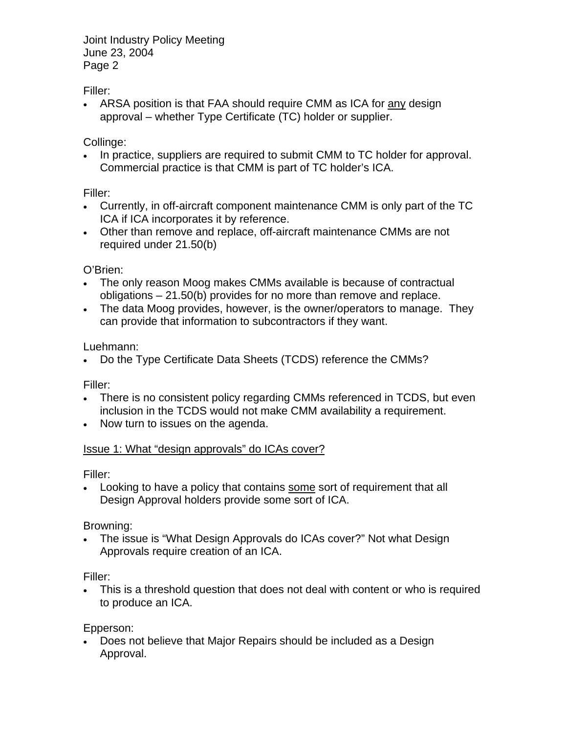Filler:

- ARSA position is that FAA should require CMM as ICA for <u>any</u> design approval – whether Type Certificate (TC) holder or supplier.

Collinge:

- In practice, suppliers are required to submit CMM to TC holder for approval. Commercial practice is that CMM is part of TC holder's ICA.

Filler:

- Currently, in off-aircraft component maintenance CMM is only part of the TC ICA if ICA incorporates it by reference.
- Other than remove and replace, off-aircraft maintenance CMMs are not required under 21.50(b)

O'Brien:

- The only reason Moog makes CMMs available is because of contractual obligations – 21.50(b) provides for no more than remove and replace.
- The data Moog provides, however, is the owner/operators to manage. They can provide that information to subcontractors if they want.

Luehmann:

- Do the Type Certificate Data Sheets (TCDS) reference the CMMs?

Filler:

- There is no consistent policy regarding CMMs referenced in TCDS, but even inclusion in the TCDS would not make CMM availability a requirement.
- Now turn to issues on the agenda.

<u>Issue 1: What "design approvals" do ICAs cover?</u>

Filler:

- Looking to have a policy that contains <u>some</u> sort of requirement that all Design Approval holders provide some sort of ICA.

Browning:

- The issue is "What Design Approvals do ICAs cover?" Not what Design Approvals require creation of an ICA.

Filler:

- This is a threshold question that does not deal with content or who is required to produce an ICA.

Epperson:

- Does not believe that Major Repairs should be included as a Design Approval.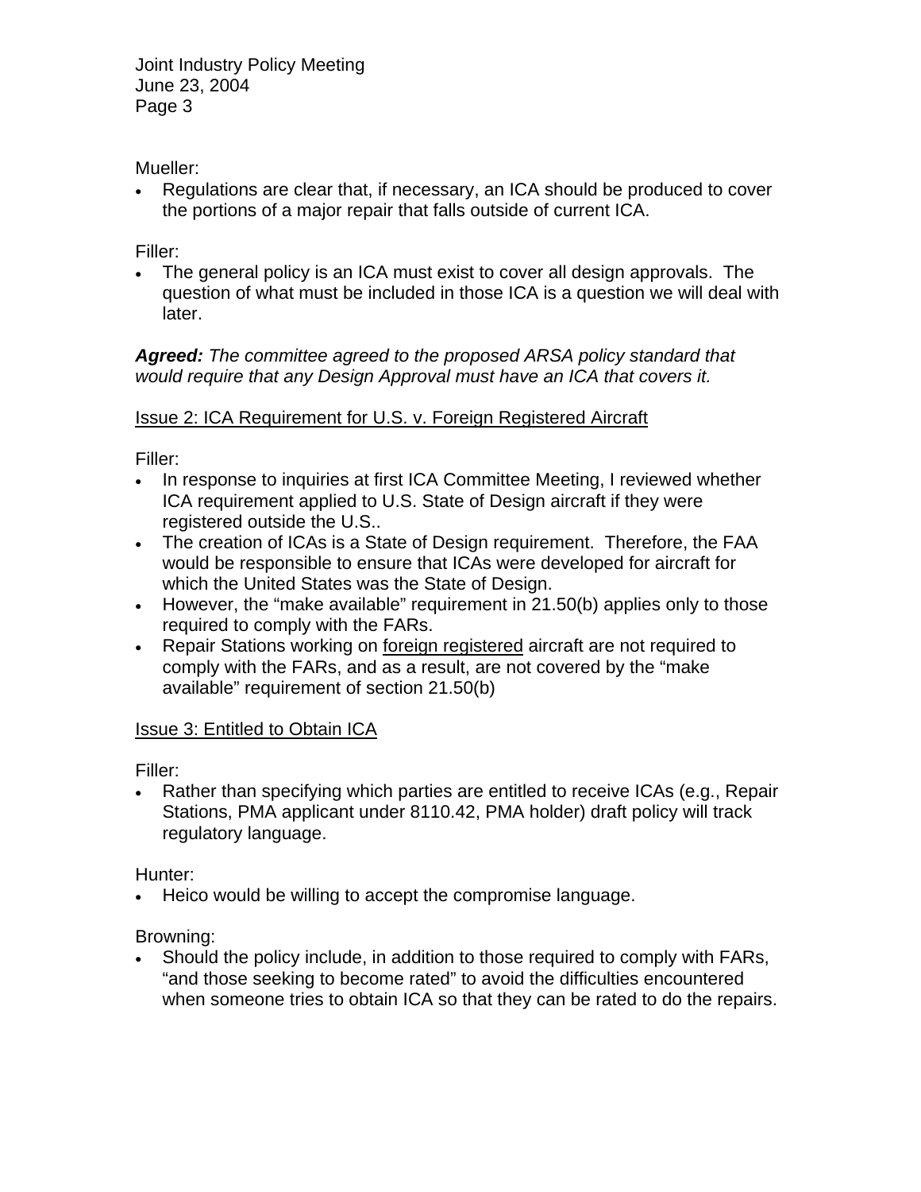Mueller:

- Regulations are clear that, if necessary, an ICA should be produced to cover the portions of a major repair that falls outside of current ICA.

Filler:

- The general policy is an ICA must exist to cover all design approvals. The question of what must be included in those ICA is a question we will deal with later.

***Agreed:*** *The committee agreed to the proposed ARSA policy standard that would require that any Design Approval must have an ICA that covers it.*

<u>Issue 2: ICA Requirement for U.S. v. Foreign Registered Aircraft</u>

Filler:

- In response to inquiries at first ICA Committee Meeting, I reviewed whether ICA requirement applied to U.S. State of Design aircraft if they were registered outside the U.S..
- The creation of ICAs is a State of Design requirement. Therefore, the FAA would be responsible to ensure that ICAs were developed for aircraft for which the United States was the State of Design.
- However, the "make available" requirement in 21.50(b) applies only to those required to comply with the FARs.
- Repair Stations working on <u>foreign registered</u> aircraft are not required to comply with the FARs, and as a result, are not covered by the "make available" requirement of section 21.50(b)

<u>Issue 3: Entitled to Obtain ICA</u>

Filler:

- Rather than specifying which parties are entitled to receive ICAs (e.g., Repair Stations, PMA applicant under 8110.42, PMA holder) draft policy will track regulatory language.

Hunter:

- Heico would be willing to accept the compromise language.

Browning:

- Should the policy include, in addition to those required to comply with FARs, "and those seeking to become rated" to avoid the difficulties encountered when someone tries to obtain ICA so that they can be rated to do the repairs.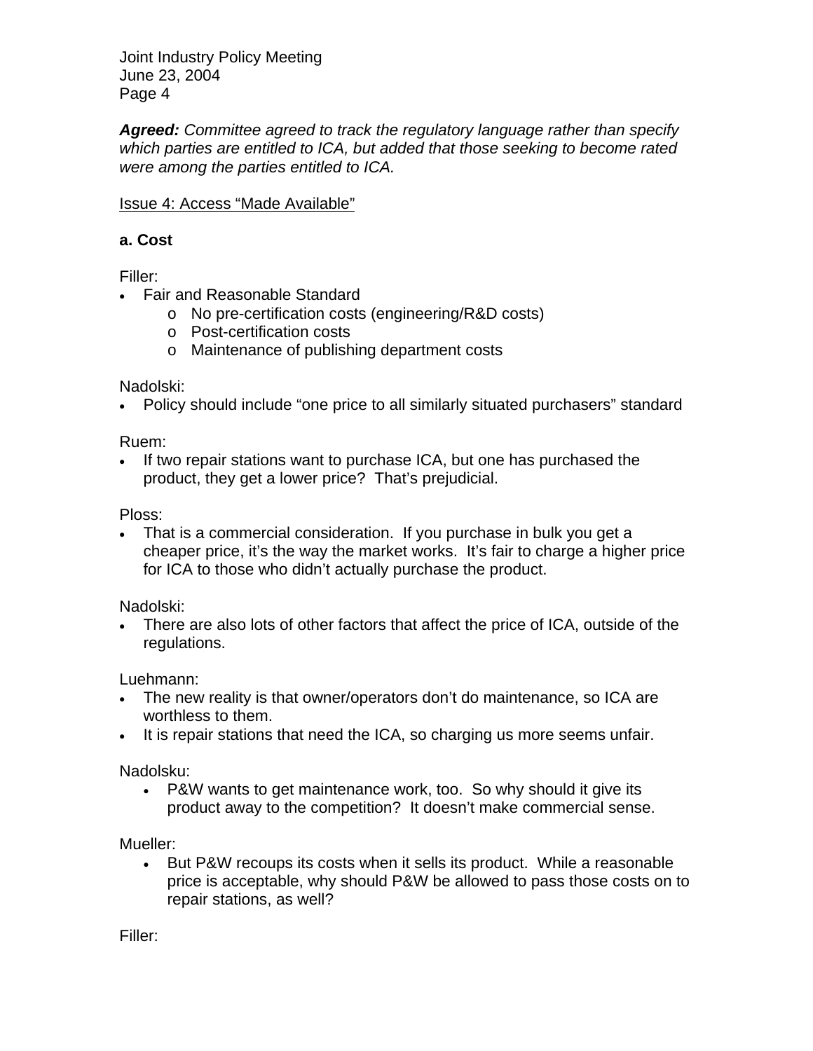***Agreed:*** *Committee agreed to track the regulatory language rather than specify which parties are entitled to ICA, but added that those seeking to become rated were among the parties entitled to ICA.*

<u>Issue 4: Access "Made Available"</u>

**a. Cost**

Filler:

- Fair and Reasonable Standard
  - No pre-certification costs (engineering/R&D costs)
  - Post-certification costs
  - Maintenance of publishing department costs

Nadolski:

- Policy should include "one price to all similarly situated purchasers" standard

Ruem:

- If two repair stations want to purchase ICA, but one has purchased the product, they get a lower price? That's prejudicial.

Ploss:

- That is a commercial consideration. If you purchase in bulk you get a cheaper price, it's the way the market works. It's fair to charge a higher price for ICA to those who didn't actually purchase the product.

Nadolski:

- There are also lots of other factors that affect the price of ICA, outside of the regulations.

Luehmann:

- The new reality is that owner/operators don't do maintenance, so ICA are worthless to them.
- It is repair stations that need the ICA, so charging us more seems unfair.

Nadolsku:

- P&W wants to get maintenance work, too. So why should it give its product away to the competition? It doesn't make commercial sense.

Mueller:

- But P&W recoups its costs when it sells its product. While a reasonable price is acceptable, why should P&W be allowed to pass those costs on to repair stations, as well?

Filler: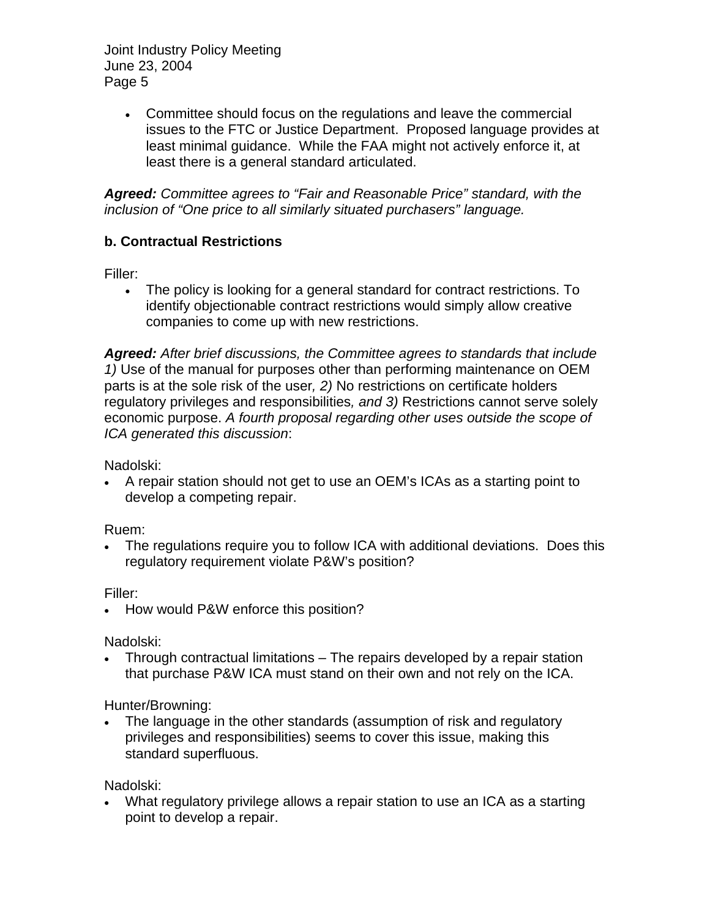- Committee should focus on the regulations and leave the commercial issues to the FTC or Justice Department. Proposed language provides at least minimal guidance. While the FAA might not actively enforce it, at least there is a general standard articulated.

***Agreed:*** *Committee agrees to "Fair and Reasonable Price" standard, with the inclusion of "One price to all similarly situated purchasers" language.*

**b. Contractual Restrictions**

Filler:

- The policy is looking for a general standard for contract restrictions. To identify objectionable contract restrictions would simply allow creative companies to come up with new restrictions.

***Agreed:*** *After brief discussions, the Committee agrees to standards that include 1)* Use of the manual for purposes other than performing maintenance on OEM parts is at the sole risk of the user*, 2)* No restrictions on certificate holders regulatory privileges and responsibilities*, and 3)* Restrictions cannot serve solely economic purpose. *A fourth proposal regarding other uses outside the scope of ICA generated this discussion*:

Nadolski:

- A repair station should not get to use an OEM's ICAs as a starting point to develop a competing repair.

Ruem:

- The regulations require you to follow ICA with additional deviations. Does this regulatory requirement violate P&W's position?

Filler:

- How would P&W enforce this position?

Nadolski:

- Through contractual limitations – The repairs developed by a repair station that purchase P&W ICA must stand on their own and not rely on the ICA.

Hunter/Browning:

- The language in the other standards (assumption of risk and regulatory privileges and responsibilities) seems to cover this issue, making this standard superfluous.

Nadolski:

- What regulatory privilege allows a repair station to use an ICA as a starting point to develop a repair.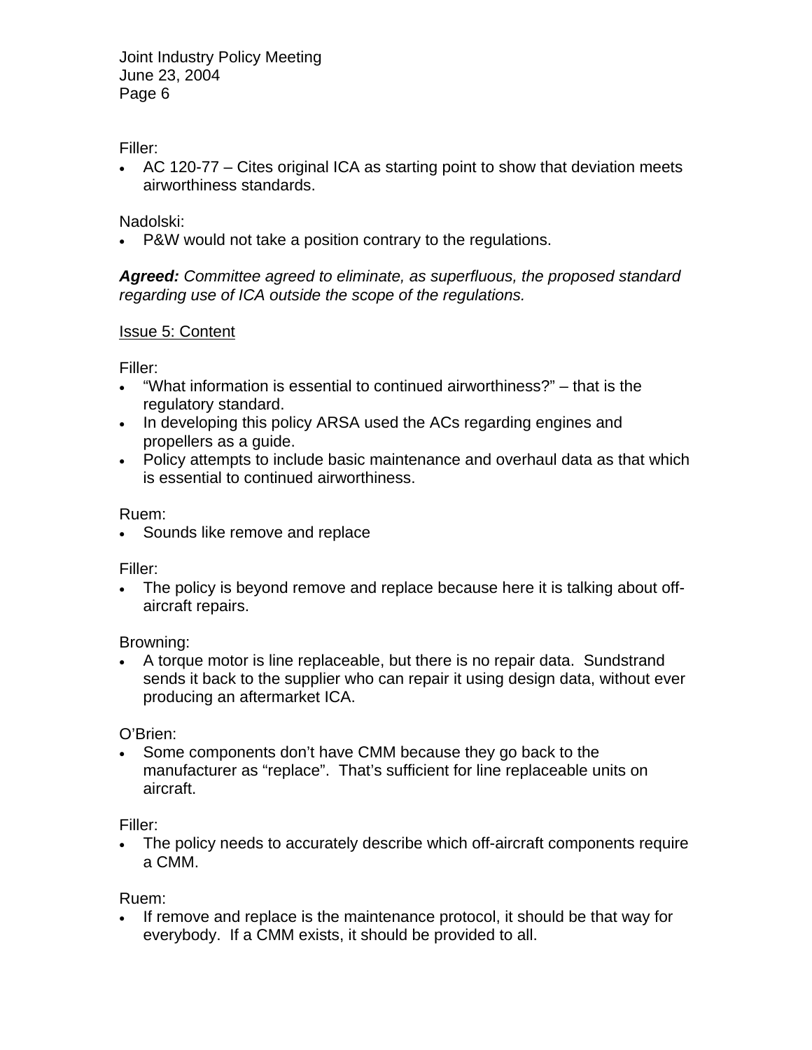Filler:

- AC 120-77 – Cites original ICA as starting point to show that deviation meets airworthiness standards.

Nadolski:

- P&W would not take a position contrary to the regulations.

***Agreed:*** *Committee agreed to eliminate, as superfluous, the proposed standard regarding use of ICA outside the scope of the regulations.*

Issue 5: Content

Filler:

- "What information is essential to continued airworthiness?" – that is the regulatory standard.
- In developing this policy ARSA used the ACs regarding engines and propellers as a guide.
- Policy attempts to include basic maintenance and overhaul data as that which is essential to continued airworthiness.

Ruem:

- Sounds like remove and replace

Filler:

- The policy is beyond remove and replace because here it is talking about off-aircraft repairs.

Browning:

- A torque motor is line replaceable, but there is no repair data. Sundstrand sends it back to the supplier who can repair it using design data, without ever producing an aftermarket ICA.

O'Brien:

- Some components don't have CMM because they go back to the manufacturer as "replace". That's sufficient for line replaceable units on aircraft.

Filler:

- The policy needs to accurately describe which off-aircraft components require a CMM.

Ruem:

- If remove and replace is the maintenance protocol, it should be that way for everybody. If a CMM exists, it should be provided to all.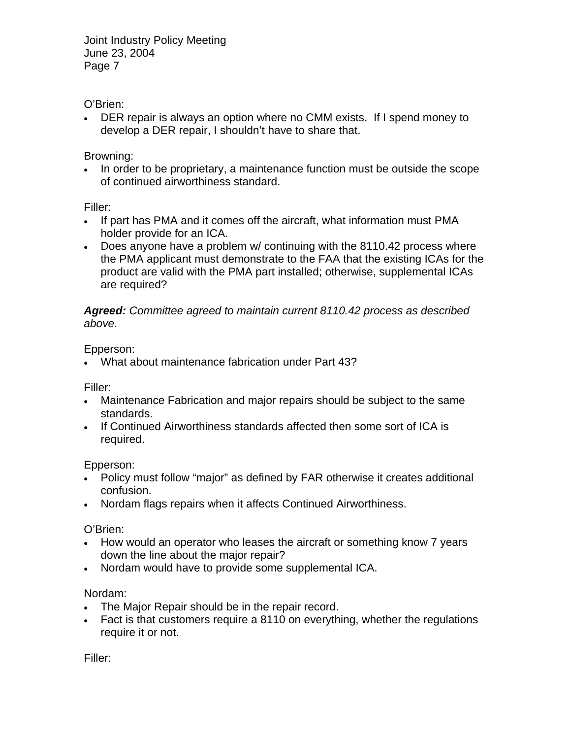O'Brien:

- DER repair is always an option where no CMM exists. If I spend money to develop a DER repair, I shouldn't have to share that.

Browning:

- In order to be proprietary, a maintenance function must be outside the scope of continued airworthiness standard.

Filler:

- If part has PMA and it comes off the aircraft, what information must PMA holder provide for an ICA.
- Does anyone have a problem w/ continuing with the 8110.42 process where the PMA applicant must demonstrate to the FAA that the existing ICAs for the product are valid with the PMA part installed; otherwise, supplemental ICAs are required?

***Agreed:*** *Committee agreed to maintain current 8110.42 process as described above.*

Epperson:

- What about maintenance fabrication under Part 43?

Filler:

- Maintenance Fabrication and major repairs should be subject to the same standards.
- If Continued Airworthiness standards affected then some sort of ICA is required.

Epperson:

- Policy must follow "major" as defined by FAR otherwise it creates additional confusion.
- Nordam flags repairs when it affects Continued Airworthiness.

O'Brien:

- How would an operator who leases the aircraft or something know 7 years down the line about the major repair?
- Nordam would have to provide some supplemental ICA.

Nordam:

- The Major Repair should be in the repair record.
- Fact is that customers require a 8110 on everything, whether the regulations require it or not.

Filler: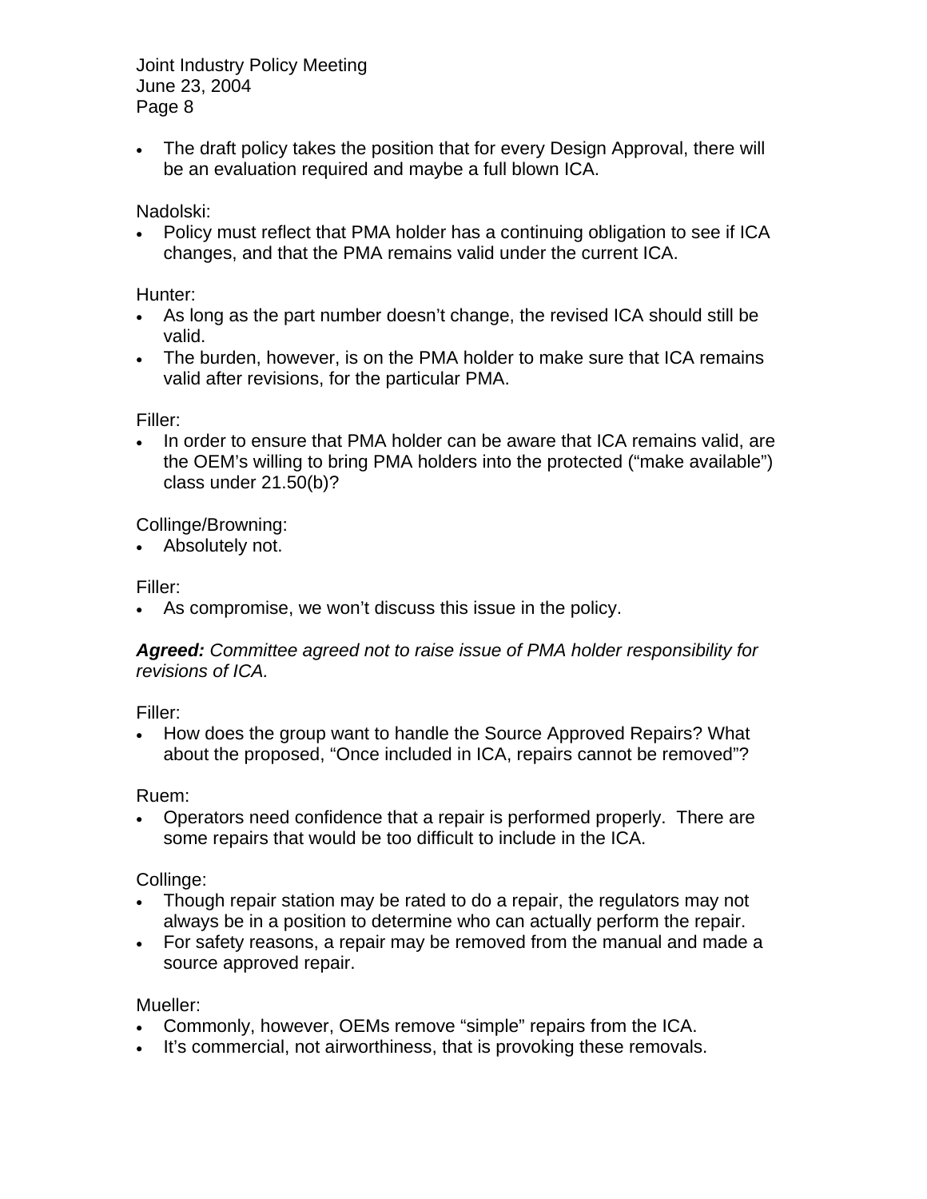- The draft policy takes the position that for every Design Approval, there will be an evaluation required and maybe a full blown ICA.

Nadolski:

- Policy must reflect that PMA holder has a continuing obligation to see if ICA changes, and that the PMA remains valid under the current ICA.

Hunter:

- As long as the part number doesn't change, the revised ICA should still be valid.
- The burden, however, is on the PMA holder to make sure that ICA remains valid after revisions, for the particular PMA.

Filler:

- In order to ensure that PMA holder can be aware that ICA remains valid, are the OEM's willing to bring PMA holders into the protected ("make available") class under 21.50(b)?

Collinge/Browning:

- Absolutely not.

Filler:

- As compromise, we won't discuss this issue in the policy.

***Agreed:*** *Committee agreed not to raise issue of PMA holder responsibility for revisions of ICA.*

Filler:

- How does the group want to handle the Source Approved Repairs? What about the proposed, "Once included in ICA, repairs cannot be removed"?

Ruem:

- Operators need confidence that a repair is performed properly. There are some repairs that would be too difficult to include in the ICA.

Collinge:

- Though repair station may be rated to do a repair, the regulators may not always be in a position to determine who can actually perform the repair.
- For safety reasons, a repair may be removed from the manual and made a source approved repair.

Mueller:

- Commonly, however, OEMs remove "simple" repairs from the ICA.
- It's commercial, not airworthiness, that is provoking these removals.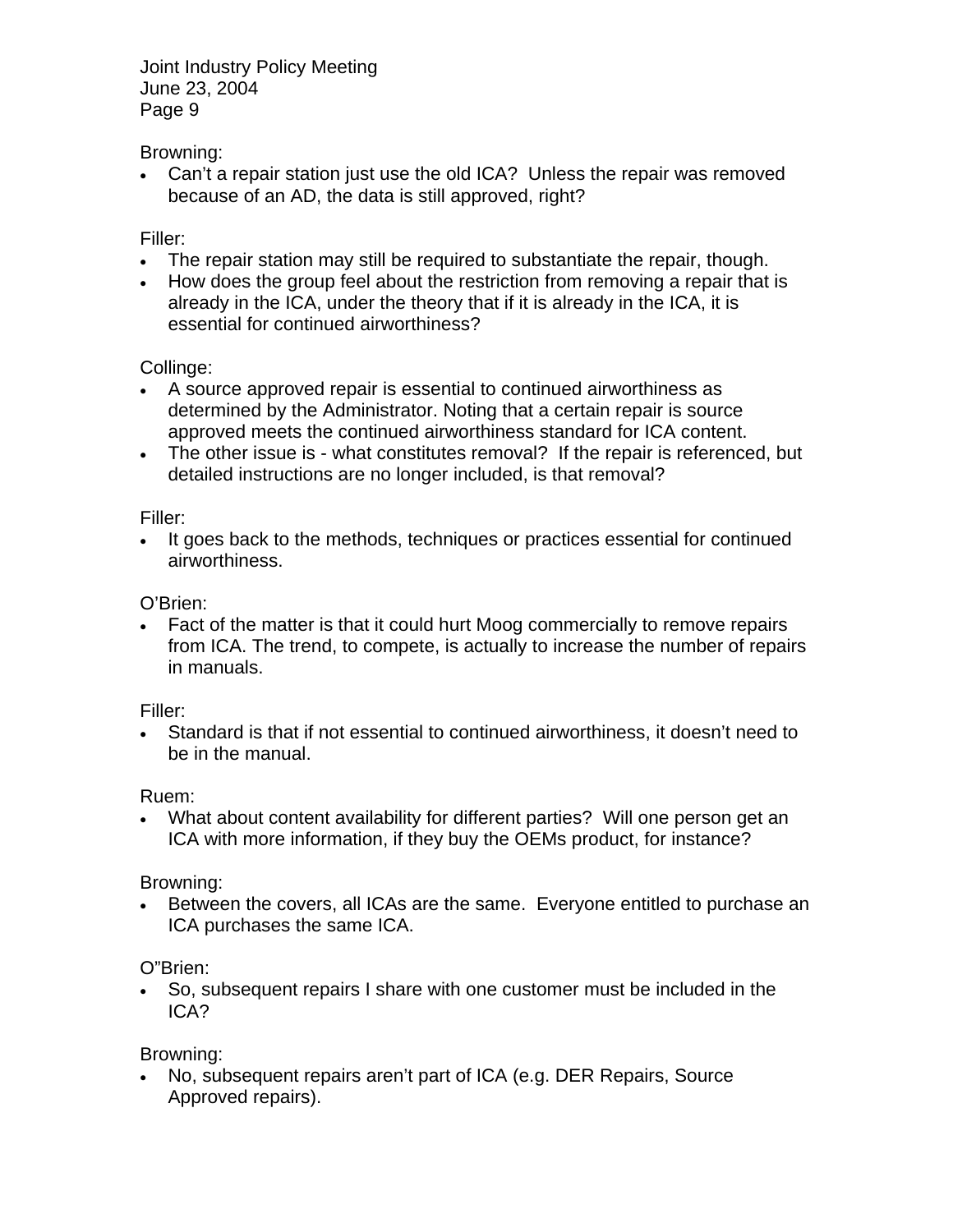Browning:

- Can't a repair station just use the old ICA? Unless the repair was removed because of an AD, the data is still approved, right?

Filler:

- The repair station may still be required to substantiate the repair, though.
- How does the group feel about the restriction from removing a repair that is already in the ICA, under the theory that if it is already in the ICA, it is essential for continued airworthiness?

Collinge:

- A source approved repair is essential to continued airworthiness as determined by the Administrator. Noting that a certain repair is source approved meets the continued airworthiness standard for ICA content.
- The other issue is - what constitutes removal? If the repair is referenced, but detailed instructions are no longer included, is that removal?

Filler:

- It goes back to the methods, techniques or practices essential for continued airworthiness.

O'Brien:

- Fact of the matter is that it could hurt Moog commercially to remove repairs from ICA. The trend, to compete, is actually to increase the number of repairs in manuals.

Filler:

- Standard is that if not essential to continued airworthiness, it doesn't need to be in the manual.

Ruem:

- What about content availability for different parties? Will one person get an ICA with more information, if they buy the OEMs product, for instance?

Browning:

- Between the covers, all ICAs are the same. Everyone entitled to purchase an ICA purchases the same ICA.

O"Brien:

- So, subsequent repairs I share with one customer must be included in the ICA?

Browning:

- No, subsequent repairs aren't part of ICA (e.g. DER Repairs, Source Approved repairs).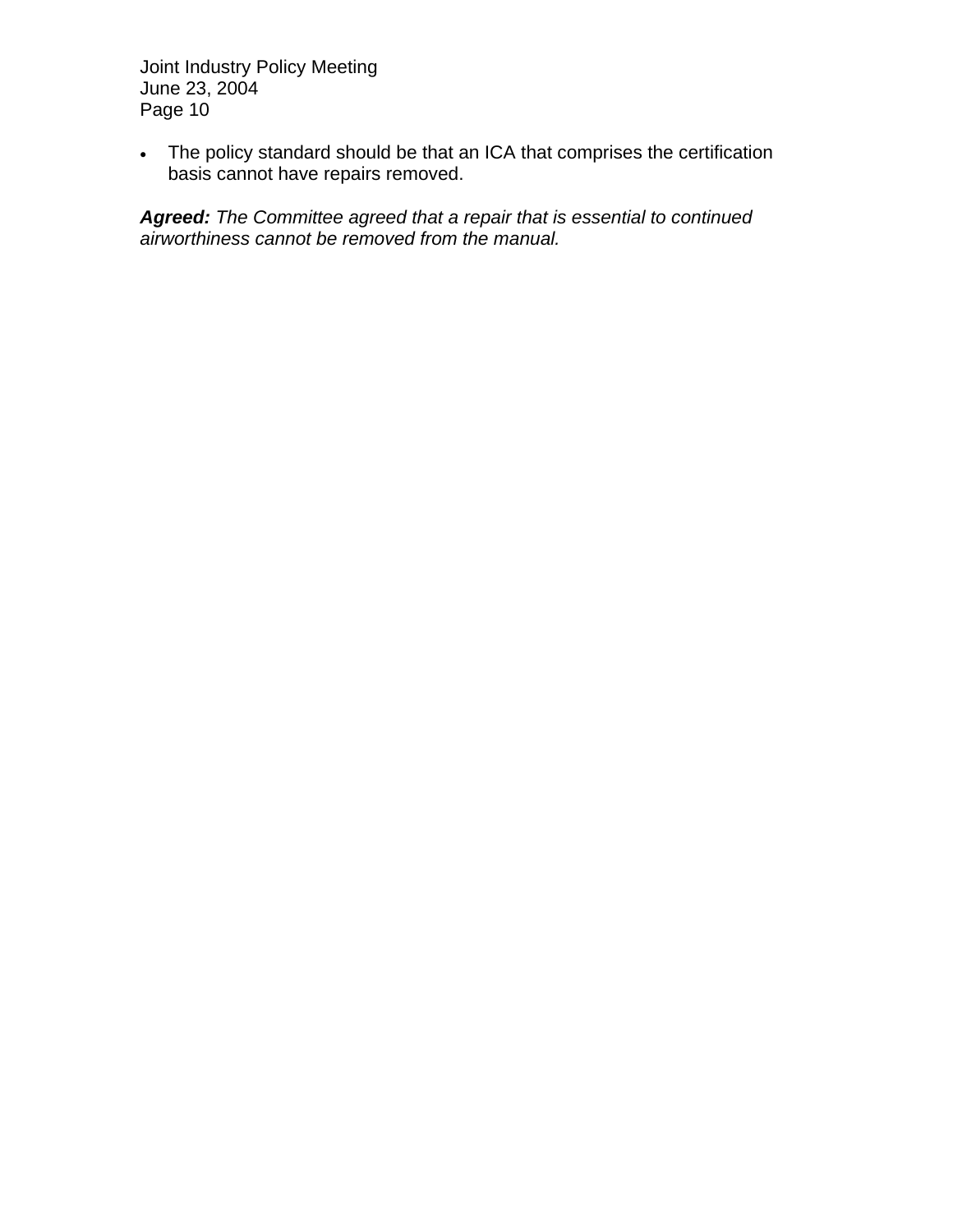- The policy standard should be that an ICA that comprises the certification basis cannot have repairs removed.

***Agreed:*** *The Committee agreed that a repair that is essential to continued airworthiness cannot be removed from the manual.*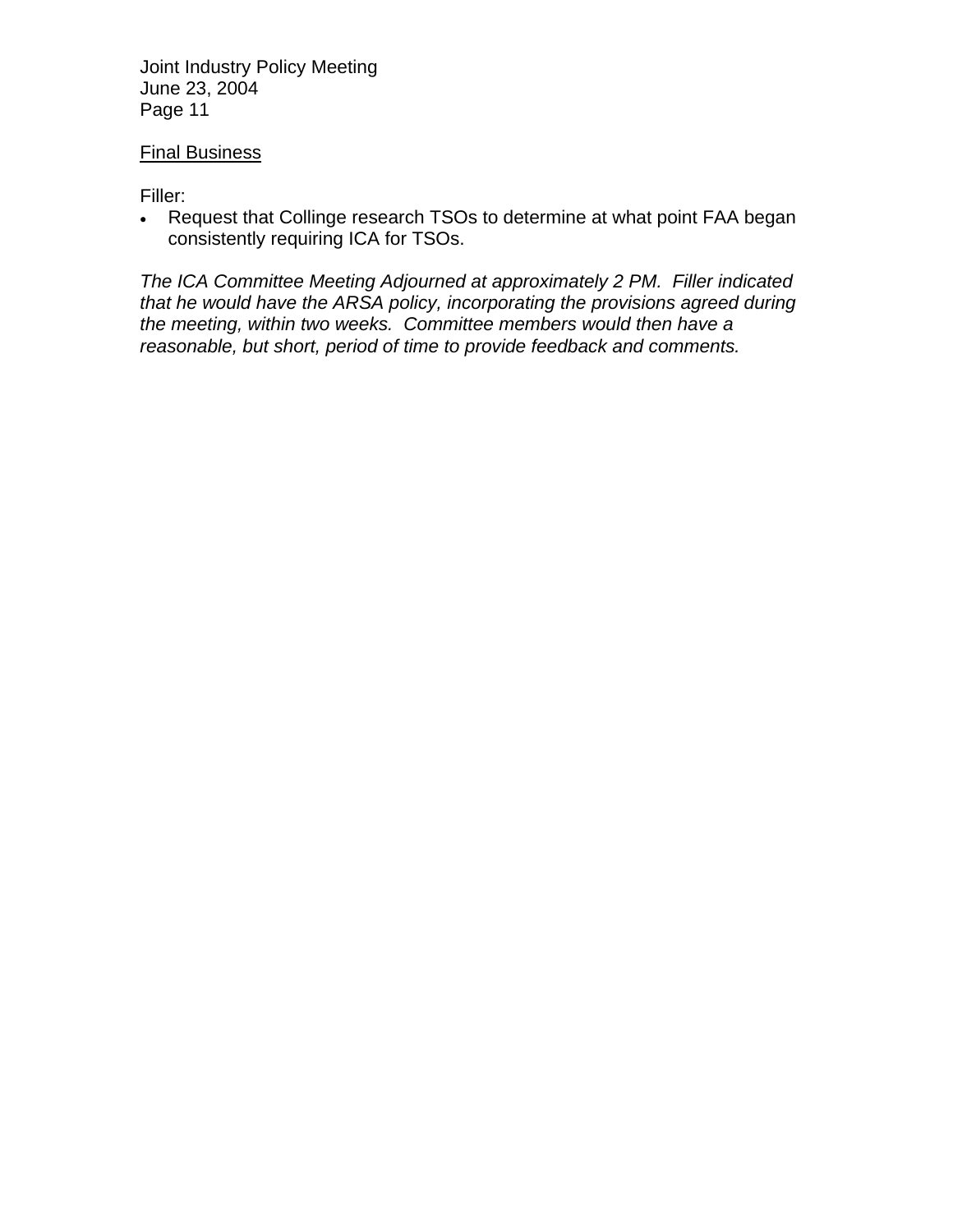<u>Final Business</u>

Filler:

- Request that Collinge research TSOs to determine at what point FAA began consistently requiring ICA for TSOs.

*The ICA Committee Meeting Adjourned at approximately 2 PM. Filler indicated that he would have the ARSA policy, incorporating the provisions agreed during the meeting, within two weeks. Committee members would then have a reasonable, but short, period of time to provide feedback and comments.*